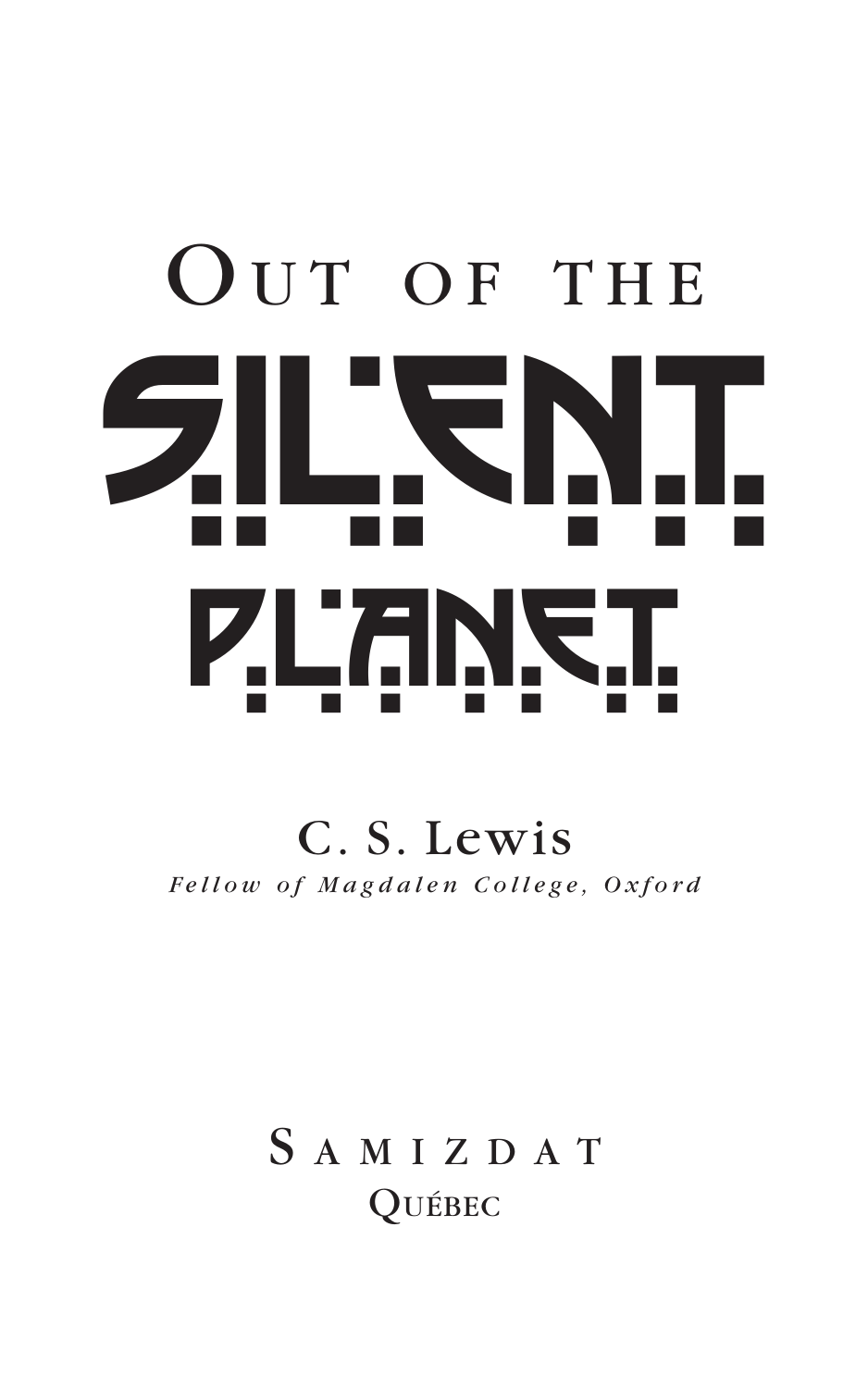# Out of the Silent Planet

C. S. Lewis

*Fellow of Magdalen College, Oxford*

Samizdat

Québec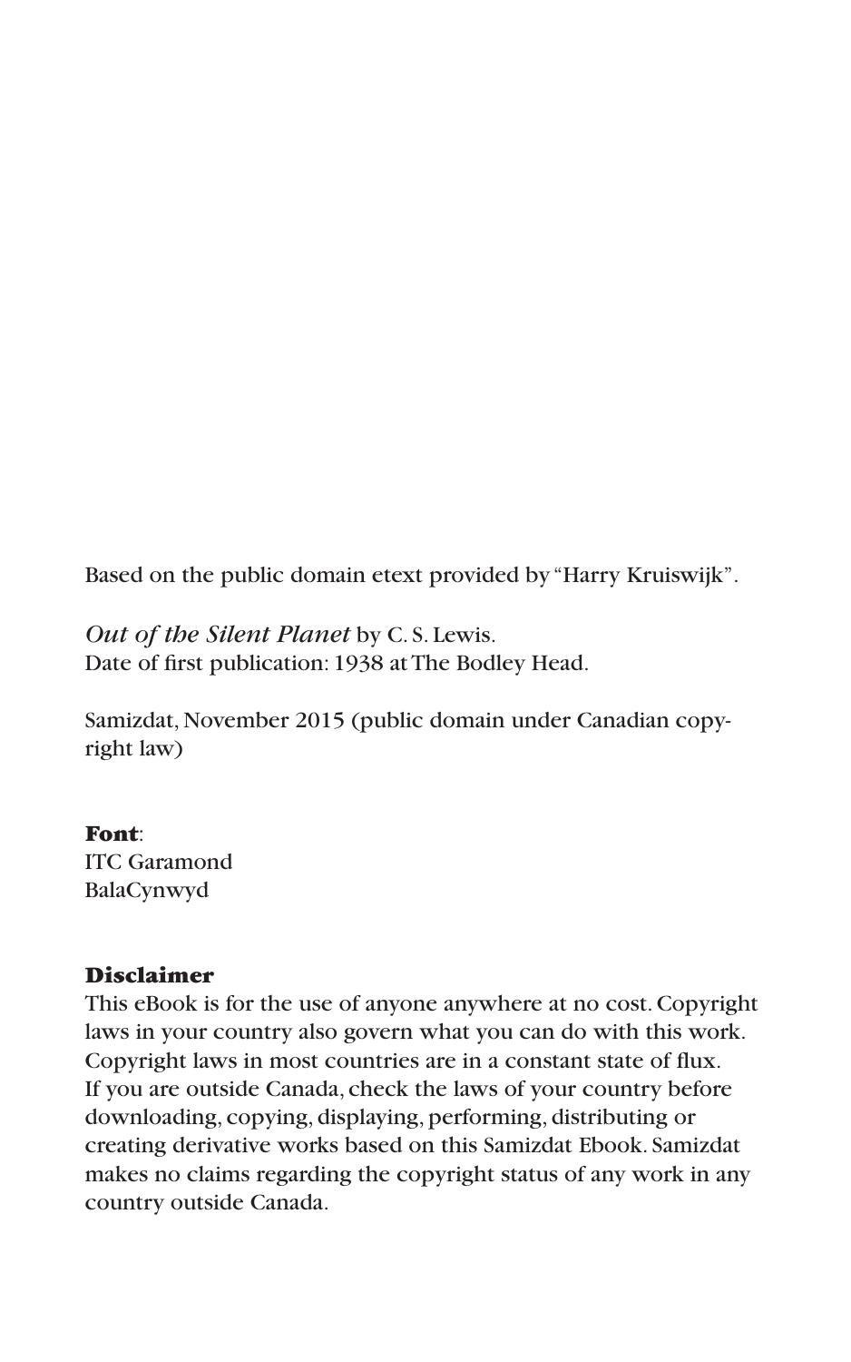Based on the public domain etext provided by "Harry Kruiswijk".

*Out of the Silent Planet* by C. S. Lewis.
Date of first publication: 1938 at The Bodley Head.

Samizdat, November 2015 (public domain under Canadian copyright law)

**Font**:
ITC Garamond
BalaCynwyd

**Disclaimer**
This eBook is for the use of anyone anywhere at no cost. Copyright laws in your country also govern what you can do with this work. Copyright laws in most countries are in a constant state of flux. If you are outside Canada, check the laws of your country before downloading, copying, displaying, performing, distributing or creating derivative works based on this Samizdat Ebook. Samizdat makes no claims regarding the copyright status of any work in any country outside Canada.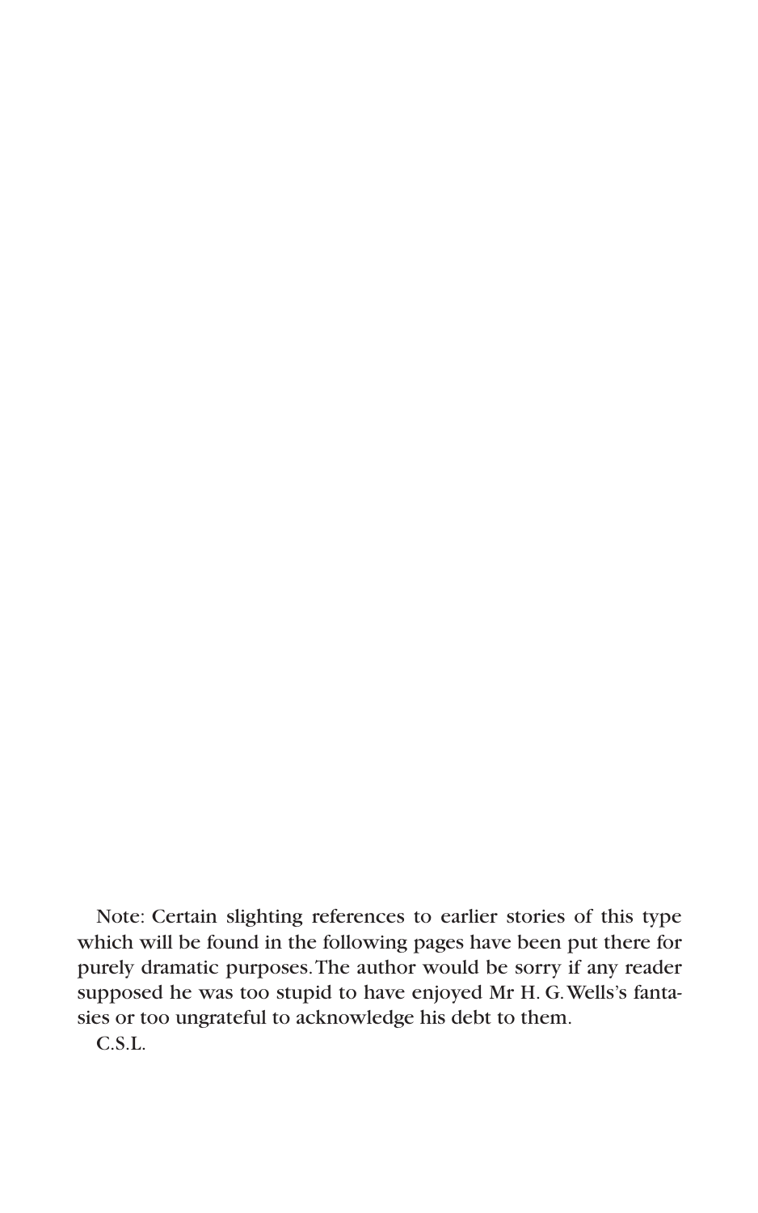Note: Certain slighting references to earlier stories of this type which will be found in the following pages have been put there for purely dramatic purposes. The author would be sorry if any reader supposed he was too stupid to have enjoyed Mr H. G. Wells's fantasies or too ungrateful to acknowledge his debt to them.

C.S.L.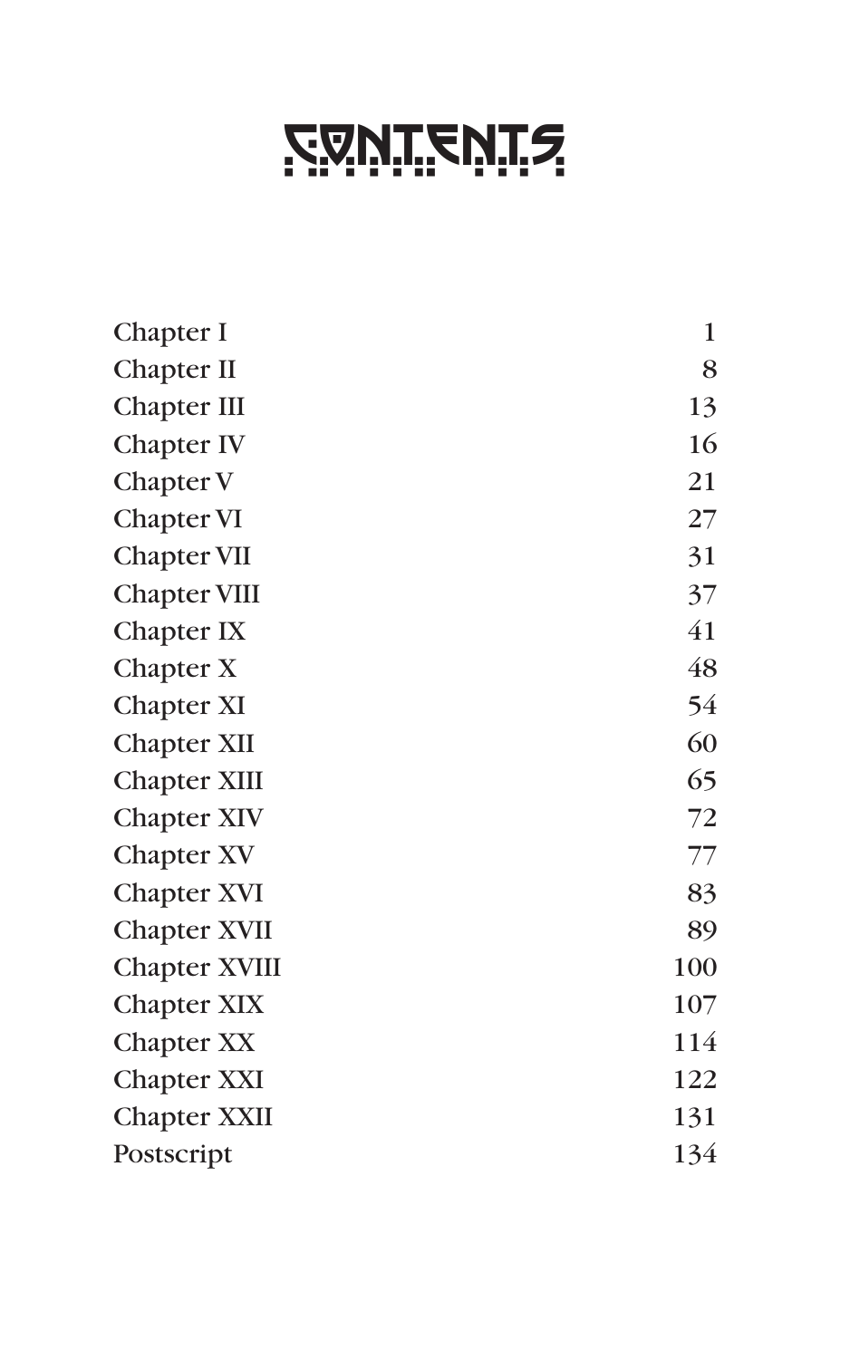# CONTENTS

| | |
|---|---:|
| Chapter I | 1 |
| Chapter II | 8 |
| Chapter III | 13 |
| Chapter IV | 16 |
| Chapter V | 21 |
| Chapter VI | 27 |
| Chapter VII | 31 |
| Chapter VIII | 37 |
| Chapter IX | 41 |
| Chapter X | 48 |
| Chapter XI | 54 |
| Chapter XII | 60 |
| Chapter XIII | 65 |
| Chapter XIV | 72 |
| Chapter XV | 77 |
| Chapter XVI | 83 |
| Chapter XVII | 89 |
| Chapter XVIII | 100 |
| Chapter XIX | 107 |
| Chapter XX | 114 |
| Chapter XXI | 122 |
| Chapter XXII | 131 |
| Postscript | 134 |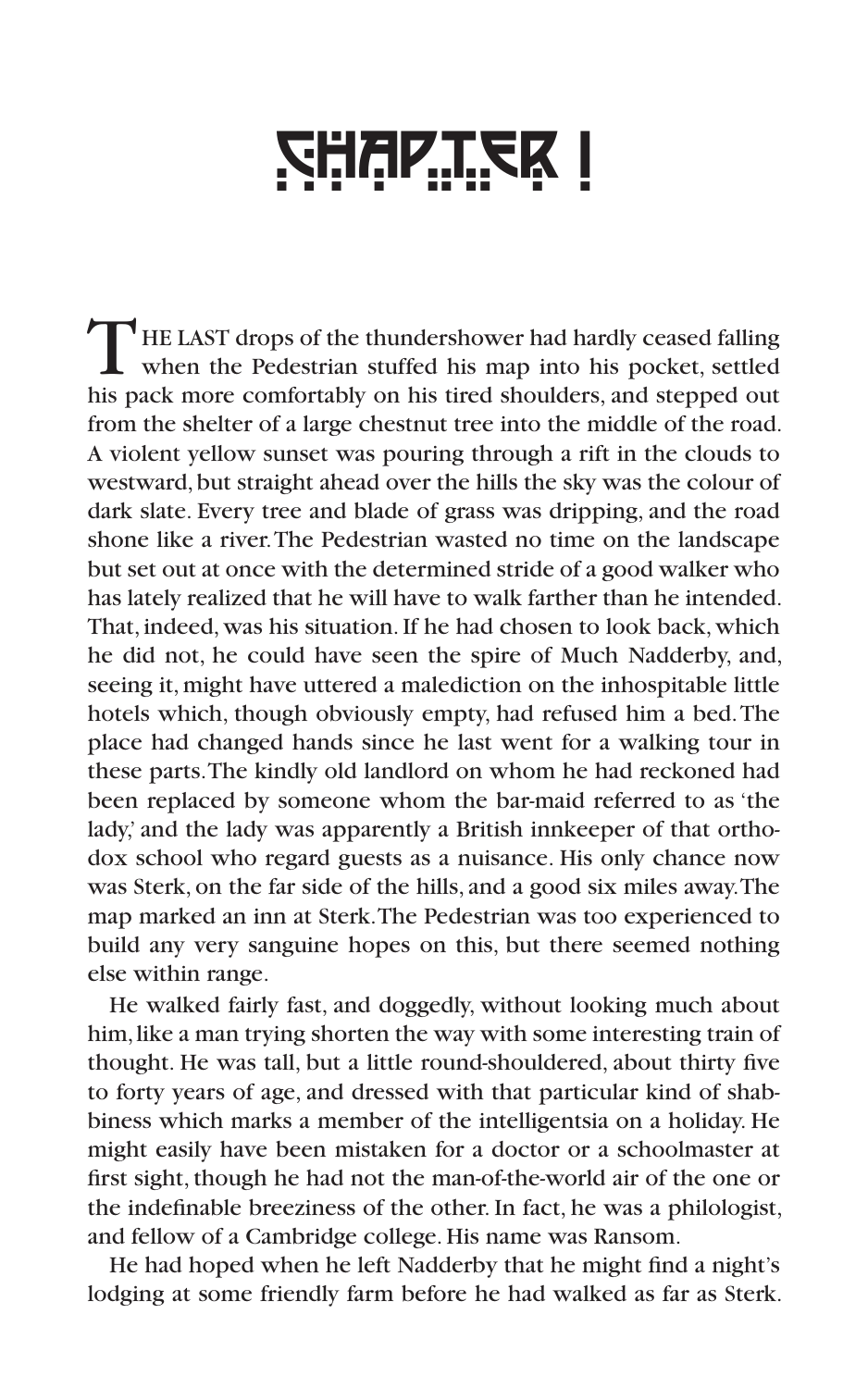# CHAPTER I

THE LAST drops of the thundershower had hardly ceased falling when the Pedestrian stuffed his map into his pocket, settled his pack more comfortably on his tired shoulders, and stepped out from the shelter of a large chestnut tree into the middle of the road. A violent yellow sunset was pouring through a rift in the clouds to westward, but straight ahead over the hills the sky was the colour of dark slate. Every tree and blade of grass was dripping, and the road shone like a river. The Pedestrian wasted no time on the landscape but set out at once with the determined stride of a good walker who has lately realized that he will have to walk farther than he intended. That, indeed, was his situation. If he had chosen to look back, which he did not, he could have seen the spire of Much Nadderby, and, seeing it, might have uttered a malediction on the inhospitable little hotels which, though obviously empty, had refused him a bed. The place had changed hands since he last went for a walking tour in these parts. The kindly old landlord on whom he had reckoned had been replaced by someone whom the bar-maid referred to as 'the lady,' and the lady was apparently a British innkeeper of that orthodox school who regard guests as a nuisance. His only chance now was Sterk, on the far side of the hills, and a good six miles away. The map marked an inn at Sterk. The Pedestrian was too experienced to build any very sanguine hopes on this, but there seemed nothing else within range.

He walked fairly fast, and doggedly, without looking much about him, like a man trying shorten the way with some interesting train of thought. He was tall, but a little round-shouldered, about thirty five to forty years of age, and dressed with that particular kind of shabbiness which marks a member of the intelligentsia on a holiday. He might easily have been mistaken for a doctor or a schoolmaster at first sight, though he had not the man-of-the-world air of the one or the indefinable breeziness of the other. In fact, he was a philologist, and fellow of a Cambridge college. His name was Ransom.

He had hoped when he left Nadderby that he might find a night's lodging at some friendly farm before he had walked as far as Sterk.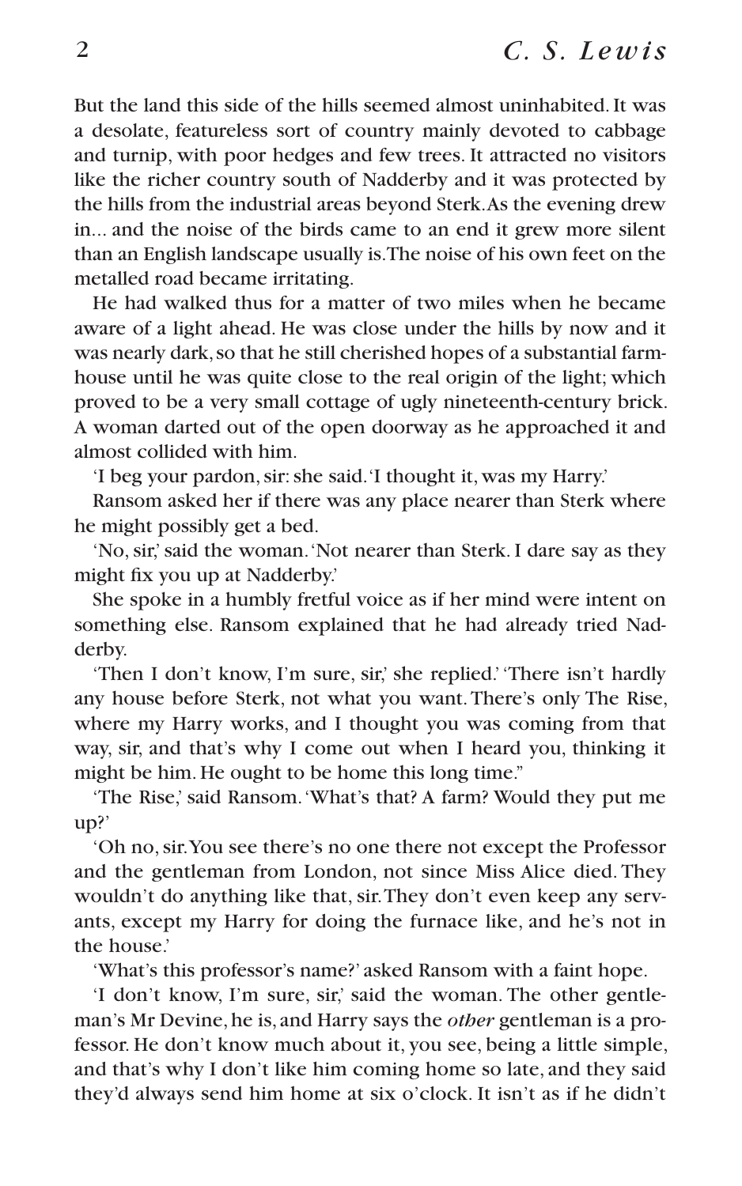But the land this side of the hills seemed almost uninhabited. It was a desolate, featureless sort of country mainly devoted to cabbage and turnip, with poor hedges and few trees. It attracted no visitors like the richer country south of Nadderby and it was protected by the hills from the industrial areas beyond Sterk. As the evening drew in... and the noise of the birds came to an end it grew more silent than an English landscape usually is. The noise of his own feet on the metalled road became irritating.

He had walked thus for a matter of two miles when he became aware of a light ahead. He was close under the hills by now and it was nearly dark, so that he still cherished hopes of a substantial farmhouse until he was quite close to the real origin of the light; which proved to be a very small cottage of ugly nineteenth-century brick. A woman darted out of the open doorway as he approached it and almost collided with him.

'I beg your pardon, sir: she said. 'I thought it, was my Harry.'

Ransom asked her if there was any place nearer than Sterk where he might possibly get a bed.

'No, sir,' said the woman. 'Not nearer than Sterk. I dare say as they might fix you up at Nadderby.'

She spoke in a humbly fretful voice as if her mind were intent on something else. Ransom explained that he had already tried Nadderby.

'Then I don't know, I'm sure, sir,' she replied.' 'There isn't hardly any house before Sterk, not what you want. There's only The Rise, where my Harry works, and I thought you was coming from that way, sir, and that's why I come out when I heard you, thinking it might be him. He ought to be home this long time."

'The Rise,' said Ransom. 'What's that? A farm? Would they put me up?'

'Oh no, sir. You see there's no one there not except the Professor and the gentleman from London, not since Miss Alice died. They wouldn't do anything like that, sir. They don't even keep any servants, except my Harry for doing the furnace like, and he's not in the house.'

'What's this professor's name?' asked Ransom with a faint hope.

'I don't know, I'm sure, sir,' said the woman. The other gentleman's Mr Devine, he is, and Harry says the *other* gentleman is a professor. He don't know much about it, you see, being a little simple, and that's why I don't like him coming home so late, and they said they'd always send him home at six o'clock. It isn't as if he didn't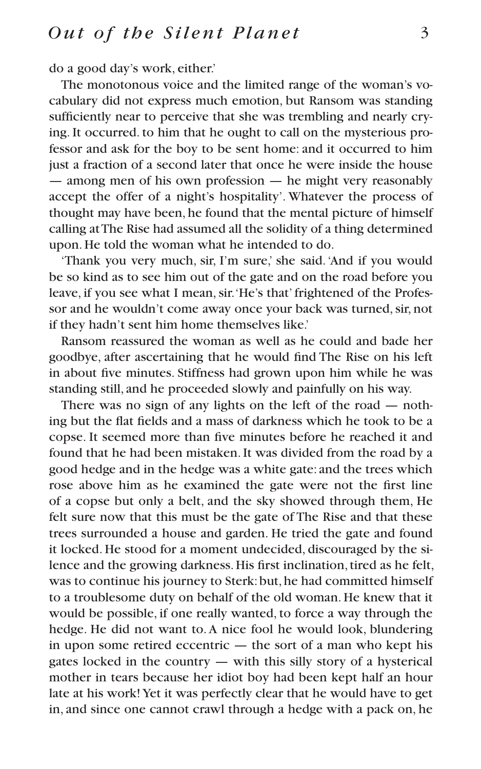do a good day's work, either.'

The monotonous voice and the limited range of the woman's vocabulary did not express much emotion, but Ransom was standing sufficiently near to perceive that she was trembling and nearly crying. It occurred. to him that he ought to call on the mysterious professor and ask for the boy to be sent home: and it occurred to him just a fraction of a second later that once he were inside the house — among men of his own profession — he might very reasonably accept the offer of a night's hospitality'. Whatever the process of thought may have been, he found that the mental picture of himself calling at The Rise had assumed all the solidity of a thing determined upon. He told the woman what he intended to do.

'Thank you very much, sir, I'm sure,' she said. 'And if you would be so kind as to see him out of the gate and on the road before you leave, if you see what I mean, sir. 'He's that' frightened of the Professor and he wouldn't come away once your back was turned, sir, not if they hadn't sent him home themselves like.'

Ransom reassured the woman as well as he could and bade her goodbye, after ascertaining that he would find The Rise on his left in about five minutes. Stiffness had grown upon him while he was standing still, and he proceeded slowly and painfully on his way.

There was no sign of any lights on the left of the road — nothing but the flat fields and a mass of darkness which he took to be a copse. It seemed more than five minutes before he reached it and found that he had been mistaken. It was divided from the road by a good hedge and in the hedge was a white gate: and the trees which rose above him as he examined the gate were not the first line of a copse but only a belt, and the sky showed through them, He felt sure now that this must be the gate of The Rise and that these trees surrounded a house and garden. He tried the gate and found it locked. He stood for a moment undecided, discouraged by the silence and the growing darkness. His first inclination, tired as he felt, was to continue his journey to Sterk: but, he had committed himself to a troublesome duty on behalf of the old woman. He knew that it would be possible, if one really wanted, to force a way through the hedge. He did not want to. A nice fool he would look, blundering in upon some retired eccentric — the sort of a man who kept his gates locked in the country — with this silly story of a hysterical mother in tears because her idiot boy had been kept half an hour late at his work! Yet it was perfectly clear that he would have to get in, and since one cannot crawl through a hedge with a pack on, he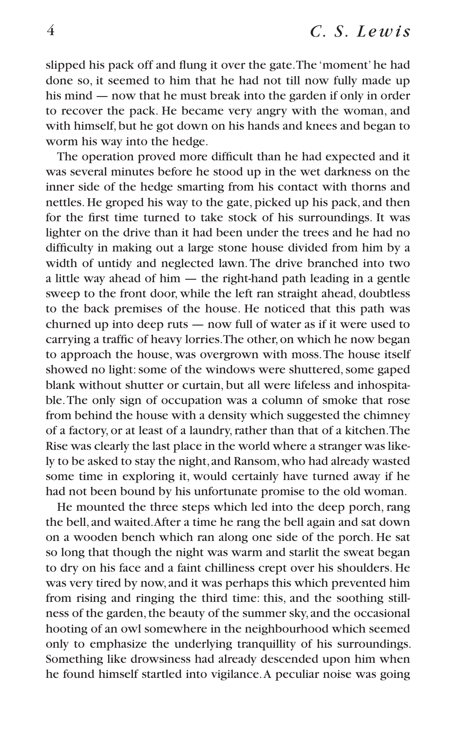slipped his pack off and flung it over the gate. The 'moment' he had done so, it seemed to him that he had not till now fully made up his mind — now that he must break into the garden if only in order to recover the pack. He became very angry with the woman, and with himself, but he got down on his hands and knees and began to worm his way into the hedge.

The operation proved more difficult than he had expected and it was several minutes before he stood up in the wet darkness on the inner side of the hedge smarting from his contact with thorns and nettles. He groped his way to the gate, picked up his pack, and then for the first time turned to take stock of his surroundings. It was lighter on the drive than it had been under the trees and he had no difficulty in making out a large stone house divided from him by a width of untidy and neglected lawn. The drive branched into two a little way ahead of him — the right-hand path leading in a gentle sweep to the front door, while the left ran straight ahead, doubtless to the back premises of the house. He noticed that this path was churned up into deep ruts — now full of water as if it were used to carrying a traffic of heavy lorries. The other, on which he now began to approach the house, was overgrown with moss. The house itself showed no light: some of the windows were shuttered, some gaped blank without shutter or curtain, but all were lifeless and inhospitable. The only sign of occupation was a column of smoke that rose from behind the house with a density which suggested the chimney of a factory, or at least of a laundry, rather than that of a kitchen. The Rise was clearly the last place in the world where a stranger was likely to be asked to stay the night, and Ransom, who had already wasted some time in exploring it, would certainly have turned away if he had not been bound by his unfortunate promise to the old woman.

He mounted the three steps which led into the deep porch, rang the bell, and waited. After a time he rang the bell again and sat down on a wooden bench which ran along one side of the porch. He sat so long that though the night was warm and starlit the sweat began to dry on his face and a faint chilliness crept over his shoulders. He was very tired by now, and it was perhaps this which prevented him from rising and ringing the third time: this, and the soothing stillness of the garden, the beauty of the summer sky, and the occasional hooting of an owl somewhere in the neighbourhood which seemed only to emphasize the underlying tranquillity of his surroundings. Something like drowsiness had already descended upon him when he found himself startled into vigilance. A peculiar noise was going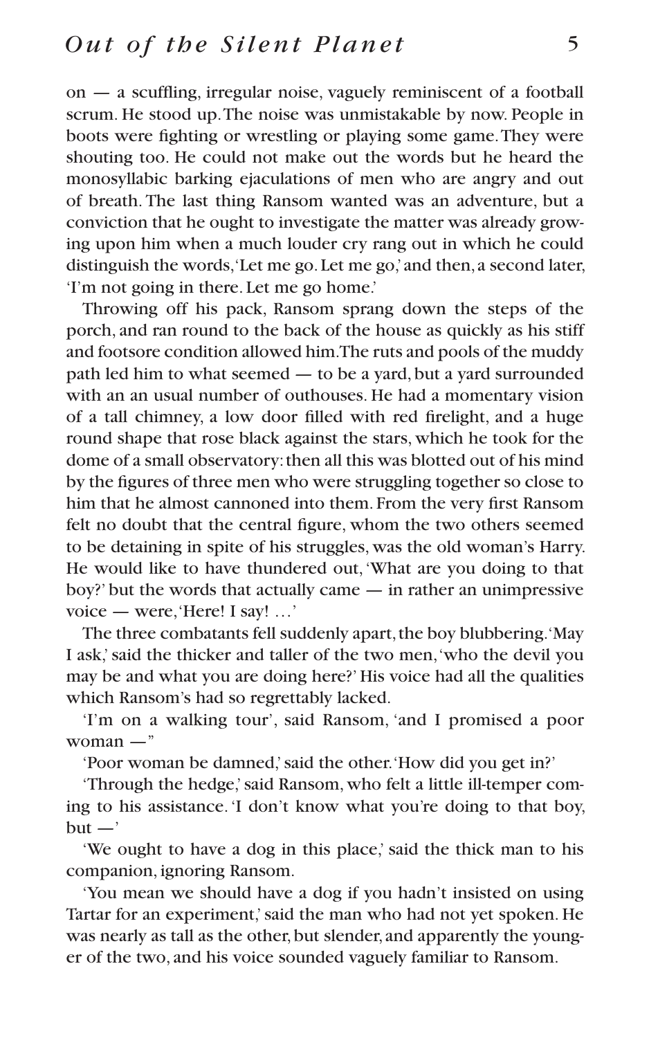on — a scuffling, irregular noise, vaguely reminiscent of a football scrum. He stood up. The noise was unmistakable by now. People in boots were fighting or wrestling or playing some game. They were shouting too. He could not make out the words but he heard the monosyllabic barking ejaculations of men who are angry and out of breath. The last thing Ransom wanted was an adventure, but a conviction that he ought to investigate the matter was already growing upon him when a much louder cry rang out in which he could distinguish the words, 'Let me go. Let me go,' and then, a second later, 'I'm not going in there. Let me go home.'

Throwing off his pack, Ransom sprang down the steps of the porch, and ran round to the back of the house as quickly as his stiff and footsore condition allowed him. The ruts and pools of the muddy path led him to what seemed — to be a yard, but a yard surrounded with an an usual number of outhouses. He had a momentary vision of a tall chimney, a low door filled with red firelight, and a huge round shape that rose black against the stars, which he took for the dome of a small observatory: then all this was blotted out of his mind by the figures of three men who were struggling together so close to him that he almost cannoned into them. From the very first Ransom felt no doubt that the central figure, whom the two others seemed to be detaining in spite of his struggles, was the old woman's Harry. He would like to have thundered out, 'What are you doing to that boy?' but the words that actually came — in rather an unimpressive voice — were, 'Here! I say! …'

The three combatants fell suddenly apart, the boy blubbering. 'May I ask,' said the thicker and taller of the two men, 'who the devil you may be and what you are doing here?' His voice had all the qualities which Ransom's had so regrettably lacked.

'I'm on a walking tour', said Ransom, 'and I promised a poor woman —"

'Poor woman be damned,' said the other. 'How did you get in?'

'Through the hedge,' said Ransom, who felt a little ill-temper coming to his assistance. 'I don't know what you're doing to that boy, but —'

'We ought to have a dog in this place,' said the thick man to his companion, ignoring Ransom.

'You mean we should have a dog if you hadn't insisted on using Tartar for an experiment,' said the man who had not yet spoken. He was nearly as tall as the other, but slender, and apparently the younger of the two, and his voice sounded vaguely familiar to Ransom.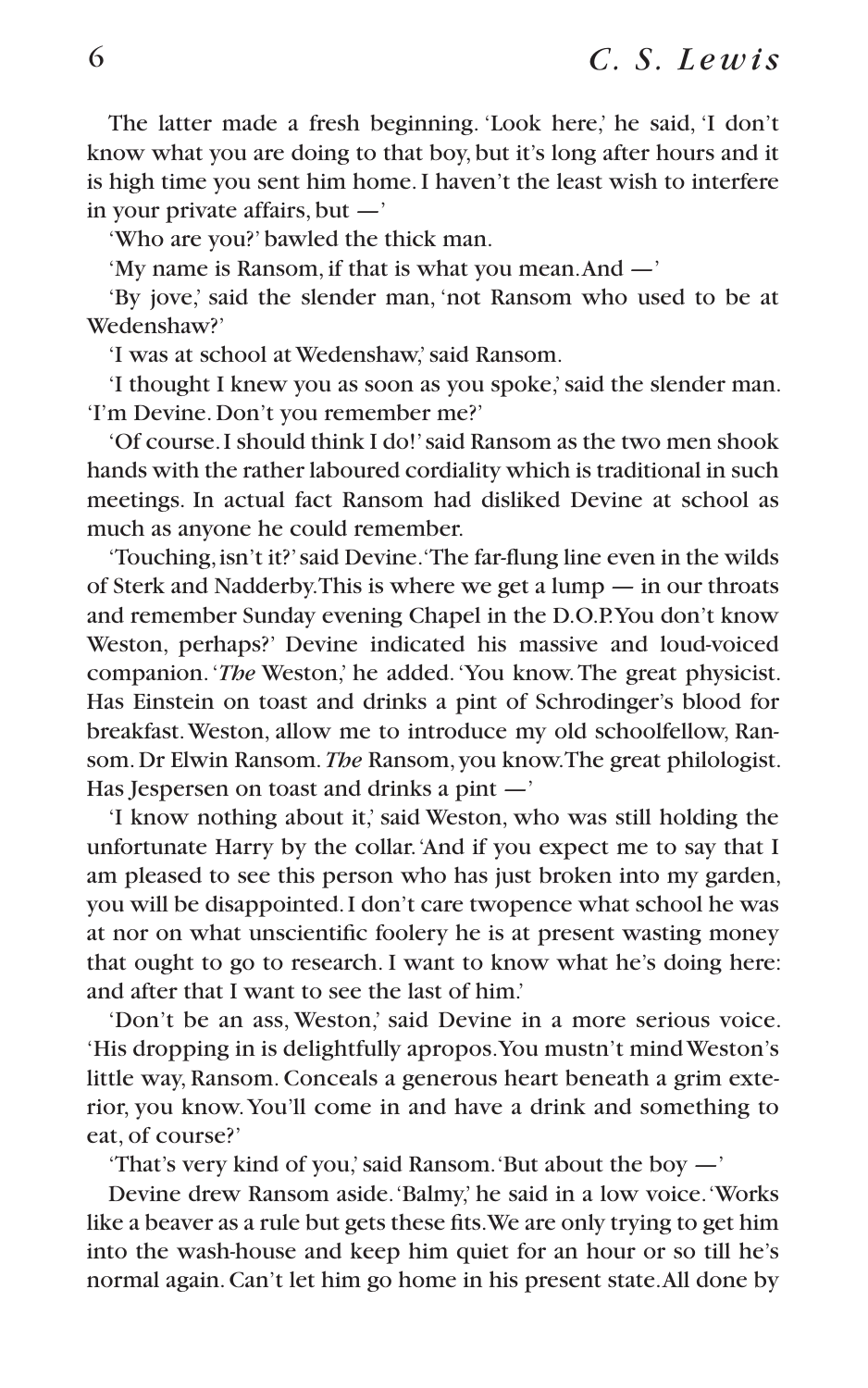The latter made a fresh beginning. 'Look here,' he said, 'I don't know what you are doing to that boy, but it's long after hours and it is high time you sent him home. I haven't the least wish to interfere in your private affairs, but —'

'Who are you?' bawled the thick man.

'My name is Ransom, if that is what you mean. And —'

'By jove,' said the slender man, 'not Ransom who used to be at Wedenshaw?'

'I was at school at Wedenshaw,' said Ransom.

'I thought I knew you as soon as you spoke,' said the slender man. 'I'm Devine. Don't you remember me?'

'Of course. I should think I do!' said Ransom as the two men shook hands with the rather laboured cordiality which is traditional in such meetings. In actual fact Ransom had disliked Devine at school as much as anyone he could remember.

'Touching, isn't it?' said Devine. 'The far-flung line even in the wilds of Sterk and Nadderby. This is where we get a lump — in our throats and remember Sunday evening Chapel in the D.O.P. You don't know Weston, perhaps?' Devine indicated his massive and loud-voiced companion. '*The* Weston,' he added. 'You know. The great physicist. Has Einstein on toast and drinks a pint of Schrodinger's blood for breakfast. Weston, allow me to introduce my old schoolfellow, Ransom. Dr Elwin Ransom. *The* Ransom, you know. The great philologist. Has Jespersen on toast and drinks a pint —'

'I know nothing about it,' said Weston, who was still holding the unfortunate Harry by the collar. 'And if you expect me to say that I am pleased to see this person who has just broken into my garden, you will be disappointed. I don't care twopence what school he was at nor on what unscientific foolery he is at present wasting money that ought to go to research. I want to know what he's doing here: and after that I want to see the last of him.'

'Don't be an ass, Weston,' said Devine in a more serious voice. 'His dropping in is delightfully apropos. You mustn't mind Weston's little way, Ransom. Conceals a generous heart beneath a grim exterior, you know. You'll come in and have a drink and something to eat, of course?'

'That's very kind of you,' said Ransom. 'But about the boy —'

Devine drew Ransom aside. 'Balmy,' he said in a low voice. 'Works like a beaver as a rule but gets these fits. We are only trying to get him into the wash-house and keep him quiet for an hour or so till he's normal again. Can't let him go home in his present state. All done by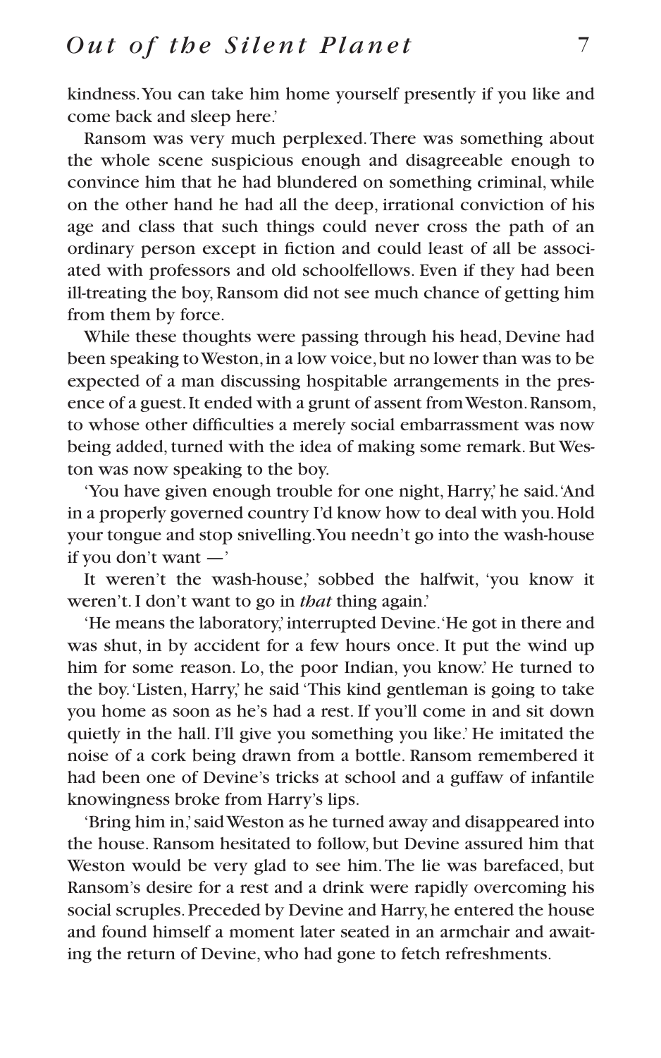kindness. You can take him home yourself presently if you like and come back and sleep here.'

Ransom was very much perplexed. There was something about the whole scene suspicious enough and disagreeable enough to convince him that he had blundered on something criminal, while on the other hand he had all the deep, irrational conviction of his age and class that such things could never cross the path of an ordinary person except in fiction and could least of all be associated with professors and old schoolfellows. Even if they had been ill-treating the boy, Ransom did not see much chance of getting him from them by force.

While these thoughts were passing through his head, Devine had been speaking to Weston, in a low voice, but no lower than was to be expected of a man discussing hospitable arrangements in the presence of a guest. It ended with a grunt of assent from Weston. Ransom, to whose other difficulties a merely social embarrassment was now being added, turned with the idea of making some remark. But Weston was now speaking to the boy.

'You have given enough trouble for one night, Harry,' he said. 'And in a properly governed country I'd know how to deal with you. Hold your tongue and stop snivelling. You needn't go into the wash-house if you don't want —'

It weren't the wash-house,' sobbed the halfwit, 'you know it weren't. I don't want to go in *that* thing again.'

'He means the laboratory,' interrupted Devine. 'He got in there and was shut, in by accident for a few hours once. It put the wind up him for some reason. Lo, the poor Indian, you know.' He turned to the boy. 'Listen, Harry,' he said 'This kind gentleman is going to take you home as soon as he's had a rest. If you'll come in and sit down quietly in the hall. I'll give you something you like.' He imitated the noise of a cork being drawn from a bottle. Ransom remembered it had been one of Devine's tricks at school and a guffaw of infantile knowingness broke from Harry's lips.

'Bring him in,' said Weston as he turned away and disappeared into the house. Ransom hesitated to follow, but Devine assured him that Weston would be very glad to see him. The lie was barefaced, but Ransom's desire for a rest and a drink were rapidly overcoming his social scruples. Preceded by Devine and Harry, he entered the house and found himself a moment later seated in an armchair and awaiting the return of Devine, who had gone to fetch refreshments.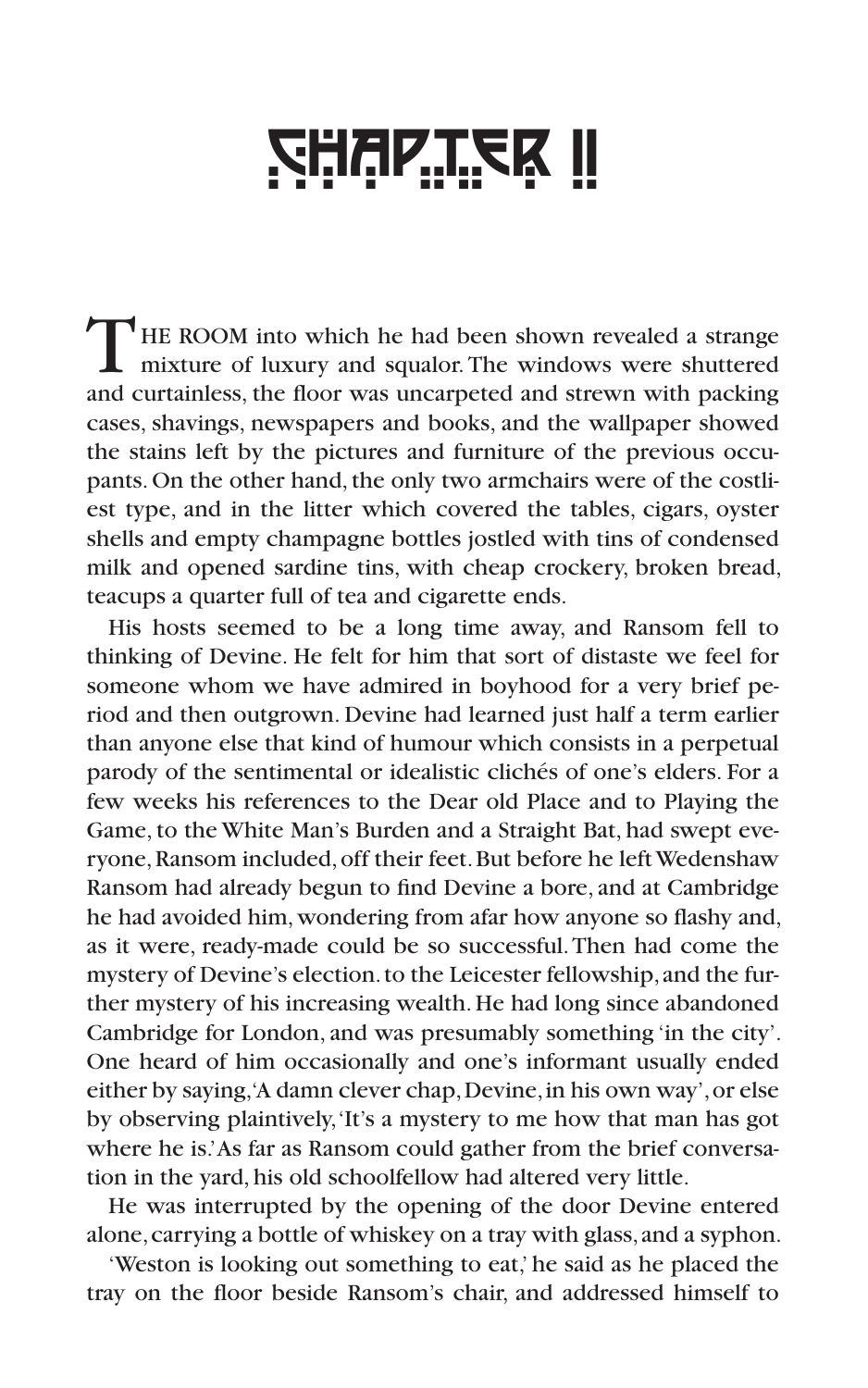# CHAPTER II

THE ROOM into which he had been shown revealed a strange mixture of luxury and squalor. The windows were shuttered and curtainless, the floor was uncarpeted and strewn with packing cases, shavings, newspapers and books, and the wallpaper showed the stains left by the pictures and furniture of the previous occupants. On the other hand, the only two armchairs were of the costliest type, and in the litter which covered the tables, cigars, oyster shells and empty champagne bottles jostled with tins of condensed milk and opened sardine tins, with cheap crockery, broken bread, teacups a quarter full of tea and cigarette ends.

His hosts seemed to be a long time away, and Ransom fell to thinking of Devine. He felt for him that sort of distaste we feel for someone whom we have admired in boyhood for a very brief period and then outgrown. Devine had learned just half a term earlier than anyone else that kind of humour which consists in a perpetual parody of the sentimental or idealistic clichés of one's elders. For a few weeks his references to the Dear old Place and to Playing the Game, to the White Man's Burden and a Straight Bat, had swept everyone, Ransom included, off their feet. But before he left Wedenshaw Ransom had already begun to find Devine a bore, and at Cambridge he had avoided him, wondering from afar how anyone so flashy and, as it were, ready-made could be so successful. Then had come the mystery of Devine's election. to the Leicester fellowship, and the further mystery of his increasing wealth. He had long since abandoned Cambridge for London, and was presumably something 'in the city'. One heard of him occasionally and one's informant usually ended either by saying, 'A damn clever chap, Devine, in his own way', or else by observing plaintively, 'It's a mystery to me how that man has got where he is.' As far as Ransom could gather from the brief conversation in the yard, his old schoolfellow had altered very little.

He was interrupted by the opening of the door Devine entered alone, carrying a bottle of whiskey on a tray with glass, and a syphon.

'Weston is looking out something to eat,' he said as he placed the tray on the floor beside Ransom's chair, and addressed himself to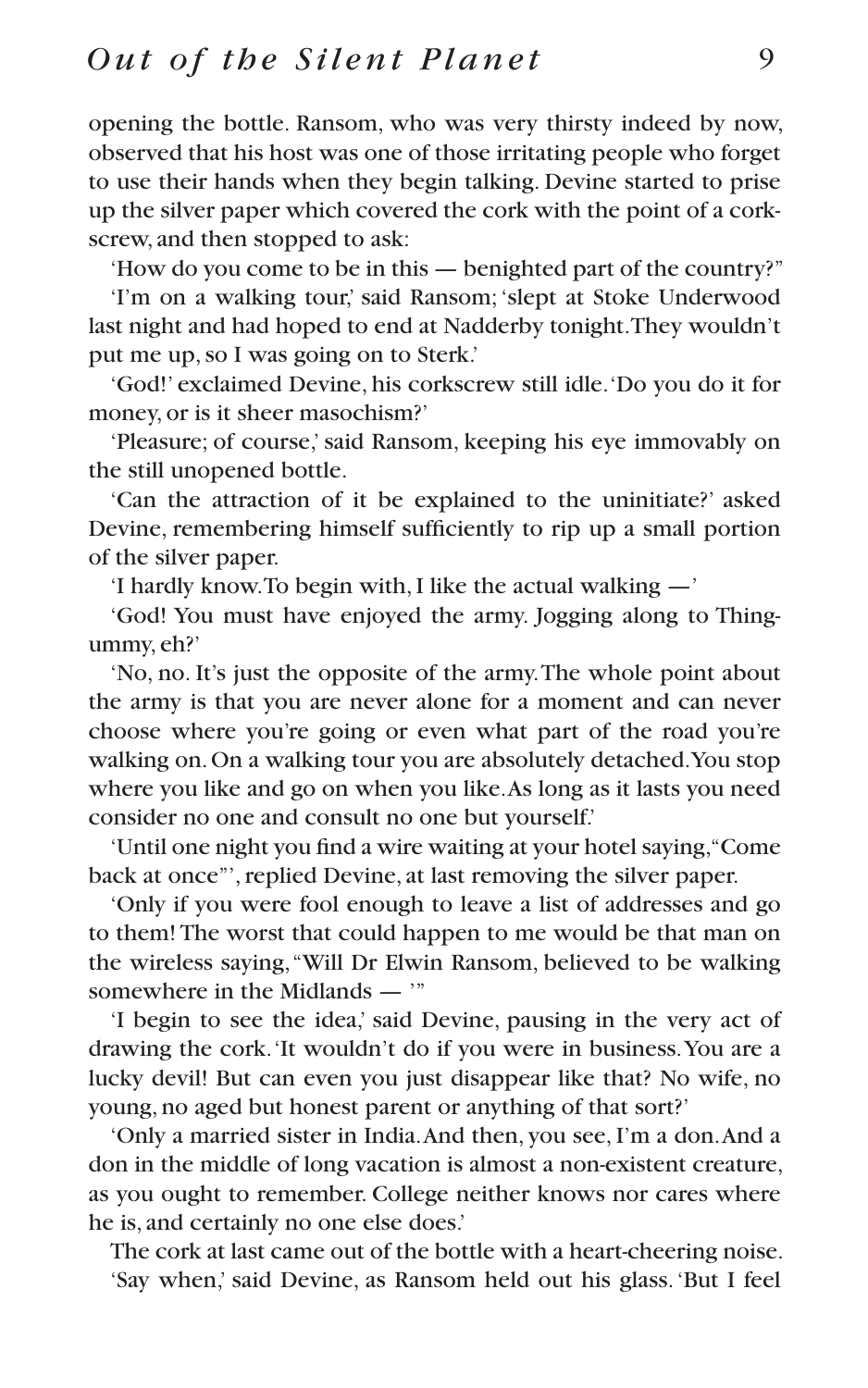opening the bottle. Ransom, who was very thirsty indeed by now, observed that his host was one of those irritating people who forget to use their hands when they begin talking. Devine started to prise up the silver paper which covered the cork with the point of a corkscrew, and then stopped to ask:

'How do you come to be in this — benighted part of the country?"

'I'm on a walking tour,' said Ransom; 'slept at Stoke Underwood last night and had hoped to end at Nadderby tonight. They wouldn't put me up, so I was going on to Sterk.'

'God!' exclaimed Devine, his corkscrew still idle. 'Do you do it for money, or is it sheer masochism?'

'Pleasure; of course,' said Ransom, keeping his eye immovably on the still unopened bottle.

'Can the attraction of it be explained to the uninitiate?' asked Devine, remembering himself sufficiently to rip up a small portion of the silver paper.

'I hardly know. To begin with, I like the actual walking —'

'God! You must have enjoyed the army. Jogging along to Thingummy, eh?'

'No, no. It's just the opposite of the army. The whole point about the army is that you are never alone for a moment and can never choose where you're going or even what part of the road you're walking on. On a walking tour you are absolutely detached. You stop where you like and go on when you like. As long as it lasts you need consider no one and consult no one but yourself.'

'Until one night you find a wire waiting at your hotel saying, "Come back at once"', replied Devine, at last removing the silver paper.

'Only if you were fool enough to leave a list of addresses and go to them! The worst that could happen to me would be that man on the wireless saying, "Will Dr Elwin Ransom, believed to be walking somewhere in the Midlands — '"

'I begin to see the idea,' said Devine, pausing in the very act of drawing the cork. 'It wouldn't do if you were in business. You are a lucky devil! But can even you just disappear like that? No wife, no young, no aged but honest parent or anything of that sort?'

'Only a married sister in India. And then, you see, I'm a don. And a don in the middle of long vacation is almost a non-existent creature, as you ought to remember. College neither knows nor cares where he is, and certainly no one else does.'

The cork at last came out of the bottle with a heart-cheering noise.

'Say when,' said Devine, as Ransom held out his glass. 'But I feel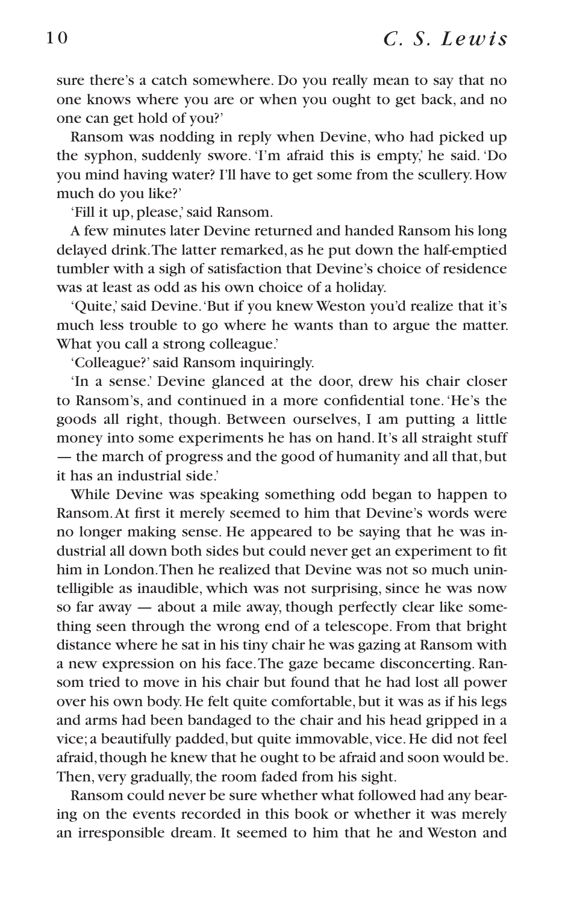sure there's a catch somewhere. Do you really mean to say that no one knows where you are or when you ought to get back, and no one can get hold of you?'

Ransom was nodding in reply when Devine, who had picked up the syphon, suddenly swore. 'I'm afraid this is empty,' he said. 'Do you mind having water? I'll have to get some from the scullery. How much do you like?'

'Fill it up, please,' said Ransom.

A few minutes later Devine returned and handed Ransom his long delayed drink. The latter remarked, as he put down the half-emptied tumbler with a sigh of satisfaction that Devine's choice of residence was at least as odd as his own choice of a holiday.

'Quite,' said Devine. 'But if you knew Weston you'd realize that it's much less trouble to go where he wants than to argue the matter. What you call a strong colleague.'

'Colleague?' said Ransom inquiringly.

'In a sense.' Devine glanced at the door, drew his chair closer to Ransom's, and continued in a more confidential tone. 'He's the goods all right, though. Between ourselves, I am putting a little money into some experiments he has on hand. It's all straight stuff — the march of progress and the good of humanity and all that, but it has an industrial side.'

While Devine was speaking something odd began to happen to Ransom. At first it merely seemed to him that Devine's words were no longer making sense. He appeared to be saying that he was industrial all down both sides but could never get an experiment to fit him in London. Then he realized that Devine was not so much unintelligible as inaudible, which was not surprising, since he was now so far away — about a mile away, though perfectly clear like something seen through the wrong end of a telescope. From that bright distance where he sat in his tiny chair he was gazing at Ransom with a new expression on his face. The gaze became disconcerting. Ransom tried to move in his chair but found that he had lost all power over his own body. He felt quite comfortable, but it was as if his legs and arms had been bandaged to the chair and his head gripped in a vice; a beautifully padded, but quite immovable, vice. He did not feel afraid, though he knew that he ought to be afraid and soon would be. Then, very gradually, the room faded from his sight.

Ransom could never be sure whether what followed had any bearing on the events recorded in this book or whether it was merely an irresponsible dream. It seemed to him that he and Weston and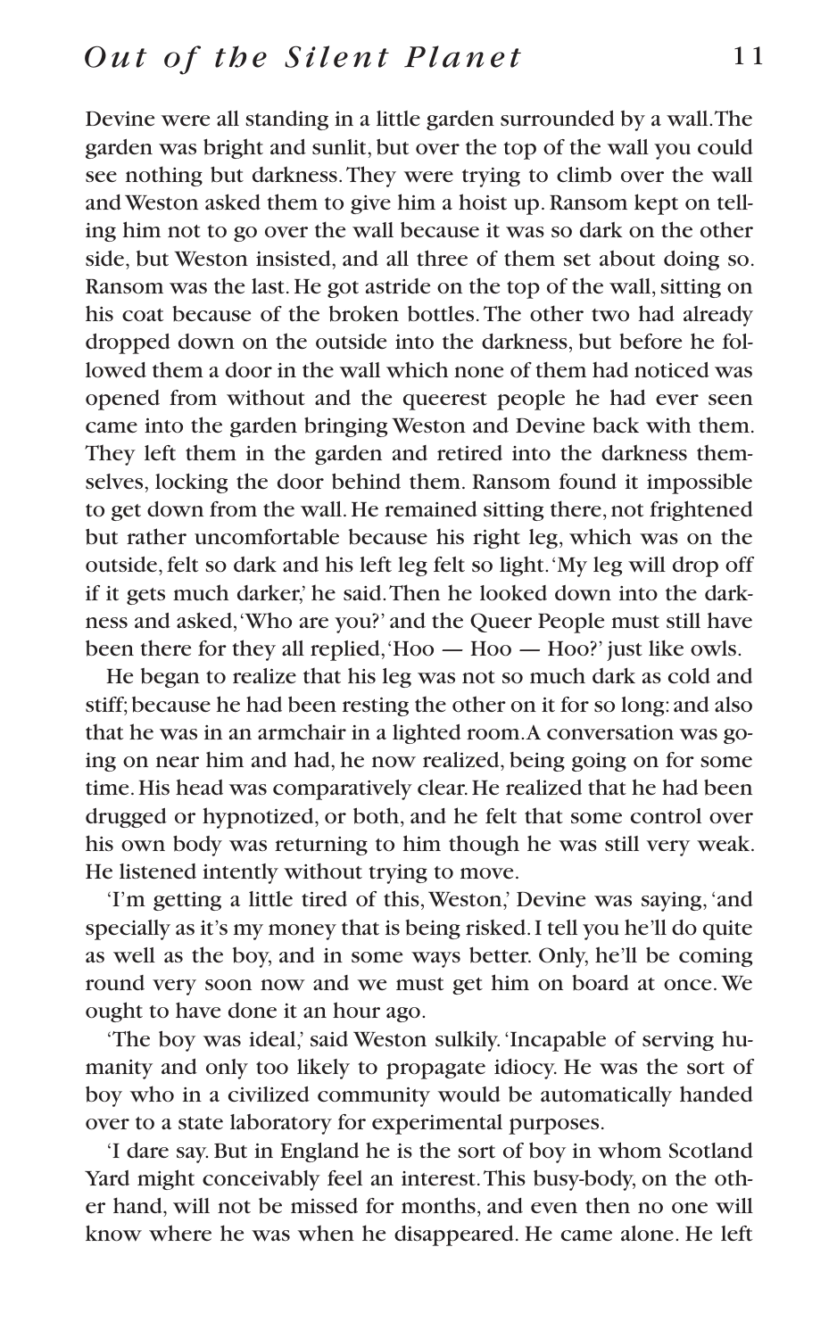Devine were all standing in a little garden surrounded by a wall. The garden was bright and sunlit, but over the top of the wall you could see nothing but darkness. They were trying to climb over the wall and Weston asked them to give him a hoist up. Ransom kept on telling him not to go over the wall because it was so dark on the other side, but Weston insisted, and all three of them set about doing so. Ransom was the last. He got astride on the top of the wall, sitting on his coat because of the broken bottles. The other two had already dropped down on the outside into the darkness, but before he followed them a door in the wall which none of them had noticed was opened from without and the queerest people he had ever seen came into the garden bringing Weston and Devine back with them. They left them in the garden and retired into the darkness themselves, locking the door behind them. Ransom found it impossible to get down from the wall. He remained sitting there, not frightened but rather uncomfortable because his right leg, which was on the outside, felt so dark and his left leg felt so light. 'My leg will drop off if it gets much darker,' he said. Then he looked down into the darkness and asked, 'Who are you?' and the Queer People must still have been there for they all replied, 'Hoo — Hoo — Hoo?' just like owls.

He began to realize that his leg was not so much dark as cold and stiff; because he had been resting the other on it for so long: and also that he was in an armchair in a lighted room. A conversation was going on near him and had, he now realized, being going on for some time. His head was comparatively clear. He realized that he had been drugged or hypnotized, or both, and he felt that some control over his own body was returning to him though he was still very weak. He listened intently without trying to move.

'I'm getting a little tired of this, Weston,' Devine was saying, 'and specially as it's my money that is being risked. I tell you he'll do quite as well as the boy, and in some ways better. Only, he'll be coming round very soon now and we must get him on board at once. We ought to have done it an hour ago.

'The boy was ideal,' said Weston sulkily. 'Incapable of serving humanity and only too likely to propagate idiocy. He was the sort of boy who in a civilized community would be automatically handed over to a state laboratory for experimental purposes.

'I dare say. But in England he is the sort of boy in whom Scotland Yard might conceivably feel an interest. This busy-body, on the other hand, will not be missed for months, and even then no one will know where he was when he disappeared. He came alone. He left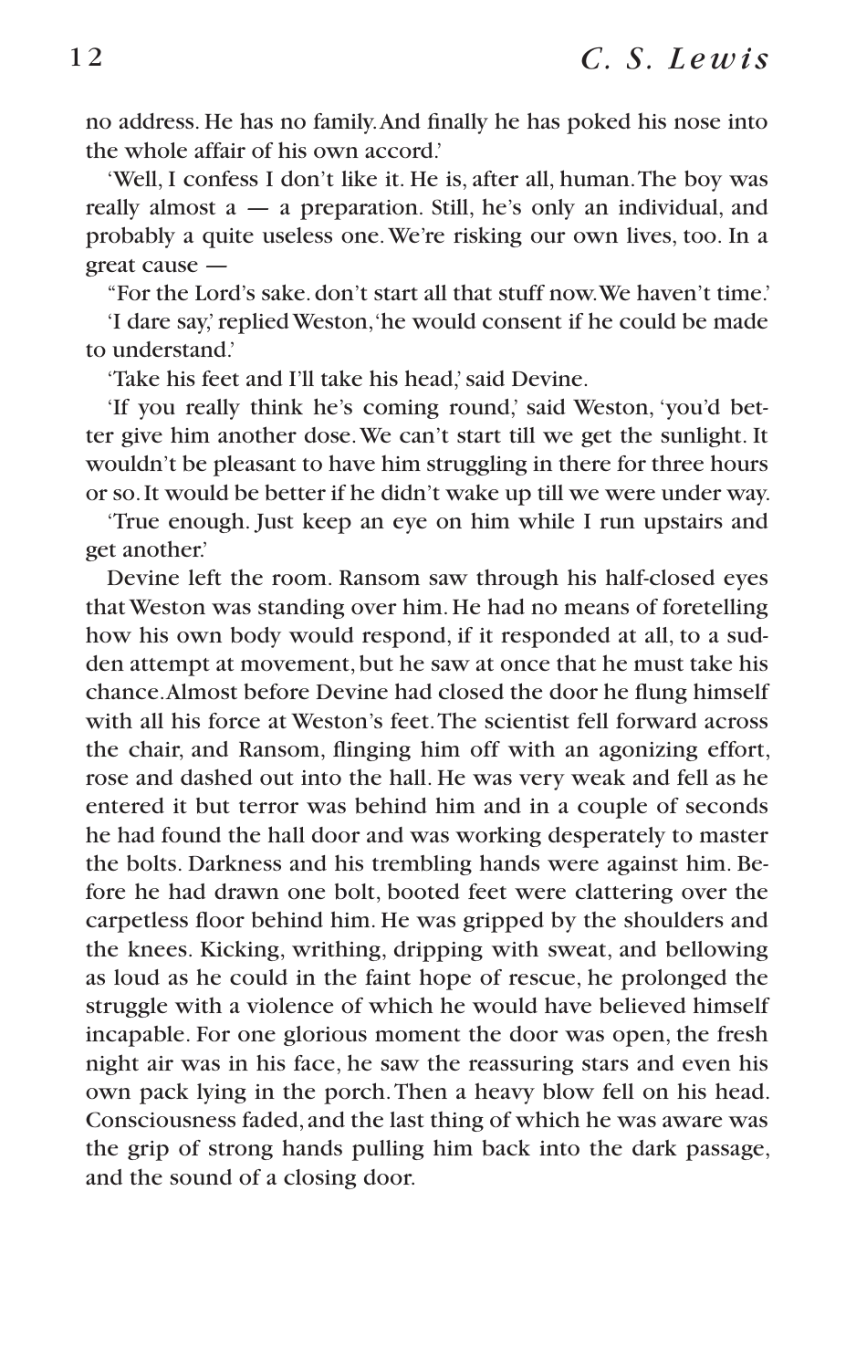no address. He has no family. And finally he has poked his nose into the whole affair of his own accord.'

'Well, I confess I don't like it. He is, after all, human. The boy was really almost a — a preparation. Still, he's only an individual, and probably a quite useless one. We're risking our own lives, too. In a great cause —

"For the Lord's sake. don't start all that stuff now. We haven't time.'

'I dare say,' replied Weston, 'he would consent if he could be made to understand.'

'Take his feet and I'll take his head,' said Devine.

'If you really think he's coming round,' said Weston, 'you'd better give him another dose. We can't start till we get the sunlight. It wouldn't be pleasant to have him struggling in there for three hours or so. It would be better if he didn't wake up till we were under way.

'True enough. Just keep an eye on him while I run upstairs and get another.'

Devine left the room. Ransom saw through his half-closed eyes that Weston was standing over him. He had no means of foretelling how his own body would respond, if it responded at all, to a sudden attempt at movement, but he saw at once that he must take his chance. Almost before Devine had closed the door he flung himself with all his force at Weston's feet. The scientist fell forward across the chair, and Ransom, flinging him off with an agonizing effort, rose and dashed out into the hall. He was very weak and fell as he entered it but terror was behind him and in a couple of seconds he had found the hall door and was working desperately to master the bolts. Darkness and his trembling hands were against him. Before he had drawn one bolt, booted feet were clattering over the carpetless floor behind him. He was gripped by the shoulders and the knees. Kicking, writhing, dripping with sweat, and bellowing as loud as he could in the faint hope of rescue, he prolonged the struggle with a violence of which he would have believed himself incapable. For one glorious moment the door was open, the fresh night air was in his face, he saw the reassuring stars and even his own pack lying in the porch. Then a heavy blow fell on his head. Consciousness faded, and the last thing of which he was aware was the grip of strong hands pulling him back into the dark passage, and the sound of a closing door.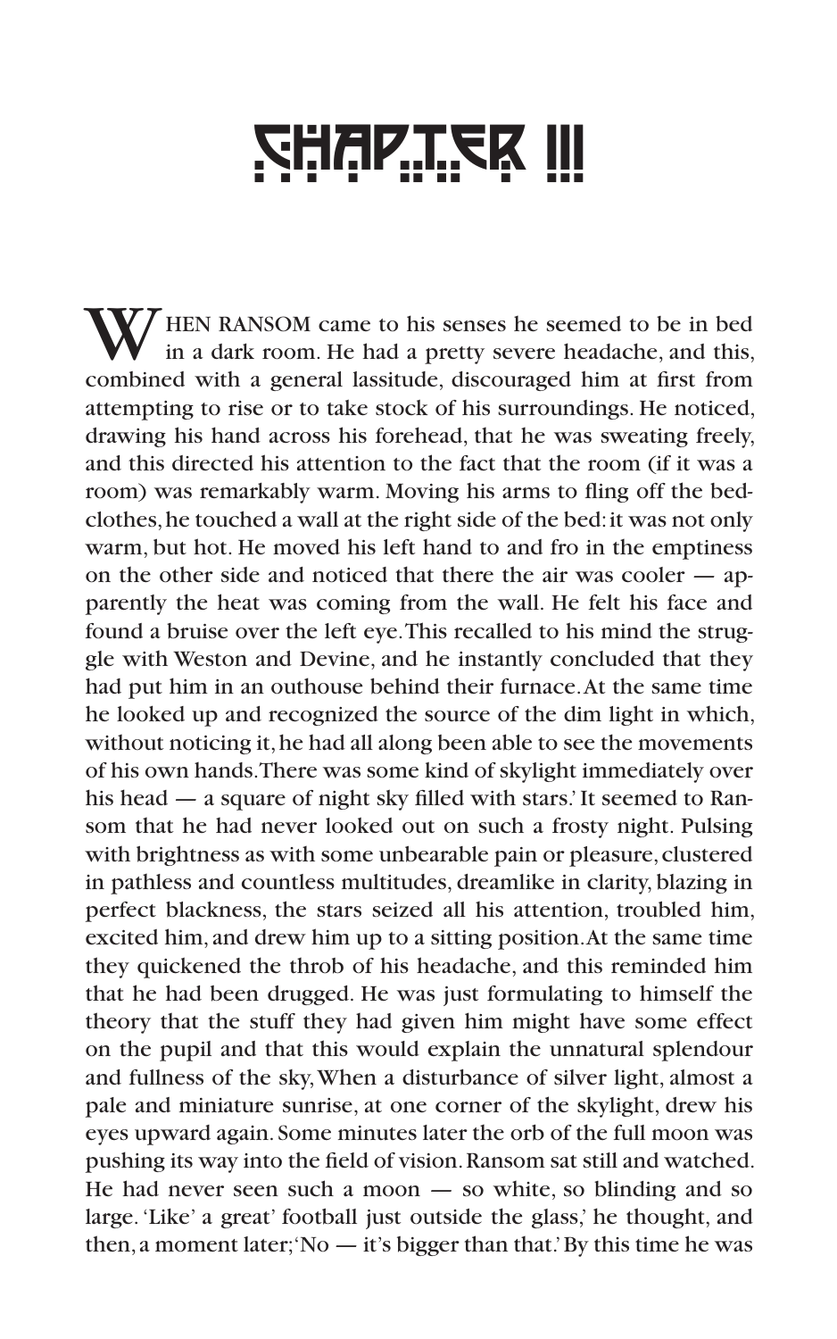# CHAPTER III

WHEN RANSOM came to his senses he seemed to be in bed in a dark room. He had a pretty severe headache, and this, combined with a general lassitude, discouraged him at first from attempting to rise or to take stock of his surroundings. He noticed, drawing his hand across his forehead, that he was sweating freely, and this directed his attention to the fact that the room (if it was a room) was remarkably warm. Moving his arms to fling off the bed-clothes, he touched a wall at the right side of the bed: it was not only warm, but hot. He moved his left hand to and fro in the emptiness on the other side and noticed that there the air was cooler — apparently the heat was coming from the wall. He felt his face and found a bruise over the left eye. This recalled to his mind the struggle with Weston and Devine, and he instantly concluded that they had put him in an outhouse behind their furnace. At the same time he looked up and recognized the source of the dim light in which, without noticing it, he had all along been able to see the movements of his own hands. There was some kind of skylight immediately over his head — a square of night sky filled with stars.' It seemed to Ransom that he had never looked out on such a frosty night. Pulsing with brightness as with some unbearable pain or pleasure, clustered in pathless and countless multitudes, dreamlike in clarity, blazing in perfect blackness, the stars seized all his attention, troubled him, excited him, and drew him up to a sitting position. At the same time they quickened the throb of his headache, and this reminded him that he had been drugged. He was just formulating to himself the theory that the stuff they had given him might have some effect on the pupil and that this would explain the unnatural splendour and fullness of the sky, When a disturbance of silver light, almost a pale and miniature sunrise, at one corner of the skylight, drew his eyes upward again. Some minutes later the orb of the full moon was pushing its way into the field of vision. Ransom sat still and watched. He had never seen such a moon — so white, so blinding and so large. 'Like' a great' football just outside the glass,' he thought, and then, a moment later; 'No — it's bigger than that.' By this time he was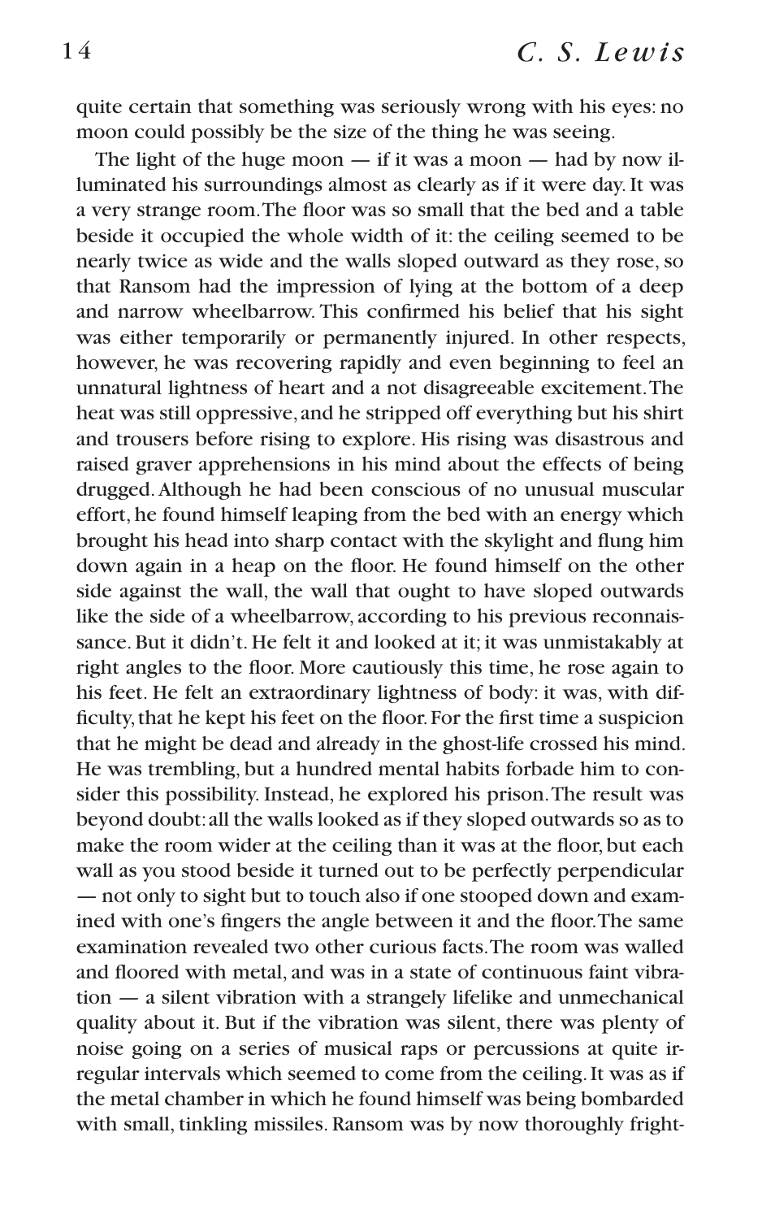quite certain that something was seriously wrong with his eyes: no moon could possibly be the size of the thing he was seeing.

The light of the huge moon — if it was a moon — had by now illuminated his surroundings almost as clearly as if it were day. It was a very strange room. The floor was so small that the bed and a table beside it occupied the whole width of it: the ceiling seemed to be nearly twice as wide and the walls sloped outward as they rose, so that Ransom had the impression of lying at the bottom of a deep and narrow wheelbarrow. This confirmed his belief that his sight was either temporarily or permanently injured. In other respects, however, he was recovering rapidly and even beginning to feel an unnatural lightness of heart and a not disagreeable excitement. The heat was still oppressive, and he stripped off everything but his shirt and trousers before rising to explore. His rising was disastrous and raised graver apprehensions in his mind about the effects of being drugged. Although he had been conscious of no unusual muscular effort, he found himself leaping from the bed with an energy which brought his head into sharp contact with the skylight and flung him down again in a heap on the floor. He found himself on the other side against the wall, the wall that ought to have sloped outwards like the side of a wheelbarrow, according to his previous reconnaissance. But it didn't. He felt it and looked at it; it was unmistakably at right angles to the floor. More cautiously this time, he rose again to his feet. He felt an extraordinary lightness of body: it was, with difficulty, that he kept his feet on the floor. For the first time a suspicion that he might be dead and already in the ghost-life crossed his mind. He was trembling, but a hundred mental habits forbade him to consider this possibility. Instead, he explored his prison. The result was beyond doubt: all the walls looked as if they sloped outwards so as to make the room wider at the ceiling than it was at the floor, but each wall as you stood beside it turned out to be perfectly perpendicular — not only to sight but to touch also if one stooped down and examined with one's fingers the angle between it and the floor. The same examination revealed two other curious facts. The room was walled and floored with metal, and was in a state of continuous faint vibration — a silent vibration with a strangely lifelike and unmechanical quality about it. But if the vibration was silent, there was plenty of noise going on a series of musical raps or percussions at quite irregular intervals which seemed to come from the ceiling. It was as if the metal chamber in which he found himself was being bombarded with small, tinkling missiles. Ransom was by now thoroughly fright-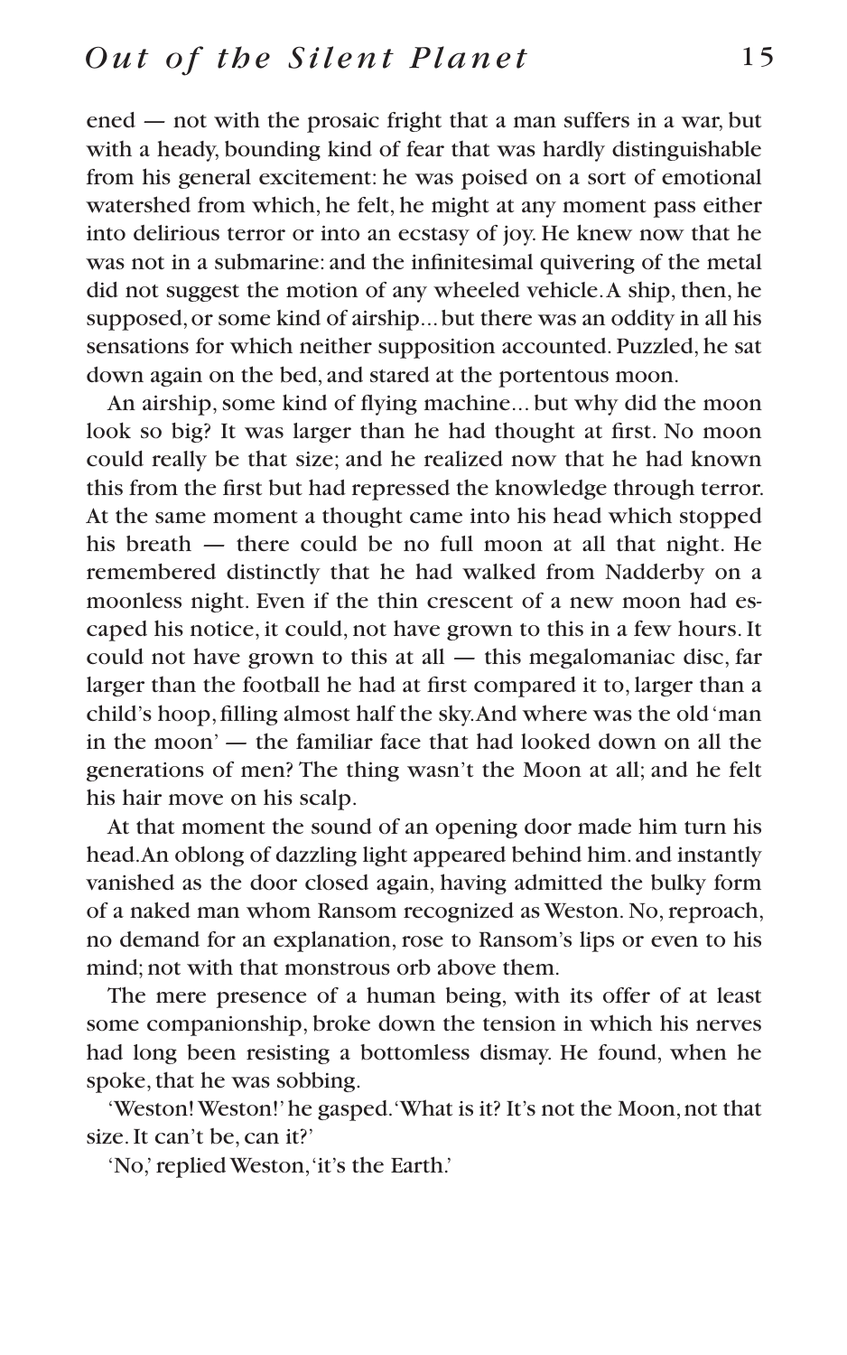ened — not with the prosaic fright that a man suffers in a war, but with a heady, bounding kind of fear that was hardly distinguishable from his general excitement: he was poised on a sort of emotional watershed from which, he felt, he might at any moment pass either into delirious terror or into an ecstasy of joy. He knew now that he was not in a submarine: and the infinitesimal quivering of the metal did not suggest the motion of any wheeled vehicle. A ship, then, he supposed, or some kind of airship... but there was an oddity in all his sensations for which neither supposition accounted. Puzzled, he sat down again on the bed, and stared at the portentous moon.

An airship, some kind of flying machine... but why did the moon look so big? It was larger than he had thought at first. No moon could really be that size; and he realized now that he had known this from the first but had repressed the knowledge through terror. At the same moment a thought came into his head which stopped his breath — there could be no full moon at all that night. He remembered distinctly that he had walked from Nadderby on a moonless night. Even if the thin crescent of a new moon had escaped his notice, it could, not have grown to this in a few hours. It could not have grown to this at all — this megalomaniac disc, far larger than the football he had at first compared it to, larger than a child's hoop, filling almost half the sky. And where was the old 'man in the moon' — the familiar face that had looked down on all the generations of men? The thing wasn't the Moon at all; and he felt his hair move on his scalp.

At that moment the sound of an opening door made him turn his head. An oblong of dazzling light appeared behind him. and instantly vanished as the door closed again, having admitted the bulky form of a naked man whom Ransom recognized as Weston. No, reproach, no demand for an explanation, rose to Ransom's lips or even to his mind; not with that monstrous orb above them.

The mere presence of a human being, with its offer of at least some companionship, broke down the tension in which his nerves had long been resisting a bottomless dismay. He found, when he spoke, that he was sobbing.

'Weston! Weston!' he gasped. 'What is it? It's not the Moon, not that size. It can't be, can it?'

'No,' replied Weston, 'it's the Earth.'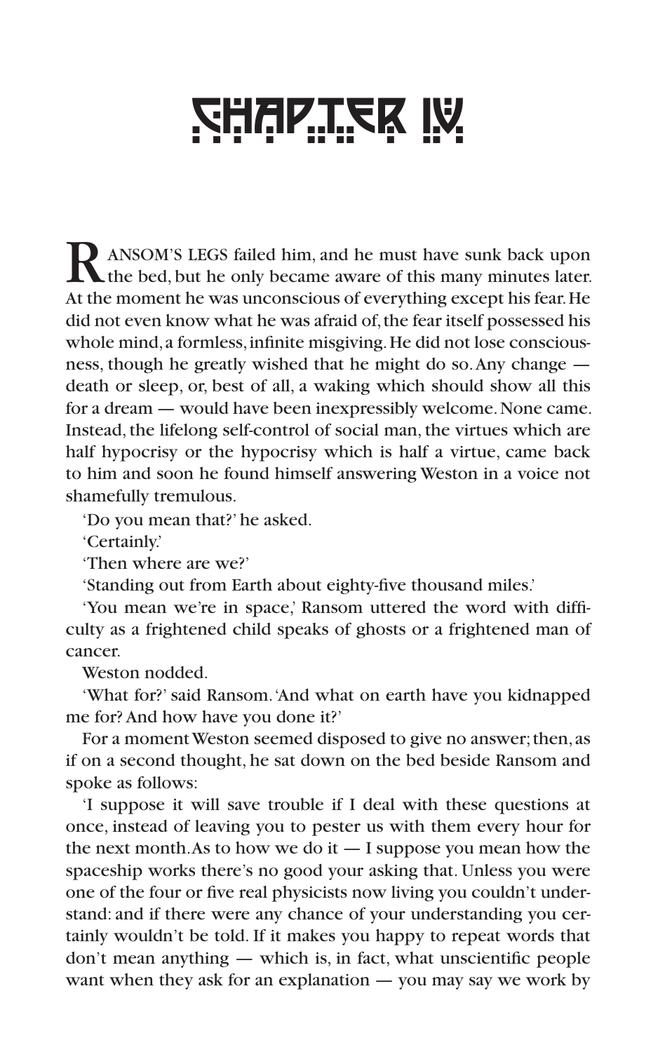# CHAPTER IV

RANSOM'S LEGS failed him, and he must have sunk back upon the bed, but he only became aware of this many minutes later. At the moment he was unconscious of everything except his fear. He did not even know what he was afraid of, the fear itself possessed his whole mind, a formless, infinite misgiving. He did not lose consciousness, though he greatly wished that he might do so. Any change — death or sleep, or, best of all, a waking which should show all this for a dream — would have been inexpressibly welcome. None came. Instead, the lifelong self-control of social man, the virtues which are half hypocrisy or the hypocrisy which is half a virtue, came back to him and soon he found himself answering Weston in a voice not shamefully tremulous.

'Do you mean that?' he asked.

'Certainly.'

'Then where are we?'

'Standing out from Earth about eighty-five thousand miles.'

'You mean we're in space,' Ransom uttered the word with difficulty as a frightened child speaks of ghosts or a frightened man of cancer.

Weston nodded.

'What for?' said Ransom. 'And what on earth have you kidnapped me for? And how have you done it?'

For a moment Weston seemed disposed to give no answer; then, as if on a second thought, he sat down on the bed beside Ransom and spoke as follows:

'I suppose it will save trouble if I deal with these questions at once, instead of leaving you to pester us with them every hour for the next month. As to how we do it — I suppose you mean how the spaceship works there's no good your asking that. Unless you were one of the four or five real physicists now living you couldn't understand: and if there were any chance of your understanding you certainly wouldn't be told. If it makes you happy to repeat words that don't mean anything — which is, in fact, what unscientific people want when they ask for an explanation — you may say we work by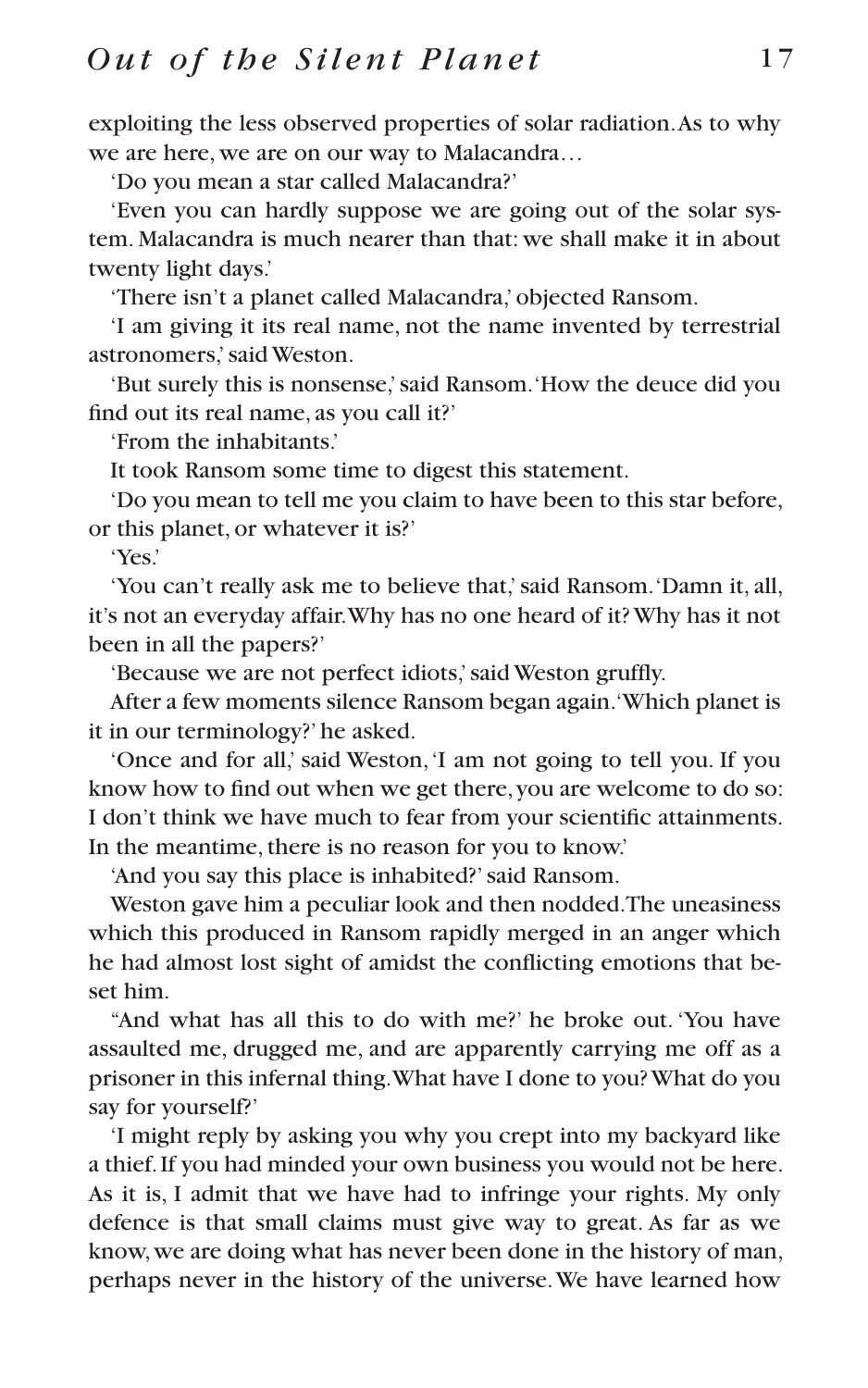exploiting the less observed properties of solar radiation. As to why we are here, we are on our way to Malacandra…

'Do you mean a star called Malacandra?'

'Even you can hardly suppose we are going out of the solar system. Malacandra is much nearer than that: we shall make it in about twenty light days.'

'There isn't a planet called Malacandra,' objected Ransom.

'I am giving it its real name, not the name invented by terrestrial astronomers,' said Weston.

'But surely this is nonsense,' said Ransom. 'How the deuce did you find out its real name, as you call it?'

'From the inhabitants.'

It took Ransom some time to digest this statement.

'Do you mean to tell me you claim to have been to this star before, or this planet, or whatever it is?'

'Yes.'

'You can't really ask me to believe that,' said Ransom. 'Damn it, all, it's not an everyday affair. Why has no one heard of it? Why has it not been in all the papers?'

'Because we are not perfect idiots,' said Weston gruffly.

After a few moments silence Ransom began again. 'Which planet is it in our terminology?' he asked.

'Once and for all,' said Weston, 'I am not going to tell you. If you know how to find out when we get there, you are welcome to do so: I don't think we have much to fear from your scientific attainments. In the meantime, there is no reason for you to know.'

'And you say this place is inhabited?' said Ransom.

Weston gave him a peculiar look and then nodded. The uneasiness which this produced in Ransom rapidly merged in an anger which he had almost lost sight of amidst the conflicting emotions that beset him.

"And what has all this to do with me?' he broke out. 'You have assaulted me, drugged me, and are apparently carrying me off as a prisoner in this infernal thing. What have I done to you? What do you say for yourself?'

'I might reply by asking you why you crept into my backyard like a thief. If you had minded your own business you would not be here. As it is, I admit that we have had to infringe your rights. My only defence is that small claims must give way to great. As far as we know, we are doing what has never been done in the history of man, perhaps never in the history of the universe. We have learned how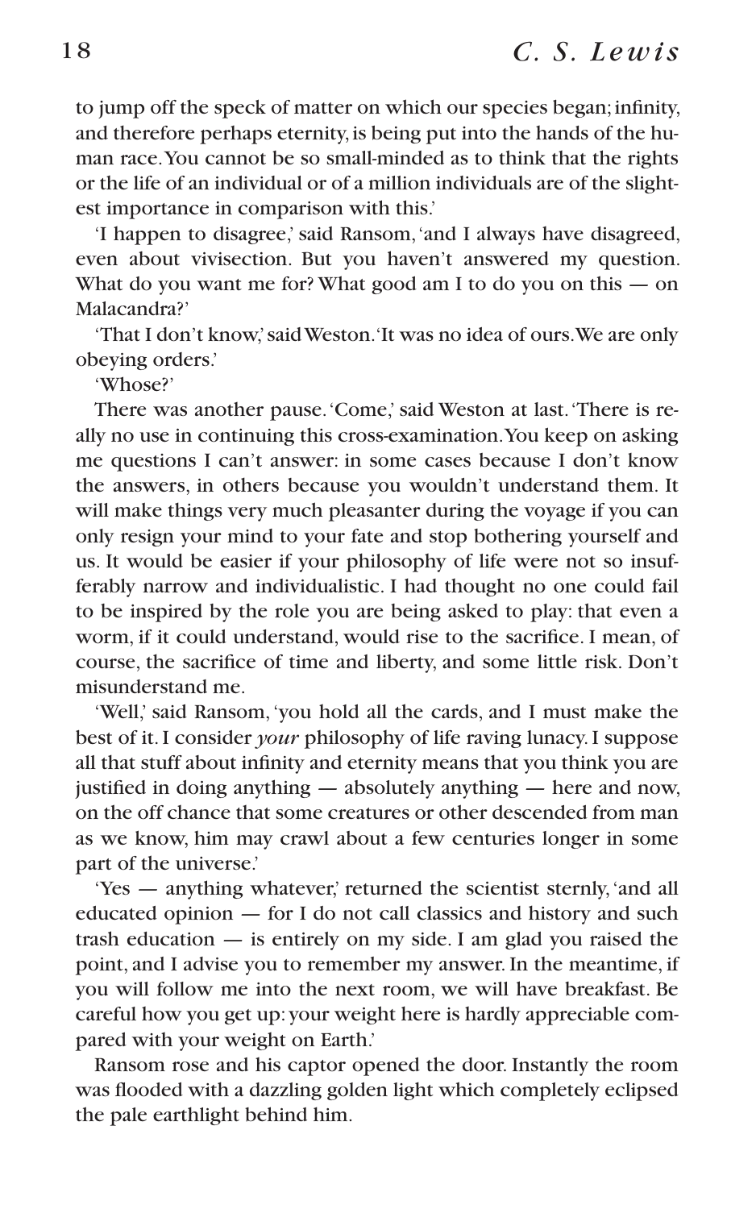to jump off the speck of matter on which our species began; infinity, and therefore perhaps eternity, is being put into the hands of the human race. You cannot be so small-minded as to think that the rights or the life of an individual or of a million individuals are of the slightest importance in comparison with this.'

'I happen to disagree,' said Ransom, 'and I always have disagreed, even about vivisection. But you haven't answered my question. What do you want me for? What good am I to do you on this — on Malacandra?'

'That I don't know,' said Weston. 'It was no idea of ours. We are only obeying orders.'

'Whose?'

There was another pause. 'Come,' said Weston at last. 'There is really no use in continuing this cross-examination. You keep on asking me questions I can't answer: in some cases because I don't know the answers, in others because you wouldn't understand them. It will make things very much pleasanter during the voyage if you can only resign your mind to your fate and stop bothering yourself and us. It would be easier if your philosophy of life were not so insufferably narrow and individualistic. I had thought no one could fail to be inspired by the role you are being asked to play: that even a worm, if it could understand, would rise to the sacrifice. I mean, of course, the sacrifice of time and liberty, and some little risk. Don't misunderstand me.

'Well,' said Ransom, 'you hold all the cards, and I must make the best of it. I consider *your* philosophy of life raving lunacy. I suppose all that stuff about infinity and eternity means that you think you are justified in doing anything — absolutely anything — here and now, on the off chance that some creatures or other descended from man as we know, him may crawl about a few centuries longer in some part of the universe.'

'Yes — anything whatever,' returned the scientist sternly, 'and all educated opinion — for I do not call classics and history and such trash education — is entirely on my side. I am glad you raised the point, and I advise you to remember my answer. In the meantime, if you will follow me into the next room, we will have breakfast. Be careful how you get up: your weight here is hardly appreciable compared with your weight on Earth.'

Ransom rose and his captor opened the door. Instantly the room was flooded with a dazzling golden light which completely eclipsed the pale earthlight behind him.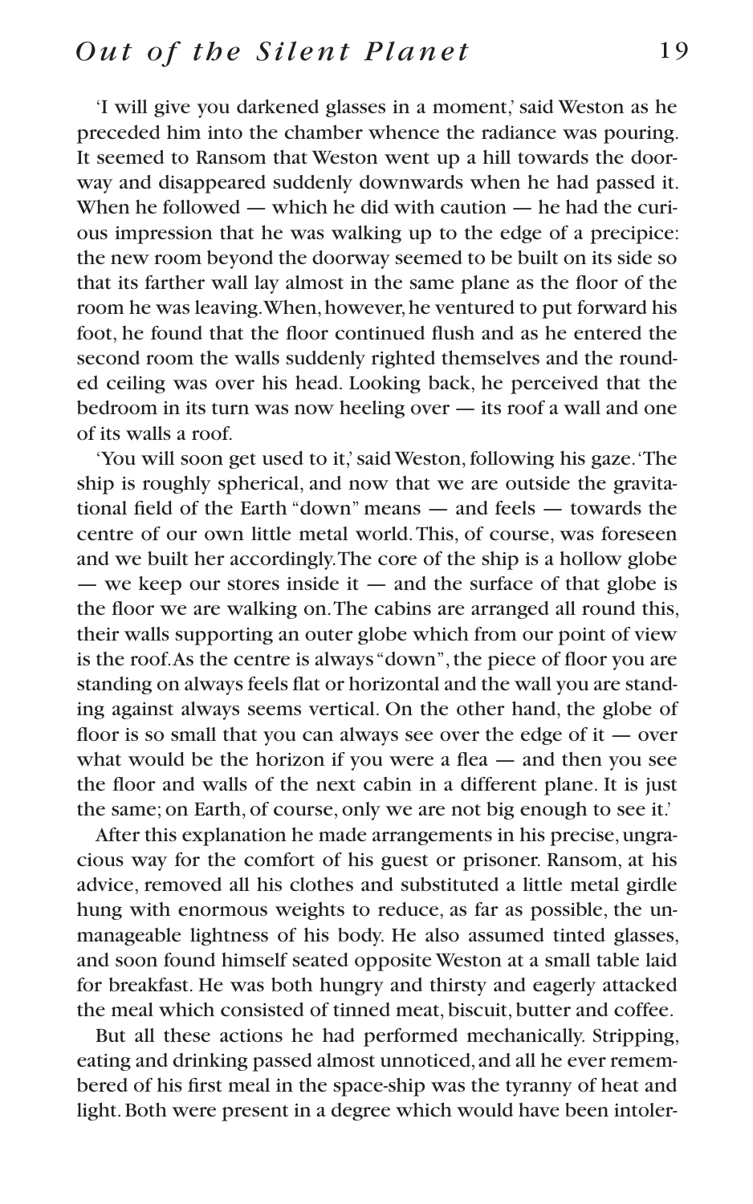'I will give you darkened glasses in a moment,' said Weston as he preceded him into the chamber whence the radiance was pouring. It seemed to Ransom that Weston went up a hill towards the doorway and disappeared suddenly downwards when he had passed it. When he followed — which he did with caution — he had the curious impression that he was walking up to the edge of a precipice: the new room beyond the doorway seemed to be built on its side so that its farther wall lay almost in the same plane as the floor of the room he was leaving. When, however, he ventured to put forward his foot, he found that the floor continued flush and as he entered the second room the walls suddenly righted themselves and the rounded ceiling was over his head. Looking back, he perceived that the bedroom in its turn was now heeling over — its roof a wall and one of its walls a roof.

'You will soon get used to it,' said Weston, following his gaze. 'The ship is roughly spherical, and now that we are outside the gravitational field of the Earth "down" means — and feels — towards the centre of our own little metal world. This, of course, was foreseen and we built her accordingly. The core of the ship is a hollow globe — we keep our stores inside it — and the surface of that globe is the floor we are walking on. The cabins are arranged all round this, their walls supporting an outer globe which from our point of view is the roof. As the centre is always "down", the piece of floor you are standing on always feels flat or horizontal and the wall you are standing against always seems vertical. On the other hand, the globe of floor is so small that you can always see over the edge of it — over what would be the horizon if you were a flea — and then you see the floor and walls of the next cabin in a different plane. It is just the same; on Earth, of course, only we are not big enough to see it.'

After this explanation he made arrangements in his precise, ungracious way for the comfort of his guest or prisoner. Ransom, at his advice, removed all his clothes and substituted a little metal girdle hung with enormous weights to reduce, as far as possible, the unmanageable lightness of his body. He also assumed tinted glasses, and soon found himself seated opposite Weston at a small table laid for breakfast. He was both hungry and thirsty and eagerly attacked the meal which consisted of tinned meat, biscuit, butter and coffee.

But all these actions he had performed mechanically. Stripping, eating and drinking passed almost unnoticed, and all he ever remembered of his first meal in the space-ship was the tyranny of heat and light. Both were present in a degree which would have been intoler-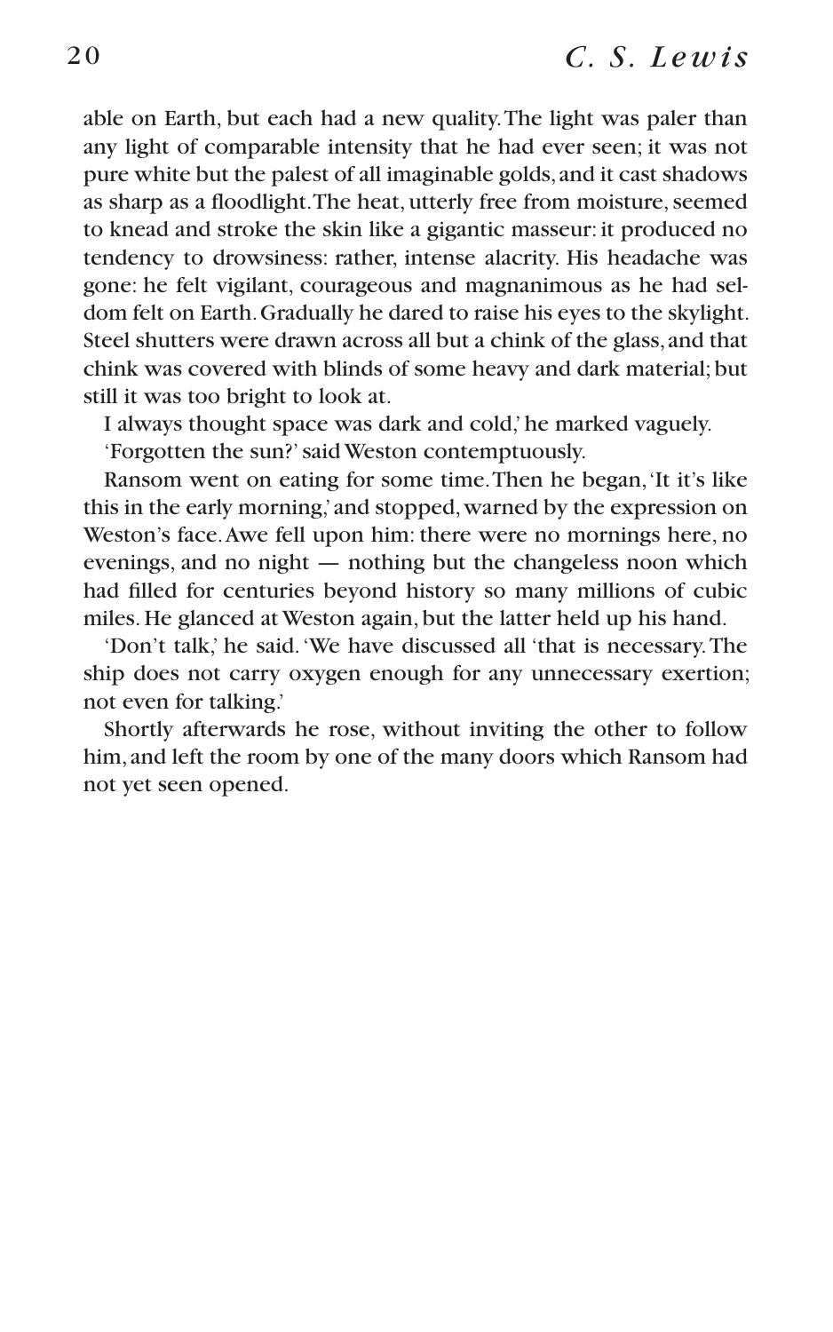able on Earth, but each had a new quality. The light was paler than any light of comparable intensity that he had ever seen; it was not pure white but the palest of all imaginable golds, and it cast shadows as sharp as a floodlight. The heat, utterly free from moisture, seemed to knead and stroke the skin like a gigantic masseur: it produced no tendency to drowsiness: rather, intense alacrity. His headache was gone: he felt vigilant, courageous and magnanimous as he had seldom felt on Earth. Gradually he dared to raise his eyes to the skylight. Steel shutters were drawn across all but a chink of the glass, and that chink was covered with blinds of some heavy and dark material; but still it was too bright to look at.

I always thought space was dark and cold,' he marked vaguely.

'Forgotten the sun?' said Weston contemptuously.

Ransom went on eating for some time. Then he began, 'It it's like this in the early morning,' and stopped, warned by the expression on Weston's face. Awe fell upon him: there were no mornings here, no evenings, and no night — nothing but the changeless noon which had filled for centuries beyond history so many millions of cubic miles. He glanced at Weston again, but the latter held up his hand.

'Don't talk,' he said. 'We have discussed all 'that is necessary. The ship does not carry oxygen enough for any unnecessary exertion; not even for talking.'

Shortly afterwards he rose, without inviting the other to follow him, and left the room by one of the many doors which Ransom had not yet seen opened.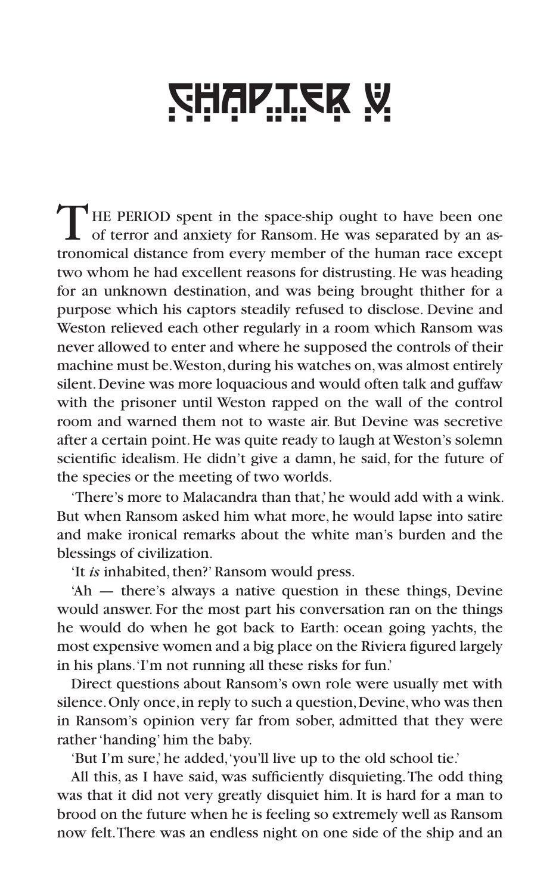# CHAPTER V

THE PERIOD spent in the space-ship ought to have been one of terror and anxiety for Ransom. He was separated by an astronomical distance from every member of the human race except two whom he had excellent reasons for distrusting. He was heading for an unknown destination, and was being brought thither for a purpose which his captors steadily refused to disclose. Devine and Weston relieved each other regularly in a room which Ransom was never allowed to enter and where he supposed the controls of their machine must be. Weston, during his watches on, was almost entirely silent. Devine was more loquacious and would often talk and guffaw with the prisoner until Weston rapped on the wall of the control room and warned them not to waste air. But Devine was secretive after a certain point. He was quite ready to laugh at Weston's solemn scientific idealism. He didn't give a damn, he said, for the future of the species or the meeting of two worlds.

'There's more to Malacandra than that,' he would add with a wink. But when Ransom asked him what more, he would lapse into satire and make ironical remarks about the white man's burden and the blessings of civilization.

'It *is* inhabited, then?' Ransom would press.

'Ah — there's always a native question in these things, Devine would answer. For the most part his conversation ran on the things he would do when he got back to Earth: ocean going yachts, the most expensive women and a big place on the Riviera figured largely in his plans. 'I'm not running all these risks for fun.'

Direct questions about Ransom's own role were usually met with silence. Only once, in reply to such a question, Devine, who was then in Ransom's opinion very far from sober, admitted that they were rather 'handing' him the baby.

'But I'm sure,' he added, 'you'll live up to the old school tie.'

All this, as I have said, was sufficiently disquieting. The odd thing was that it did not very greatly disquiet him. It is hard for a man to brood on the future when he is feeling so extremely well as Ransom now felt. There was an endless night on one side of the ship and an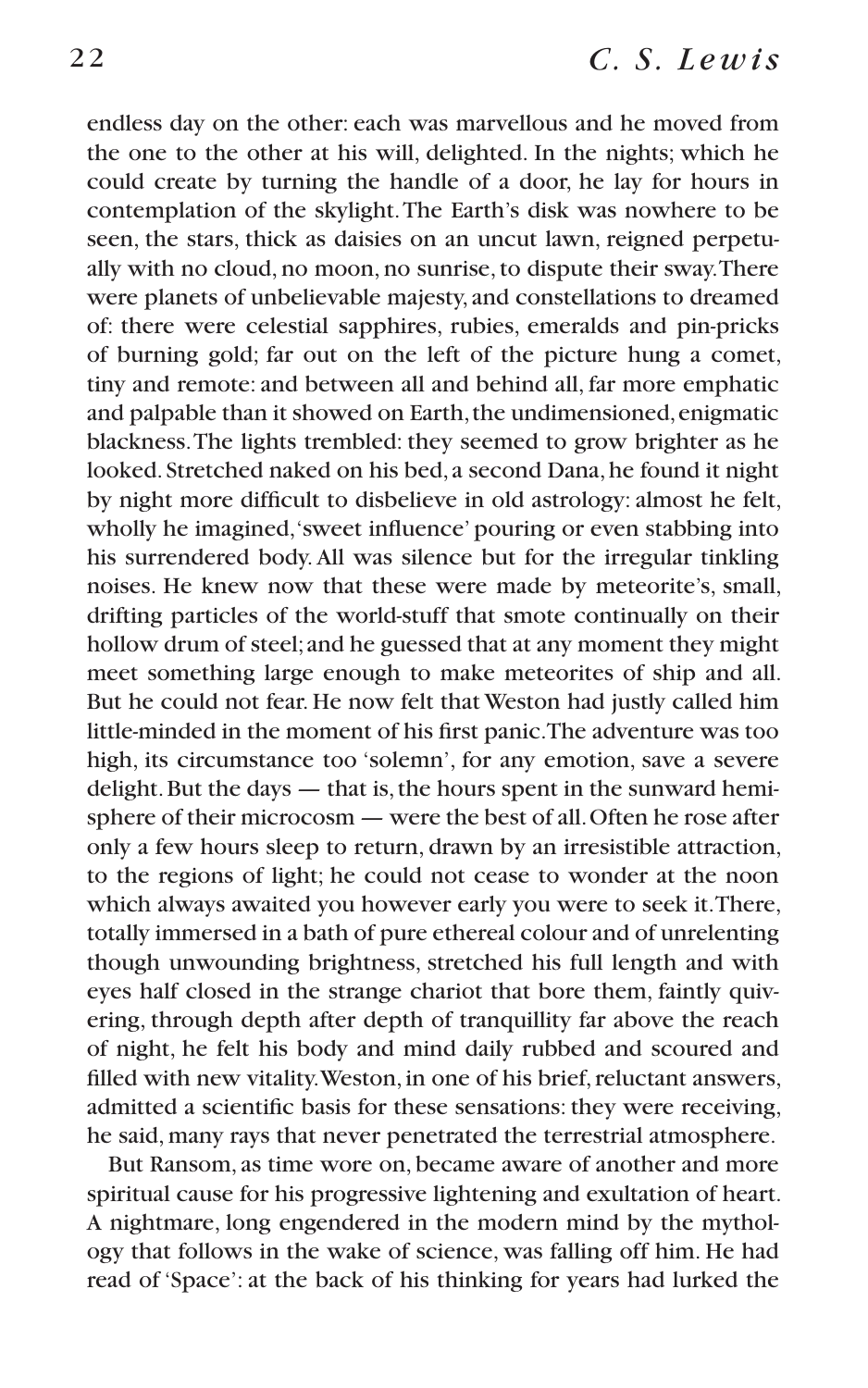endless day on the other: each was marvellous and he moved from the one to the other at his will, delighted. In the nights; which he could create by turning the handle of a door, he lay for hours in contemplation of the skylight. The Earth's disk was nowhere to be seen, the stars, thick as daisies on an uncut lawn, reigned perpetually with no cloud, no moon, no sunrise, to dispute their sway. There were planets of unbelievable majesty, and constellations to dreamed of: there were celestial sapphires, rubies, emeralds and pin-pricks of burning gold; far out on the left of the picture hung a comet, tiny and remote: and between all and behind all, far more emphatic and palpable than it showed on Earth, the undimensioned, enigmatic blackness. The lights trembled: they seemed to grow brighter as he looked. Stretched naked on his bed, a second Dana, he found it night by night more difficult to disbelieve in old astrology: almost he felt, wholly he imagined, 'sweet influence' pouring or even stabbing into his surrendered body. All was silence but for the irregular tinkling noises. He knew now that these were made by meteorite's, small, drifting particles of the world-stuff that smote continually on their hollow drum of steel; and he guessed that at any moment they might meet something large enough to make meteorites of ship and all. But he could not fear. He now felt that Weston had justly called him little-minded in the moment of his first panic. The adventure was too high, its circumstance too 'solemn', for any emotion, save a severe delight. But the days — that is, the hours spent in the sunward hemisphere of their microcosm — were the best of all. Often he rose after only a few hours sleep to return, drawn by an irresistible attraction, to the regions of light; he could not cease to wonder at the noon which always awaited you however early you were to seek it. There, totally immersed in a bath of pure ethereal colour and of unrelenting though unwounding brightness, stretched his full length and with eyes half closed in the strange chariot that bore them, faintly quivering, through depth after depth of tranquillity far above the reach of night, he felt his body and mind daily rubbed and scoured and filled with new vitality. Weston, in one of his brief, reluctant answers, admitted a scientific basis for these sensations: they were receiving, he said, many rays that never penetrated the terrestrial atmosphere.

But Ransom, as time wore on, became aware of another and more spiritual cause for his progressive lightening and exultation of heart. A nightmare, long engendered in the modern mind by the mythology that follows in the wake of science, was falling off him. He had read of 'Space': at the back of his thinking for years had lurked the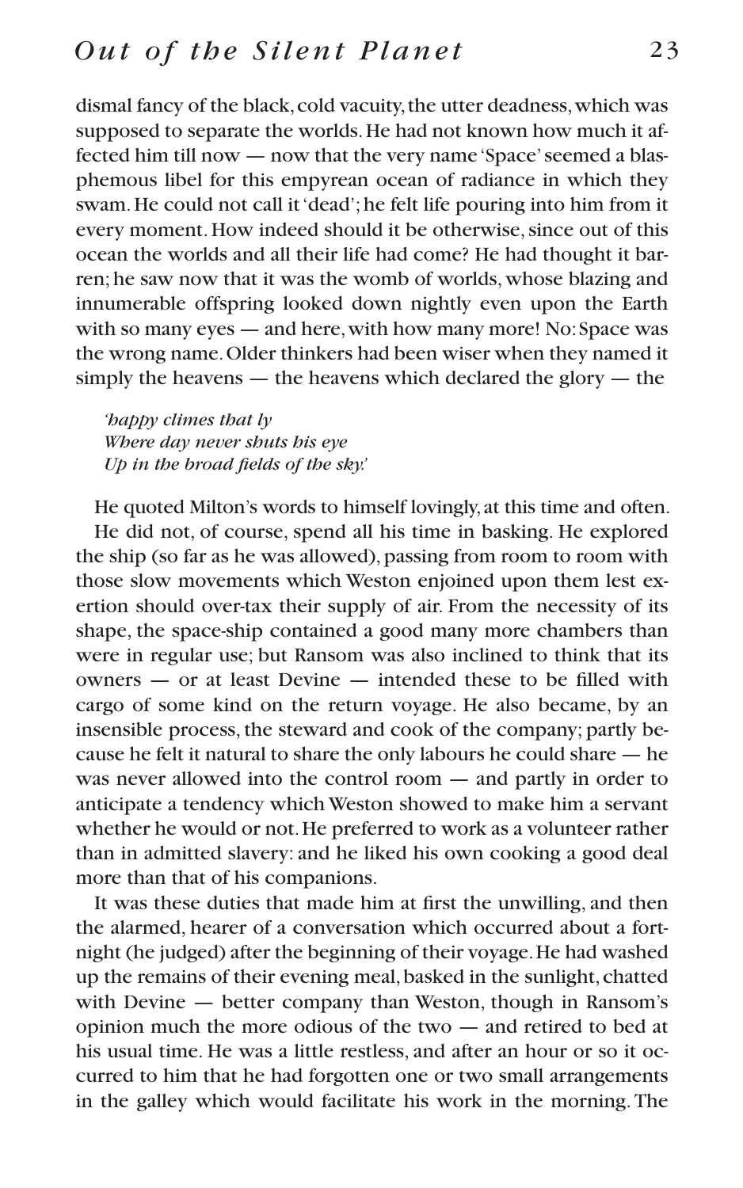dismal fancy of the black, cold vacuity, the utter deadness, which was supposed to separate the worlds. He had not known how much it affected him till now — now that the very name 'Space' seemed a blasphemous libel for this empyrean ocean of radiance in which they swam. He could not call it 'dead'; he felt life pouring into him from it every moment. How indeed should it be otherwise, since out of this ocean the worlds and all their life had come? He had thought it barren; he saw now that it was the womb of worlds, whose blazing and innumerable offspring looked down nightly even upon the Earth with so many eyes — and here, with how many more! No: Space was the wrong name. Older thinkers had been wiser when they named it simply the heavens — the heavens which declared the glory — the

> *'happy climes that ly*
> *Where day never shuts his eye*
> *Up in the broad fields of the sky.'*

He quoted Milton's words to himself lovingly, at this time and often.

He did not, of course, spend all his time in basking. He explored the ship (so far as he was allowed), passing from room to room with those slow movements which Weston enjoined upon them lest exertion should over-tax their supply of air. From the necessity of its shape, the space-ship contained a good many more chambers than were in regular use; but Ransom was also inclined to think that its owners — or at least Devine — intended these to be filled with cargo of some kind on the return voyage. He also became, by an insensible process, the steward and cook of the company; partly because he felt it natural to share the only labours he could share — he was never allowed into the control room — and partly in order to anticipate a tendency which Weston showed to make him a servant whether he would or not. He preferred to work as a volunteer rather than in admitted slavery: and he liked his own cooking a good deal more than that of his companions.

It was these duties that made him at first the unwilling, and then the alarmed, hearer of a conversation which occurred about a fortnight (he judged) after the beginning of their voyage. He had washed up the remains of their evening meal, basked in the sunlight, chatted with Devine — better company than Weston, though in Ransom's opinion much the more odious of the two — and retired to bed at his usual time. He was a little restless, and after an hour or so it occurred to him that he had forgotten one or two small arrangements in the galley which would facilitate his work in the morning. The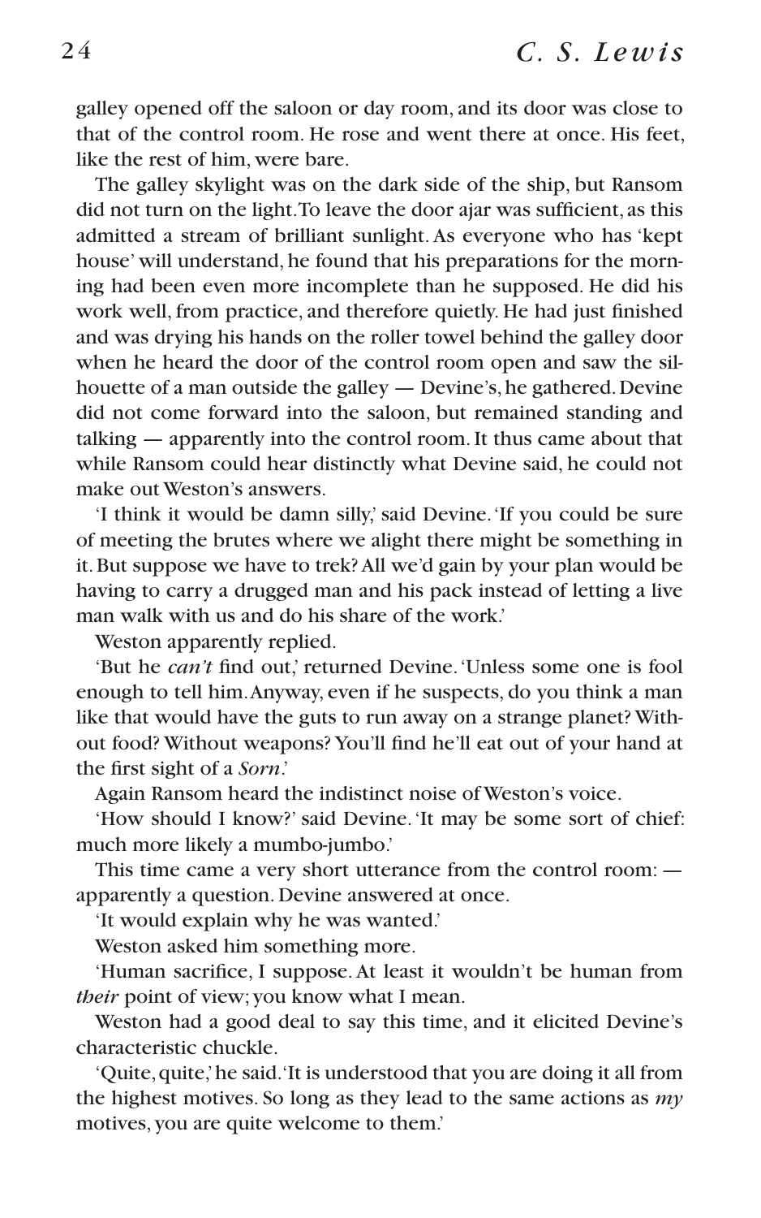galley opened off the saloon or day room, and its door was close to that of the control room. He rose and went there at once. His feet, like the rest of him, were bare.

The galley skylight was on the dark side of the ship, but Ransom did not turn on the light. To leave the door ajar was sufficient, as this admitted a stream of brilliant sunlight. As everyone who has 'kept house' will understand, he found that his preparations for the morning had been even more incomplete than he supposed. He did his work well, from practice, and therefore quietly. He had just finished and was drying his hands on the roller towel behind the galley door when he heard the door of the control room open and saw the silhouette of a man outside the galley — Devine's, he gathered. Devine did not come forward into the saloon, but remained standing and talking — apparently into the control room. It thus came about that while Ransom could hear distinctly what Devine said, he could not make out Weston's answers.

'I think it would be damn silly,' said Devine. 'If you could be sure of meeting the brutes where we alight there might be something in it. But suppose we have to trek? All we'd gain by your plan would be having to carry a drugged man and his pack instead of letting a live man walk with us and do his share of the work.'

Weston apparently replied.

'But he *can't* find out,' returned Devine. 'Unless some one is fool enough to tell him. Anyway, even if he suspects, do you think a man like that would have the guts to run away on a strange planet? Without food? Without weapons? You'll find he'll eat out of your hand at the first sight of a *Sorn*.'

Again Ransom heard the indistinct noise of Weston's voice.

'How should I know?' said Devine. 'It may be some sort of chief: much more likely a mumbo-jumbo.'

This time came a very short utterance from the control room: — apparently a question. Devine answered at once.

'It would explain why he was wanted.'

Weston asked him something more.

'Human sacrifice, I suppose. At least it wouldn't be human from *their* point of view; you know what I mean.

Weston had a good deal to say this time, and it elicited Devine's characteristic chuckle.

'Quite, quite,' he said. 'It is understood that you are doing it all from the highest motives. So long as they lead to the same actions as *my* motives, you are quite welcome to them.'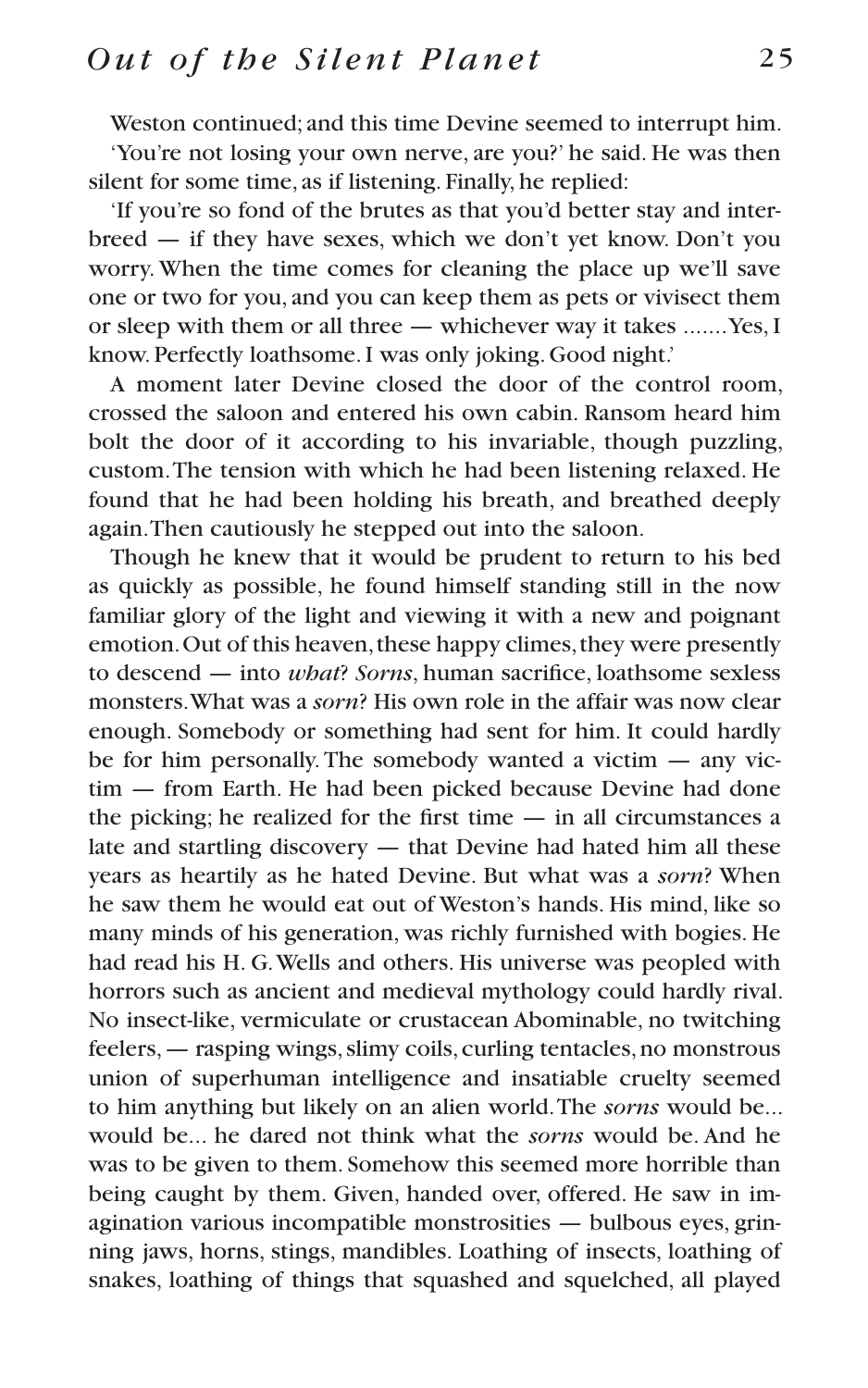Weston continued; and this time Devine seemed to interrupt him. 'You're not losing your own nerve, are you?' he said. He was then silent for some time, as if listening. Finally, he replied:

'If you're so fond of the brutes as that you'd better stay and interbreed — if they have sexes, which we don't yet know. Don't you worry. When the time comes for cleaning the place up we'll save one or two for you, and you can keep them as pets or vivisect them or sleep with them or all three — whichever way it takes .......Yes, I know. Perfectly loathsome. I was only joking. Good night.'

A moment later Devine closed the door of the control room, crossed the saloon and entered his own cabin. Ransom heard him bolt the door of it according to his invariable, though puzzling, custom. The tension with which he had been listening relaxed. He found that he had been holding his breath, and breathed deeply again. Then cautiously he stepped out into the saloon.

Though he knew that it would be prudent to return to his bed as quickly as possible, he found himself standing still in the now familiar glory of the light and viewing it with a new and poignant emotion. Out of this heaven, these happy climes, they were presently to descend — into *what*? *Sorns*, human sacrifice, loathsome sexless monsters. What was a *sorn*? His own role in the affair was now clear enough. Somebody or something had sent for him. It could hardly be for him personally. The somebody wanted a victim — any victim — from Earth. He had been picked because Devine had done the picking; he realized for the first time — in all circumstances a late and startling discovery — that Devine had hated him all these years as heartily as he hated Devine. But what was a *sorn*? When he saw them he would eat out of Weston's hands. His mind, like so many minds of his generation, was richly furnished with bogies. He had read his H. G. Wells and others. His universe was peopled with horrors such as ancient and medieval mythology could hardly rival. No insect-like, vermiculate or crustacean Abominable, no twitching feelers, — rasping wings, slimy coils, curling tentacles, no monstrous union of superhuman intelligence and insatiable cruelty seemed to him anything but likely on an alien world. The *sorns* would be... would be... he dared not think what the *sorns* would be. And he was to be given to them. Somehow this seemed more horrible than being caught by them. Given, handed over, offered. He saw in imagination various incompatible monstrosities — bulbous eyes, grinning jaws, horns, stings, mandibles. Loathing of insects, loathing of snakes, loathing of things that squashed and squelched, all played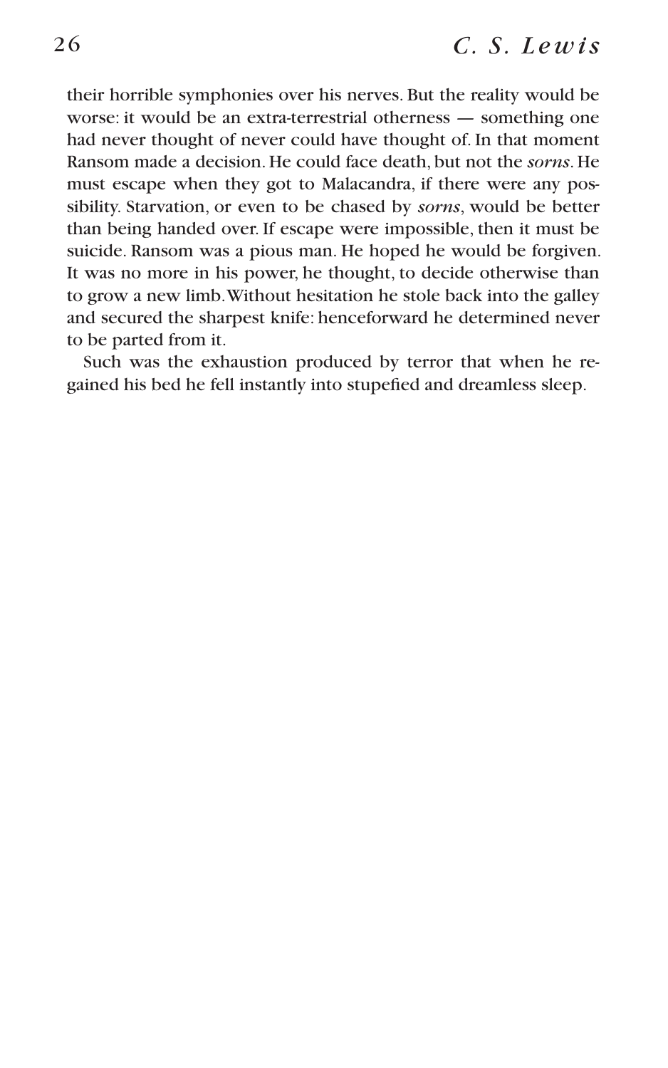their horrible symphonies over his nerves. But the reality would be worse: it would be an extra-terrestrial otherness — something one had never thought of never could have thought of. In that moment Ransom made a decision. He could face death, but not the *sorns*. He must escape when they got to Malacandra, if there were any possibility. Starvation, or even to be chased by *sorns*, would be better than being handed over. If escape were impossible, then it must be suicide. Ransom was a pious man. He hoped he would be forgiven. It was no more in his power, he thought, to decide otherwise than to grow a new limb. Without hesitation he stole back into the galley and secured the sharpest knife: henceforward he determined never to be parted from it.

Such was the exhaustion produced by terror that when he regained his bed he fell instantly into stupefied and dreamless sleep.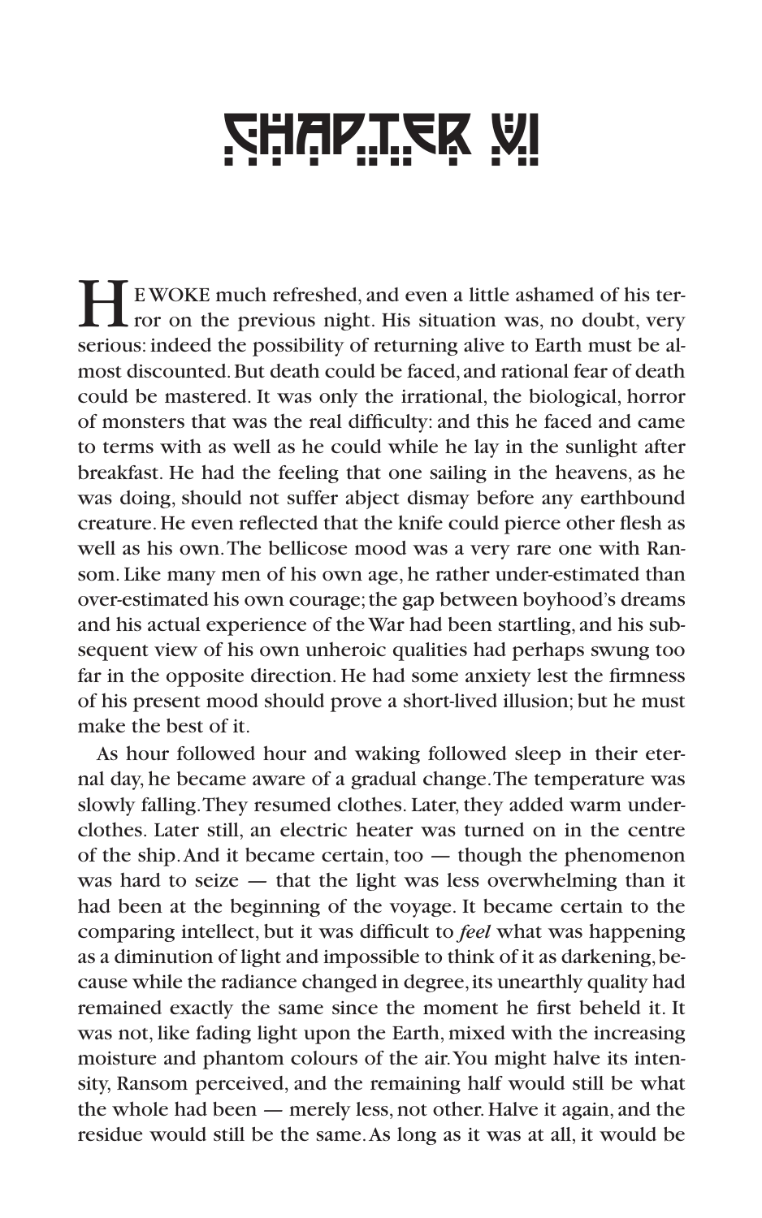# CHAPTER VI

HE WOKE much refreshed, and even a little ashamed of his terror on the previous night. His situation was, no doubt, very serious: indeed the possibility of returning alive to Earth must be almost discounted. But death could be faced, and rational fear of death could be mastered. It was only the irrational, the biological, horror of monsters that was the real difficulty: and this he faced and came to terms with as well as he could while he lay in the sunlight after breakfast. He had the feeling that one sailing in the heavens, as he was doing, should not suffer abject dismay before any earthbound creature. He even reflected that the knife could pierce other flesh as well as his own. The bellicose mood was a very rare one with Ransom. Like many men of his own age, he rather under-estimated than over-estimated his own courage; the gap between boyhood's dreams and his actual experience of the War had been startling, and his subsequent view of his own unheroic qualities had perhaps swung too far in the opposite direction. He had some anxiety lest the firmness of his present mood should prove a short-lived illusion; but he must make the best of it.

As hour followed hour and waking followed sleep in their eternal day, he became aware of a gradual change. The temperature was slowly falling. They resumed clothes. Later, they added warm underclothes. Later still, an electric heater was turned on in the centre of the ship. And it became certain, too — though the phenomenon was hard to seize — that the light was less overwhelming than it had been at the beginning of the voyage. It became certain to the comparing intellect, but it was difficult to *feel* what was happening as a diminution of light and impossible to think of it as darkening, because while the radiance changed in degree, its unearthly quality had remained exactly the same since the moment he first beheld it. It was not, like fading light upon the Earth, mixed with the increasing moisture and phantom colours of the air. You might halve its intensity, Ransom perceived, and the remaining half would still be what the whole had been — merely less, not other. Halve it again, and the residue would still be the same. As long as it was at all, it would be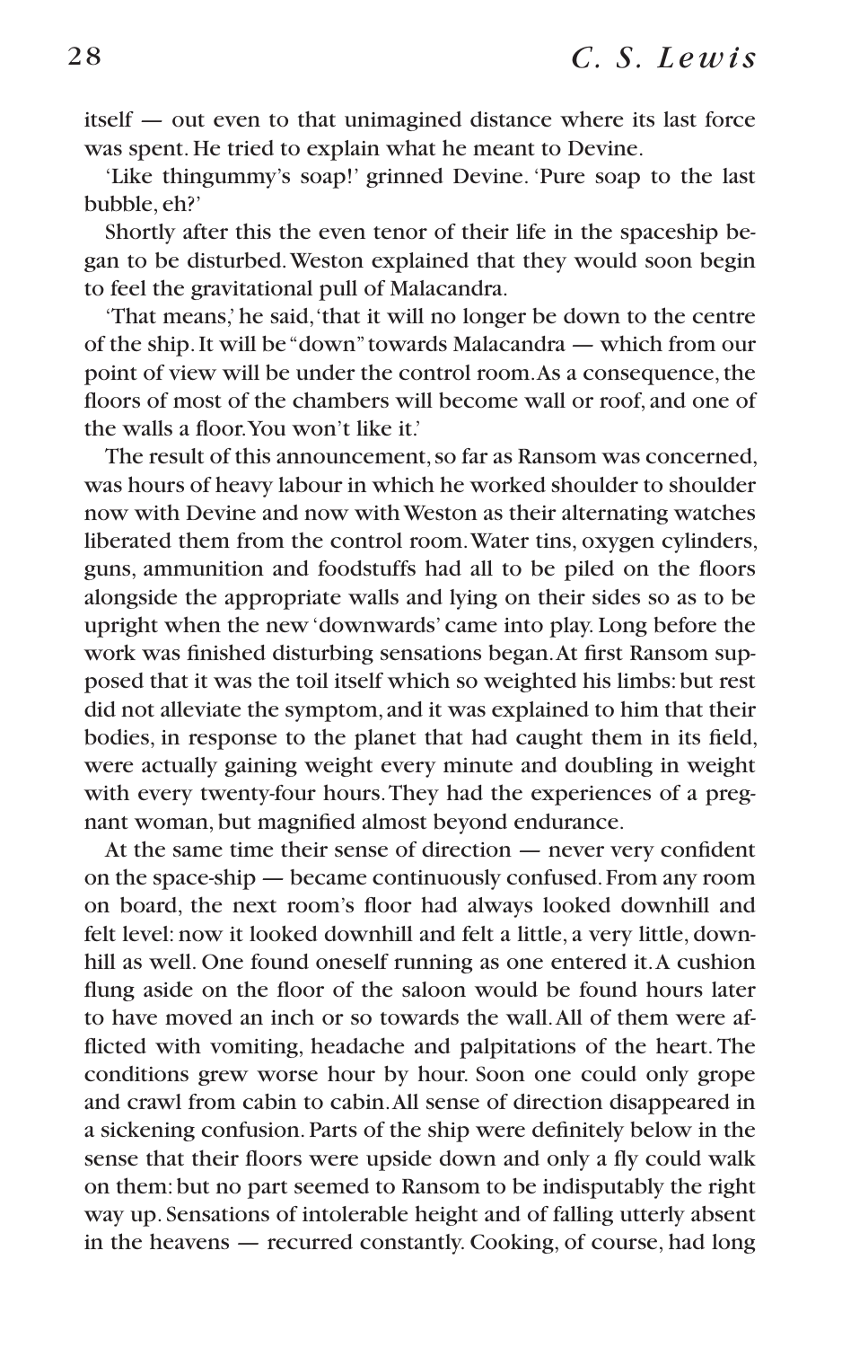itself — out even to that unimagined distance where its last force was spent. He tried to explain what he meant to Devine.

'Like thingummy's soap!' grinned Devine. 'Pure soap to the last bubble, eh?'

Shortly after this the even tenor of their life in the spaceship began to be disturbed. Weston explained that they would soon begin to feel the gravitational pull of Malacandra.

'That means,' he said, 'that it will no longer be down to the centre of the ship. It will be "down" towards Malacandra — which from our point of view will be under the control room. As a consequence, the floors of most of the chambers will become wall or roof, and one of the walls a floor. You won't like it.'

The result of this announcement, so far as Ransom was concerned, was hours of heavy labour in which he worked shoulder to shoulder now with Devine and now with Weston as their alternating watches liberated them from the control room. Water tins, oxygen cylinders, guns, ammunition and foodstuffs had all to be piled on the floors alongside the appropriate walls and lying on their sides so as to be upright when the new 'downwards' came into play. Long before the work was finished disturbing sensations began. At first Ransom supposed that it was the toil itself which so weighted his limbs: but rest did not alleviate the symptom, and it was explained to him that their bodies, in response to the planet that had caught them in its field, were actually gaining weight every minute and doubling in weight with every twenty-four hours. They had the experiences of a pregnant woman, but magnified almost beyond endurance.

At the same time their sense of direction — never very confident on the space-ship — became continuously confused. From any room on board, the next room's floor had always looked downhill and felt level: now it looked downhill and felt a little, a very little, downhill as well. One found oneself running as one entered it. A cushion flung aside on the floor of the saloon would be found hours later to have moved an inch or so towards the wall. All of them were afflicted with vomiting, headache and palpitations of the heart. The conditions grew worse hour by hour. Soon one could only grope and crawl from cabin to cabin. All sense of direction disappeared in a sickening confusion. Parts of the ship were definitely below in the sense that their floors were upside down and only a fly could walk on them: but no part seemed to Ransom to be indisputably the right way up. Sensations of intolerable height and of falling utterly absent in the heavens — recurred constantly. Cooking, of course, had long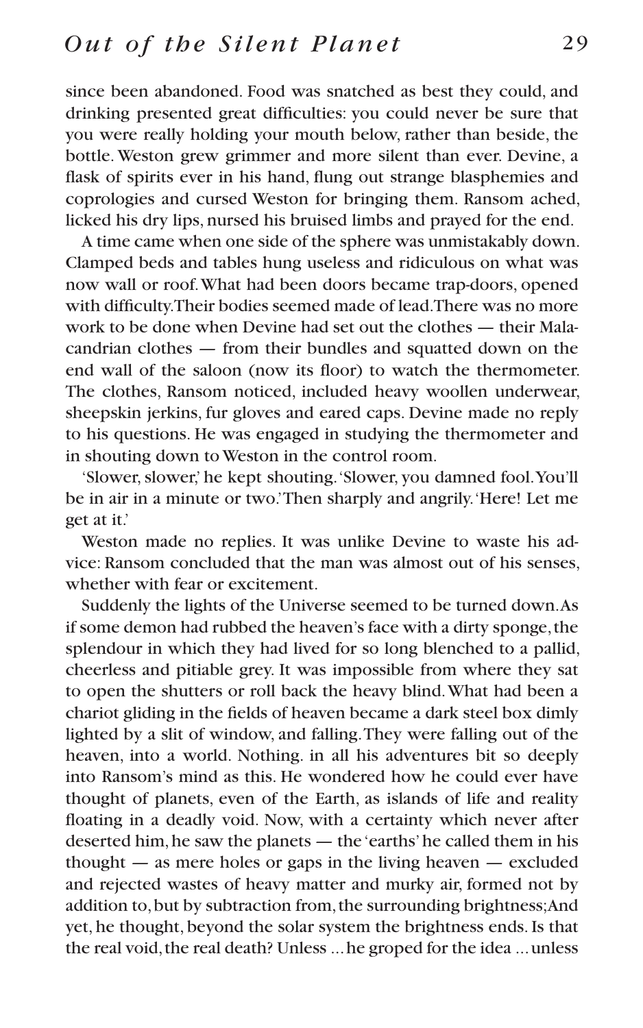since been abandoned. Food was snatched as best they could, and drinking presented great difficulties: you could never be sure that you were really holding your mouth below, rather than beside, the bottle. Weston grew grimmer and more silent than ever. Devine, a flask of spirits ever in his hand, flung out strange blasphemies and coprologies and cursed Weston for bringing them. Ransom ached, licked his dry lips, nursed his bruised limbs and prayed for the end.

A time came when one side of the sphere was unmistakably down. Clamped beds and tables hung useless and ridiculous on what was now wall or roof. What had been doors became trap-doors, opened with difficulty. Their bodies seemed made of lead. There was no more work to be done when Devine had set out the clothes — their Malacandrian clothes — from their bundles and squatted down on the end wall of the saloon (now its floor) to watch the thermometer. The clothes, Ransom noticed, included heavy woollen underwear, sheepskin jerkins, fur gloves and eared caps. Devine made no reply to his questions. He was engaged in studying the thermometer and in shouting down to Weston in the control room.

'Slower, slower,' he kept shouting. 'Slower, you damned fool. You'll be in air in a minute or two.' Then sharply and angrily. 'Here! Let me get at it.'

Weston made no replies. It was unlike Devine to waste his advice: Ransom concluded that the man was almost out of his senses, whether with fear or excitement.

Suddenly the lights of the Universe seemed to be turned down. As if some demon had rubbed the heaven's face with a dirty sponge, the splendour in which they had lived for so long blenched to a pallid, cheerless and pitiable grey. It was impossible from where they sat to open the shutters or roll back the heavy blind. What had been a chariot gliding in the fields of heaven became a dark steel box dimly lighted by a slit of window, and falling. They were falling out of the heaven, into a world. Nothing. in all his adventures bit so deeply into Ransom's mind as this. He wondered how he could ever have thought of planets, even of the Earth, as islands of life and reality floating in a deadly void. Now, with a certainty which never after deserted him, he saw the planets — the 'earths' he called them in his thought — as mere holes or gaps in the living heaven — excluded and rejected wastes of heavy matter and murky air, formed not by addition to, but by subtraction from, the surrounding brightness; And yet, he thought, beyond the solar system the brightness ends. Is that the real void, the real death? Unless ... he groped for the idea ... unless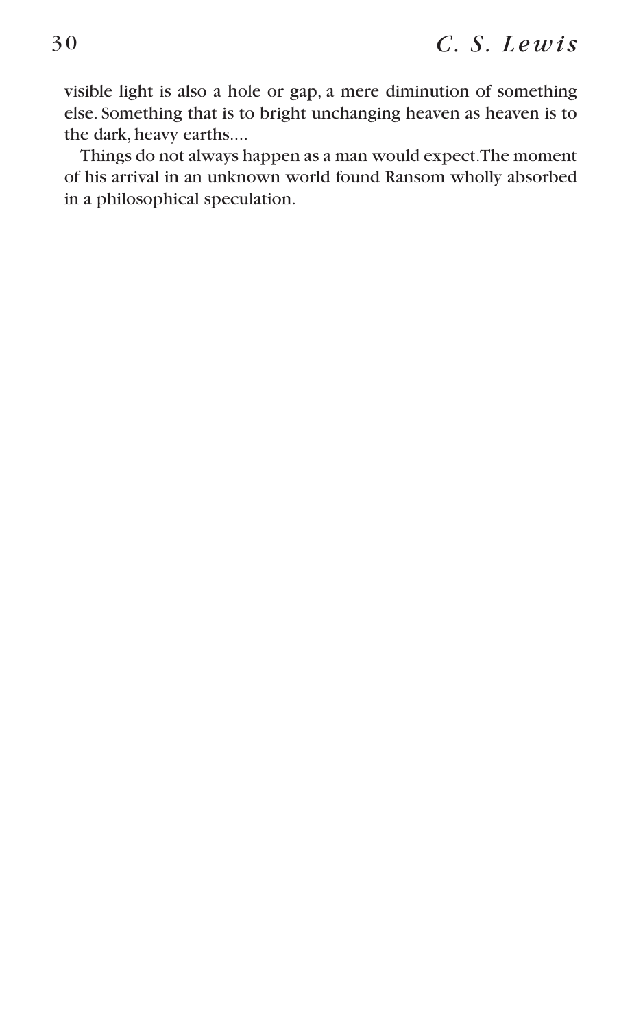visible light is also a hole or gap, a mere diminution of something else. Something that is to bright unchanging heaven as heaven is to the dark, heavy earths....

Things do not always happen as a man would expect.The moment of his arrival in an unknown world found Ransom wholly absorbed in a philosophical speculation.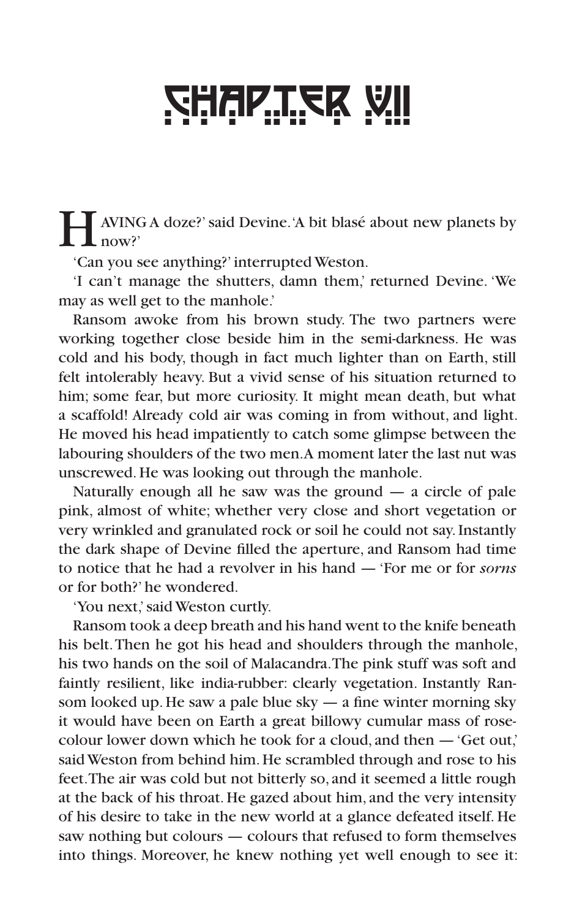# CHAPTER VII

HAVING A doze?' said Devine. 'A bit blasé about new planets by now?'

'Can you see anything?' interrupted Weston.

'I can't manage the shutters, damn them,' returned Devine. 'We may as well get to the manhole.'

Ransom awoke from his brown study. The two partners were working together close beside him in the semi-darkness. He was cold and his body, though in fact much lighter than on Earth, still felt intolerably heavy. But a vivid sense of his situation returned to him; some fear, but more curiosity. It might mean death, but what a scaffold! Already cold air was coming in from without, and light. He moved his head impatiently to catch some glimpse between the labouring shoulders of the two men. A moment later the last nut was unscrewed. He was looking out through the manhole.

Naturally enough all he saw was the ground — a circle of pale pink, almost of white; whether very close and short vegetation or very wrinkled and granulated rock or soil he could not say. Instantly the dark shape of Devine filled the aperture, and Ransom had time to notice that he had a revolver in his hand — 'For me or for *sorns* or for both?' he wondered.

'You next,' said Weston curtly.

Ransom took a deep breath and his hand went to the knife beneath his belt. Then he got his head and shoulders through the manhole, his two hands on the soil of Malacandra. The pink stuff was soft and faintly resilient, like india-rubber: clearly vegetation. Instantly Ransom looked up. He saw a pale blue sky — a fine winter morning sky it would have been on Earth a great billowy cumular mass of rose-colour lower down which he took for a cloud, and then — 'Get out,' said Weston from behind him. He scrambled through and rose to his feet. The air was cold but not bitterly so, and it seemed a little rough at the back of his throat. He gazed about him, and the very intensity of his desire to take in the new world at a glance defeated itself. He saw nothing but colours — colours that refused to form themselves into things. Moreover, he knew nothing yet well enough to see it: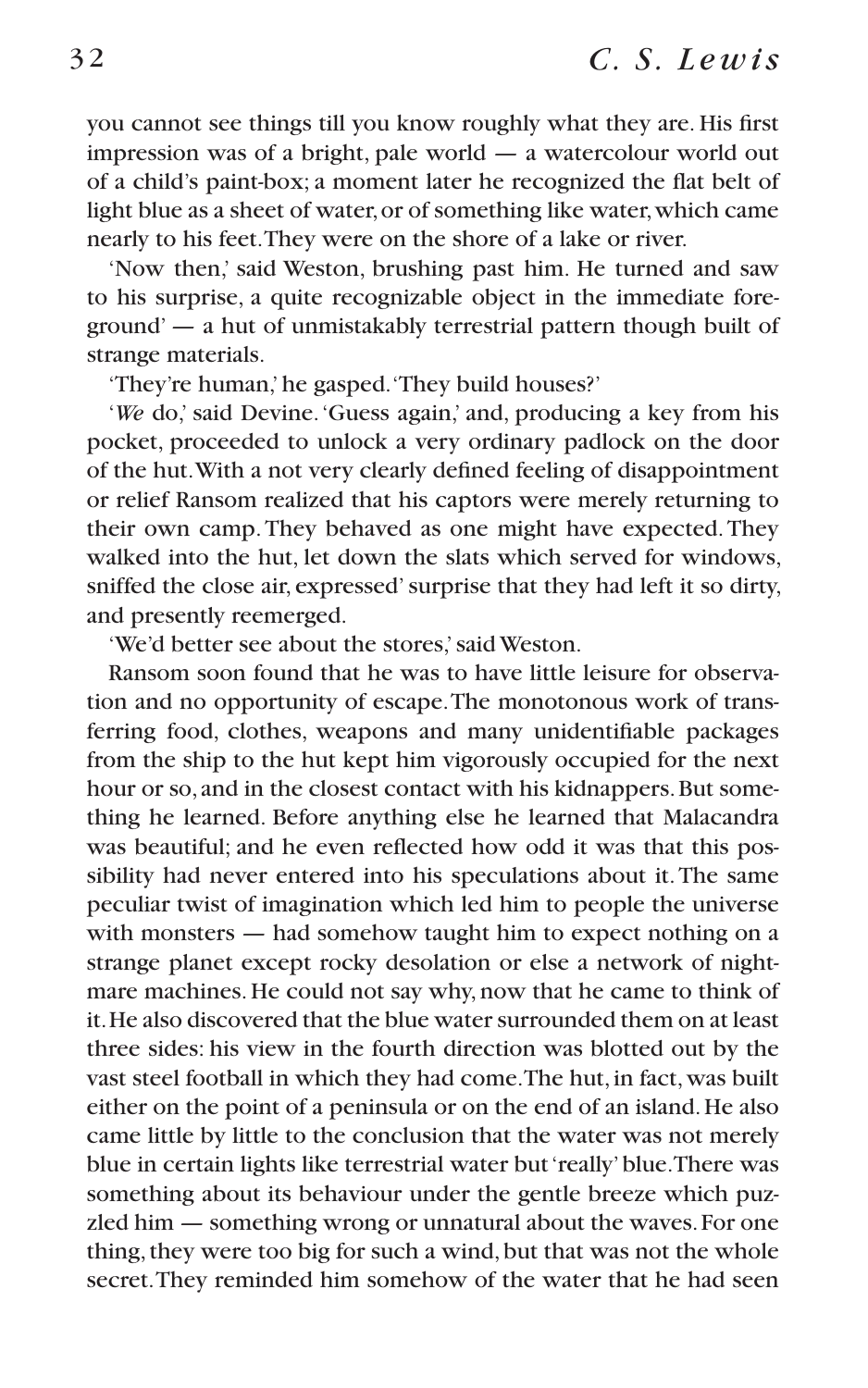you cannot see things till you know roughly what they are. His first impression was of a bright, pale world — a watercolour world out of a child's paint-box; a moment later he recognized the flat belt of light blue as a sheet of water, or of something like water, which came nearly to his feet. They were on the shore of a lake or river.

'Now then,' said Weston, brushing past him. He turned and saw to his surprise, a quite recognizable object in the immediate foreground' — a hut of unmistakably terrestrial pattern though built of strange materials.

'They're human,' he gasped. 'They build houses?'

'*We* do,' said Devine. 'Guess again,' and, producing a key from his pocket, proceeded to unlock a very ordinary padlock on the door of the hut. With a not very clearly defined feeling of disappointment or relief Ransom realized that his captors were merely returning to their own camp. They behaved as one might have expected. They walked into the hut, let down the slats which served for windows, sniffed the close air, expressed' surprise that they had left it so dirty, and presently reemerged.

'We'd better see about the stores,' said Weston.

Ransom soon found that he was to have little leisure for observation and no opportunity of escape. The monotonous work of transferring food, clothes, weapons and many unidentifiable packages from the ship to the hut kept him vigorously occupied for the next hour or so, and in the closest contact with his kidnappers. But something he learned. Before anything else he learned that Malacandra was beautiful; and he even reflected how odd it was that this possibility had never entered into his speculations about it. The same peculiar twist of imagination which led him to people the universe with monsters — had somehow taught him to expect nothing on a strange planet except rocky desolation or else a network of nightmare machines. He could not say why, now that he came to think of it. He also discovered that the blue water surrounded them on at least three sides: his view in the fourth direction was blotted out by the vast steel football in which they had come. The hut, in fact, was built either on the point of a peninsula or on the end of an island. He also came little by little to the conclusion that the water was not merely blue in certain lights like terrestrial water but 'really' blue. There was something about its behaviour under the gentle breeze which puzzled him — something wrong or unnatural about the waves. For one thing, they were too big for such a wind, but that was not the whole secret. They reminded him somehow of the water that he had seen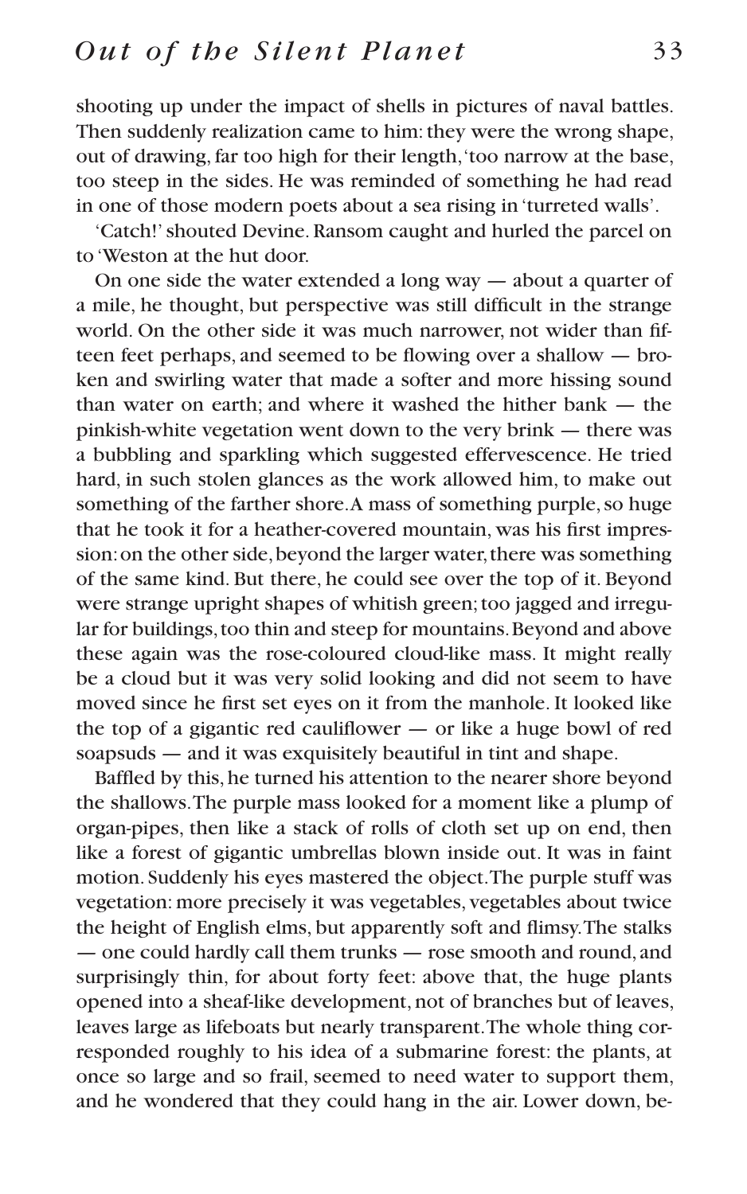shooting up under the impact of shells in pictures of naval battles. Then suddenly realization came to him: they were the wrong shape, out of drawing, far too high for their length, 'too narrow at the base, too steep in the sides. He was reminded of something he had read in one of those modern poets about a sea rising in 'turreted walls'.

'Catch!' shouted Devine. Ransom caught and hurled the parcel on to 'Weston at the hut door.

On one side the water extended a long way — about a quarter of a mile, he thought, but perspective was still difficult in the strange world. On the other side it was much narrower, not wider than fifteen feet perhaps, and seemed to be flowing over a shallow — broken and swirling water that made a softer and more hissing sound than water on earth; and where it washed the hither bank — the pinkish-white vegetation went down to the very brink — there was a bubbling and sparkling which suggested effervescence. He tried hard, in such stolen glances as the work allowed him, to make out something of the farther shore. A mass of something purple, so huge that he took it for a heather-covered mountain, was his first impression: on the other side, beyond the larger water, there was something of the same kind. But there, he could see over the top of it. Beyond were strange upright shapes of whitish green; too jagged and irregular for buildings, too thin and steep for mountains. Beyond and above these again was the rose-coloured cloud-like mass. It might really be a cloud but it was very solid looking and did not seem to have moved since he first set eyes on it from the manhole. It looked like the top of a gigantic red cauliflower — or like a huge bowl of red soapsuds — and it was exquisitely beautiful in tint and shape.

Baffled by this, he turned his attention to the nearer shore beyond the shallows. The purple mass looked for a moment like a plump of organ-pipes, then like a stack of rolls of cloth set up on end, then like a forest of gigantic umbrellas blown inside out. It was in faint motion. Suddenly his eyes mastered the object. The purple stuff was vegetation: more precisely it was vegetables, vegetables about twice the height of English elms, but apparently soft and flimsy. The stalks — one could hardly call them trunks — rose smooth and round, and surprisingly thin, for about forty feet: above that, the huge plants opened into a sheaf-like development, not of branches but of leaves, leaves large as lifeboats but nearly transparent. The whole thing corresponded roughly to his idea of a submarine forest: the plants, at once so large and so frail, seemed to need water to support them, and he wondered that they could hang in the air. Lower down, be-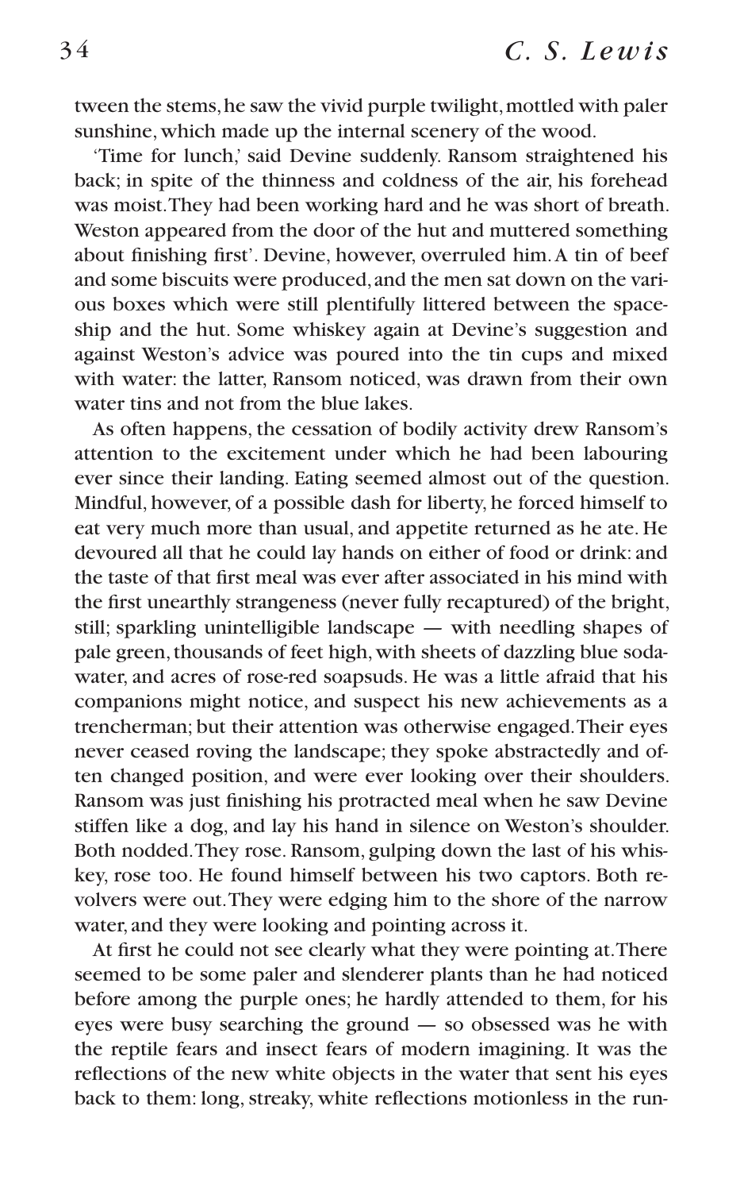tween the stems, he saw the vivid purple twilight, mottled with paler sunshine, which made up the internal scenery of the wood.

'Time for lunch,' said Devine suddenly. Ransom straightened his back; in spite of the thinness and coldness of the air, his forehead was moist. They had been working hard and he was short of breath. Weston appeared from the door of the hut and muttered something about finishing first'. Devine, however, overruled him. A tin of beef and some biscuits were produced, and the men sat down on the various boxes which were still plentifully littered between the spaceship and the hut. Some whiskey again at Devine's suggestion and against Weston's advice was poured into the tin cups and mixed with water: the latter, Ransom noticed, was drawn from their own water tins and not from the blue lakes.

As often happens, the cessation of bodily activity drew Ransom's attention to the excitement under which he had been labouring ever since their landing. Eating seemed almost out of the question. Mindful, however, of a possible dash for liberty, he forced himself to eat very much more than usual, and appetite returned as he ate. He devoured all that he could lay hands on either of food or drink: and the taste of that first meal was ever after associated in his mind with the first unearthly strangeness (never fully recaptured) of the bright, still; sparkling unintelligible landscape — with needling shapes of pale green, thousands of feet high, with sheets of dazzling blue soda-water, and acres of rose-red soapsuds. He was a little afraid that his companions might notice, and suspect his new achievements as a trencherman; but their attention was otherwise engaged. Their eyes never ceased roving the landscape; they spoke abstractedly and often changed position, and were ever looking over their shoulders. Ransom was just finishing his protracted meal when he saw Devine stiffen like a dog, and lay his hand in silence on Weston's shoulder. Both nodded. They rose. Ransom, gulping down the last of his whiskey, rose too. He found himself between his two captors. Both revolvers were out. They were edging him to the shore of the narrow water, and they were looking and pointing across it.

At first he could not see clearly what they were pointing at. There seemed to be some paler and slenderer plants than he had noticed before among the purple ones; he hardly attended to them, for his eyes were busy searching the ground — so obsessed was he with the reptile fears and insect fears of modern imagining. It was the reflections of the new white objects in the water that sent his eyes back to them: long, streaky, white reflections motionless in the run-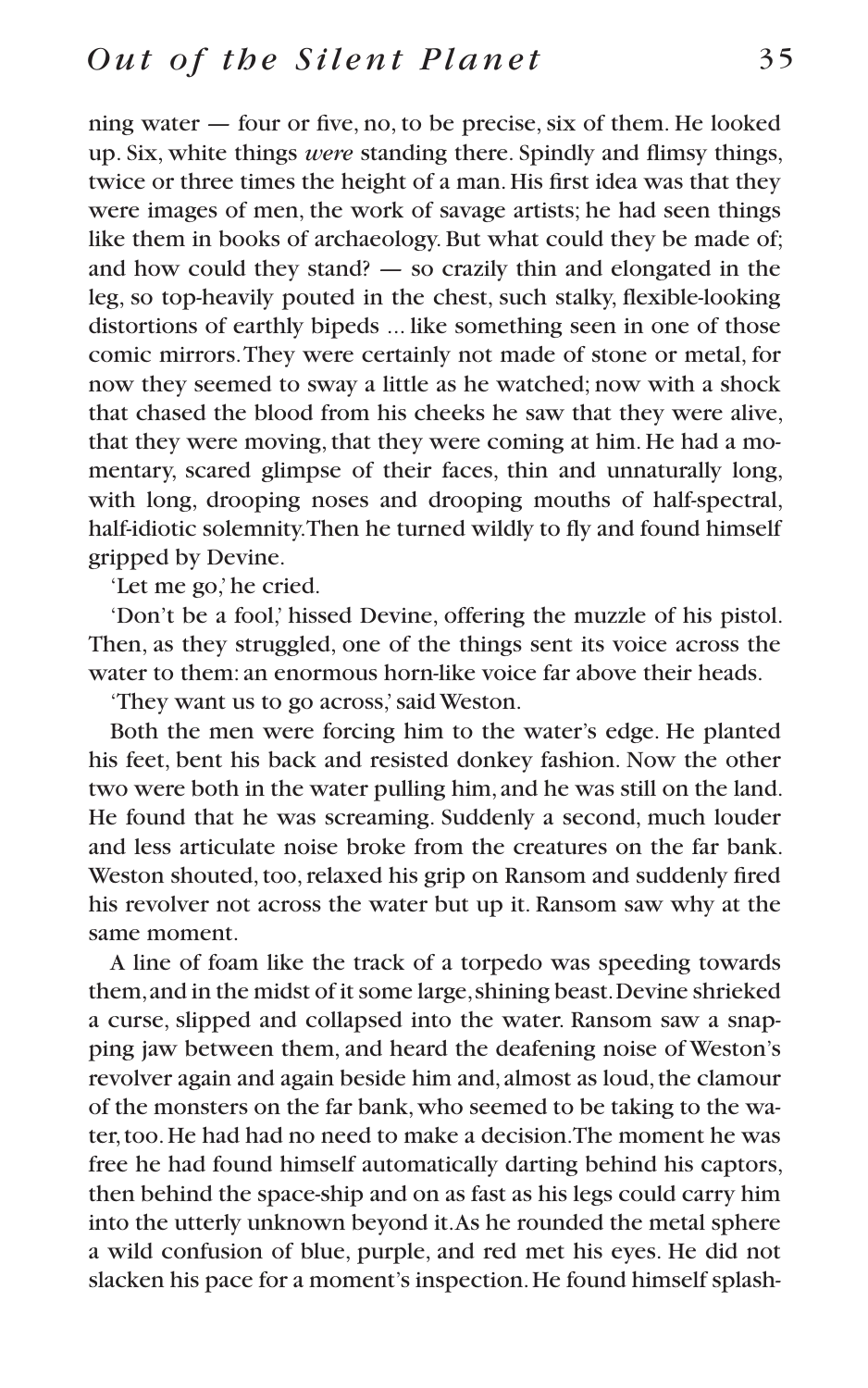ning water — four or five, no, to be precise, six of them. He looked up. Six, white things *were* standing there. Spindly and flimsy things, twice or three times the height of a man. His first idea was that they were images of men, the work of savage artists; he had seen things like them in books of archaeology. But what could they be made of; and how could they stand? — so crazily thin and elongated in the leg, so top-heavily pouted in the chest, such stalky, flexible-looking distortions of earthly bipeds ... like something seen in one of those comic mirrors. They were certainly not made of stone or metal, for now they seemed to sway a little as he watched; now with a shock that chased the blood from his cheeks he saw that they were alive, that they were moving, that they were coming at him. He had a momentary, scared glimpse of their faces, thin and unnaturally long, with long, drooping noses and drooping mouths of half-spectral, half-idiotic solemnity. Then he turned wildly to fly and found himself gripped by Devine.

'Let me go,' he cried.

'Don't be a fool,' hissed Devine, offering the muzzle of his pistol. Then, as they struggled, one of the things sent its voice across the water to them: an enormous horn-like voice far above their heads.

'They want us to go across,' said Weston.

Both the men were forcing him to the water's edge. He planted his feet, bent his back and resisted donkey fashion. Now the other two were both in the water pulling him, and he was still on the land. He found that he was screaming. Suddenly a second, much louder and less articulate noise broke from the creatures on the far bank. Weston shouted, too, relaxed his grip on Ransom and suddenly fired his revolver not across the water but up it. Ransom saw why at the same moment.

A line of foam like the track of a torpedo was speeding towards them, and in the midst of it some large, shining beast. Devine shrieked a curse, slipped and collapsed into the water. Ransom saw a snapping jaw between them, and heard the deafening noise of Weston's revolver again and again beside him and, almost as loud, the clamour of the monsters on the far bank, who seemed to be taking to the water, too. He had had no need to make a decision. The moment he was free he had found himself automatically darting behind his captors, then behind the space-ship and on as fast as his legs could carry him into the utterly unknown beyond it. As he rounded the metal sphere a wild confusion of blue, purple, and red met his eyes. He did not slacken his pace for a moment's inspection. He found himself splash-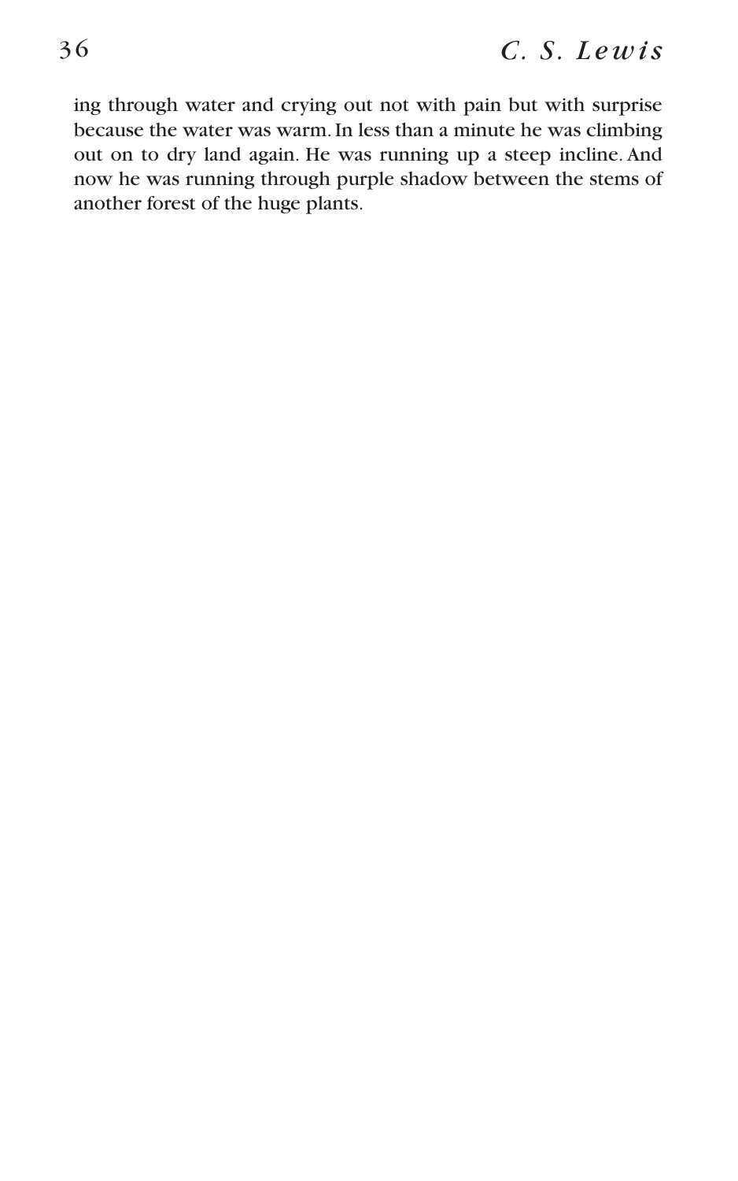ing through water and crying out not with pain but with surprise because the water was warm. In less than a minute he was climbing out on to dry land again. He was running up a steep incline. And now he was running through purple shadow between the stems of another forest of the huge plants.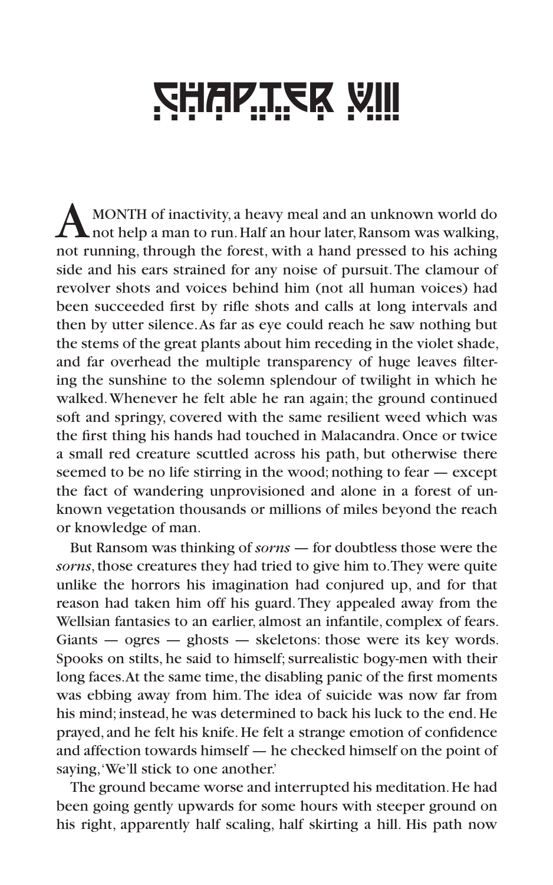# CHAPTER VIII

A MONTH of inactivity, a heavy meal and an unknown world do not help a man to run. Half an hour later, Ransom was walking, not running, through the forest, with a hand pressed to his aching side and his ears strained for any noise of pursuit. The clamour of revolver shots and voices behind him (not all human voices) had been succeeded first by rifle shots and calls at long intervals and then by utter silence. As far as eye could reach he saw nothing but the stems of the great plants about him receding in the violet shade, and far overhead the multiple transparency of huge leaves filtering the sunshine to the solemn splendour of twilight in which he walked. Whenever he felt able he ran again; the ground continued soft and springy, covered with the same resilient weed which was the first thing his hands had touched in Malacandra. Once or twice a small red creature scuttled across his path, but otherwise there seemed to be no life stirring in the wood; nothing to fear — except the fact of wandering unprovisioned and alone in a forest of unknown vegetation thousands or millions of miles beyond the reach or knowledge of man.

But Ransom was thinking of *sorns* — for doubtless those were the *sorns*, those creatures they had tried to give him to. They were quite unlike the horrors his imagination had conjured up, and for that reason had taken him off his guard. They appealed away from the Wellsian fantasies to an earlier, almost an infantile, complex of fears. Giants — ogres — ghosts — skeletons: those were its key words. Spooks on stilts, he said to himself; surrealistic bogy-men with their long faces. At the same time, the disabling panic of the first moments was ebbing away from him. The idea of suicide was now far from his mind; instead, he was determined to back his luck to the end. He prayed, and he felt his knife. He felt a strange emotion of confidence and affection towards himself — he checked himself on the point of saying, 'We'll stick to one another.'

The ground became worse and interrupted his meditation. He had been going gently upwards for some hours with steeper ground on his right, apparently half scaling, half skirting a hill. His path now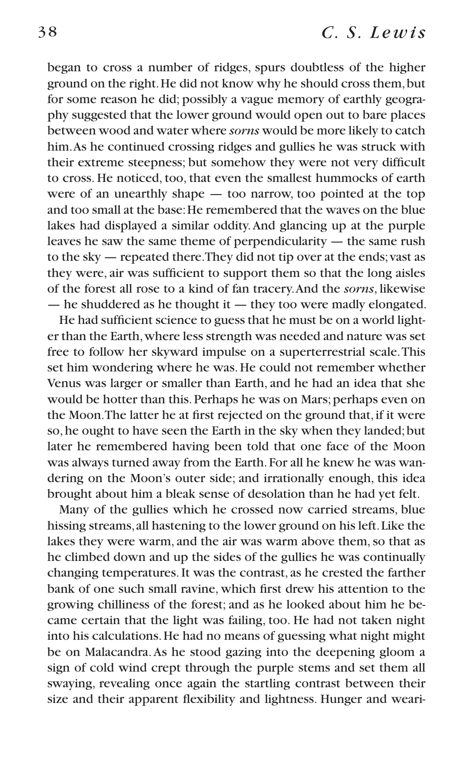began to cross a number of ridges, spurs doubtless of the higher ground on the right. He did not know why he should cross them, but for some reason he did; possibly a vague memory of earthly geography suggested that the lower ground would open out to bare places between wood and water where *sorns* would be more likely to catch him. As he continued crossing ridges and gullies he was struck with their extreme steepness; but somehow they were not very difficult to cross. He noticed, too, that even the smallest hummocks of earth were of an unearthly shape — too narrow, too pointed at the top and too small at the base: He remembered that the waves on the blue lakes had displayed a similar oddity. And glancing up at the purple leaves he saw the same theme of perpendicularity — the same rush to the sky — repeated there. They did not tip over at the ends; vast as they were, air was sufficient to support them so that the long aisles of the forest all rose to a kind of fan tracery. And the *sorns*, likewise — he shuddered as he thought it — they too were madly elongated.

He had sufficient science to guess that he must be on a world lighter than the Earth, where less strength was needed and nature was set free to follow her skyward impulse on a superterrestrial scale. This set him wondering where he was. He could not remember whether Venus was larger or smaller than Earth, and he had an idea that she would be hotter than this. Perhaps he was on Mars; perhaps even on the Moon. The latter he at first rejected on the ground that, if it were so, he ought to have seen the Earth in the sky when they landed; but later he remembered having been told that one face of the Moon was always turned away from the Earth. For all he knew he was wandering on the Moon's outer side; and irrationally enough, this idea brought about him a bleak sense of desolation than he had yet felt.

Many of the gullies which he crossed now carried streams, blue hissing streams, all hastening to the lower ground on his left. Like the lakes they were warm, and the air was warm above them, so that as he climbed down and up the sides of the gullies he was continually changing temperatures. It was the contrast, as he crested the farther bank of one such small ravine, which first drew his attention to the growing chilliness of the forest; and as he looked about him he became certain that the light was failing, too. He had not taken night into his calculations. He had no means of guessing what night might be on Malacandra. As he stood gazing into the deepening gloom a sign of cold wind crept through the purple stems and set them all swaying, revealing once again the startling contrast between their size and their apparent flexibility and lightness. Hunger and weari-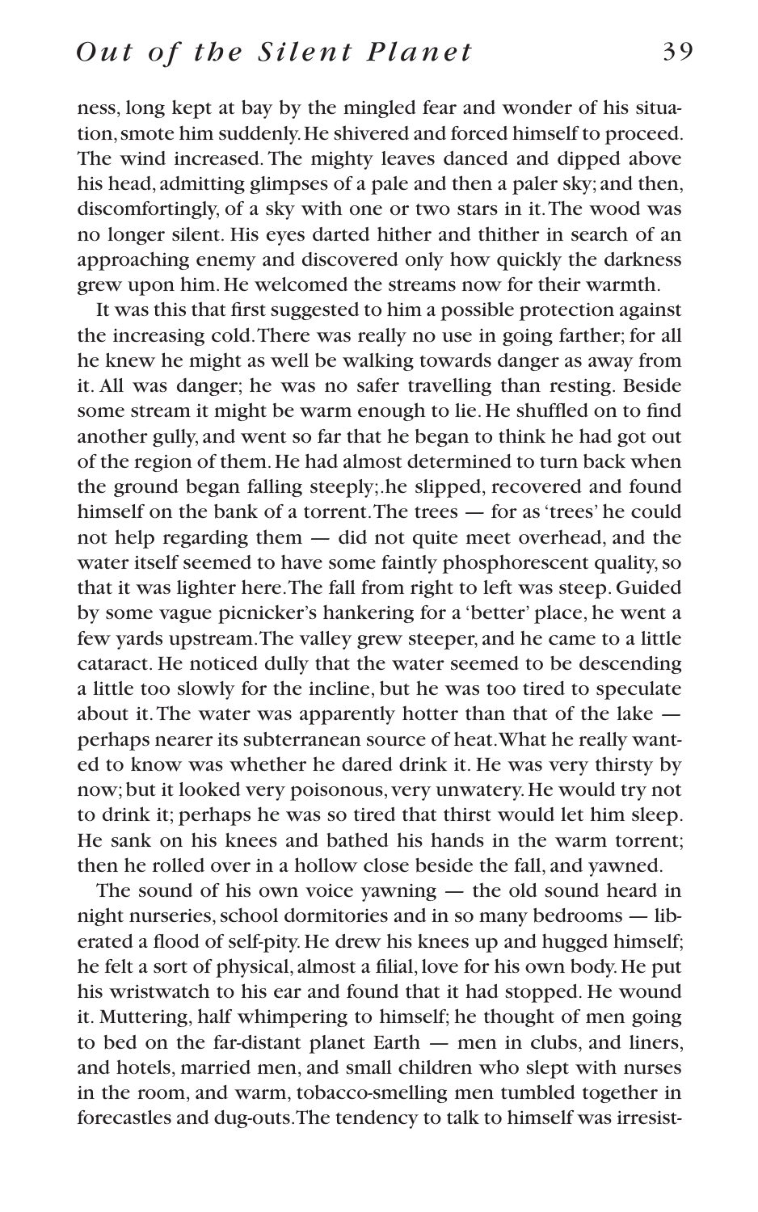ness, long kept at bay by the mingled fear and wonder of his situation, smote him suddenly. He shivered and forced himself to proceed. The wind increased. The mighty leaves danced and dipped above his head, admitting glimpses of a pale and then a paler sky; and then, discomfortingly, of a sky with one or two stars in it. The wood was no longer silent. His eyes darted hither and thither in search of an approaching enemy and discovered only how quickly the darkness grew upon him. He welcomed the streams now for their warmth.

It was this that first suggested to him a possible protection against the increasing cold. There was really no use in going farther; for all he knew he might as well be walking towards danger as away from it. All was danger; he was no safer travelling than resting. Beside some stream it might be warm enough to lie. He shuffled on to find another gully, and went so far that he began to think he had got out of the region of them. He had almost determined to turn back when the ground began falling steeply;.he slipped, recovered and found himself on the bank of a torrent. The trees — for as 'trees' he could not help regarding them — did not quite meet overhead, and the water itself seemed to have some faintly phosphorescent quality, so that it was lighter here. The fall from right to left was steep. Guided by some vague picnicker's hankering for a 'better' place, he went a few yards upstream. The valley grew steeper, and he came to a little cataract. He noticed dully that the water seemed to be descending a little too slowly for the incline, but he was too tired to speculate about it. The water was apparently hotter than that of the lake — perhaps nearer its subterranean source of heat. What he really wanted to know was whether he dared drink it. He was very thirsty by now; but it looked very poisonous, very unwatery. He would try not to drink it; perhaps he was so tired that thirst would let him sleep. He sank on his knees and bathed his hands in the warm torrent; then he rolled over in a hollow close beside the fall, and yawned.

The sound of his own voice yawning — the old sound heard in night nurseries, school dormitories and in so many bedrooms — liberated a flood of self-pity. He drew his knees up and hugged himself; he felt a sort of physical, almost a filial, love for his own body. He put his wristwatch to his ear and found that it had stopped. He wound it. Muttering, half whimpering to himself; he thought of men going to bed on the far-distant planet Earth — men in clubs, and liners, and hotels, married men, and small children who slept with nurses in the room, and warm, tobacco-smelling men tumbled together in forecastles and dug-outs. The tendency to talk to himself was irresist-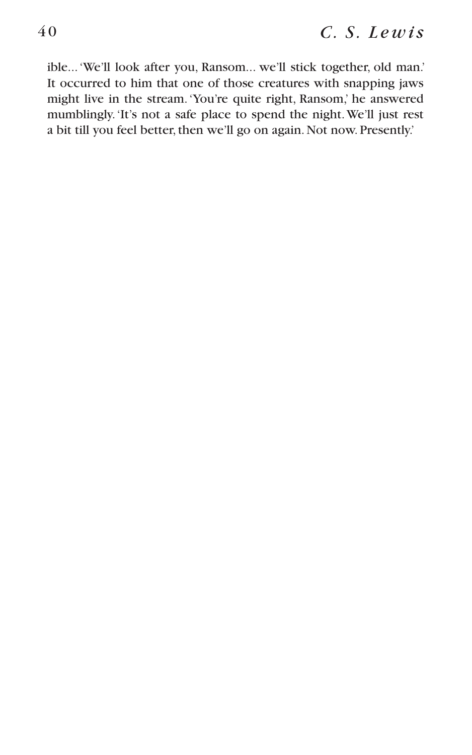ible... 'We'll look after you, Ransom... we'll stick together, old man.' It occurred to him that one of those creatures with snapping jaws might live in the stream. 'You're quite right, Ransom,' he answered mumblingly. 'It's not a safe place to spend the night. We'll just rest a bit till you feel better, then we'll go on again. Not now. Presently.'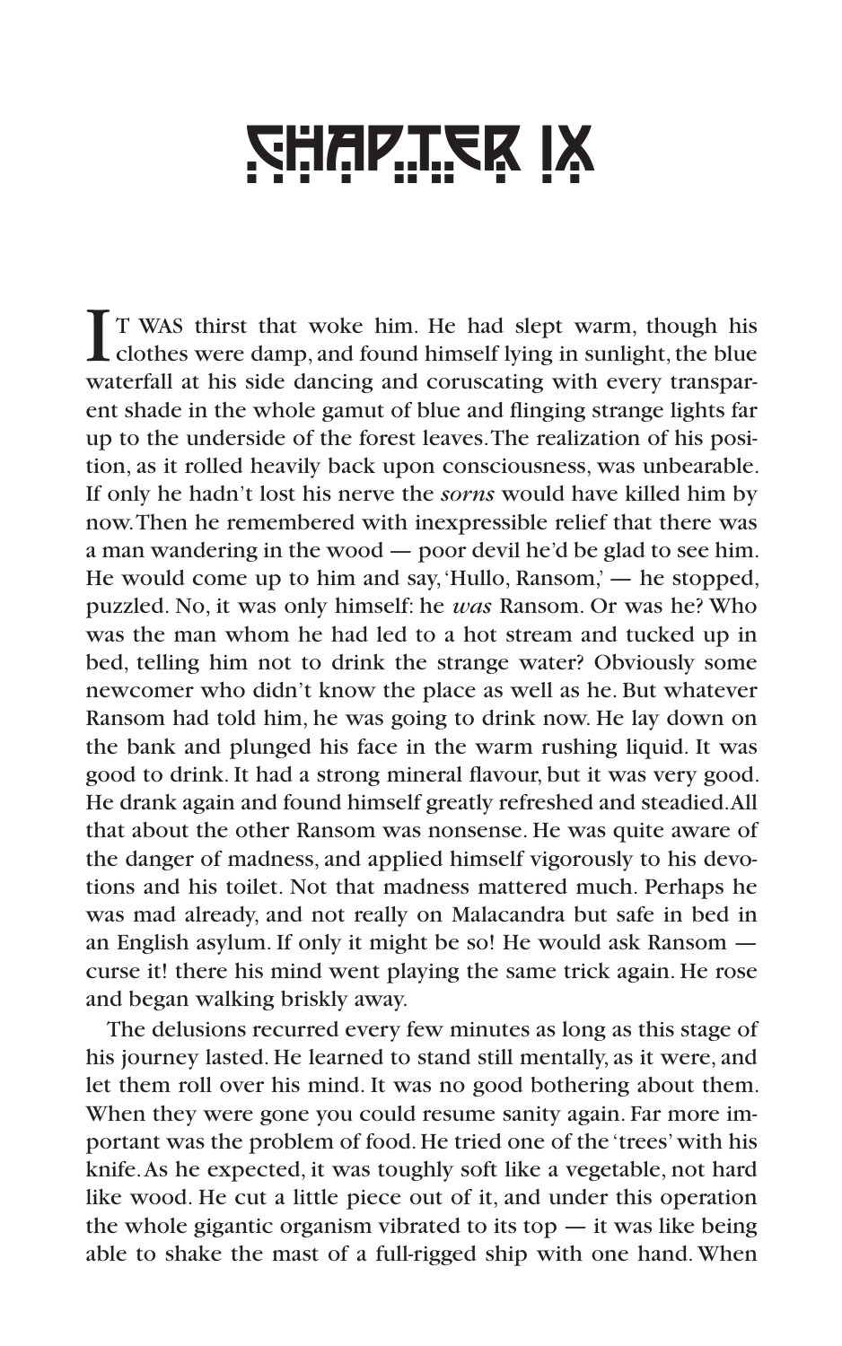# CHAPTER IX

IT WAS thirst that woke him. He had slept warm, though his clothes were damp, and found himself lying in sunlight, the blue waterfall at his side dancing and coruscating with every transparent shade in the whole gamut of blue and flinging strange lights far up to the underside of the forest leaves. The realization of his position, as it rolled heavily back upon consciousness, was unbearable. If only he hadn't lost his nerve the *sorns* would have killed him by now. Then he remembered with inexpressible relief that there was a man wandering in the wood — poor devil he'd be glad to see him. He would come up to him and say, 'Hullo, Ransom,' — he stopped, puzzled. No, it was only himself: he *was* Ransom. Or was he? Who was the man whom he had led to a hot stream and tucked up in bed, telling him not to drink the strange water? Obviously some newcomer who didn't know the place as well as he. But whatever Ransom had told him, he was going to drink now. He lay down on the bank and plunged his face in the warm rushing liquid. It was good to drink. It had a strong mineral flavour, but it was very good. He drank again and found himself greatly refreshed and steadied. All that about the other Ransom was nonsense. He was quite aware of the danger of madness, and applied himself vigorously to his devotions and his toilet. Not that madness mattered much. Perhaps he was mad already, and not really on Malacandra but safe in bed in an English asylum. If only it might be so! He would ask Ransom — curse it! there his mind went playing the same trick again. He rose and began walking briskly away.

The delusions recurred every few minutes as long as this stage of his journey lasted. He learned to stand still mentally, as it were, and let them roll over his mind. It was no good bothering about them. When they were gone you could resume sanity again. Far more important was the problem of food. He tried one of the 'trees' with his knife. As he expected, it was toughly soft like a vegetable, not hard like wood. He cut a little piece out of it, and under this operation the whole gigantic organism vibrated to its top — it was like being able to shake the mast of a full-rigged ship with one hand. When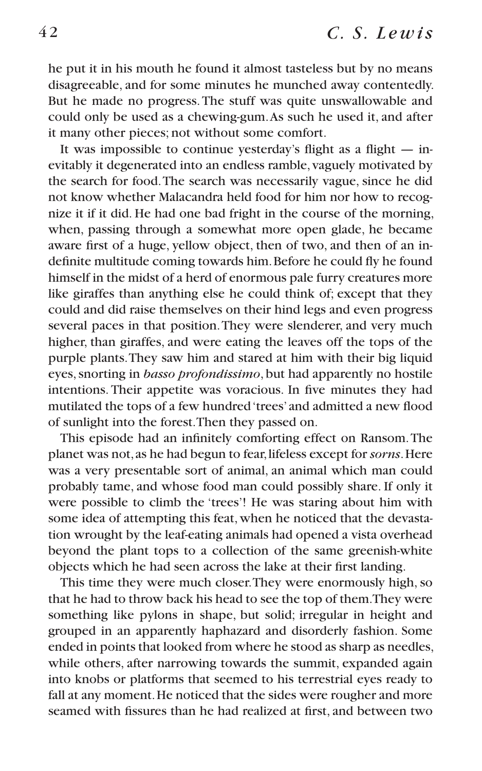he put it in his mouth he found it almost tasteless but by no means disagreeable, and for some minutes he munched away contentedly. But he made no progress. The stuff was quite unswallowable and could only be used as a chewing-gum. As such he used it, and after it many other pieces; not without some comfort.

It was impossible to continue yesterday's flight as a flight — inevitably it degenerated into an endless ramble, vaguely motivated by the search for food. The search was necessarily vague, since he did not know whether Malacandra held food for him nor how to recognize it if it did. He had one bad fright in the course of the morning, when, passing through a somewhat more open glade, he became aware first of a huge, yellow object, then of two, and then of an indefinite multitude coming towards him. Before he could fly he found himself in the midst of a herd of enormous pale furry creatures more like giraffes than anything else he could think of; except that they could and did raise themselves on their hind legs and even progress several paces in that position. They were slenderer, and very much higher, than giraffes, and were eating the leaves off the tops of the purple plants. They saw him and stared at him with their big liquid eyes, snorting in *basso profondissimo*, but had apparently no hostile intentions. Their appetite was voracious. In five minutes they had mutilated the tops of a few hundred 'trees' and admitted a new flood of sunlight into the forest. Then they passed on.

This episode had an infinitely comforting effect on Ransom. The planet was not, as he had begun to fear, lifeless except for *sorns*. Here was a very presentable sort of animal, an animal which man could probably tame, and whose food man could possibly share. If only it were possible to climb the 'trees'! He was staring about him with some idea of attempting this feat, when he noticed that the devastation wrought by the leaf-eating animals had opened a vista overhead beyond the plant tops to a collection of the same greenish-white objects which he had seen across the lake at their first landing.

This time they were much closer. They were enormously high, so that he had to throw back his head to see the top of them. They were something like pylons in shape, but solid; irregular in height and grouped in an apparently haphazard and disorderly fashion. Some ended in points that looked from where he stood as sharp as needles, while others, after narrowing towards the summit, expanded again into knobs or platforms that seemed to his terrestrial eyes ready to fall at any moment. He noticed that the sides were rougher and more seamed with fissures than he had realized at first, and between two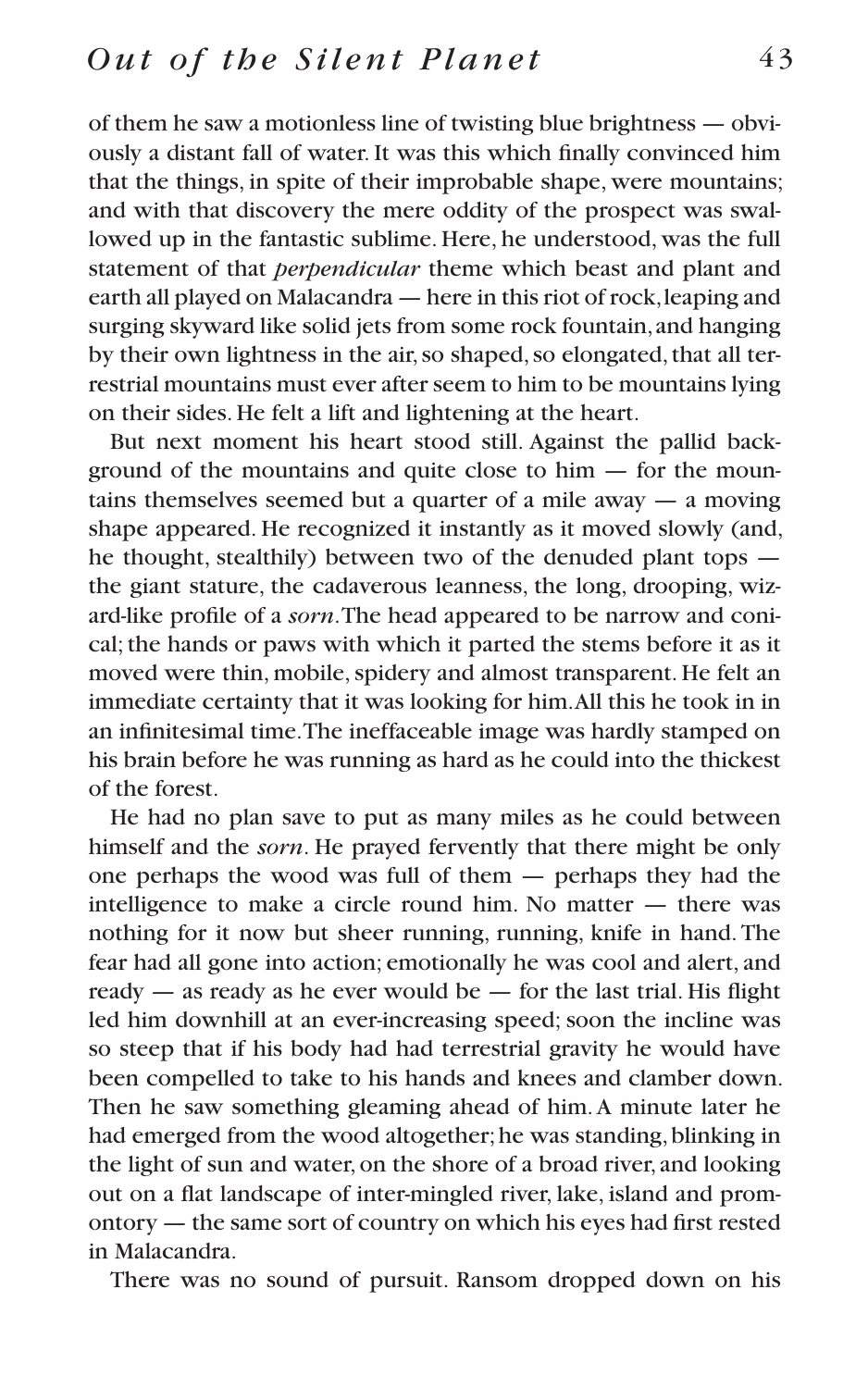of them he saw a motionless line of twisting blue brightness — obviously a distant fall of water. It was this which finally convinced him that the things, in spite of their improbable shape, were mountains; and with that discovery the mere oddity of the prospect was swallowed up in the fantastic sublime. Here, he understood, was the full statement of that *perpendicular* theme which beast and plant and earth all played on Malacandra — here in this riot of rock, leaping and surging skyward like solid jets from some rock fountain, and hanging by their own lightness in the air, so shaped, so elongated, that all terrestrial mountains must ever after seem to him to be mountains lying on their sides. He felt a lift and lightening at the heart.

But next moment his heart stood still. Against the pallid background of the mountains and quite close to him — for the mountains themselves seemed but a quarter of a mile away — a moving shape appeared. He recognized it instantly as it moved slowly (and, he thought, stealthily) between two of the denuded plant tops — the giant stature, the cadaverous leanness, the long, drooping, wizard-like profile of a *sorn*. The head appeared to be narrow and conical; the hands or paws with which it parted the stems before it as it moved were thin, mobile, spidery and almost transparent. He felt an immediate certainty that it was looking for him. All this he took in in an infinitesimal time. The ineffaceable image was hardly stamped on his brain before he was running as hard as he could into the thickest of the forest.

He had no plan save to put as many miles as he could between himself and the *sorn*. He prayed fervently that there might be only one perhaps the wood was full of them — perhaps they had the intelligence to make a circle round him. No matter — there was nothing for it now but sheer running, running, knife in hand. The fear had all gone into action; emotionally he was cool and alert, and ready — as ready as he ever would be — for the last trial. His flight led him downhill at an ever-increasing speed; soon the incline was so steep that if his body had had terrestrial gravity he would have been compelled to take to his hands and knees and clamber down. Then he saw something gleaming ahead of him. A minute later he had emerged from the wood altogether; he was standing, blinking in the light of sun and water, on the shore of a broad river, and looking out on a flat landscape of inter-mingled river, lake, island and promontory — the same sort of country on which his eyes had first rested in Malacandra.

There was no sound of pursuit. Ransom dropped down on his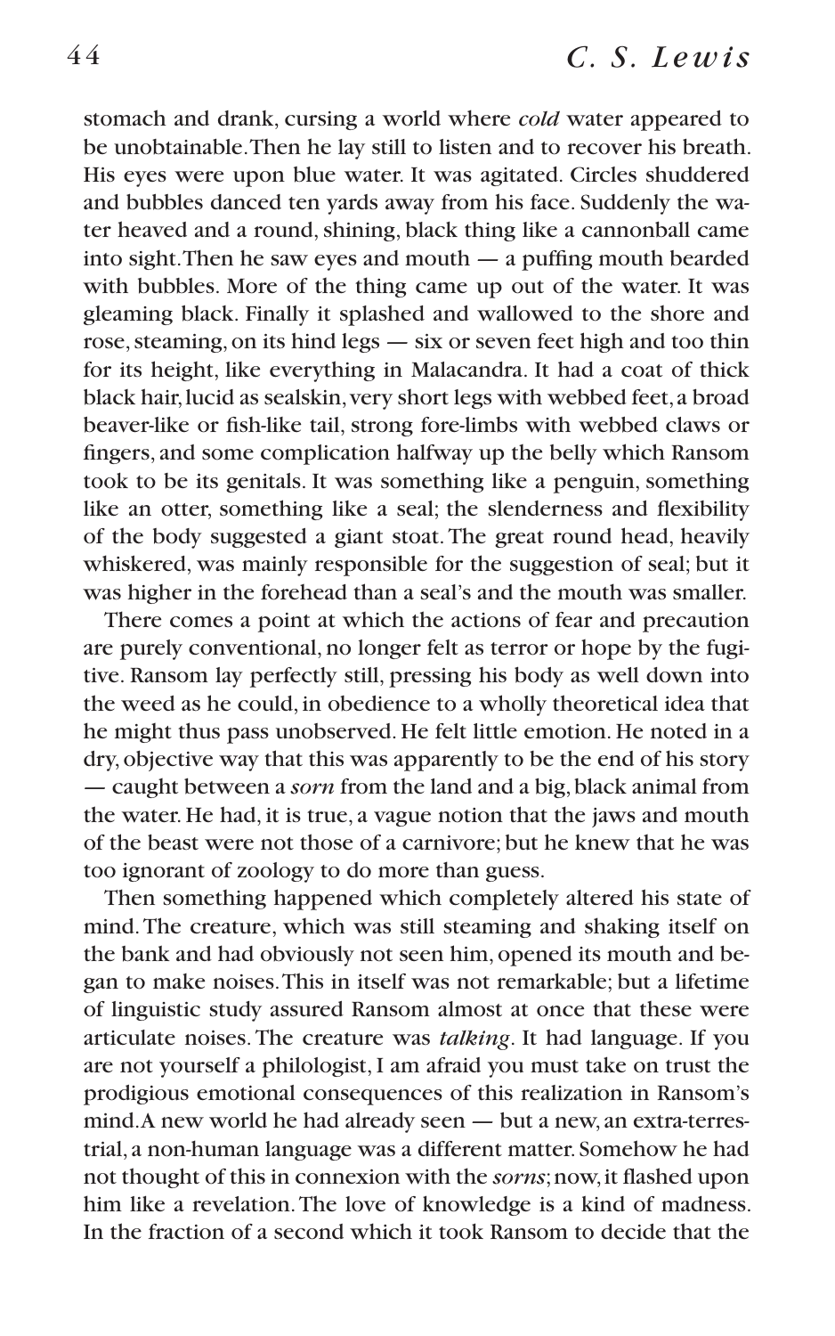stomach and drank, cursing a world where *cold* water appeared to be unobtainable. Then he lay still to listen and to recover his breath. His eyes were upon blue water. It was agitated. Circles shuddered and bubbles danced ten yards away from his face. Suddenly the water heaved and a round, shining, black thing like a cannonball came into sight. Then he saw eyes and mouth — a puffing mouth bearded with bubbles. More of the thing came up out of the water. It was gleaming black. Finally it splashed and wallowed to the shore and rose, steaming, on its hind legs — six or seven feet high and too thin for its height, like everything in Malacandra. It had a coat of thick black hair, lucid as sealskin, very short legs with webbed feet, a broad beaver-like or fish-like tail, strong fore-limbs with webbed claws or fingers, and some complication halfway up the belly which Ransom took to be its genitals. It was something like a penguin, something like an otter, something like a seal; the slenderness and flexibility of the body suggested a giant stoat. The great round head, heavily whiskered, was mainly responsible for the suggestion of seal; but it was higher in the forehead than a seal's and the mouth was smaller.

There comes a point at which the actions of fear and precaution are purely conventional, no longer felt as terror or hope by the fugitive. Ransom lay perfectly still, pressing his body as well down into the weed as he could, in obedience to a wholly theoretical idea that he might thus pass unobserved. He felt little emotion. He noted in a dry, objective way that this was apparently to be the end of his story — caught between a *sorn* from the land and a big, black animal from the water. He had, it is true, a vague notion that the jaws and mouth of the beast were not those of a carnivore; but he knew that he was too ignorant of zoology to do more than guess.

Then something happened which completely altered his state of mind. The creature, which was still steaming and shaking itself on the bank and had obviously not seen him, opened its mouth and began to make noises. This in itself was not remarkable; but a lifetime of linguistic study assured Ransom almost at once that these were articulate noises. The creature was *talking*. It had language. If you are not yourself a philologist, I am afraid you must take on trust the prodigious emotional consequences of this realization in Ransom's mind. A new world he had already seen — but a new, an extra-terrestrial, a non-human language was a different matter. Somehow he had not thought of this in connexion with the *sorns*; now, it flashed upon him like a revelation. The love of knowledge is a kind of madness. In the fraction of a second which it took Ransom to decide that the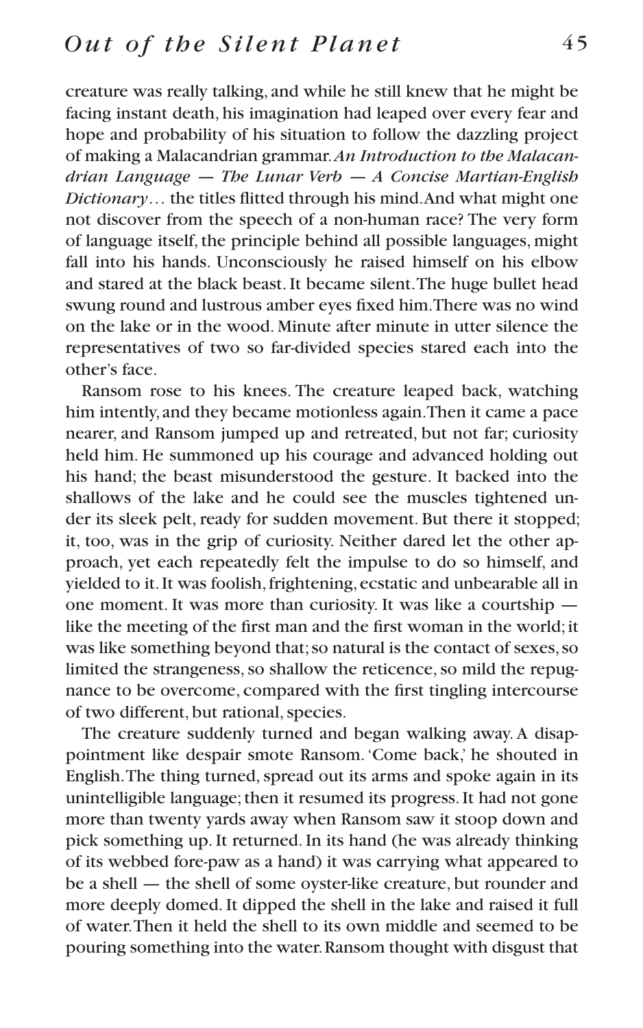creature was really talking, and while he still knew that he might be facing instant death, his imagination had leaped over every fear and hope and probability of his situation to follow the dazzling project of making a Malacandrian grammar. *An Introduction to the Malacandrian Language — The Lunar Verb — A Concise Martian-English Dictionary*… the titles flitted through his mind. And what might one not discover from the speech of a non-human race? The very form of language itself, the principle behind all possible languages, might fall into his hands. Unconsciously he raised himself on his elbow and stared at the black beast. It became silent. The huge bullet head swung round and lustrous amber eyes fixed him. There was no wind on the lake or in the wood. Minute after minute in utter silence the representatives of two so far-divided species stared each into the other's face.

Ransom rose to his knees. The creature leaped back, watching him intently, and they became motionless again. Then it came a pace nearer, and Ransom jumped up and retreated, but not far; curiosity held him. He summoned up his courage and advanced holding out his hand; the beast misunderstood the gesture. It backed into the shallows of the lake and he could see the muscles tightened under its sleek pelt, ready for sudden movement. But there it stopped; it, too, was in the grip of curiosity. Neither dared let the other approach, yet each repeatedly felt the impulse to do so himself, and yielded to it. It was foolish, frightening, ecstatic and unbearable all in one moment. It was more than curiosity. It was like a courtship — like the meeting of the first man and the first woman in the world; it was like something beyond that; so natural is the contact of sexes, so limited the strangeness, so shallow the reticence, so mild the repugnance to be overcome, compared with the first tingling intercourse of two different, but rational, species.

The creature suddenly turned and began walking away. A disappointment like despair smote Ransom. 'Come back,' he shouted in English. The thing turned, spread out its arms and spoke again in its unintelligible language; then it resumed its progress. It had not gone more than twenty yards away when Ransom saw it stoop down and pick something up. It returned. In its hand (he was already thinking of its webbed fore-paw as a hand) it was carrying what appeared to be a shell — the shell of some oyster-like creature, but rounder and more deeply domed. It dipped the shell in the lake and raised it full of water. Then it held the shell to its own middle and seemed to be pouring something into the water. Ransom thought with disgust that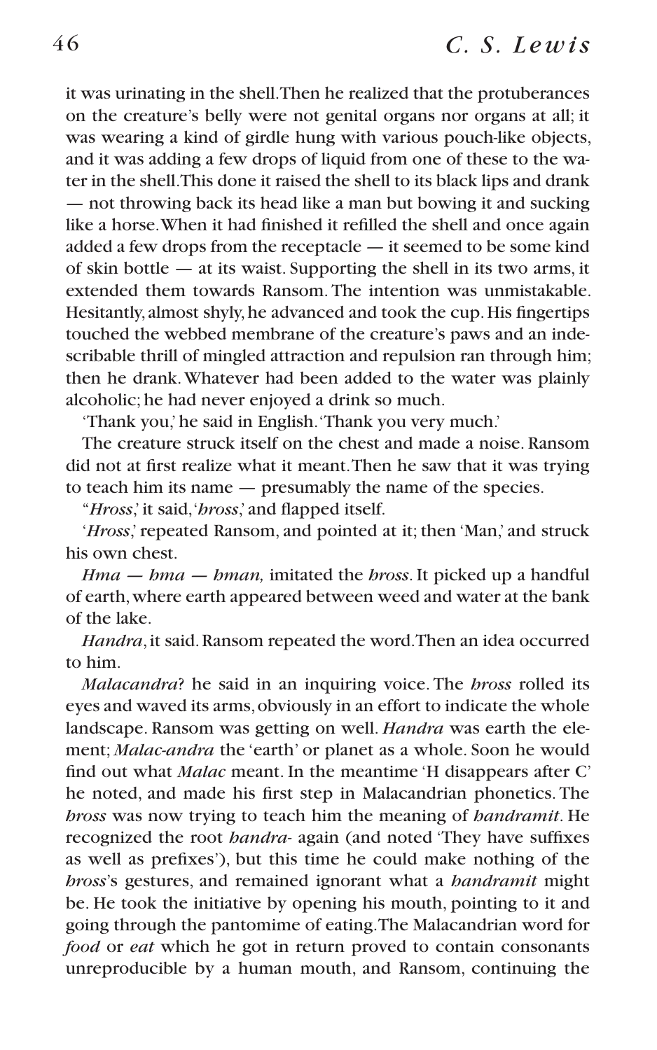it was urinating in the shell. Then he realized that the protuberances on the creature's belly were not genital organs nor organs at all; it was wearing a kind of girdle hung with various pouch-like objects, and it was adding a few drops of liquid from one of these to the water in the shell. This done it raised the shell to its black lips and drank — not throwing back its head like a man but bowing it and sucking like a horse. When it had finished it refilled the shell and once again added a few drops from the receptacle — it seemed to be some kind of skin bottle — at its waist. Supporting the shell in its two arms, it extended them towards Ransom. The intention was unmistakable. Hesitantly, almost shyly, he advanced and took the cup. His fingertips touched the webbed membrane of the creature's paws and an indescribable thrill of mingled attraction and repulsion ran through him; then he drank. Whatever had been added to the water was plainly alcoholic; he had never enjoyed a drink so much.

'Thank you,' he said in English. 'Thank you very much.'

The creature struck itself on the chest and made a noise. Ransom did not at first realize what it meant. Then he saw that it was trying to teach him its name — presumably the name of the species.

"*Hross*,' it said, '*hross*,' and flapped itself.

'*Hross*,' repeated Ransom, and pointed at it; then 'Man,' and struck his own chest.

*Hma — hma — hman,* imitated the *hross*. It picked up a handful of earth, where earth appeared between weed and water at the bank of the lake.

*Handra*, it said. Ransom repeated the word. Then an idea occurred to him.

*Malacandra*? he said in an inquiring voice. The *hross* rolled its eyes and waved its arms, obviously in an effort to indicate the whole landscape. Ransom was getting on well. *Handra* was earth the element; *Malac-andra* the 'earth' or planet as a whole. Soon he would find out what *Malac* meant. In the meantime 'H disappears after C' he noted, and made his first step in Malacandrian phonetics. The *hross* was now trying to teach him the meaning of *handramit*. He recognized the root *handra-* again (and noted 'They have suffixes as well as prefixes'), but this time he could make nothing of the *hross*'s gestures, and remained ignorant what a *handramit* might be. He took the initiative by opening his mouth, pointing to it and going through the pantomime of eating. The Malacandrian word for *food* or *eat* which he got in return proved to contain consonants unreproducible by a human mouth, and Ransom, continuing the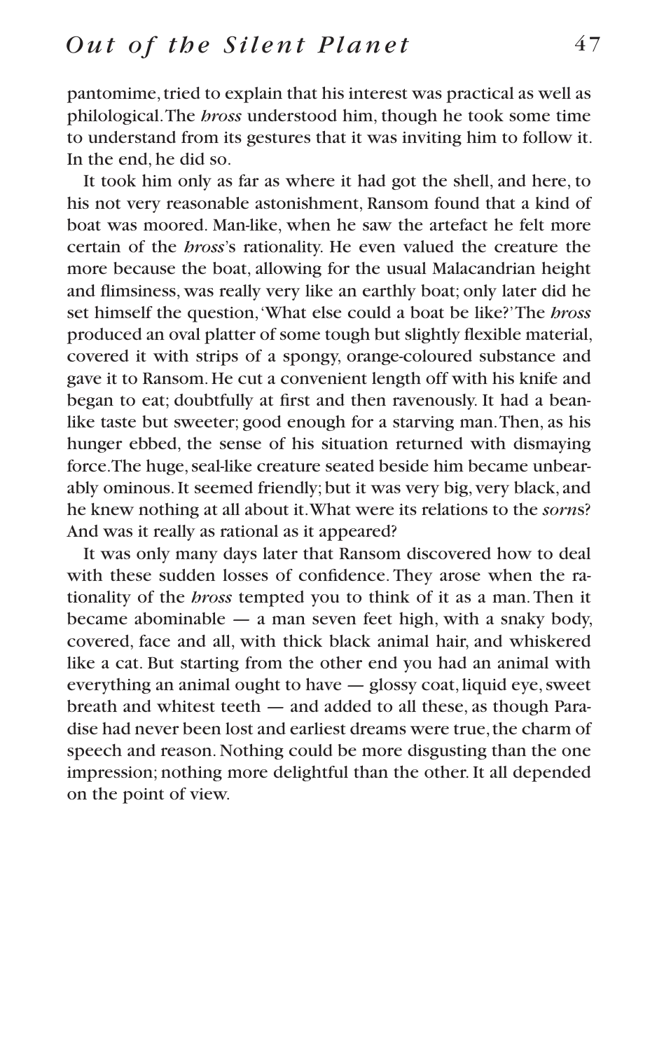pantomime, tried to explain that his interest was practical as well as philological. The *hross* understood him, though he took some time to understand from its gestures that it was inviting him to follow it. In the end, he did so.

It took him only as far as where it had got the shell, and here, to his not very reasonable astonishment, Ransom found that a kind of boat was moored. Man-like, when he saw the artefact he felt more certain of the *hross*'s rationality. He even valued the creature the more because the boat, allowing for the usual Malacandrian height and flimsiness, was really very like an earthly boat; only later did he set himself the question, 'What else could a boat be like?' The *hross* produced an oval platter of some tough but slightly flexible material, covered it with strips of a spongy, orange-coloured substance and gave it to Ransom. He cut a convenient length off with his knife and began to eat; doubtfully at first and then ravenously. It had a bean-like taste but sweeter; good enough for a starving man. Then, as his hunger ebbed, the sense of his situation returned with dismaying force. The huge, seal-like creature seated beside him became unbearably ominous. It seemed friendly; but it was very big, very black, and he knew nothing at all about it. What were its relations to the *sorn*s? And was it really as rational as it appeared?

It was only many days later that Ransom discovered how to deal with these sudden losses of confidence. They arose when the rationality of the *hross* tempted you to think of it as a man. Then it became abominable — a man seven feet high, with a snaky body, covered, face and all, with thick black animal hair, and whiskered like a cat. But starting from the other end you had an animal with everything an animal ought to have — glossy coat, liquid eye, sweet breath and whitest teeth — and added to all these, as though Paradise had never been lost and earliest dreams were true, the charm of speech and reason. Nothing could be more disgusting than the one impression; nothing more delightful than the other. It all depended on the point of view.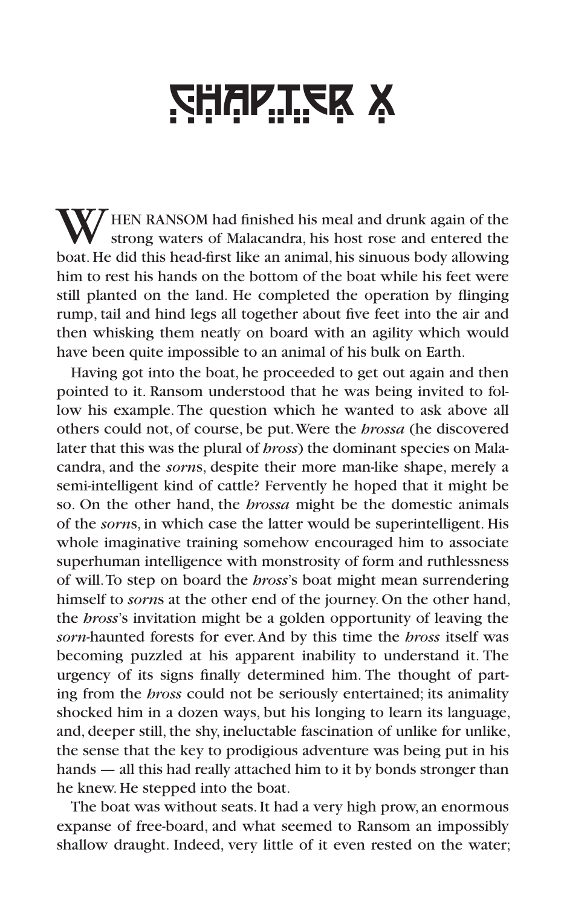# CHAPTER X

WHEN RANSOM had finished his meal and drunk again of the strong waters of Malacandra, his host rose and entered the boat. He did this head-first like an animal, his sinuous body allowing him to rest his hands on the bottom of the boat while his feet were still planted on the land. He completed the operation by flinging rump, tail and hind legs all together about five feet into the air and then whisking them neatly on board with an agility which would have been quite impossible to an animal of his bulk on Earth.

Having got into the boat, he proceeded to get out again and then pointed to it. Ransom understood that he was being invited to follow his example. The question which he wanted to ask above all others could not, of course, be put. Were the *hrossa* (he discovered later that this was the plural of *hross*) the dominant species on Malacandra, and the *sorn*s, despite their more man-like shape, merely a semi-intelligent kind of cattle? Fervently he hoped that it might be so. On the other hand, the *hrossa* might be the domestic animals of the *sorn*s, in which case the latter would be superintelligent. His whole imaginative training somehow encouraged him to associate superhuman intelligence with monstrosity of form and ruthlessness of will. To step on board the *hross*'s boat might mean surrendering himself to *sorn*s at the other end of the journey. On the other hand, the *hross*'s invitation might be a golden opportunity of leaving the *sorn*-haunted forests for ever. And by this time the *hross* itself was becoming puzzled at his apparent inability to understand it. The urgency of its signs finally determined him. The thought of parting from the *hross* could not be seriously entertained; its animality shocked him in a dozen ways, but his longing to learn its language, and, deeper still, the shy, ineluctable fascination of unlike for unlike, the sense that the key to prodigious adventure was being put in his hands — all this had really attached him to it by bonds stronger than he knew. He stepped into the boat.

The boat was without seats. It had a very high prow, an enormous expanse of free-board, and what seemed to Ransom an impossibly shallow draught. Indeed, very little of it even rested on the water;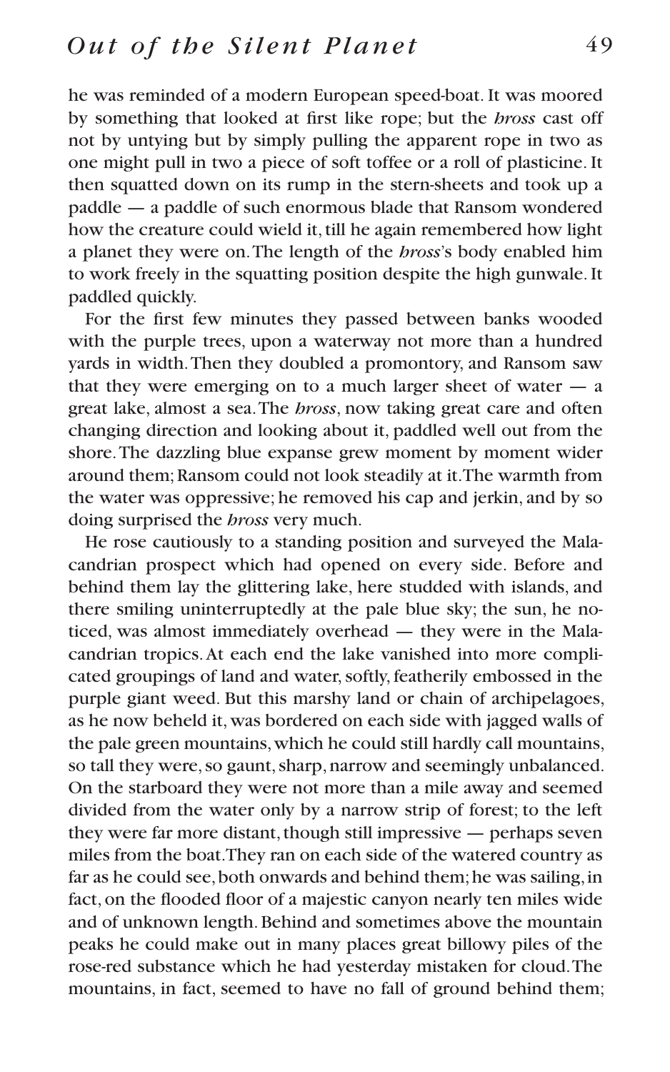he was reminded of a modern European speed-boat. It was moored by something that looked at first like rope; but the *hross* cast off not by untying but by simply pulling the apparent rope in two as one might pull in two a piece of soft toffee or a roll of plasticine. It then squatted down on its rump in the stern-sheets and took up a paddle — a paddle of such enormous blade that Ransom wondered how the creature could wield it, till he again remembered how light a planet they were on. The length of the *hross*'s body enabled him to work freely in the squatting position despite the high gunwale. It paddled quickly.

For the first few minutes they passed between banks wooded with the purple trees, upon a waterway not more than a hundred yards in width. Then they doubled a promontory, and Ransom saw that they were emerging on to a much larger sheet of water — a great lake, almost a sea. The *hross*, now taking great care and often changing direction and looking about it, paddled well out from the shore. The dazzling blue expanse grew moment by moment wider around them; Ransom could not look steadily at it. The warmth from the water was oppressive; he removed his cap and jerkin, and by so doing surprised the *hross* very much.

He rose cautiously to a standing position and surveyed the Malacandrian prospect which had opened on every side. Before and behind them lay the glittering lake, here studded with islands, and there smiling uninterruptedly at the pale blue sky; the sun, he noticed, was almost immediately overhead — they were in the Malacandrian tropics. At each end the lake vanished into more complicated groupings of land and water, softly, featherily embossed in the purple giant weed. But this marshy land or chain of archipelagoes, as he now beheld it, was bordered on each side with jagged walls of the pale green mountains, which he could still hardly call mountains, so tall they were, so gaunt, sharp, narrow and seemingly unbalanced. On the starboard they were not more than a mile away and seemed divided from the water only by a narrow strip of forest; to the left they were far more distant, though still impressive — perhaps seven miles from the boat. They ran on each side of the watered country as far as he could see, both onwards and behind them; he was sailing, in fact, on the flooded floor of a majestic canyon nearly ten miles wide and of unknown length. Behind and sometimes above the mountain peaks he could make out in many places great billowy piles of the rose-red substance which he had yesterday mistaken for cloud. The mountains, in fact, seemed to have no fall of ground behind them;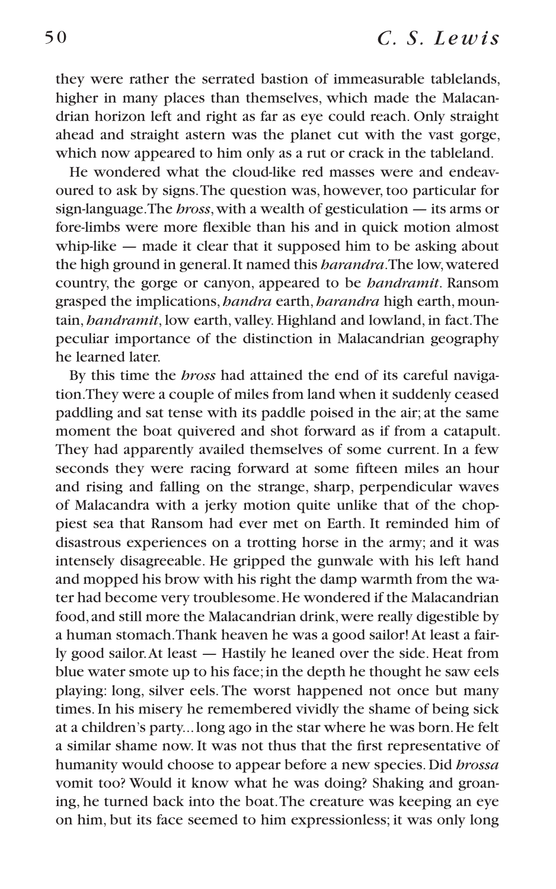they were rather the serrated bastion of immeasurable tablelands, higher in many places than themselves, which made the Malacandrian horizon left and right as far as eye could reach. Only straight ahead and straight astern was the planet cut with the vast gorge, which now appeared to him only as a rut or crack in the tableland.

He wondered what the cloud-like red masses were and endeavoured to ask by signs. The question was, however, too particular for sign-language. The *hross*, with a wealth of gesticulation — its arms or fore-limbs were more flexible than his and in quick motion almost whip-like — made it clear that it supposed him to be asking about the high ground in general. It named this *harandra*. The low, watered country, the gorge or canyon, appeared to be *handramit*. Ransom grasped the implications, *handra* earth, *harandra* high earth, mountain, *handramit*, low earth, valley. Highland and lowland, in fact. The peculiar importance of the distinction in Malacandrian geography he learned later.

By this time the *hross* had attained the end of its careful navigation. They were a couple of miles from land when it suddenly ceased paddling and sat tense with its paddle poised in the air; at the same moment the boat quivered and shot forward as if from a catapult. They had apparently availed themselves of some current. In a few seconds they were racing forward at some fifteen miles an hour and rising and falling on the strange, sharp, perpendicular waves of Malacandra with a jerky motion quite unlike that of the choppiest sea that Ransom had ever met on Earth. It reminded him of disastrous experiences on a trotting horse in the army; and it was intensely disagreeable. He gripped the gunwale with his left hand and mopped his brow with his right the damp warmth from the water had become very troublesome. He wondered if the Malacandrian food, and still more the Malacandrian drink, were really digestible by a human stomach. Thank heaven he was a good sailor! At least a fairly good sailor. At least — Hastily he leaned over the side. Heat from blue water smote up to his face; in the depth he thought he saw eels playing: long, silver eels. The worst happened not once but many times. In his misery he remembered vividly the shame of being sick at a children's party... long ago in the star where he was born. He felt a similar shame now. It was not thus that the first representative of humanity would choose to appear before a new species. Did *hrossa* vomit too? Would it know what he was doing? Shaking and groaning, he turned back into the boat. The creature was keeping an eye on him, but its face seemed to him expressionless; it was only long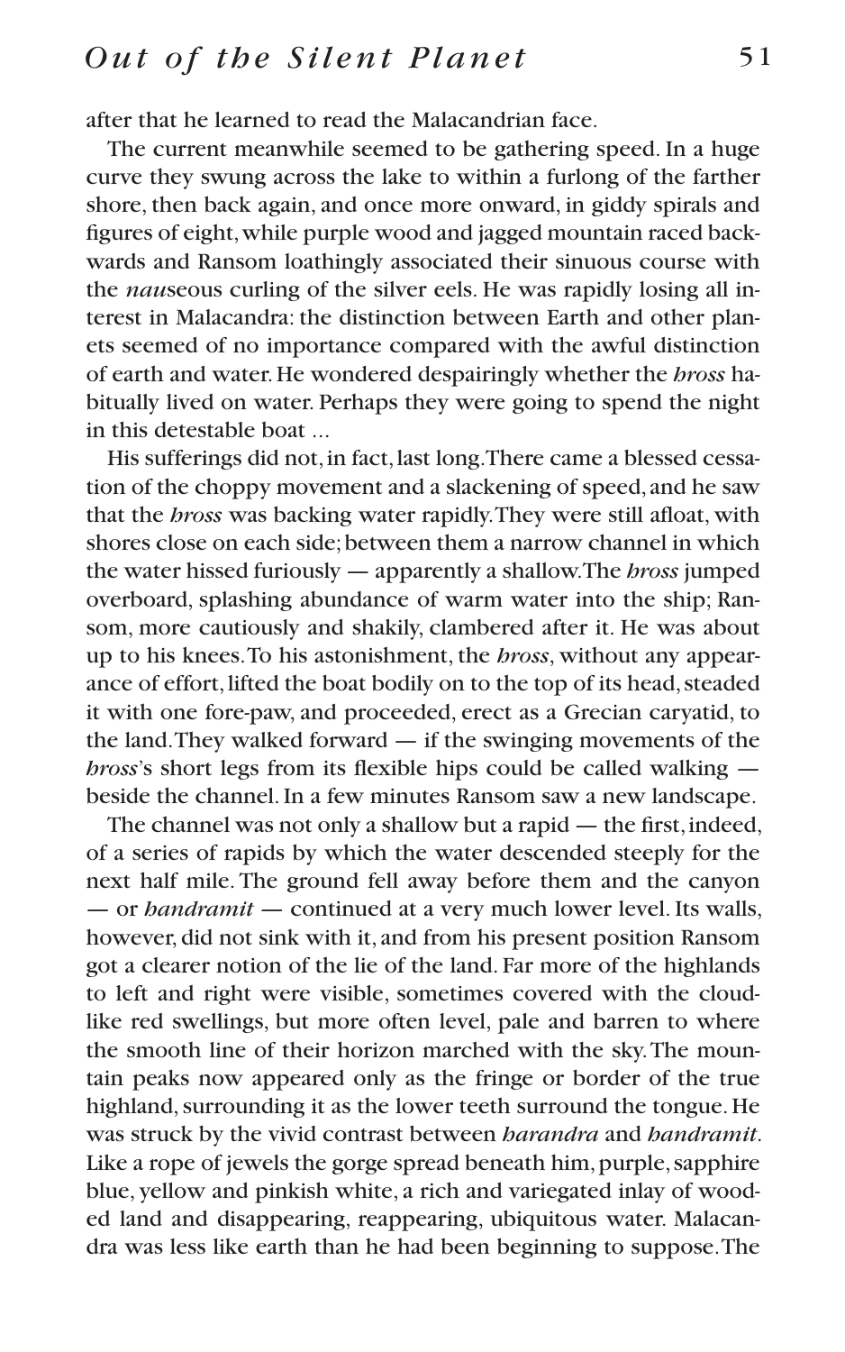after that he learned to read the Malacandrian face.

The current meanwhile seemed to be gathering speed. In a huge curve they swung across the lake to within a furlong of the farther shore, then back again, and once more onward, in giddy spirals and figures of eight, while purple wood and jagged mountain raced backwards and Ransom loathingly associated their sinuous course with the *nau*seous curling of the silver eels. He was rapidly losing all interest in Malacandra: the distinction between Earth and other planets seemed of no importance compared with the awful distinction of earth and water. He wondered despairingly whether the *hross* habitually lived on water. Perhaps they were going to spend the night in this detestable boat ...

His sufferings did not, in fact, last long. There came a blessed cessation of the choppy movement and a slackening of speed, and he saw that the *hross* was backing water rapidly. They were still afloat, with shores close on each side; between them a narrow channel in which the water hissed furiously — apparently a shallow. The *hross* jumped overboard, splashing abundance of warm water into the ship; Ransom, more cautiously and shakily, clambered after it. He was about up to his knees. To his astonishment, the *hross*, without any appearance of effort, lifted the boat bodily on to the top of its head, steaded it with one fore-paw, and proceeded, erect as a Grecian caryatid, to the land. They walked forward — if the swinging movements of the *hross*'s short legs from its flexible hips could be called walking — beside the channel. In a few minutes Ransom saw a new landscape.

The channel was not only a shallow but a rapid — the first, indeed, of a series of rapids by which the water descended steeply for the next half mile. The ground fell away before them and the canyon — or *handramit* — continued at a very much lower level. Its walls, however, did not sink with it, and from his present position Ransom got a clearer notion of the lie of the land. Far more of the highlands to left and right were visible, sometimes covered with the cloud-like red swellings, but more often level, pale and barren to where the smooth line of their horizon marched with the sky. The mountain peaks now appeared only as the fringe or border of the true highland, surrounding it as the lower teeth surround the tongue. He was struck by the vivid contrast between *harandra* and *handramit*. Like a rope of jewels the gorge spread beneath him, purple, sapphire blue, yellow and pinkish white, a rich and variegated inlay of wooded land and disappearing, reappearing, ubiquitous water. Malacandra was less like earth than he had been beginning to suppose. The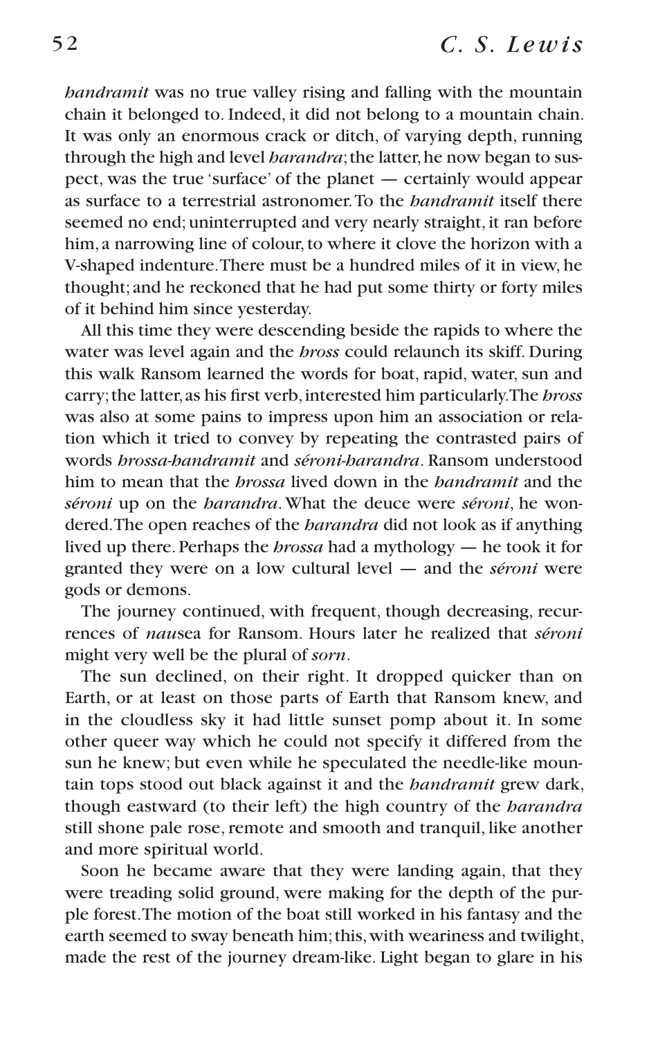*handramit* was no true valley rising and falling with the mountain chain it belonged to. Indeed, it did not belong to a mountain chain. It was only an enormous crack or ditch, of varying depth, running through the high and level *harandra*; the latter, he now began to suspect, was the true 'surface' of the planet — certainly would appear as surface to a terrestrial astronomer. To the *handramit* itself there seemed no end; uninterrupted and very nearly straight, it ran before him, a narrowing line of colour, to where it clove the horizon with a V-shaped indenture. There must be a hundred miles of it in view, he thought; and he reckoned that he had put some thirty or forty miles of it behind him since yesterday.

All this time they were descending beside the rapids to where the water was level again and the *hross* could relaunch its skiff. During this walk Ransom learned the words for boat, rapid, water, sun and carry; the latter, as his first verb, interested him particularly. The *hross* was also at some pains to impress upon him an association or relation which it tried to convey by repeating the contrasted pairs of words *hrossa-handramit* and *séroni-harandra*. Ransom understood him to mean that the *hrossa* lived down in the *handramit* and the *séroni* up on the *harandra*. What the deuce were *séroni*, he wondered. The open reaches of the *harandra* did not look as if anything lived up there. Perhaps the *hrossa* had a mythology — he took it for granted they were on a low cultural level — and the *séroni* were gods or demons.

The journey continued, with frequent, though decreasing, recurrences of *nau*sea for Ransom. Hours later he realized that *séroni* might very well be the plural of *sorn*.

The sun declined, on their right. It dropped quicker than on Earth, or at least on those parts of Earth that Ransom knew, and in the cloudless sky it had little sunset pomp about it. In some other queer way which he could not specify it differed from the sun he knew; but even while he speculated the needle-like mountain tops stood out black against it and the *handramit* grew dark, though eastward (to their left) the high country of the *harandra* still shone pale rose, remote and smooth and tranquil, like another and more spiritual world.

Soon he became aware that they were landing again, that they were treading solid ground, were making for the depth of the purple forest. The motion of the boat still worked in his fantasy and the earth seemed to sway beneath him; this, with weariness and twilight, made the rest of the journey dream-like. Light began to glare in his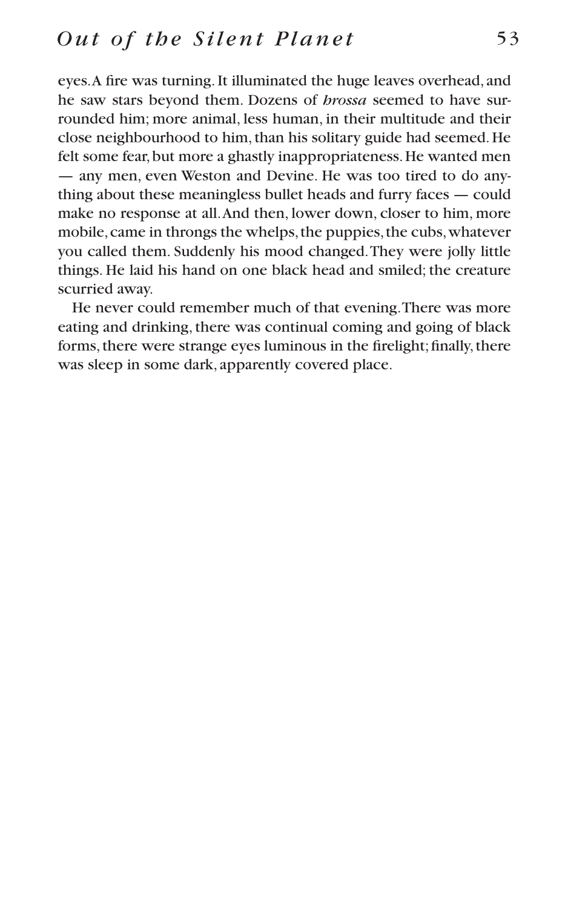eyes. A fire was turning. It illuminated the huge leaves overhead, and he saw stars beyond them. Dozens of *hrossa* seemed to have surrounded him; more animal, less human, in their multitude and their close neighbourhood to him, than his solitary guide had seemed. He felt some fear, but more a ghastly inappropriateness. He wanted men — any men, even Weston and Devine. He was too tired to do anything about these meaningless bullet heads and furry faces — could make no response at all. And then, lower down, closer to him, more mobile, came in throngs the whelps, the puppies, the cubs, whatever you called them. Suddenly his mood changed. They were jolly little things. He laid his hand on one black head and smiled; the creature scurried away.

He never could remember much of that evening. There was more eating and drinking, there was continual coming and going of black forms, there were strange eyes luminous in the firelight; finally, there was sleep in some dark, apparently covered place.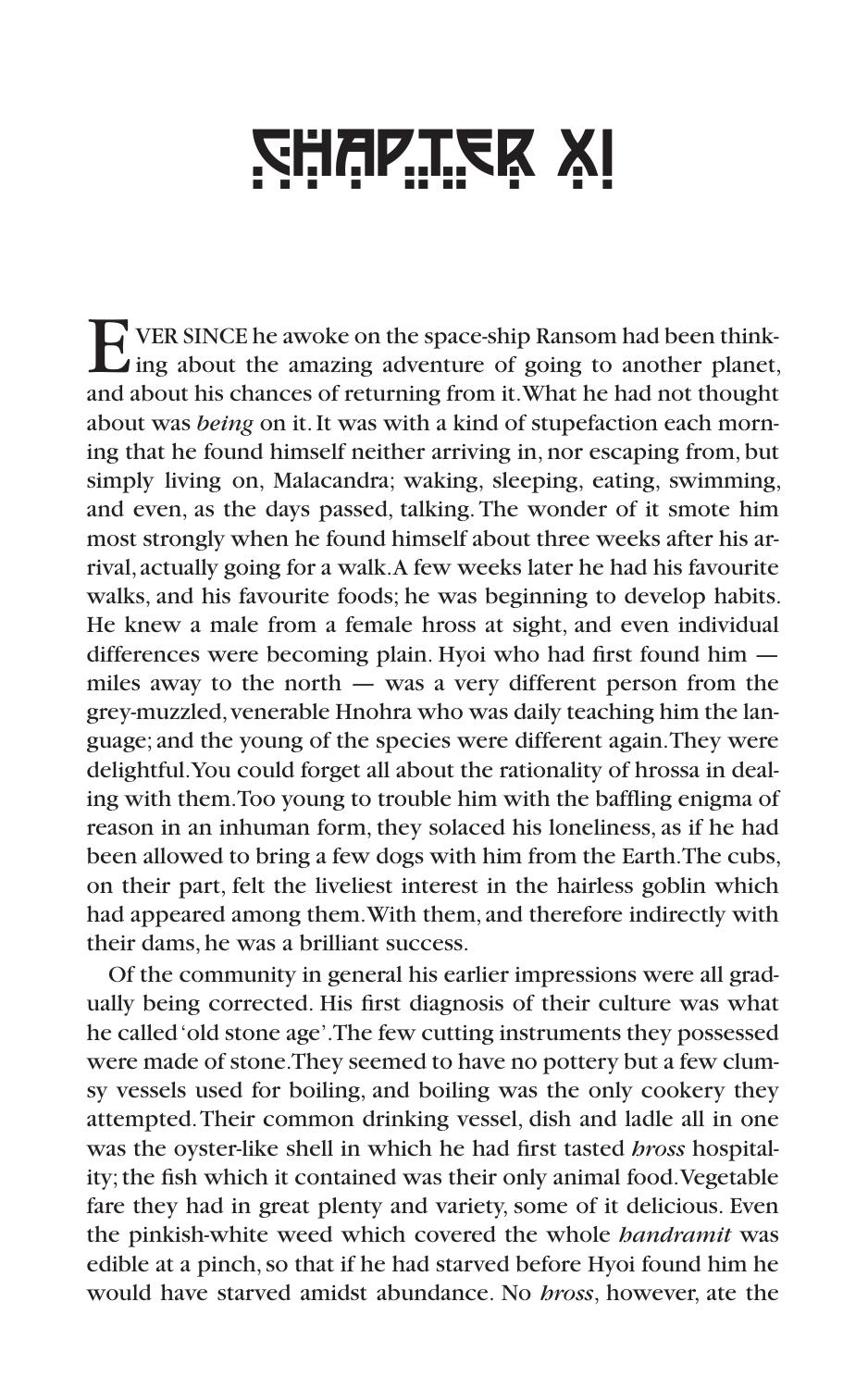# CHAPTER XI

EVER SINCE he awoke on the space-ship Ransom had been thinking about the amazing adventure of going to another planet, and about his chances of returning from it. What he had not thought about was *being* on it. It was with a kind of stupefaction each morning that he found himself neither arriving in, nor escaping from, but simply living on, Malacandra; waking, sleeping, eating, swimming, and even, as the days passed, talking. The wonder of it smote him most strongly when he found himself about three weeks after his arrival, actually going for a walk. A few weeks later he had his favourite walks, and his favourite foods; he was beginning to develop habits. He knew a male from a female hross at sight, and even individual differences were becoming plain. Hyoi who had first found him — miles away to the north — was a very different person from the grey-muzzled, venerable Hnohra who was daily teaching him the language; and the young of the species were different again. They were delightful. You could forget all about the rationality of hrossa in dealing with them. Too young to trouble him with the baffling enigma of reason in an inhuman form, they solaced his loneliness, as if he had been allowed to bring a few dogs with him from the Earth. The cubs, on their part, felt the liveliest interest in the hairless goblin which had appeared among them. With them, and therefore indirectly with their dams, he was a brilliant success.

Of the community in general his earlier impressions were all gradually being corrected. His first diagnosis of their culture was what he called 'old stone age'. The few cutting instruments they possessed were made of stone. They seemed to have no pottery but a few clumsy vessels used for boiling, and boiling was the only cookery they attempted. Their common drinking vessel, dish and ladle all in one was the oyster-like shell in which he had first tasted *hross* hospitality; the fish which it contained was their only animal food. Vegetable fare they had in great plenty and variety, some of it delicious. Even the pinkish-white weed which covered the whole *handramit* was edible at a pinch, so that if he had starved before Hyoi found him he would have starved amidst abundance. No *hross*, however, ate the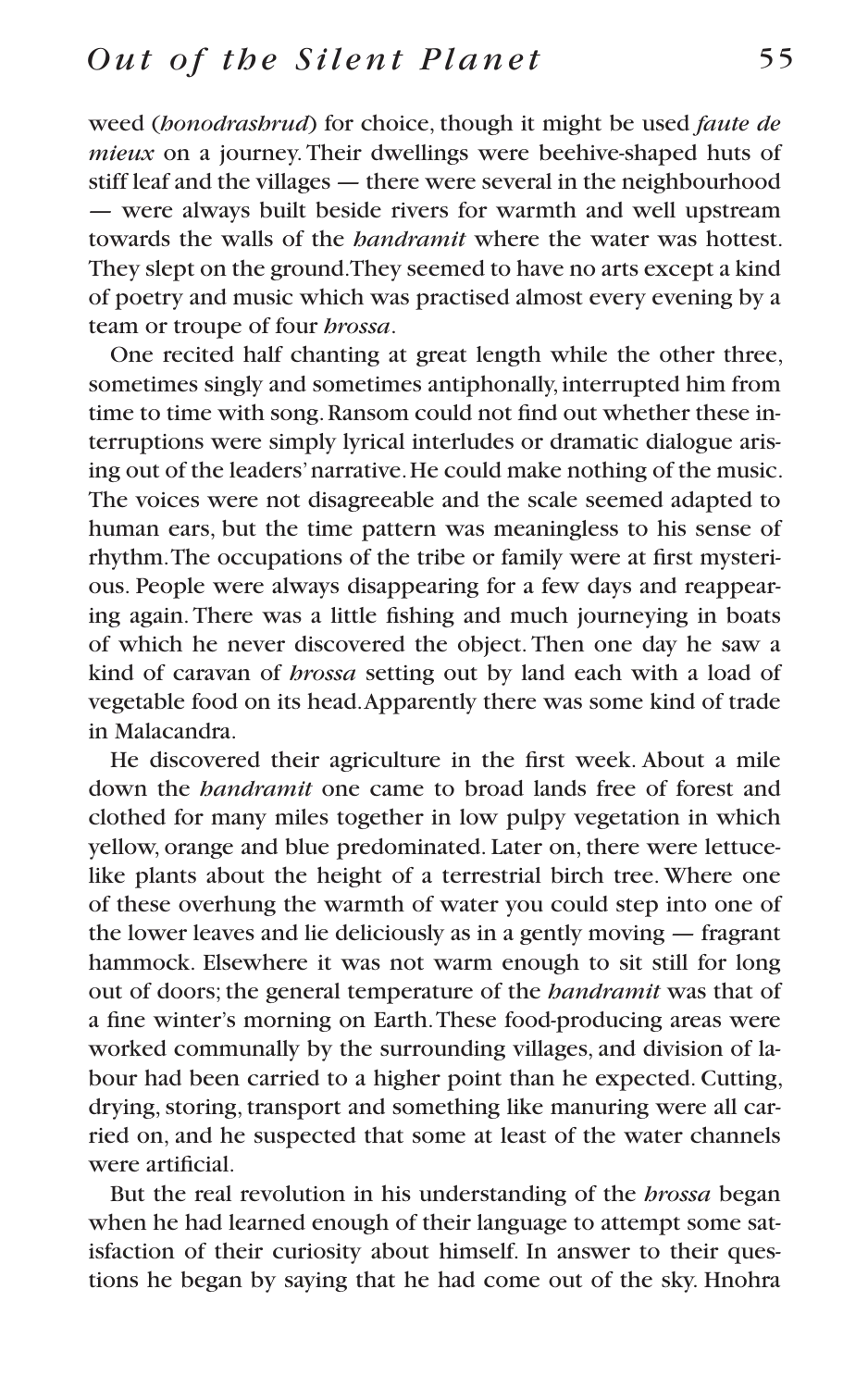weed (*honodrashrud*) for choice, though it might be used *faute de mieux* on a journey. Their dwellings were beehive-shaped huts of stiff leaf and the villages — there were several in the neighbourhood — were always built beside rivers for warmth and well upstream towards the walls of the *handramit* where the water was hottest. They slept on the ground. They seemed to have no arts except a kind of poetry and music which was practised almost every evening by a team or troupe of four *hrossa*.

One recited half chanting at great length while the other three, sometimes singly and sometimes antiphonally, interrupted him from time to time with song. Ransom could not find out whether these interruptions were simply lyrical interludes or dramatic dialogue arising out of the leaders' narrative. He could make nothing of the music. The voices were not disagreeable and the scale seemed adapted to human ears, but the time pattern was meaningless to his sense of rhythm. The occupations of the tribe or family were at first mysterious. People were always disappearing for a few days and reappearing again. There was a little fishing and much journeying in boats of which he never discovered the object. Then one day he saw a kind of caravan of *hrossa* setting out by land each with a load of vegetable food on its head. Apparently there was some kind of trade in Malacandra.

He discovered their agriculture in the first week. About a mile down the *handramit* one came to broad lands free of forest and clothed for many miles together in low pulpy vegetation in which yellow, orange and blue predominated. Later on, there were lettuce-like plants about the height of a terrestrial birch tree. Where one of these overhung the warmth of water you could step into one of the lower leaves and lie deliciously as in a gently moving — fragrant hammock. Elsewhere it was not warm enough to sit still for long out of doors; the general temperature of the *handramit* was that of a fine winter's morning on Earth. These food-producing areas were worked communally by the surrounding villages, and division of labour had been carried to a higher point than he expected. Cutting, drying, storing, transport and something like manuring were all carried on, and he suspected that some at least of the water channels were artificial.

But the real revolution in his understanding of the *hrossa* began when he had learned enough of their language to attempt some satisfaction of their curiosity about himself. In answer to their questions he began by saying that he had come out of the sky. Hnohra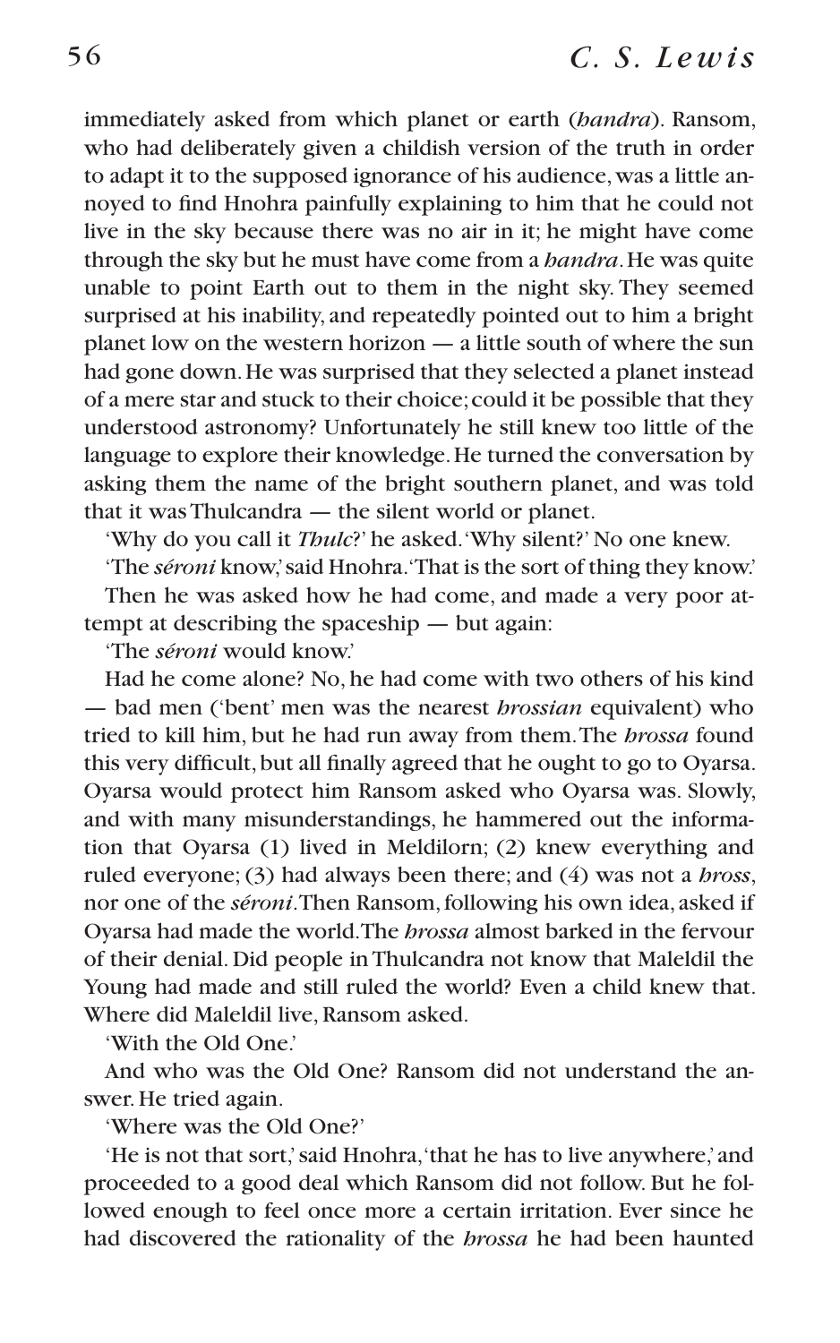immediately asked from which planet or earth (*handra*). Ransom, who had deliberately given a childish version of the truth in order to adapt it to the supposed ignorance of his audience, was a little annoyed to find Hnohra painfully explaining to him that he could not live in the sky because there was no air in it; he might have come through the sky but he must have come from a *handra*. He was quite unable to point Earth out to them in the night sky. They seemed surprised at his inability, and repeatedly pointed out to him a bright planet low on the western horizon — a little south of where the sun had gone down. He was surprised that they selected a planet instead of a mere star and stuck to their choice; could it be possible that they understood astronomy? Unfortunately he still knew too little of the language to explore their knowledge. He turned the conversation by asking them the name of the bright southern planet, and was told that it was Thulcandra — the silent world or planet.

'Why do you call it *Thulc*?' he asked. 'Why silent?' No one knew.

'The *séroni* know,' said Hnohra. 'That is the sort of thing they know.'

Then he was asked how he had come, and made a very poor attempt at describing the spaceship — but again:

'The *séroni* would know.'

Had he come alone? No, he had come with two others of his kind — bad men ('bent' men was the nearest *hrossian* equivalent) who tried to kill him, but he had run away from them. The *hrossa* found this very difficult, but all finally agreed that he ought to go to Oyarsa. Oyarsa would protect him Ransom asked who Oyarsa was. Slowly, and with many misunderstandings, he hammered out the information that Oyarsa (1) lived in Meldilorn; (2) knew everything and ruled everyone; (3) had always been there; and (4) was not a *hross*, nor one of the *séroni*. Then Ransom, following his own idea, asked if Oyarsa had made the world. The *hrossa* almost barked in the fervour of their denial. Did people in Thulcandra not know that Maleldil the Young had made and still ruled the world? Even a child knew that. Where did Maleldil live, Ransom asked.

'With the Old One.'

And who was the Old One? Ransom did not understand the answer. He tried again.

'Where was the Old One?'

'He is not that sort,' said Hnohra, 'that he has to live anywhere,' and proceeded to a good deal which Ransom did not follow. But he followed enough to feel once more a certain irritation. Ever since he had discovered the rationality of the *hrossa* he had been haunted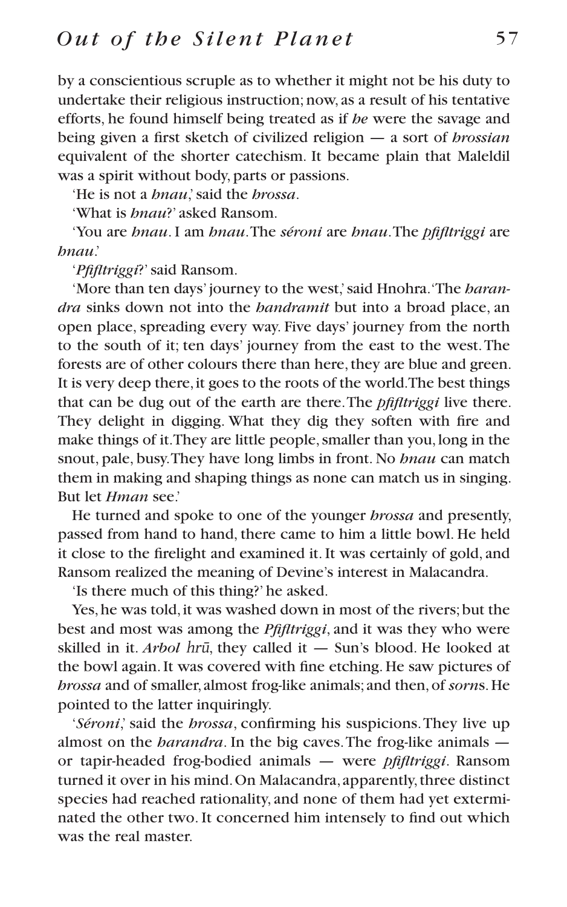by a conscientious scruple as to whether it might not be his duty to undertake their religious instruction; now, as a result of his tentative efforts, he found himself being treated as if *he* were the savage and being given a first sketch of civilized religion — a sort of *hrossian* equivalent of the shorter catechism. It became plain that Maleldil was a spirit without body, parts or passions.

'He is not a *hnau*,' said the *hrossa*.

'What is *hnau*?' asked Ransom.

'You are *hnau*. I am *hnau*. The *séroni* are *hnau*. The *pfifltriggi* are *hnau*.'

'*Pfifltriggi*?' said Ransom.

'More than ten days' journey to the west,' said Hnohra. 'The *harandra* sinks down not into the *handramit* but into a broad place, an open place, spreading every way. Five days' journey from the north to the south of it; ten days' journey from the east to the west. The forests are of other colours there than here, they are blue and green. It is very deep there, it goes to the roots of the world. The best things that can be dug out of the earth are there. The *pfifltriggi* live there. They delight in digging. What they dig they soften with fire and make things of it. They are little people, smaller than you, long in the snout, pale, busy. They have long limbs in front. No *hnau* can match them in making and shaping things as none can match us in singing. But let *Hman* see.'

He turned and spoke to one of the younger *hrossa* and presently, passed from hand to hand, there came to him a little bowl. He held it close to the firelight and examined it. It was certainly of gold, and Ransom realized the meaning of Devine's interest in Malacandra.

'Is there much of this thing?' he asked.

Yes, he was told, it was washed down in most of the rivers; but the best and most was among the *Pfifltriggi*, and it was they who were skilled in it. *Arbol hrū*, they called it — Sun's blood. He looked at the bowl again. It was covered with fine etching. He saw pictures of *hrossa* and of smaller, almost frog-like animals; and then, of *sorn*s. He pointed to the latter inquiringly.

'*Séroni*,' said the *hrossa*, confirming his suspicions. They live up almost on the *harandra*. In the big caves. The frog-like animals — or tapir-headed frog-bodied animals — were *pfifltriggi*. Ransom turned it over in his mind. On Malacandra, apparently, three distinct species had reached rationality, and none of them had yet exterminated the other two. It concerned him intensely to find out which was the real master.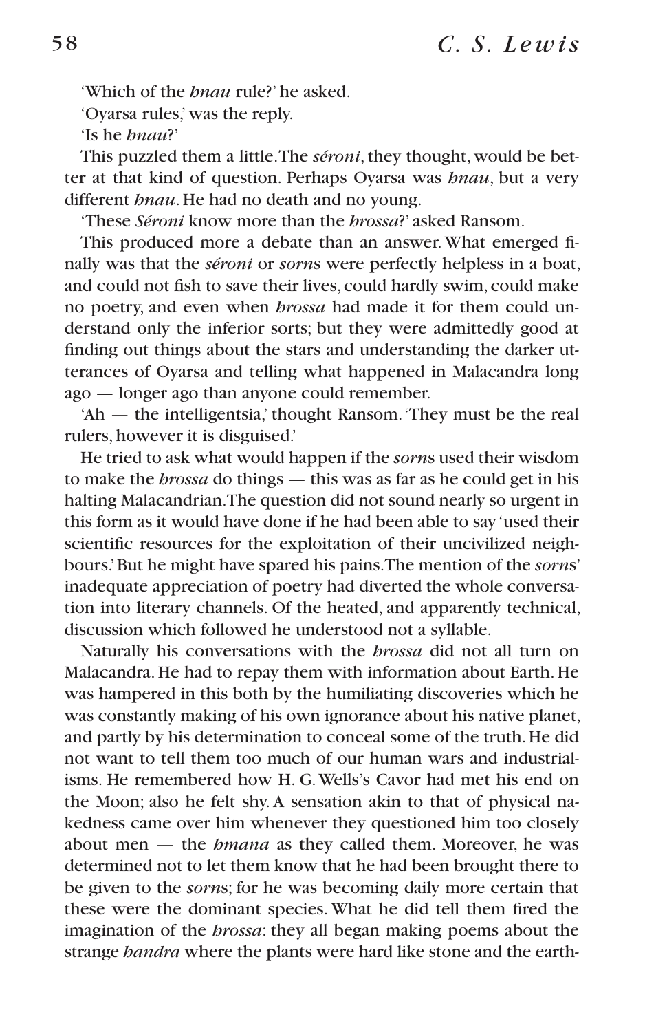'Which of the *hnau* rule?' he asked.

'Oyarsa rules,' was the reply.

'Is he *hnau*?'

This puzzled them a little. The *séroni*, they thought, would be better at that kind of question. Perhaps Oyarsa was *hnau*, but a very different *hnau*. He had no death and no young.

'These *Séroni* know more than the *hrossa*?' asked Ransom.

This produced more a debate than an answer. What emerged finally was that the *séroni* or *sorn*s were perfectly helpless in a boat, and could not fish to save their lives, could hardly swim, could make no poetry, and even when *hrossa* had made it for them could understand only the inferior sorts; but they were admittedly good at finding out things about the stars and understanding the darker utterances of Oyarsa and telling what happened in Malacandra long ago — longer ago than anyone could remember.

'Ah — the intelligentsia,' thought Ransom. 'They must be the real rulers, however it is disguised.'

He tried to ask what would happen if the *sorn*s used their wisdom to make the *hrossa* do things — this was as far as he could get in his halting Malacandrian. The question did not sound nearly so urgent in this form as it would have done if he had been able to say 'used their scientific resources for the exploitation of their uncivilized neighbours.' But he might have spared his pains. The mention of the *sorn*s' inadequate appreciation of poetry had diverted the whole conversation into literary channels. Of the heated, and apparently technical, discussion which followed he understood not a syllable.

Naturally his conversations with the *hrossa* did not all turn on Malacandra. He had to repay them with information about Earth. He was hampered in this both by the humiliating discoveries which he was constantly making of his own ignorance about his native planet, and partly by his determination to conceal some of the truth. He did not want to tell them too much of our human wars and industrialisms. He remembered how H. G. Wells's Cavor had met his end on the Moon; also he felt shy. A sensation akin to that of physical nakedness came over him whenever they questioned him too closely about men — the *hmana* as they called them. Moreover, he was determined not to let them know that he had been brought there to be given to the *sorn*s; for he was becoming daily more certain that these were the dominant species. What he did tell them fired the imagination of the *hrossa*: they all began making poems about the strange *handra* where the plants were hard like stone and the earth-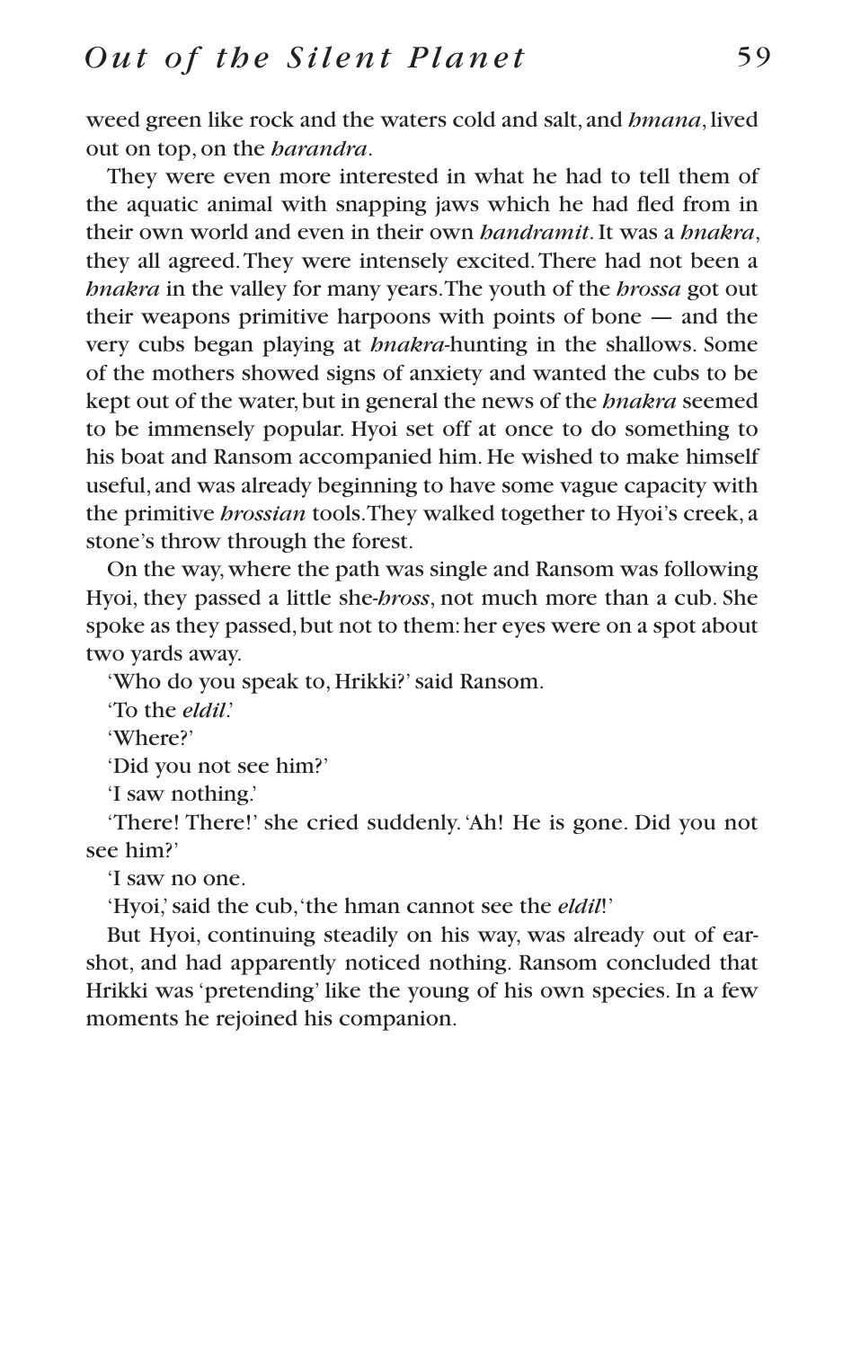weed green like rock and the waters cold and salt, and *hmana*, lived out on top, on the *harandra*.

They were even more interested in what he had to tell them of the aquatic animal with snapping jaws which he had fled from in their own world and even in their own *handramit*. It was a *hnakra*, they all agreed. They were intensely excited. There had not been a *hnakra* in the valley for many years. The youth of the *hrossa* got out their weapons primitive harpoons with points of bone — and the very cubs began playing at *hnakra*-hunting in the shallows. Some of the mothers showed signs of anxiety and wanted the cubs to be kept out of the water, but in general the news of the *hnakra* seemed to be immensely popular. Hyoi set off at once to do something to his boat and Ransom accompanied him. He wished to make himself useful, and was already beginning to have some vague capacity with the primitive *hrossian* tools. They walked together to Hyoi's creek, a stone's throw through the forest.

On the way, where the path was single and Ransom was following Hyoi, they passed a little she-*hross*, not much more than a cub. She spoke as they passed, but not to them: her eyes were on a spot about two yards away.

'Who do you speak to, Hrikki?' said Ransom.

'To the *eldil*.'

'Where?'

'Did you not see him?'

'I saw nothing.'

'There! There!' she cried suddenly. 'Ah! He is gone. Did you not see him?'

'I saw no one.

'Hyoi,' said the cub, 'the hman cannot see the *eldil*!'

But Hyoi, continuing steadily on his way, was already out of earshot, and had apparently noticed nothing. Ransom concluded that Hrikki was 'pretending' like the young of his own species. In a few moments he rejoined his companion.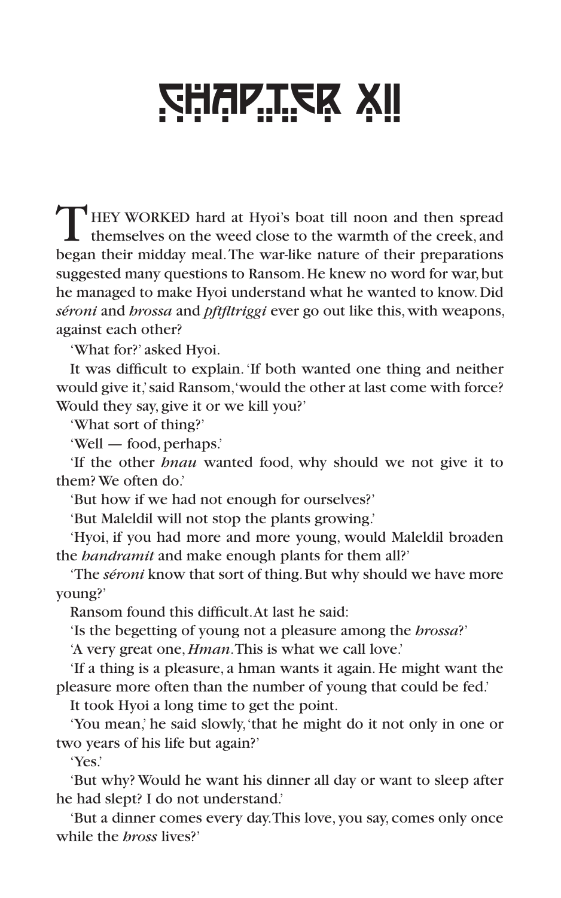# CHAPTER XII

THEY WORKED hard at Hyoi's boat till noon and then spread themselves on the weed close to the warmth of the creek, and began their midday meal. The war-like nature of their preparations suggested many questions to Ransom. He knew no word for war, but he managed to make Hyoi understand what he wanted to know. Did *séroni* and *hrossa* and *pfifltriggi* ever go out like this, with weapons, against each other?

'What for?' asked Hyoi.

It was difficult to explain. 'If both wanted one thing and neither would give it,' said Ransom, 'would the other at last come with force? Would they say, give it or we kill you?'

'What sort of thing?'

'Well — food, perhaps.'

'If the other *hnau* wanted food, why should we not give it to them? We often do.'

'But how if we had not enough for ourselves?'

'But Maleldil will not stop the plants growing.'

'Hyoi, if you had more and more young, would Maleldil broaden the *handramit* and make enough plants for them all?'

'The *séroni* know that sort of thing. But why should we have more young?'

Ransom found this difficult. At last he said:

'Is the begetting of young not a pleasure among the *hrossa*?'

'A very great one, *Hman*. This is what we call love.'

'If a thing is a pleasure, a hman wants it again. He might want the pleasure more often than the number of young that could be fed.'

It took Hyoi a long time to get the point.

'You mean,' he said slowly, 'that he might do it not only in one or two years of his life but again?'

'Yes.'

'But why? Would he want his dinner all day or want to sleep after he had slept? I do not understand.'

'But a dinner comes every day. This love, you say, comes only once while the *hross* lives?'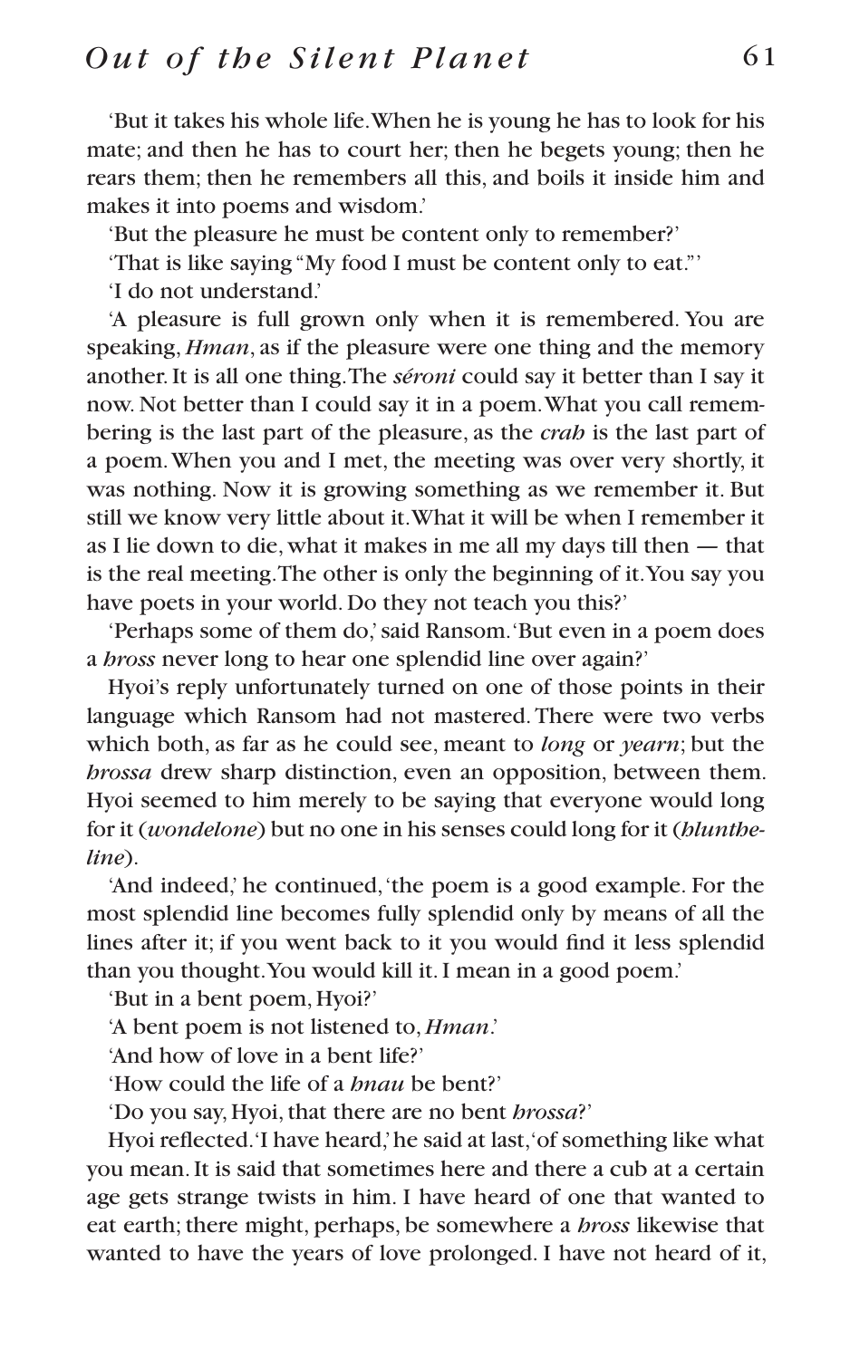'But it takes his whole life. When he is young he has to look for his mate; and then he has to court her; then he begets young; then he rears them; then he remembers all this, and boils it inside him and makes it into poems and wisdom.'

'But the pleasure he must be content only to remember?'

'That is like saying "My food I must be content only to eat."'

'I do not understand.'

'A pleasure is full grown only when it is remembered. You are speaking, *Hman*, as if the pleasure were one thing and the memory another. It is all one thing. The *séroni* could say it better than I say it now. Not better than I could say it in a poem. What you call remembering is the last part of the pleasure, as the *crah* is the last part of a poem. When you and I met, the meeting was over very shortly, it was nothing. Now it is growing something as we remember it. But still we know very little about it. What it will be when I remember it as I lie down to die, what it makes in me all my days till then — that is the real meeting. The other is only the beginning of it. You say you have poets in your world. Do they not teach you this?'

'Perhaps some of them do,' said Ransom. 'But even in a poem does a *hross* never long to hear one splendid line over again?'

Hyoi's reply unfortunately turned on one of those points in their language which Ransom had not mastered. There were two verbs which both, as far as he could see, meant to *long* or *yearn*; but the *hrossa* drew sharp distinction, even an opposition, between them. Hyoi seemed to him merely to be saying that everyone would long for it (*wondelone*) but no one in his senses could long for it (*hluntheline*).

'And indeed,' he continued, 'the poem is a good example. For the most splendid line becomes fully splendid only by means of all the lines after it; if you went back to it you would find it less splendid than you thought. You would kill it. I mean in a good poem.'

'But in a bent poem, Hyoi?'

'A bent poem is not listened to, *Hman*.'

'And how of love in a bent life?'

'How could the life of a *hnau* be bent?'

'Do you say, Hyoi, that there are no bent *hrossa*?'

Hyoi reflected. 'I have heard,' he said at last, 'of something like what you mean. It is said that sometimes here and there a cub at a certain age gets strange twists in him. I have heard of one that wanted to eat earth; there might, perhaps, be somewhere a *hross* likewise that wanted to have the years of love prolonged. I have not heard of it,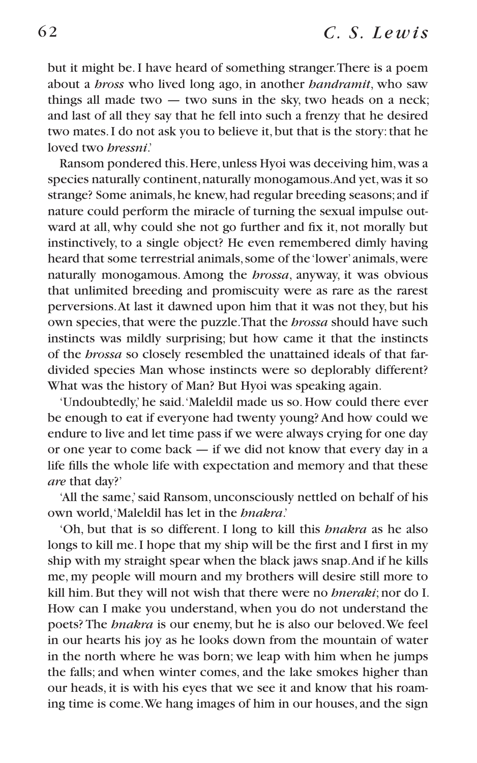but it might be. I have heard of something stranger. There is a poem about a *hross* who lived long ago, in another *handramit*, who saw things all made two — two suns in the sky, two heads on a neck; and last of all they say that he fell into such a frenzy that he desired two mates. I do not ask you to believe it, but that is the story: that he loved two *hressni*.'

Ransom pondered this. Here, unless Hyoi was deceiving him, was a species naturally continent, naturally monogamous. And yet, was it so strange? Some animals, he knew, had regular breeding seasons; and if nature could perform the miracle of turning the sexual impulse outward at all, why could she not go further and fix it, not morally but instinctively, to a single object? He even remembered dimly having heard that some terrestrial animals, some of the 'lower' animals, were naturally monogamous. Among the *hrossa*, anyway, it was obvious that unlimited breeding and promiscuity were as rare as the rarest perversions. At last it dawned upon him that it was not they, but his own species, that were the puzzle. That the *hrossa* should have such instincts was mildly surprising; but how came it that the instincts of the *hrossa* so closely resembled the unattained ideals of that far-divided species Man whose instincts were so deplorably different? What was the history of Man? But Hyoi was speaking again.

'Undoubtedly,' he said. 'Maleldil made us so. How could there ever be enough to eat if everyone had twenty young? And how could we endure to live and let time pass if we were always crying for one day or one year to come back — if we did not know that every day in a life fills the whole life with expectation and memory and that these *are* that day?'

'All the same,' said Ransom, unconsciously nettled on behalf of his own world, 'Maleldil has let in the *hnakra*.'

'Oh, but that is so different. I long to kill this *hnakra* as he also longs to kill me. I hope that my ship will be the first and I first in my ship with my straight spear when the black jaws snap. And if he kills me, my people will mourn and my brothers will desire still more to kill him. But they will not wish that there were no *hneraki*; nor do I. How can I make you understand, when you do not understand the poets? The *hnakra* is our enemy, but he is also our beloved. We feel in our hearts his joy as he looks down from the mountain of water in the north where he was born; we leap with him when he jumps the falls; and when winter comes, and the lake smokes higher than our heads, it is with his eyes that we see it and know that his roaming time is come. We hang images of him in our houses, and the sign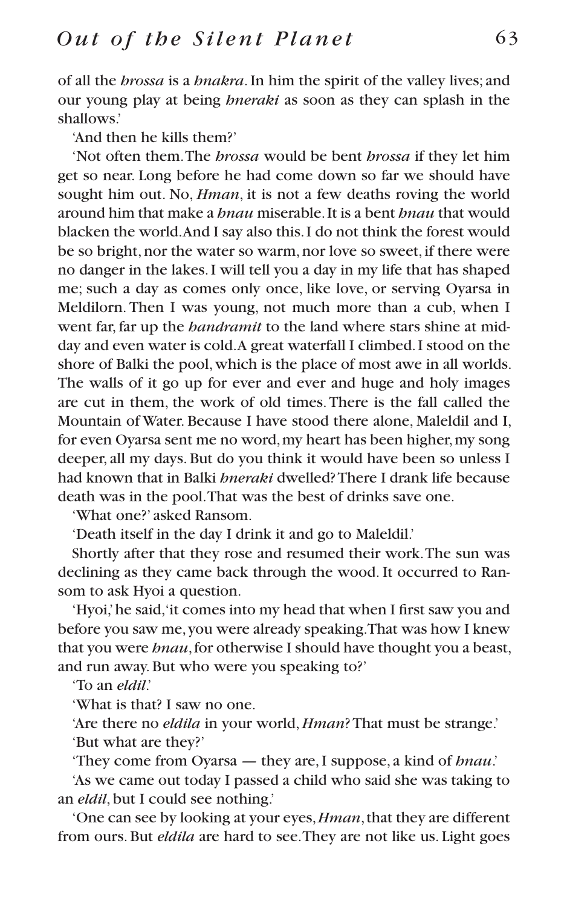of all the *hrossa* is a *hnakra*. In him the spirit of the valley lives; and our young play at being *hneraki* as soon as they can splash in the shallows.'

'And then he kills them?'

'Not often them. The *hrossa* would be bent *hrossa* if they let him get so near. Long before he had come down so far we should have sought him out. No, *Hman*, it is not a few deaths roving the world around him that make a *hnau* miserable. It is a bent *hnau* that would blacken the world. And I say also this. I do not think the forest would be so bright, nor the water so warm, nor love so sweet, if there were no danger in the lakes. I will tell you a day in my life that has shaped me; such a day as comes only once, like love, or serving Oyarsa in Meldilorn. Then I was young, not much more than a cub, when I went far, far up the *handramit* to the land where stars shine at mid-day and even water is cold. A great waterfall I climbed. I stood on the shore of Balki the pool, which is the place of most awe in all worlds. The walls of it go up for ever and ever and huge and holy images are cut in them, the work of old times. There is the fall called the Mountain of Water. Because I have stood there alone, Maleldil and I, for even Oyarsa sent me no word, my heart has been higher, my song deeper, all my days. But do you think it would have been so unless I had known that in Balki *hneraki* dwelled? There I drank life because death was in the pool. That was the best of drinks save one.

'What one?' asked Ransom.

'Death itself in the day I drink it and go to Maleldil.'

Shortly after that they rose and resumed their work. The sun was declining as they came back through the wood. It occurred to Ransom to ask Hyoi a question.

'Hyoi,' he said, 'it comes into my head that when I first saw you and before you saw me, you were already speaking. That was how I knew that you were *hnau*, for otherwise I should have thought you a beast, and run away. But who were you speaking to?'

'To an *eldil*.'

'What is that? I saw no one.

'Are there no *eldila* in your world, *Hman*? That must be strange.'

'But what are they?'

'They come from Oyarsa — they are, I suppose, a kind of *hnau*.'

'As we came out today I passed a child who said she was taking to an *eldil*, but I could see nothing.'

'One can see by looking at your eyes, *Hman*, that they are different from ours. But *eldila* are hard to see. They are not like us. Light goes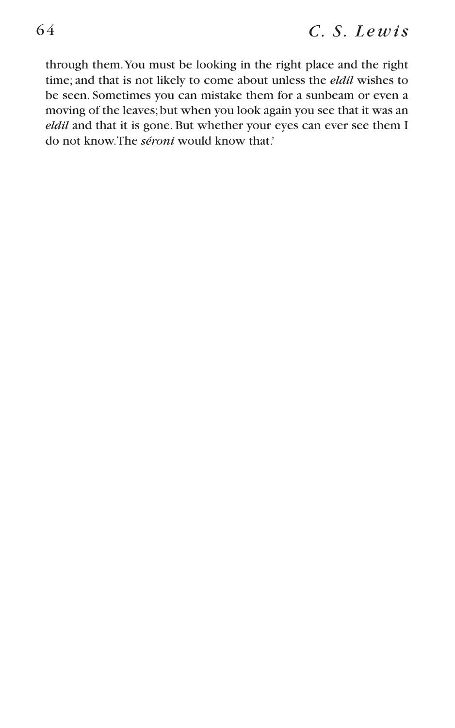through them. You must be looking in the right place and the right time; and that is not likely to come about unless the *eldil* wishes to be seen. Sometimes you can mistake them for a sunbeam or even a moving of the leaves; but when you look again you see that it was an *eldil* and that it is gone. But whether your eyes can ever see them I do not know. The *séroni* would know that.'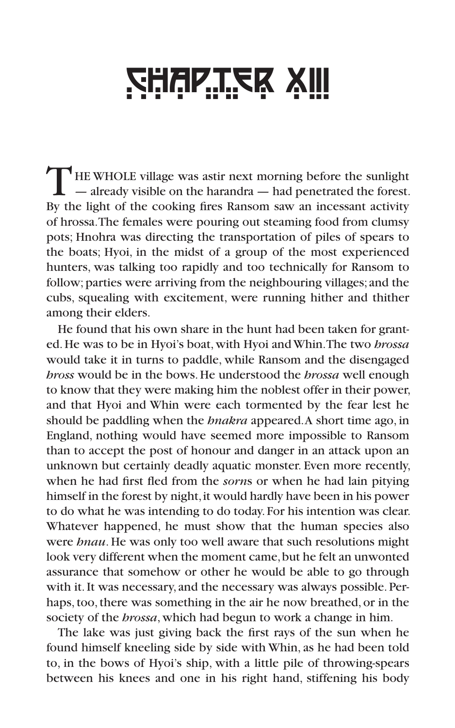# CHAPTER XIII

THE WHOLE village was astir next morning before the sunlight — already visible on the harandra — had penetrated the forest. By the light of the cooking fires Ransom saw an incessant activity of hrossa. The females were pouring out steaming food from clumsy pots; Hnohra was directing the transportation of piles of spears to the boats; Hyoi, in the midst of a group of the most experienced hunters, was talking too rapidly and too technically for Ransom to follow; parties were arriving from the neighbouring villages; and the cubs, squealing with excitement, were running hither and thither among their elders.

He found that his own share in the hunt had been taken for granted. He was to be in Hyoi's boat, with Hyoi and Whin. The two *hrossa* would take it in turns to paddle, while Ransom and the disengaged *hross* would be in the bows. He understood the *hrossa* well enough to know that they were making him the noblest offer in their power, and that Hyoi and Whin were each tormented by the fear lest he should be paddling when the *hnakra* appeared. A short time ago, in England, nothing would have seemed more impossible to Ransom than to accept the post of honour and danger in an attack upon an unknown but certainly deadly aquatic monster. Even more recently, when he had first fled from the *sorn*s or when he had lain pitying himself in the forest by night, it would hardly have been in his power to do what he was intending to do today. For his intention was clear. Whatever happened, he must show that the human species also were *hnau*. He was only too well aware that such resolutions might look very different when the moment came, but he felt an unwonted assurance that somehow or other he would be able to go through with it. It was necessary, and the necessary was always possible. Perhaps, too, there was something in the air he now breathed, or in the society of the *hrossa*, which had begun to work a change in him.

The lake was just giving back the first rays of the sun when he found himself kneeling side by side with Whin, as he had been told to, in the bows of Hyoi's ship, with a little pile of throwing-spears between his knees and one in his right hand, stiffening his body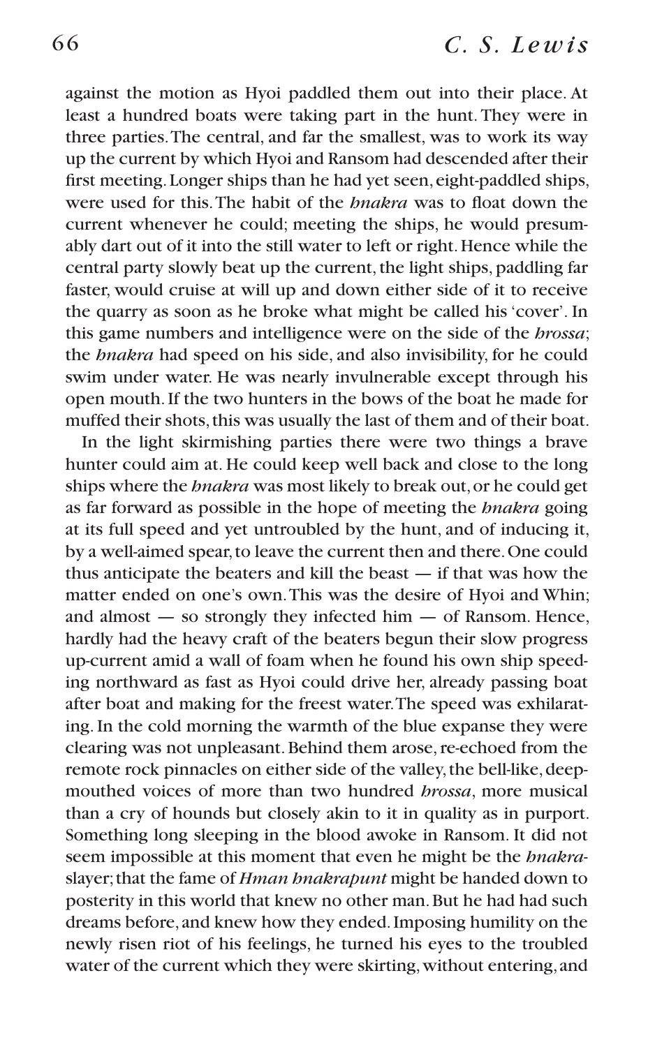against the motion as Hyoi paddled them out into their place. At least a hundred boats were taking part in the hunt. They were in three parties. The central, and far the smallest, was to work its way up the current by which Hyoi and Ransom had descended after their first meeting. Longer ships than he had yet seen, eight-paddled ships, were used for this. The habit of the *hnakra* was to float down the current whenever he could; meeting the ships, he would presumably dart out of it into the still water to left or right. Hence while the central party slowly beat up the current, the light ships, paddling far faster, would cruise at will up and down either side of it to receive the quarry as soon as he broke what might be called his 'cover'. In this game numbers and intelligence were on the side of the *hrossa*; the *hnakra* had speed on his side, and also invisibility, for he could swim under water. He was nearly invulnerable except through his open mouth. If the two hunters in the bows of the boat he made for muffed their shots, this was usually the last of them and of their boat.

In the light skirmishing parties there were two things a brave hunter could aim at. He could keep well back and close to the long ships where the *hnakra* was most likely to break out, or he could get as far forward as possible in the hope of meeting the *hnakra* going at its full speed and yet untroubled by the hunt, and of inducing it, by a well-aimed spear, to leave the current then and there. One could thus anticipate the beaters and kill the beast — if that was how the matter ended on one's own. This was the desire of Hyoi and Whin; and almost — so strongly they infected him — of Ransom. Hence, hardly had the heavy craft of the beaters begun their slow progress up-current amid a wall of foam when he found his own ship speeding northward as fast as Hyoi could drive her, already passing boat after boat and making for the freest water. The speed was exhilarating. In the cold morning the warmth of the blue expanse they were clearing was not unpleasant. Behind them arose, re-echoed from the remote rock pinnacles on either side of the valley, the bell-like, deep-mouthed voices of more than two hundred *hrossa*, more musical than a cry of hounds but closely akin to it in quality as in purport. Something long sleeping in the blood awoke in Ransom. It did not seem impossible at this moment that even he might be the *hnakra*-slayer; that the fame of *Hman hnakrapunt* might be handed down to posterity in this world that knew no other man. But he had had such dreams before, and knew how they ended. Imposing humility on the newly risen riot of his feelings, he turned his eyes to the troubled water of the current which they were skirting, without entering, and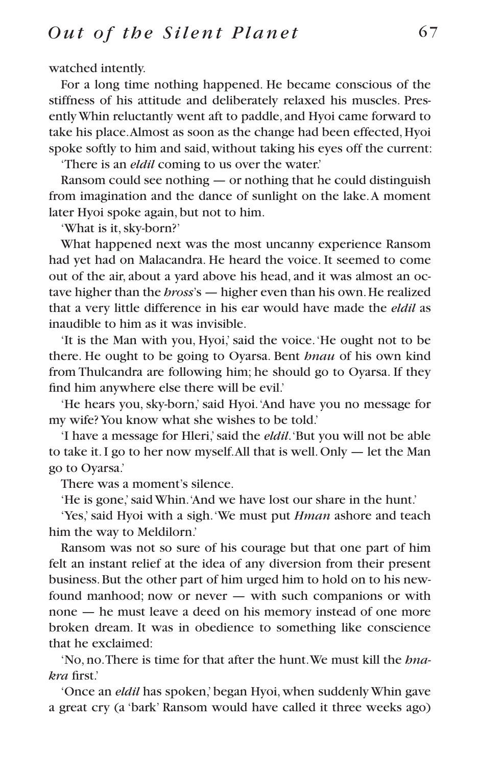watched intently.

For a long time nothing happened. He became conscious of the stiffness of his attitude and deliberately relaxed his muscles. Presently Whin reluctantly went aft to paddle, and Hyoi came forward to take his place. Almost as soon as the change had been effected, Hyoi spoke softly to him and said, without taking his eyes off the current:

'There is an *eldil* coming to us over the water.'

Ransom could see nothing — or nothing that he could distinguish from imagination and the dance of sunlight on the lake. A moment later Hyoi spoke again, but not to him.

'What is it, sky-born?'

What happened next was the most uncanny experience Ransom had yet had on Malacandra. He heard the voice. It seemed to come out of the air, about a yard above his head, and it was almost an octave higher than the *hross*'s — higher even than his own. He realized that a very little difference in his ear would have made the *eldil* as inaudible to him as it was invisible.

'It is the Man with you, Hyoi,' said the voice. 'He ought not to be there. He ought to be going to Oyarsa. Bent *hnau* of his own kind from Thulcandra are following him; he should go to Oyarsa. If they find him anywhere else there will be evil.'

'He hears you, sky-born,' said Hyoi. 'And have you no message for my wife? You know what she wishes to be told.'

'I have a message for Hleri,' said the *eldil*. 'But you will not be able to take it. I go to her now myself. All that is well. Only — let the Man go to Oyarsa.'

There was a moment's silence.

'He is gone,' said Whin. 'And we have lost our share in the hunt.'

'Yes,' said Hyoi with a sigh. 'We must put *Hman* ashore and teach him the way to Meldilorn.'

Ransom was not so sure of his courage but that one part of him felt an instant relief at the idea of any diversion from their present business. But the other part of him urged him to hold on to his new-found manhood; now or never — with such companions or with none — he must leave a deed on his memory instead of one more broken dream. It was in obedience to something like conscience that he exclaimed:

'No, no. There is time for that after the hunt. We must kill the *hnakra* first.'

'Once an *eldil* has spoken,' began Hyoi, when suddenly Whin gave a great cry (a 'bark' Ransom would have called it three weeks ago)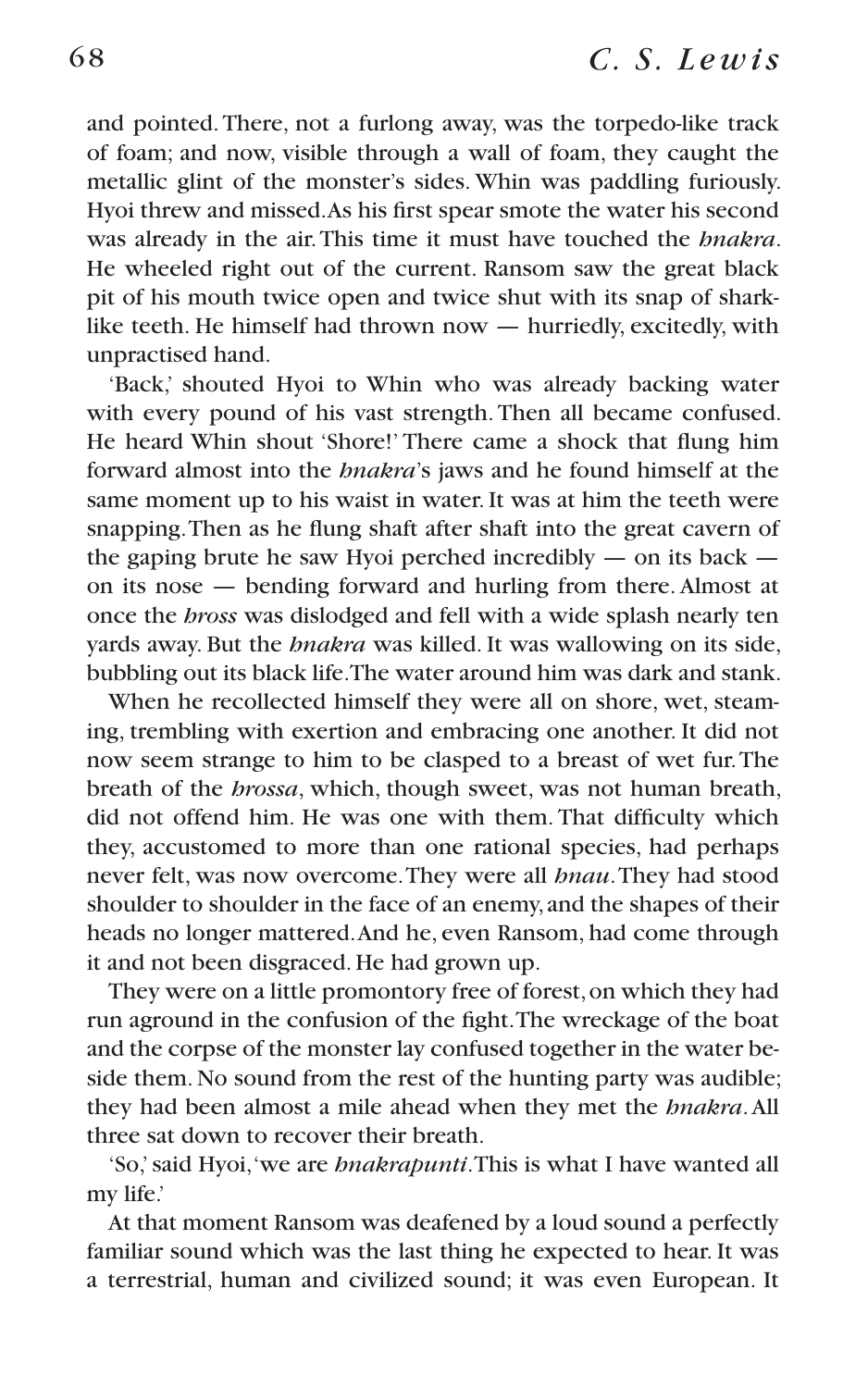and pointed. There, not a furlong away, was the torpedo-like track of foam; and now, visible through a wall of foam, they caught the metallic glint of the monster's sides. Whin was paddling furiously. Hyoi threw and missed. As his first spear smote the water his second was already in the air. This time it must have touched the *hnakra*. He wheeled right out of the current. Ransom saw the great black pit of his mouth twice open and twice shut with its snap of shark-like teeth. He himself had thrown now — hurriedly, excitedly, with unpractised hand.

'Back,' shouted Hyoi to Whin who was already backing water with every pound of his vast strength. Then all became confused. He heard Whin shout 'Shore!' There came a shock that flung him forward almost into the *hnakra*'s jaws and he found himself at the same moment up to his waist in water. It was at him the teeth were snapping. Then as he flung shaft after shaft into the great cavern of the gaping brute he saw Hyoi perched incredibly — on its back — on its nose — bending forward and hurling from there. Almost at once the *hross* was dislodged and fell with a wide splash nearly ten yards away. But the *hnakra* was killed. It was wallowing on its side, bubbling out its black life. The water around him was dark and stank.

When he recollected himself they were all on shore, wet, steaming, trembling with exertion and embracing one another. It did not now seem strange to him to be clasped to a breast of wet fur. The breath of the *hrossa*, which, though sweet, was not human breath, did not offend him. He was one with them. That difficulty which they, accustomed to more than one rational species, had perhaps never felt, was now overcome. They were all *hnau*. They had stood shoulder to shoulder in the face of an enemy, and the shapes of their heads no longer mattered. And he, even Ransom, had come through it and not been disgraced. He had grown up.

They were on a little promontory free of forest, on which they had run aground in the confusion of the fight. The wreckage of the boat and the corpse of the monster lay confused together in the water beside them. No sound from the rest of the hunting party was audible; they had been almost a mile ahead when they met the *hnakra*. All three sat down to recover their breath.

'So,' said Hyoi, 'we are *hnakrapunti*. This is what I have wanted all my life.'

At that moment Ransom was deafened by a loud sound a perfectly familiar sound which was the last thing he expected to hear. It was a terrestrial, human and civilized sound; it was even European. It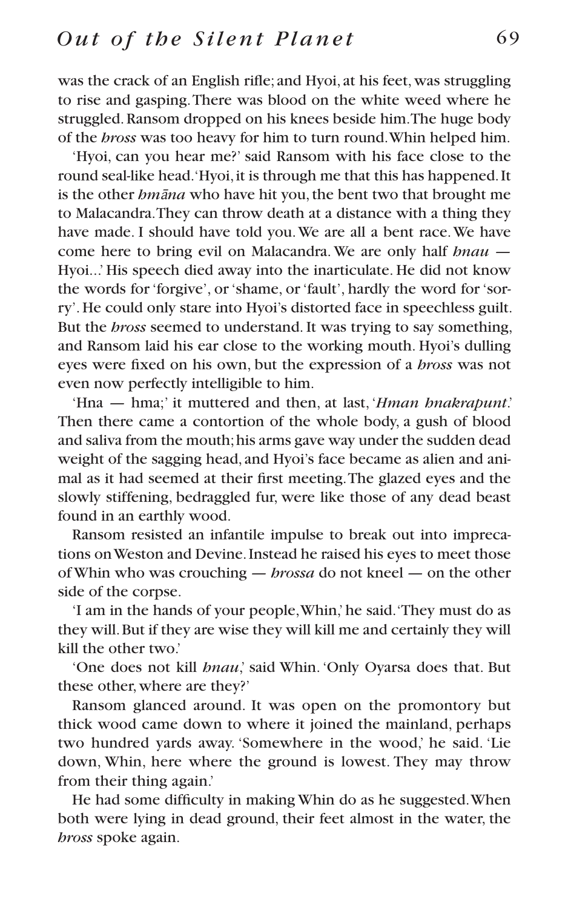was the crack of an English rifle; and Hyoi, at his feet, was struggling to rise and gasping. There was blood on the white weed where he struggled. Ransom dropped on his knees beside him. The huge body of the *hross* was too heavy for him to turn round. Whin helped him.

'Hyoi, can you hear me?' said Ransom with his face close to the round seal-like head. 'Hyoi, it is through me that this has happened. It is the other *hmāna* who have hit you, the bent two that brought me to Malacandra. They can throw death at a distance with a thing they have made. I should have told you. We are all a bent race. We have come here to bring evil on Malacandra. We are only half *hnau* — Hyoi...' His speech died away into the inarticulate. He did not know the words for 'forgive', or 'shame, or 'fault', hardly the word for 'sorry'. He could only stare into Hyoi's distorted face in speechless guilt. But the *hross* seemed to understand. It was trying to say something, and Ransom laid his ear close to the working mouth. Hyoi's dulling eyes were fixed on his own, but the expression of a *hross* was not even now perfectly intelligible to him.

'Hna — hma;' it muttered and then, at last, '*Hman hnakrapunt*.' Then there came a contortion of the whole body, a gush of blood and saliva from the mouth; his arms gave way under the sudden dead weight of the sagging head, and Hyoi's face became as alien and animal as it had seemed at their first meeting. The glazed eyes and the slowly stiffening, bedraggled fur, were like those of any dead beast found in an earthly wood.

Ransom resisted an infantile impulse to break out into imprecations on Weston and Devine. Instead he raised his eyes to meet those of Whin who was crouching — *hrossa* do not kneel — on the other side of the corpse.

'I am in the hands of your people, Whin,' he said. 'They must do as they will. But if they are wise they will kill me and certainly they will kill the other two.'

'One does not kill *hnau*,' said Whin. 'Only Oyarsa does that. But these other, where are they?'

Ransom glanced around. It was open on the promontory but thick wood came down to where it joined the mainland, perhaps two hundred yards away. 'Somewhere in the wood,' he said. 'Lie down, Whin, here where the ground is lowest. They may throw from their thing again.'

He had some difficulty in making Whin do as he suggested. When both were lying in dead ground, their feet almost in the water, the *hross* spoke again.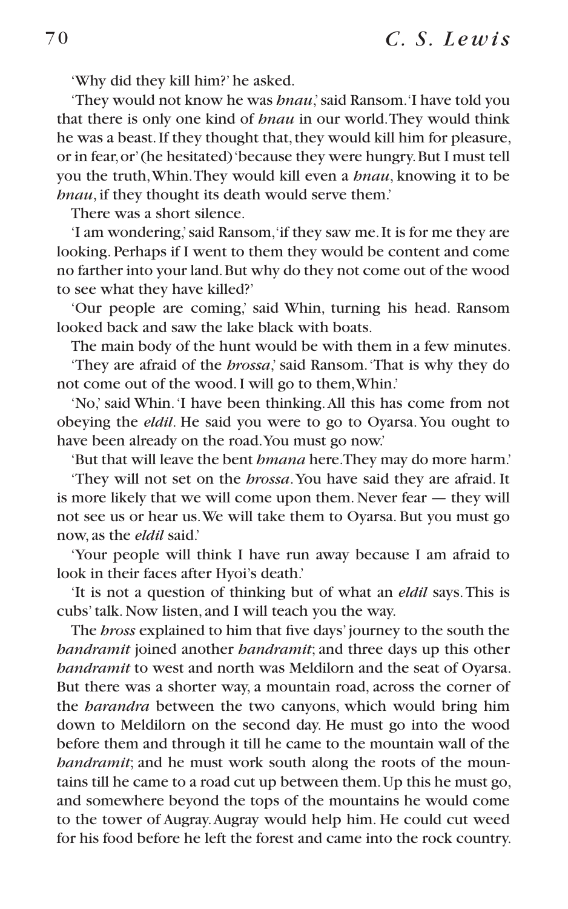'Why did they kill him?' he asked.

'They would not know he was *hnau*,' said Ransom. 'I have told you that there is only one kind of *hnau* in our world. They would think he was a beast. If they thought that, they would kill him for pleasure, or in fear, or' (he hesitated) 'because they were hungry. But I must tell you the truth, Whin. They would kill even a *hnau*, knowing it to be *hnau*, if they thought its death would serve them.'

There was a short silence.

'I am wondering,' said Ransom, 'if they saw me. It is for me they are looking. Perhaps if I went to them they would be content and come no farther into your land. But why do they not come out of the wood to see what they have killed?'

'Our people are coming,' said Whin, turning his head. Ransom looked back and saw the lake black with boats.

The main body of the hunt would be with them in a few minutes.

'They are afraid of the *hrossa*,' said Ransom. 'That is why they do not come out of the wood. I will go to them, Whin.'

'No,' said Whin. 'I have been thinking. All this has come from not obeying the *eldil*. He said you were to go to Oyarsa. You ought to have been already on the road. You must go now.'

'But that will leave the bent *hmana* here. They may do more harm.'

'They will not set on the *hrossa*. You have said they are afraid. It is more likely that we will come upon them. Never fear — they will not see us or hear us. We will take them to Oyarsa. But you must go now, as the *eldil* said.'

'Your people will think I have run away because I am afraid to look in their faces after Hyoi's death.'

'It is not a question of thinking but of what an *eldil* says. This is cubs' talk. Now listen, and I will teach you the way.

The *hross* explained to him that five days' journey to the south the *handramit* joined another *handramit*; and three days up this other *handramit* to west and north was Meldilorn and the seat of Oyarsa. But there was a shorter way, a mountain road, across the corner of the *harandra* between the two canyons, which would bring him down to Meldilorn on the second day. He must go into the wood before them and through it till he came to the mountain wall of the *handramit*; and he must work south along the roots of the mountains till he came to a road cut up between them. Up this he must go, and somewhere beyond the tops of the mountains he would come to the tower of Augray. Augray would help him. He could cut weed for his food before he left the forest and came into the rock country.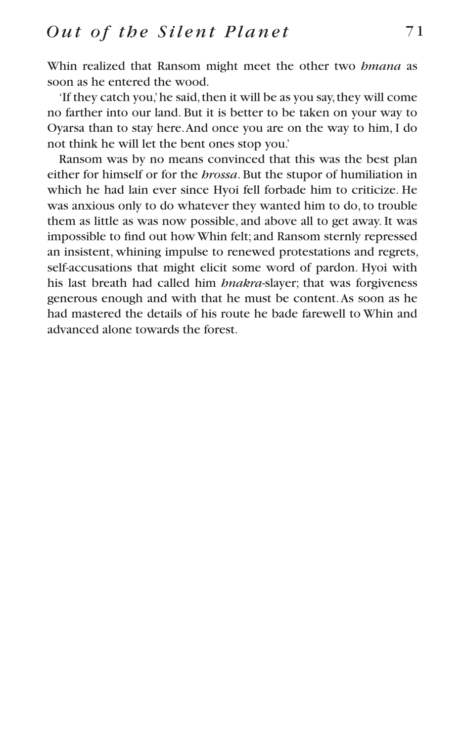Whin realized that Ransom might meet the other two *hmana* as soon as he entered the wood.

'If they catch you,' he said, then it will be as you say, they will come no farther into our land. But it is better to be taken on your way to Oyarsa than to stay here. And once you are on the way to him, I do not think he will let the bent ones stop you.'

Ransom was by no means convinced that this was the best plan either for himself or for the *hrossa*. But the stupor of humiliation in which he had lain ever since Hyoi fell forbade him to criticize. He was anxious only to do whatever they wanted him to do, to trouble them as little as was now possible, and above all to get away. It was impossible to find out how Whin felt; and Ransom sternly repressed an insistent, whining impulse to renewed protestations and regrets, self-accusations that might elicit some word of pardon. Hyoi with his last breath had called him *hnakra*-slayer; that was forgiveness generous enough and with that he must be content. As soon as he had mastered the details of his route he bade farewell to Whin and advanced alone towards the forest.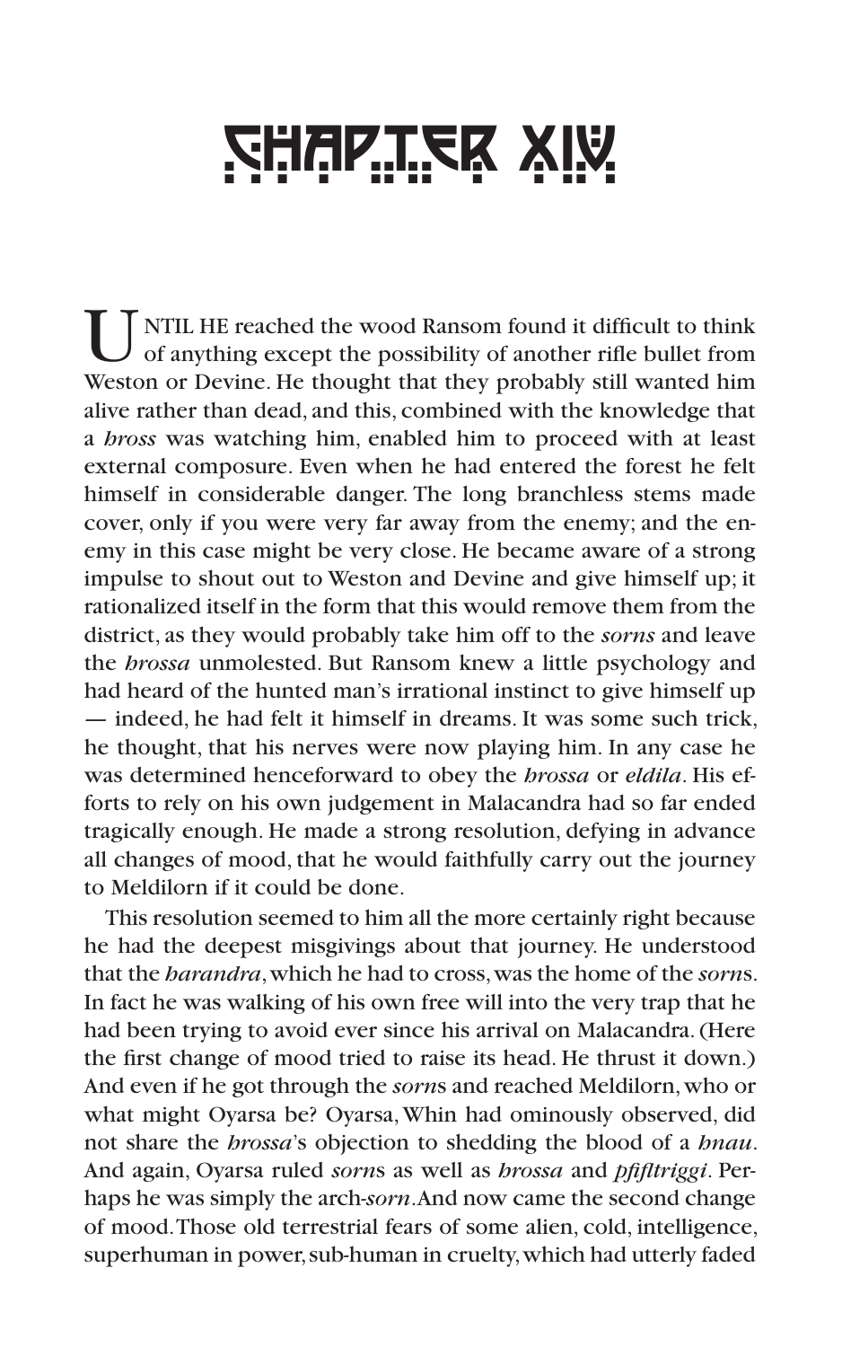# CHAPTER XIV

UNTIL HE reached the wood Ransom found it difficult to think of anything except the possibility of another rifle bullet from Weston or Devine. He thought that they probably still wanted him alive rather than dead, and this, combined with the knowledge that a *hross* was watching him, enabled him to proceed with at least external composure. Even when he had entered the forest he felt himself in considerable danger. The long branchless stems made cover, only if you were very far away from the enemy; and the enemy in this case might be very close. He became aware of a strong impulse to shout out to Weston and Devine and give himself up; it rationalized itself in the form that this would remove them from the district, as they would probably take him off to the *sorns* and leave the *hrossa* unmolested. But Ransom knew a little psychology and had heard of the hunted man's irrational instinct to give himself up — indeed, he had felt it himself in dreams. It was some such trick, he thought, that his nerves were now playing him. In any case he was determined henceforward to obey the *hrossa* or *eldila*. His efforts to rely on his own judgement in Malacandra had so far ended tragically enough. He made a strong resolution, defying in advance all changes of mood, that he would faithfully carry out the journey to Meldilorn if it could be done.

This resolution seemed to him all the more certainly right because he had the deepest misgivings about that journey. He understood that the *harandra*, which he had to cross, was the home of the *sorn*s. In fact he was walking of his own free will into the very trap that he had been trying to avoid ever since his arrival on Malacandra. (Here the first change of mood tried to raise its head. He thrust it down.) And even if he got through the *sorn*s and reached Meldilorn, who or what might Oyarsa be? Oyarsa, Whin had ominously observed, did not share the *hrossa*'s objection to shedding the blood of a *hnau*. And again, Oyarsa ruled *sorn*s as well as *hrossa* and *pfifltriggi*. Perhaps he was simply the arch-*sorn*. And now came the second change of mood. Those old terrestrial fears of some alien, cold, intelligence, superhuman in power, sub-human in cruelty, which had utterly faded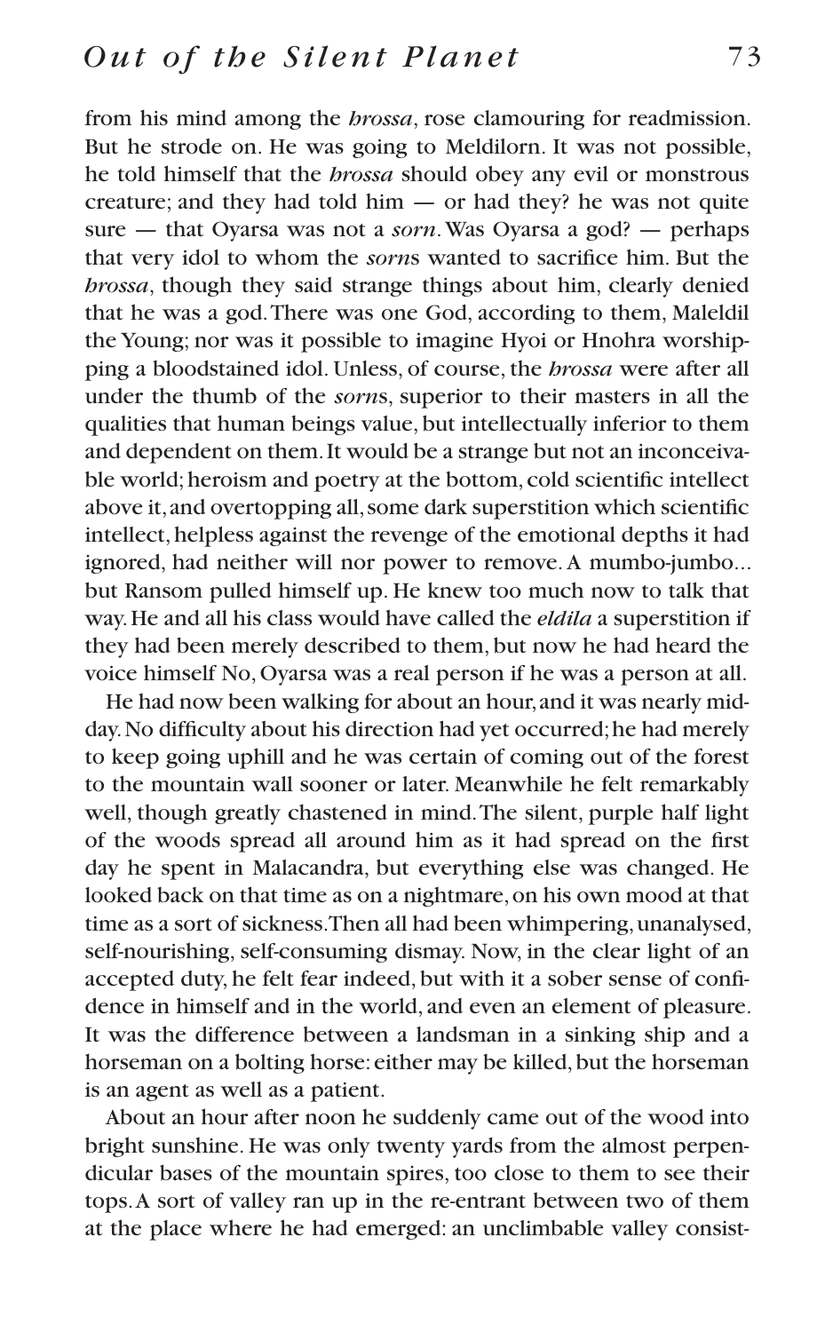from his mind among the *hrossa*, rose clamouring for readmission. But he strode on. He was going to Meldilorn. It was not possible, he told himself that the *hrossa* should obey any evil or monstrous creature; and they had told him — or had they? he was not quite sure — that Oyarsa was not a *sorn*. Was Oyarsa a god? — perhaps that very idol to whom the *sorn*s wanted to sacrifice him. But the *hrossa*, though they said strange things about him, clearly denied that he was a god. There was one God, according to them, Maleldil the Young; nor was it possible to imagine Hyoi or Hnohra worshipping a bloodstained idol. Unless, of course, the *hrossa* were after all under the thumb of the *sorn*s, superior to their masters in all the qualities that human beings value, but intellectually inferior to them and dependent on them. It would be a strange but not an inconceivable world; heroism and poetry at the bottom, cold scientific intellect above it, and overtopping all, some dark superstition which scientific intellect, helpless against the revenge of the emotional depths it had ignored, had neither will nor power to remove. A mumbo-jumbo... but Ransom pulled himself up. He knew too much now to talk that way. He and all his class would have called the *eldila* a superstition if they had been merely described to them, but now he had heard the voice himself No, Oyarsa was a real person if he was a person at all.

He had now been walking for about an hour, and it was nearly midday. No difficulty about his direction had yet occurred; he had merely to keep going uphill and he was certain of coming out of the forest to the mountain wall sooner or later. Meanwhile he felt remarkably well, though greatly chastened in mind. The silent, purple half light of the woods spread all around him as it had spread on the first day he spent in Malacandra, but everything else was changed. He looked back on that time as on a nightmare, on his own mood at that time as a sort of sickness. Then all had been whimpering, unanalysed, self-nourishing, self-consuming dismay. Now, in the clear light of an accepted duty, he felt fear indeed, but with it a sober sense of confidence in himself and in the world, and even an element of pleasure. It was the difference between a landsman in a sinking ship and a horseman on a bolting horse: either may be killed, but the horseman is an agent as well as a patient.

About an hour after noon he suddenly came out of the wood into bright sunshine. He was only twenty yards from the almost perpendicular bases of the mountain spires, too close to them to see their tops. A sort of valley ran up in the re-entrant between two of them at the place where he had emerged: an unclimbable valley consist-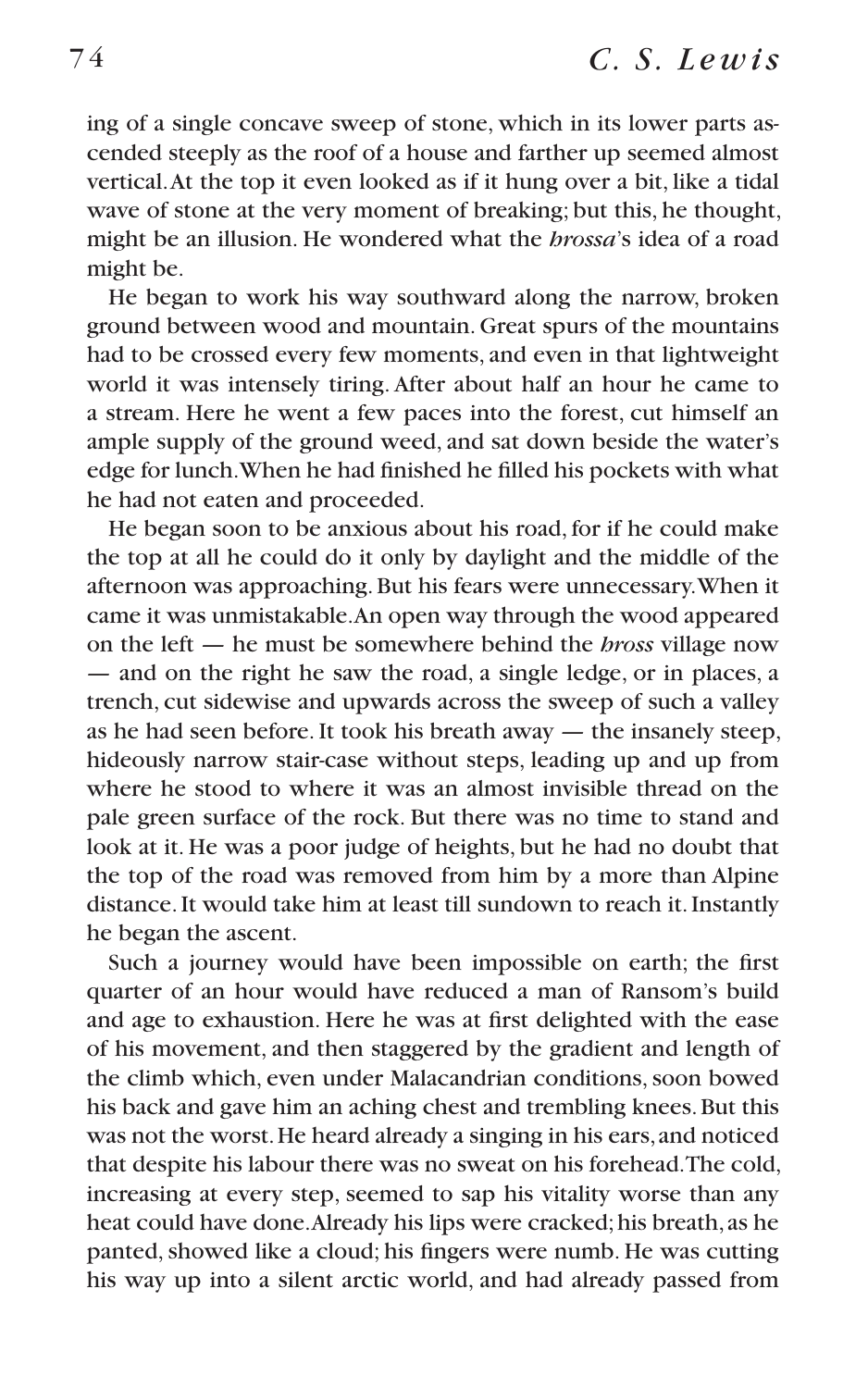ing of a single concave sweep of stone, which in its lower parts ascended steeply as the roof of a house and farther up seemed almost vertical. At the top it even looked as if it hung over a bit, like a tidal wave of stone at the very moment of breaking; but this, he thought, might be an illusion. He wondered what the *hrossa*'s idea of a road might be.

He began to work his way southward along the narrow, broken ground between wood and mountain. Great spurs of the mountains had to be crossed every few moments, and even in that lightweight world it was intensely tiring. After about half an hour he came to a stream. Here he went a few paces into the forest, cut himself an ample supply of the ground weed, and sat down beside the water's edge for lunch. When he had finished he filled his pockets with what he had not eaten and proceeded.

He began soon to be anxious about his road, for if he could make the top at all he could do it only by daylight and the middle of the afternoon was approaching. But his fears were unnecessary. When it came it was unmistakable. An open way through the wood appeared on the left — he must be somewhere behind the *hross* village now — and on the right he saw the road, a single ledge, or in places, a trench, cut sidewise and upwards across the sweep of such a valley as he had seen before. It took his breath away — the insanely steep, hideously narrow stair-case without steps, leading up and up from where he stood to where it was an almost invisible thread on the pale green surface of the rock. But there was no time to stand and look at it. He was a poor judge of heights, but he had no doubt that the top of the road was removed from him by a more than Alpine distance. It would take him at least till sundown to reach it. Instantly he began the ascent.

Such a journey would have been impossible on earth; the first quarter of an hour would have reduced a man of Ransom's build and age to exhaustion. Here he was at first delighted with the ease of his movement, and then staggered by the gradient and length of the climb which, even under Malacandrian conditions, soon bowed his back and gave him an aching chest and trembling knees. But this was not the worst. He heard already a singing in his ears, and noticed that despite his labour there was no sweat on his forehead. The cold, increasing at every step, seemed to sap his vitality worse than any heat could have done. Already his lips were cracked; his breath, as he panted, showed like a cloud; his fingers were numb. He was cutting his way up into a silent arctic world, and had already passed from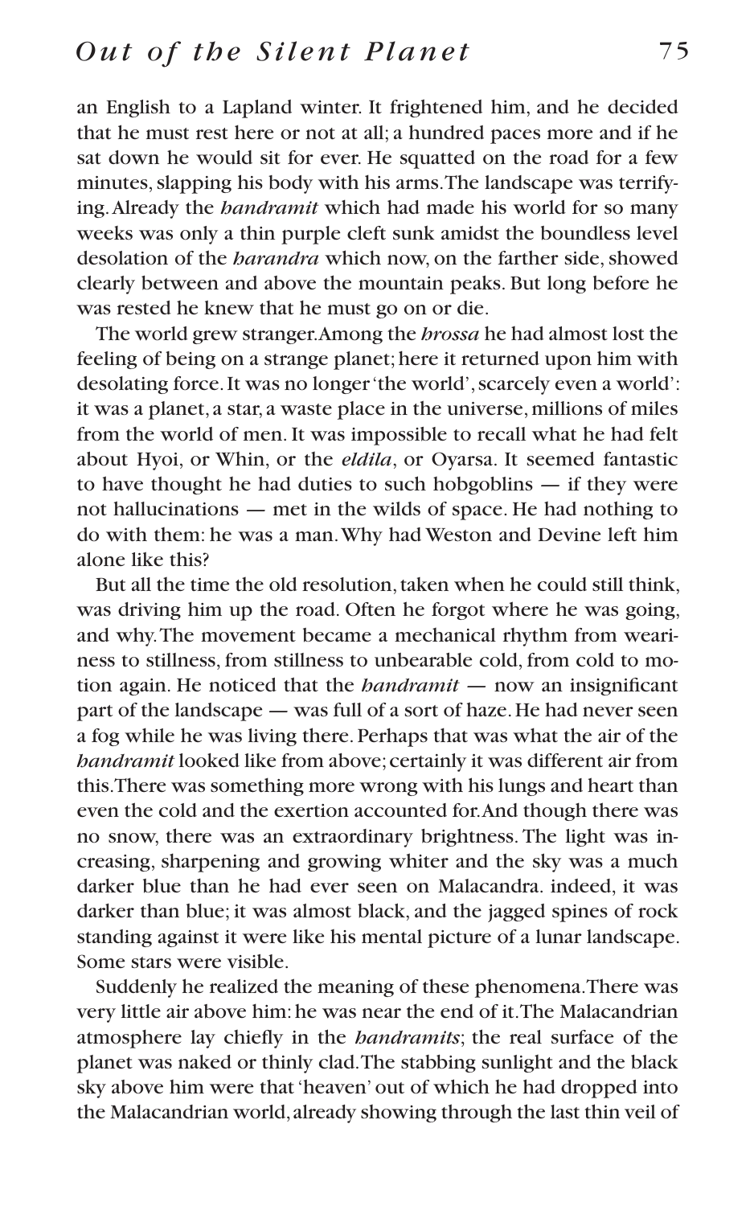an English to a Lapland winter. It frightened him, and he decided that he must rest here or not at all; a hundred paces more and if he sat down he would sit for ever. He squatted on the road for a few minutes, slapping his body with his arms. The landscape was terrifying. Already the *handramit* which had made his world for so many weeks was only a thin purple cleft sunk amidst the boundless level desolation of the *harandra* which now, on the farther side, showed clearly between and above the mountain peaks. But long before he was rested he knew that he must go on or die.

The world grew stranger. Among the *hrossa* he had almost lost the feeling of being on a strange planet; here it returned upon him with desolating force. It was no longer 'the world', scarcely even a world': it was a planet, a star, a waste place in the universe, millions of miles from the world of men. It was impossible to recall what he had felt about Hyoi, or Whin, or the *eldila*, or Oyarsa. It seemed fantastic to have thought he had duties to such hobgoblins — if they were not hallucinations — met in the wilds of space. He had nothing to do with them: he was a man. Why had Weston and Devine left him alone like this?

But all the time the old resolution, taken when he could still think, was driving him up the road. Often he forgot where he was going, and why. The movement became a mechanical rhythm from weariness to stillness, from stillness to unbearable cold, from cold to motion again. He noticed that the *handramit* — now an insignificant part of the landscape — was full of a sort of haze. He had never seen a fog while he was living there. Perhaps that was what the air of the *handramit* looked like from above; certainly it was different air from this. There was something more wrong with his lungs and heart than even the cold and the exertion accounted for. And though there was no snow, there was an extraordinary brightness. The light was increasing, sharpening and growing whiter and the sky was a much darker blue than he had ever seen on Malacandra. indeed, it was darker than blue; it was almost black, and the jagged spines of rock standing against it were like his mental picture of a lunar landscape. Some stars were visible.

Suddenly he realized the meaning of these phenomena. There was very little air above him: he was near the end of it. The Malacandrian atmosphere lay chiefly in the *handramits*; the real surface of the planet was naked or thinly clad. The stabbing sunlight and the black sky above him were that 'heaven' out of which he had dropped into the Malacandrian world, already showing through the last thin veil of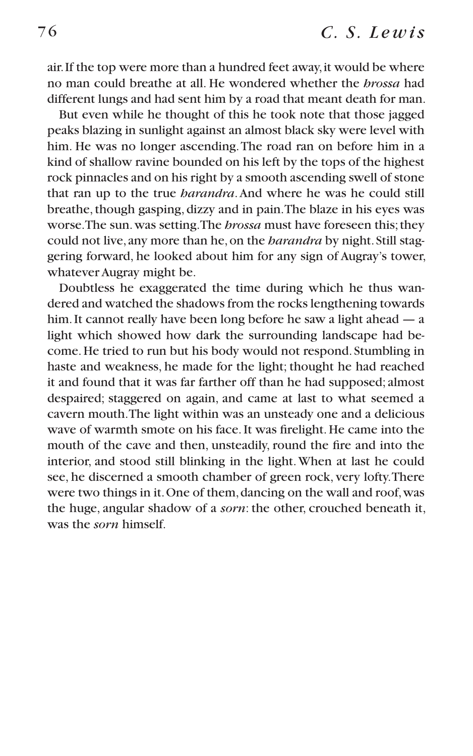air. If the top were more than a hundred feet away, it would be where no man could breathe at all. He wondered whether the *hrossa* had different lungs and had sent him by a road that meant death for man.

But even while he thought of this he took note that those jagged peaks blazing in sunlight against an almost black sky were level with him. He was no longer ascending. The road ran on before him in a kind of shallow ravine bounded on his left by the tops of the highest rock pinnacles and on his right by a smooth ascending swell of stone that ran up to the true *harandra*. And where he was he could still breathe, though gasping, dizzy and in pain. The blaze in his eyes was worse. The sun was setting. The *hrossa* must have foreseen this; they could not live, any more than he, on the *harandra* by night. Still staggering forward, he looked about him for any sign of Augray's tower, whatever Augray might be.

Doubtless he exaggerated the time during which he thus wandered and watched the shadows from the rocks lengthening towards him. It cannot really have been long before he saw a light ahead — a light which showed how dark the surrounding landscape had become. He tried to run but his body would not respond. Stumbling in haste and weakness, he made for the light; thought he had reached it and found that it was far farther off than he had supposed; almost despaired; staggered on again, and came at last to what seemed a cavern mouth. The light within was an unsteady one and a delicious wave of warmth smote on his face. It was firelight. He came into the mouth of the cave and then, unsteadily, round the fire and into the interior, and stood still blinking in the light. When at last he could see, he discerned a smooth chamber of green rock, very lofty. There were two things in it. One of them, dancing on the wall and roof, was the huge, angular shadow of a *sorn*: the other, crouched beneath it, was the *sorn* himself.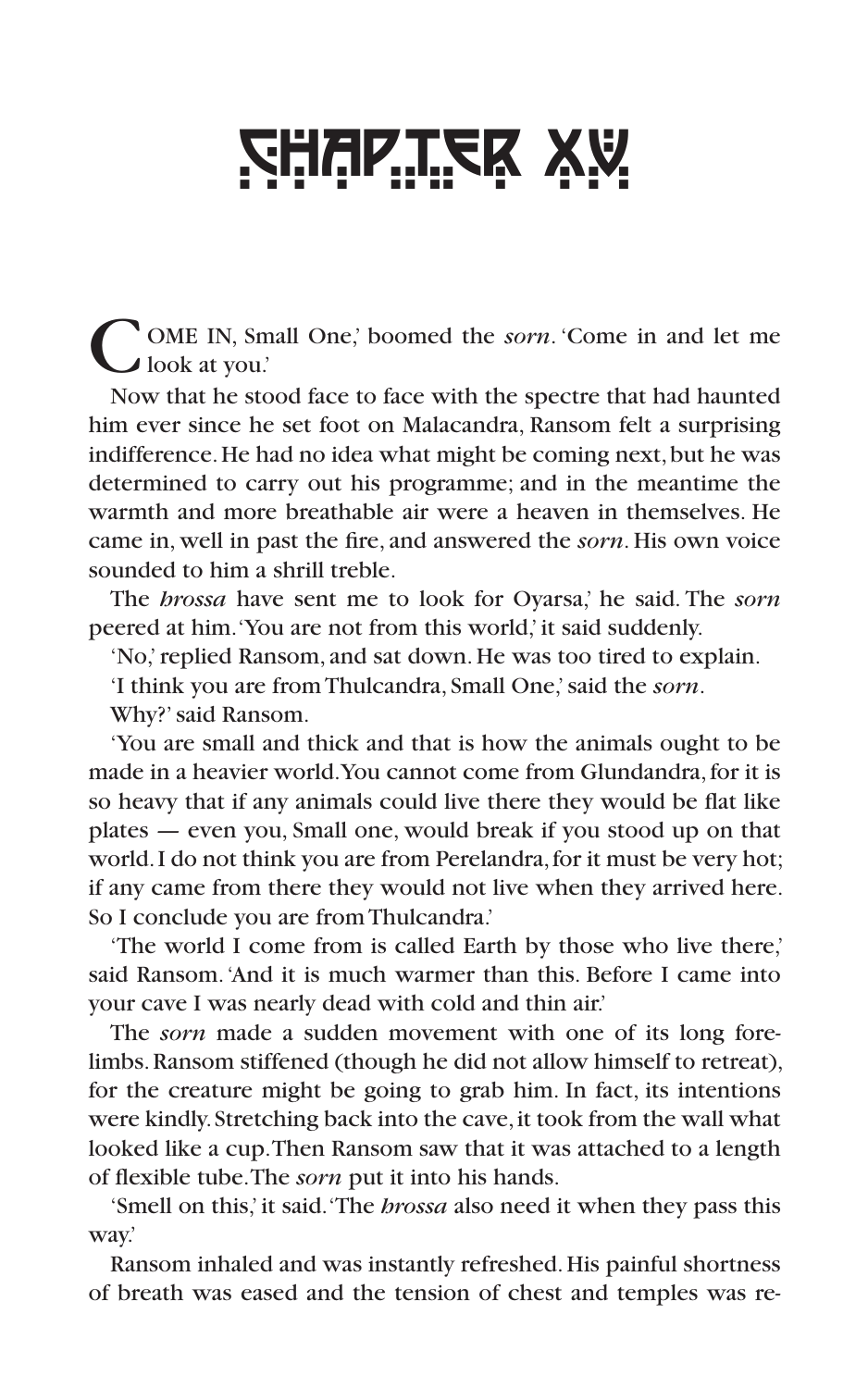# CHAPTER XV

'COME IN, Small One,' boomed the *sorn*. 'Come in and let me look at you.'

Now that he stood face to face with the spectre that had haunted him ever since he set foot on Malacandra, Ransom felt a surprising indifference. He had no idea what might be coming next, but he was determined to carry out his programme; and in the meantime the warmth and more breathable air were a heaven in themselves. He came in, well in past the fire, and answered the *sorn*. His own voice sounded to him a shrill treble.

The *hrossa* have sent me to look for Oyarsa,' he said. The *sorn* peered at him. 'You are not from this world,' it said suddenly.

'No,' replied Ransom, and sat down. He was too tired to explain.

'I think you are from Thulcandra, Small One,' said the *sorn*.

Why?' said Ransom.

'You are small and thick and that is how the animals ought to be made in a heavier world. You cannot come from Glundandra, for it is so heavy that if any animals could live there they would be flat like plates — even you, Small one, would break if you stood up on that world. I do not think you are from Perelandra, for it must be very hot; if any came from there they would not live when they arrived here. So I conclude you are from Thulcandra.'

'The world I come from is called Earth by those who live there,' said Ransom. 'And it is much warmer than this. Before I came into your cave I was nearly dead with cold and thin air.'

The *sorn* made a sudden movement with one of its long forelimbs. Ransom stiffened (though he did not allow himself to retreat), for the creature might be going to grab him. In fact, its intentions were kindly. Stretching back into the cave, it took from the wall what looked like a cup. Then Ransom saw that it was attached to a length of flexible tube. The *sorn* put it into his hands.

'Smell on this,' it said. 'The *hrossa* also need it when they pass this way.'

Ransom inhaled and was instantly refreshed. His painful shortness of breath was eased and the tension of chest and temples was re-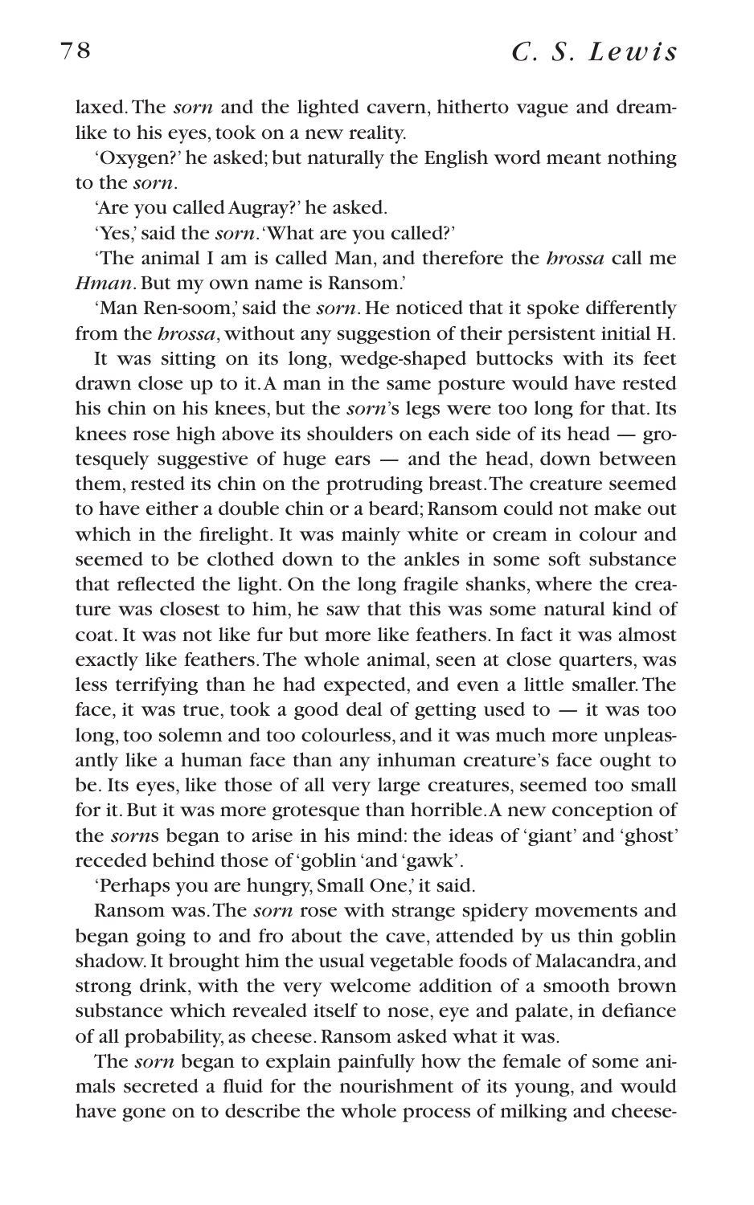laxed. The *sorn* and the lighted cavern, hitherto vague and dreamlike to his eyes, took on a new reality.

'Oxygen?' he asked; but naturally the English word meant nothing to the *sorn*.

'Are you called Augray?' he asked.

'Yes,' said the *sorn*. 'What are you called?'

'The animal I am is called Man, and therefore the *hrossa* call me *Hman*. But my own name is Ransom.'

'Man Ren-soom,' said the *sorn*. He noticed that it spoke differently from the *hrossa*, without any suggestion of their persistent initial H.

It was sitting on its long, wedge-shaped buttocks with its feet drawn close up to it. A man in the same posture would have rested his chin on his knees, but the *sorn*'s legs were too long for that. Its knees rose high above its shoulders on each side of its head — grotesquely suggestive of huge ears — and the head, down between them, rested its chin on the protruding breast. The creature seemed to have either a double chin or a beard; Ransom could not make out which in the firelight. It was mainly white or cream in colour and seemed to be clothed down to the ankles in some soft substance that reflected the light. On the long fragile shanks, where the creature was closest to him, he saw that this was some natural kind of coat. It was not like fur but more like feathers. In fact it was almost exactly like feathers. The whole animal, seen at close quarters, was less terrifying than he had expected, and even a little smaller. The face, it was true, took a good deal of getting used to — it was too long, too solemn and too colourless, and it was much more unpleasantly like a human face than any inhuman creature's face ought to be. Its eyes, like those of all very large creatures, seemed too small for it. But it was more grotesque than horrible. A new conception of the *sorn*s began to arise in his mind: the ideas of 'giant' and 'ghost' receded behind those of 'goblin 'and 'gawk'.

'Perhaps you are hungry, Small One,' it said.

Ransom was. The *sorn* rose with strange spidery movements and began going to and fro about the cave, attended by us thin goblin shadow. It brought him the usual vegetable foods of Malacandra, and strong drink, with the very welcome addition of a smooth brown substance which revealed itself to nose, eye and palate, in defiance of all probability, as cheese. Ransom asked what it was.

The *sorn* began to explain painfully how the female of some animals secreted a fluid for the nourishment of its young, and would have gone on to describe the whole process of milking and cheese-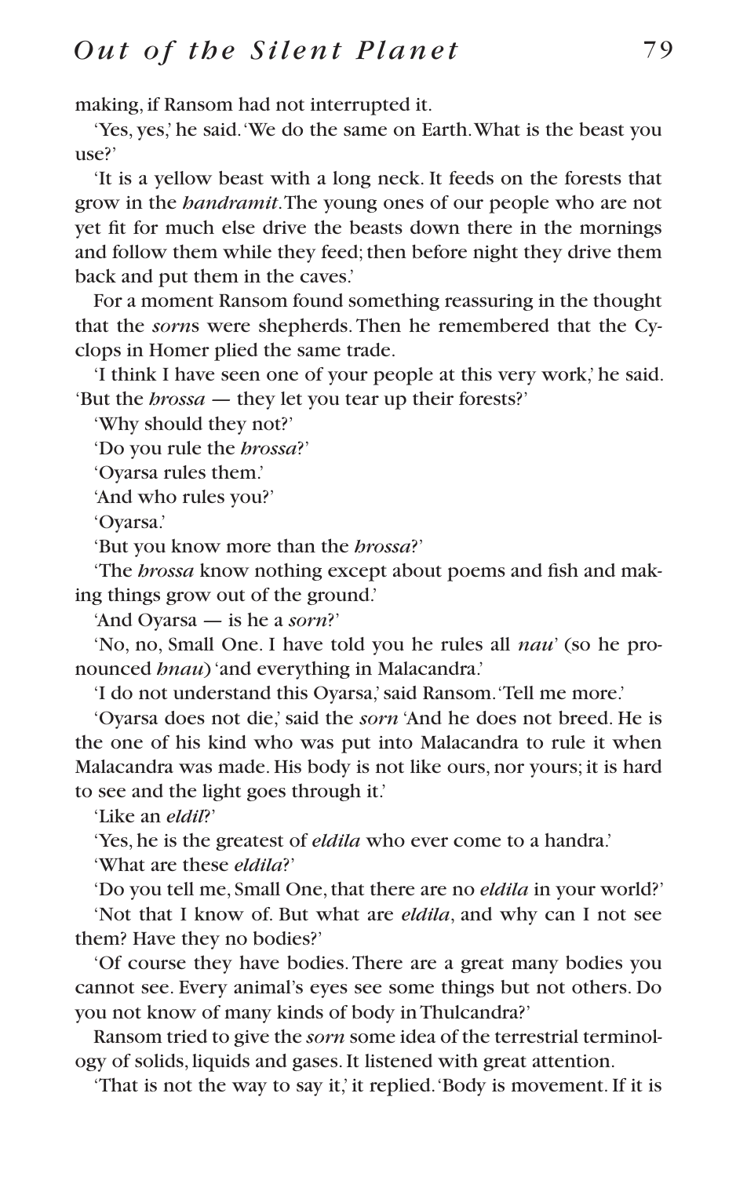making, if Ransom had not interrupted it.

'Yes, yes,' he said. 'We do the same on Earth. What is the beast you use?'

'It is a yellow beast with a long neck. It feeds on the forests that grow in the *handramit*. The young ones of our people who are not yet fit for much else drive the beasts down there in the mornings and follow them while they feed; then before night they drive them back and put them in the caves.'

For a moment Ransom found something reassuring in the thought that the *sorn*s were shepherds. Then he remembered that the Cyclops in Homer plied the same trade.

'I think I have seen one of your people at this very work,' he said. 'But the *hrossa* — they let you tear up their forests?'

'Why should they not?'

'Do you rule the *hrossa*?'

'Oyarsa rules them.'

'And who rules you?'

'Oyarsa.'

'But you know more than the *hrossa*?'

'The *hrossa* know nothing except about poems and fish and making things grow out of the ground.'

'And Oyarsa — is he a *sorn*?'

'No, no, Small One. I have told you he rules all *nau*' (so he pronounced *hnau*) 'and everything in Malacandra.'

'I do not understand this Oyarsa,' said Ransom. 'Tell me more.'

'Oyarsa does not die,' said the *sorn* 'And he does not breed. He is the one of his kind who was put into Malacandra to rule it when Malacandra was made. His body is not like ours, nor yours; it is hard to see and the light goes through it.'

'Like an *eldil*?'

'Yes, he is the greatest of *eldila* who ever come to a handra.'

'What are these *eldila*?'

'Do you tell me, Small One, that there are no *eldila* in your world?'

'Not that I know of. But what are *eldila*, and why can I not see them? Have they no bodies?'

'Of course they have bodies. There are a great many bodies you cannot see. Every animal's eyes see some things but not others. Do you not know of many kinds of body in Thulcandra?'

Ransom tried to give the *sorn* some idea of the terrestrial terminology of solids, liquids and gases. It listened with great attention.

'That is not the way to say it,' it replied. 'Body is movement. If it is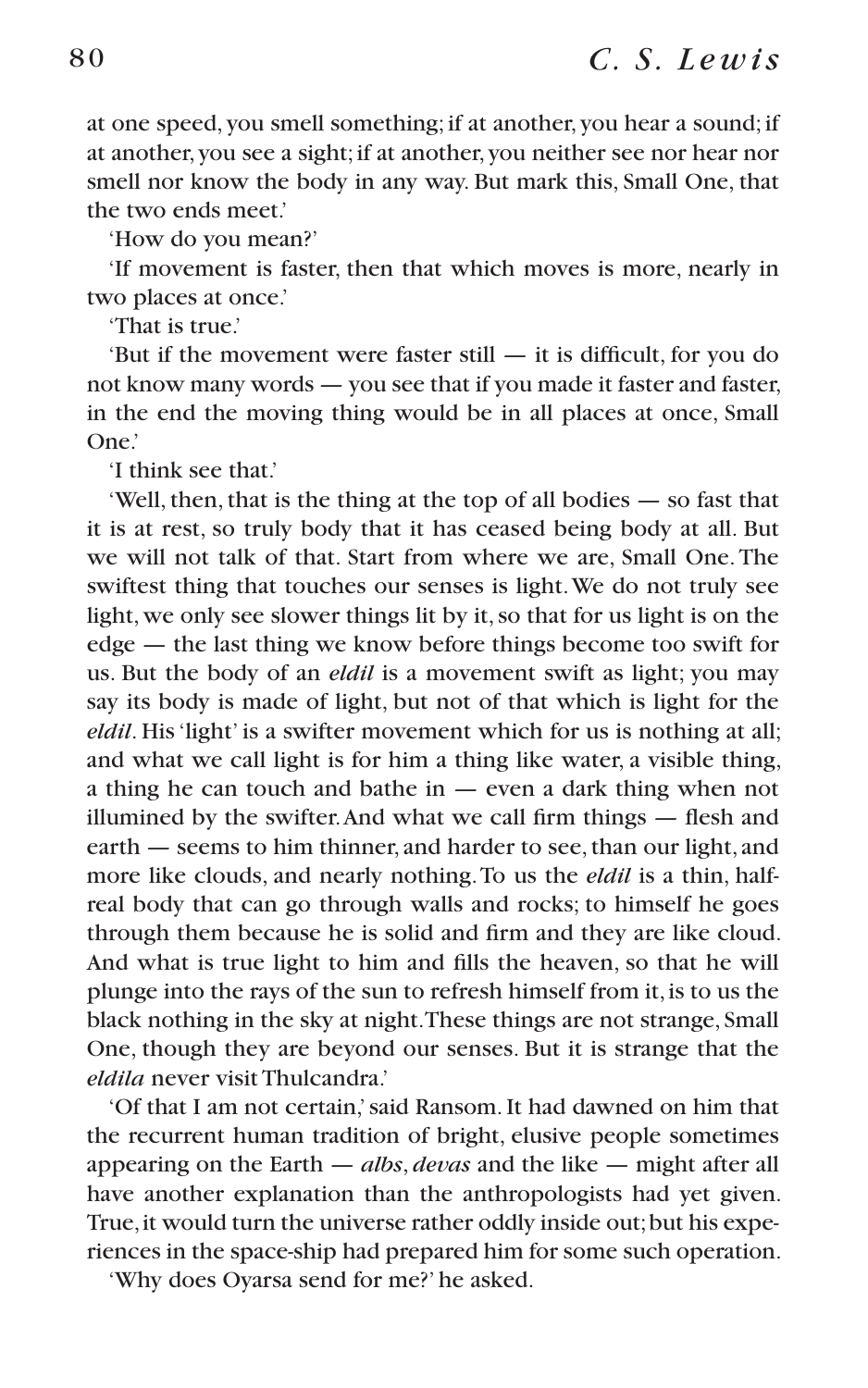at one speed, you smell something; if at another, you hear a sound; if at another, you see a sight; if at another, you neither see nor hear nor smell nor know the body in any way. But mark this, Small One, that the two ends meet.'

'How do you mean?'

'If movement is faster, then that which moves is more, nearly in two places at once.'

'That is true.'

'But if the movement were faster still — it is difficult, for you do not know many words — you see that if you made it faster and faster, in the end the moving thing would be in all places at once, Small One.'

'I think see that.'

'Well, then, that is the thing at the top of all bodies — so fast that it is at rest, so truly body that it has ceased being body at all. But we will not talk of that. Start from where we are, Small One. The swiftest thing that touches our senses is light. We do not truly see light, we only see slower things lit by it, so that for us light is on the edge — the last thing we know before things become too swift for us. But the body of an *eldil* is a movement swift as light; you may say its body is made of light, but not of that which is light for the *eldil*. His 'light' is a swifter movement which for us is nothing at all; and what we call light is for him a thing like water, a visible thing, a thing he can touch and bathe in — even a dark thing when not illumined by the swifter. And what we call firm things — flesh and earth — seems to him thinner, and harder to see, than our light, and more like clouds, and nearly nothing. To us the *eldil* is a thin, half-real body that can go through walls and rocks; to himself he goes through them because he is solid and firm and they are like cloud. And what is true light to him and fills the heaven, so that he will plunge into the rays of the sun to refresh himself from it, is to us the black nothing in the sky at night. These things are not strange, Small One, though they are beyond our senses. But it is strange that the *eldila* never visit Thulcandra.'

'Of that I am not certain,' said Ransom. It had dawned on him that the recurrent human tradition of bright, elusive people sometimes appearing on the Earth — *albs*, *devas* and the like — might after all have another explanation than the anthropologists had yet given. True, it would turn the universe rather oddly inside out; but his experiences in the space-ship had prepared him for some such operation.

'Why does Oyarsa send for me?' he asked.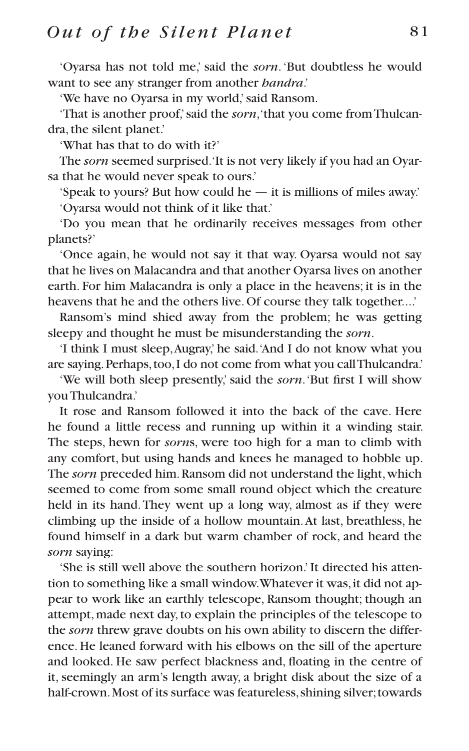'Oyarsa has not told me,' said the *sorn*. 'But doubtless he would want to see any stranger from another *handra*.'

'We have no Oyarsa in my world,' said Ransom.

'That is another proof,' said the *sorn*, 'that you come from Thulcandra, the silent planet.'

'What has that to do with it?'

The *sorn* seemed surprised. 'It is not very likely if you had an Oyarsa that he would never speak to ours.'

'Speak to yours? But how could he — it is millions of miles away.'

'Oyarsa would not think of it like that.'

'Do you mean that he ordinarily receives messages from other planets?'

'Once again, he would not say it that way. Oyarsa would not say that he lives on Malacandra and that another Oyarsa lives on another earth. For him Malacandra is only a place in the heavens; it is in the heavens that he and the others live. Of course they talk together....'

Ransom's mind shied away from the problem; he was getting sleepy and thought he must be misunderstanding the *sorn*.

'I think I must sleep, Augray,' he said. 'And I do not know what you are saying. Perhaps, too, I do not come from what you call Thulcandra.'

'We will both sleep presently,' said the *sorn*. 'But first I will show you Thulcandra.'

It rose and Ransom followed it into the back of the cave. Here he found a little recess and running up within it a winding stair. The steps, hewn for *sorn*s, were too high for a man to climb with any comfort, but using hands and knees he managed to hobble up. The *sorn* preceded him. Ransom did not understand the light, which seemed to come from some small round object which the creature held in its hand. They went up a long way, almost as if they were climbing up the inside of a hollow mountain. At last, breathless, he found himself in a dark but warm chamber of rock, and heard the *sorn* saying:

'She is still well above the southern horizon.' It directed his attention to something like a small window. Whatever it was, it did not appear to work like an earthly telescope, Ransom thought; though an attempt, made next day, to explain the principles of the telescope to the *sorn* threw grave doubts on his own ability to discern the difference. He leaned forward with his elbows on the sill of the aperture and looked. He saw perfect blackness and, floating in the centre of it, seemingly an arm's length away, a bright disk about the size of a half-crown. Most of its surface was featureless, shining silver; towards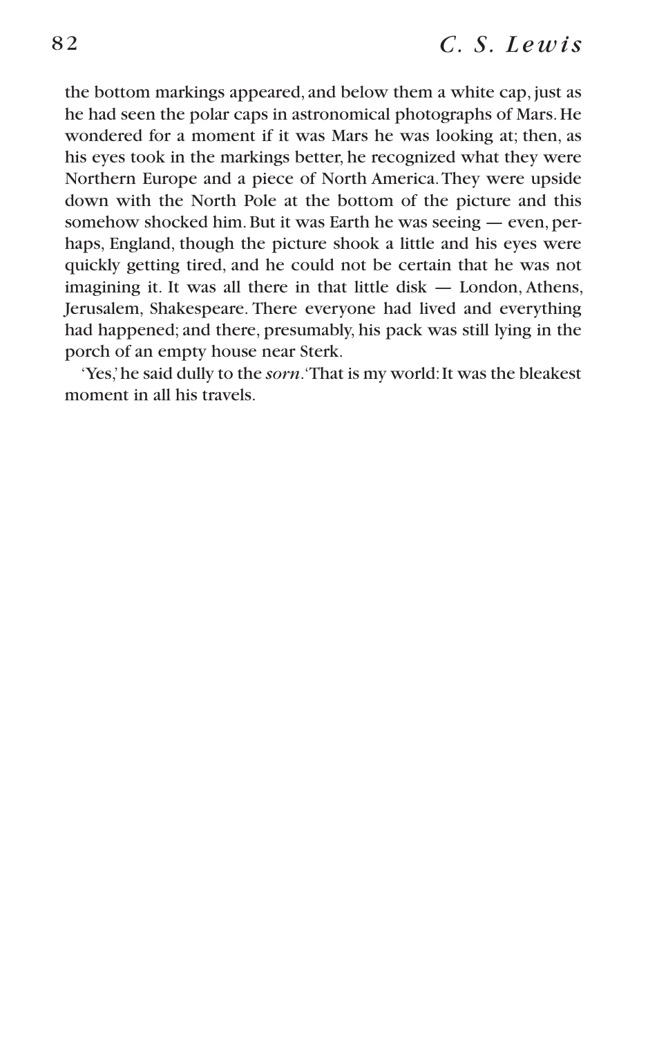the bottom markings appeared, and below them a white cap, just as he had seen the polar caps in astronomical photographs of Mars. He wondered for a moment if it was Mars he was looking at; then, as his eyes took in the markings better, he recognized what they were Northern Europe and a piece of North America. They were upside down with the North Pole at the bottom of the picture and this somehow shocked him. But it was Earth he was seeing — even, perhaps, England, though the picture shook a little and his eyes were quickly getting tired, and he could not be certain that he was not imagining it. It was all there in that little disk — London, Athens, Jerusalem, Shakespeare. There everyone had lived and everything had happened; and there, presumably, his pack was still lying in the porch of an empty house near Sterk.

'Yes,' he said dully to the *sorn*. 'That is my world: It was the bleakest moment in all his travels.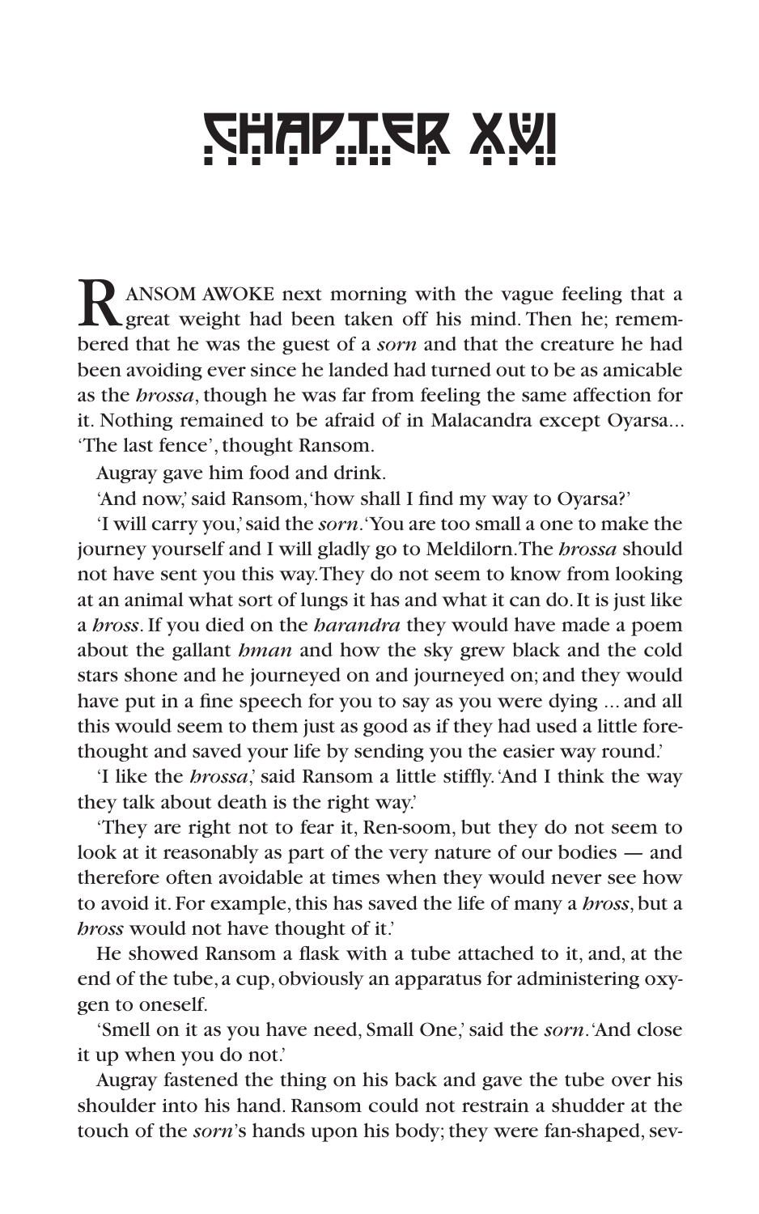# CHAPTER XVI

RANSOM AWOKE next morning with the vague feeling that a great weight had been taken off his mind. Then he; remembered that he was the guest of a *sorn* and that the creature he had been avoiding ever since he landed had turned out to be as amicable as the *hrossa*, though he was far from feeling the same affection for it. Nothing remained to be afraid of in Malacandra except Oyarsa... 'The last fence', thought Ransom.

Augray gave him food and drink.

'And now,' said Ransom, 'how shall I find my way to Oyarsa?'

'I will carry you,' said the *sorn*. 'You are too small a one to make the journey yourself and I will gladly go to Meldilorn. The *hrossa* should not have sent you this way. They do not seem to know from looking at an animal what sort of lungs it has and what it can do. It is just like a *hross*. If you died on the *harandra* they would have made a poem about the gallant *hman* and how the sky grew black and the cold stars shone and he journeyed on and journeyed on; and they would have put in a fine speech for you to say as you were dying ... and all this would seem to them just as good as if they had used a little forethought and saved your life by sending you the easier way round.'

'I like the *hrossa*,' said Ransom a little stiffly. 'And I think the way they talk about death is the right way.'

'They are right not to fear it, Ren-soom, but they do not seem to look at it reasonably as part of the very nature of our bodies — and therefore often avoidable at times when they would never see how to avoid it. For example, this has saved the life of many a *hross*, but a *hross* would not have thought of it.'

He showed Ransom a flask with a tube attached to it, and, at the end of the tube, a cup, obviously an apparatus for administering oxygen to oneself.

'Smell on it as you have need, Small One,' said the *sorn*. 'And close it up when you do not.'

Augray fastened the thing on his back and gave the tube over his shoulder into his hand. Ransom could not restrain a shudder at the touch of the *sorn*'s hands upon his body; they were fan-shaped, sev-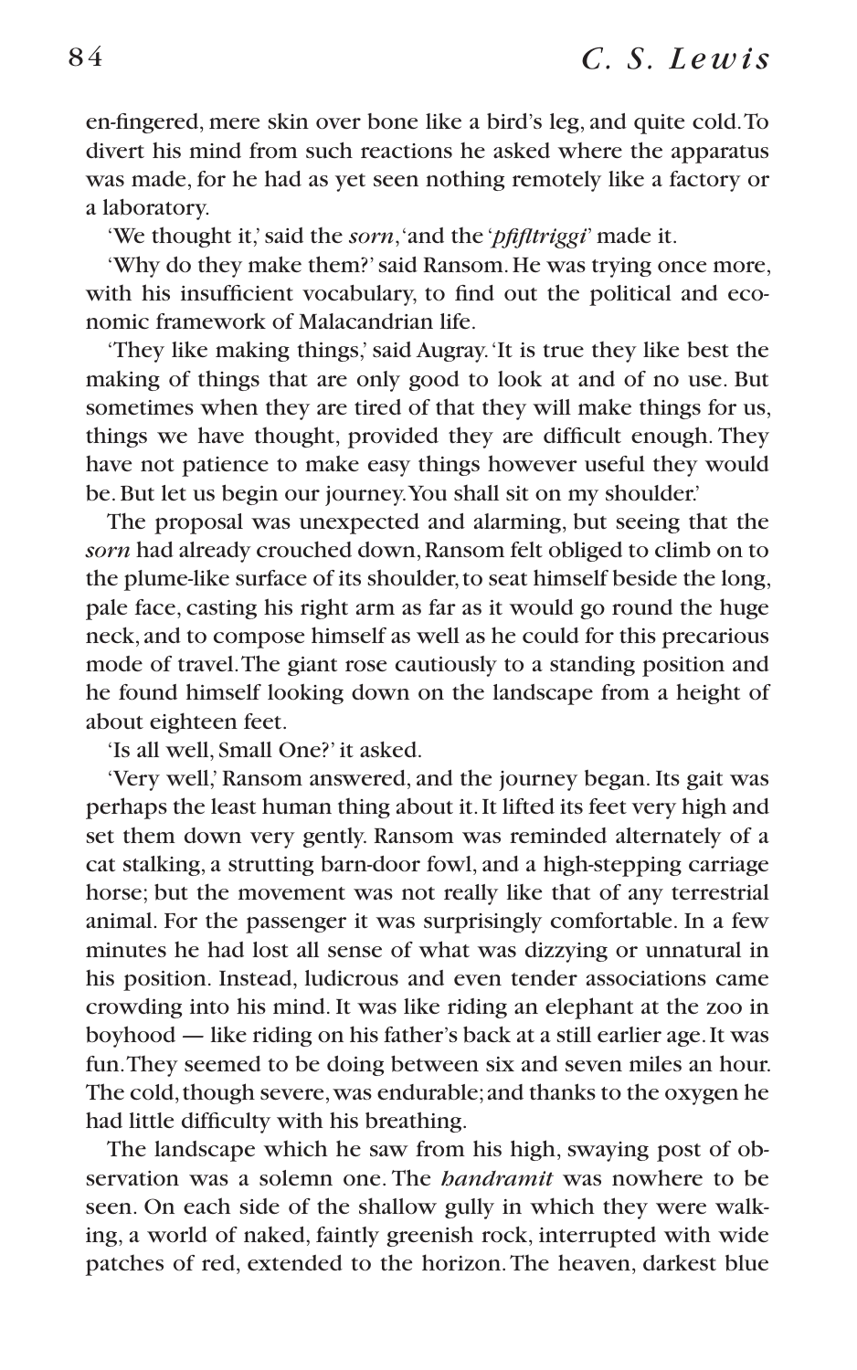en-fingered, mere skin over bone like a bird's leg, and quite cold. To divert his mind from such reactions he asked where the apparatus was made, for he had as yet seen nothing remotely like a factory or a laboratory.

'We thought it,' said the *sorn*, 'and the '*pfifltriggi*' made it.

'Why do they make them?' said Ransom. He was trying once more, with his insufficient vocabulary, to find out the political and economic framework of Malacandrian life.

'They like making things,' said Augray. 'It is true they like best the making of things that are only good to look at and of no use. But sometimes when they are tired of that they will make things for us, things we have thought, provided they are difficult enough. They have not patience to make easy things however useful they would be. But let us begin our journey. You shall sit on my shoulder.'

The proposal was unexpected and alarming, but seeing that the *sorn* had already crouched down, Ransom felt obliged to climb on to the plume-like surface of its shoulder, to seat himself beside the long, pale face, casting his right arm as far as it would go round the huge neck, and to compose himself as well as he could for this precarious mode of travel. The giant rose cautiously to a standing position and he found himself looking down on the landscape from a height of about eighteen feet.

'Is all well, Small One?' it asked.

'Very well,' Ransom answered, and the journey began. Its gait was perhaps the least human thing about it. It lifted its feet very high and set them down very gently. Ransom was reminded alternately of a cat stalking, a strutting barn-door fowl, and a high-stepping carriage horse; but the movement was not really like that of any terrestrial animal. For the passenger it was surprisingly comfortable. In a few minutes he had lost all sense of what was dizzying or unnatural in his position. Instead, ludicrous and even tender associations came crowding into his mind. It was like riding an elephant at the zoo in boyhood — like riding on his father's back at a still earlier age. It was fun. They seemed to be doing between six and seven miles an hour. The cold, though severe, was endurable; and thanks to the oxygen he had little difficulty with his breathing.

The landscape which he saw from his high, swaying post of observation was a solemn one. The *handramit* was nowhere to be seen. On each side of the shallow gully in which they were walking, a world of naked, faintly greenish rock, interrupted with wide patches of red, extended to the horizon. The heaven, darkest blue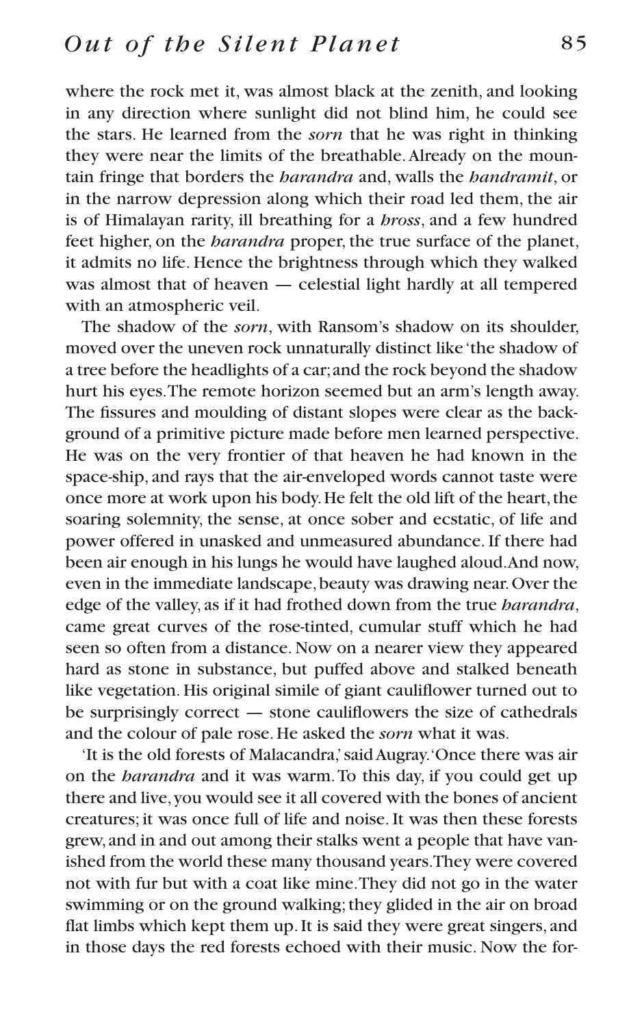where the rock met it, was almost black at the zenith, and looking in any direction where sunlight did not blind him, he could see the stars. He learned from the *sorn* that he was right in thinking they were near the limits of the breathable. Already on the mountain fringe that borders the *harandra* and, walls the *handramit*, or in the narrow depression along which their road led them, the air is of Himalayan rarity, ill breathing for a *hross*, and a few hundred feet higher, on the *harandra* proper, the true surface of the planet, it admits no life. Hence the brightness through which they walked was almost that of heaven — celestial light hardly at all tempered with an atmospheric veil.

The shadow of the *sorn*, with Ransom's shadow on its shoulder, moved over the uneven rock unnaturally distinct like 'the shadow of a tree before the headlights of a car; and the rock beyond the shadow hurt his eyes. The remote horizon seemed but an arm's length away. The fissures and moulding of distant slopes were clear as the background of a primitive picture made before men learned perspective. He was on the very frontier of that heaven he had known in the space-ship, and rays that the air-enveloped words cannot taste were once more at work upon his body. He felt the old lift of the heart, the soaring solemnity, the sense, at once sober and ecstatic, of life and power offered in unasked and unmeasured abundance. If there had been air enough in his lungs he would have laughed aloud. And now, even in the immediate landscape, beauty was drawing near. Over the edge of the valley, as if it had frothed down from the true *harandra*, came great curves of the rose-tinted, cumular stuff which he had seen so often from a distance. Now on a nearer view they appeared hard as stone in substance, but puffed above and stalked beneath like vegetation. His original simile of giant cauliflower turned out to be surprisingly correct — stone cauliflowers the size of cathedrals and the colour of pale rose. He asked the *sorn* what it was.

'It is the old forests of Malacandra,' said Augray. 'Once there was air on the *harandra* and it was warm. To this day, if you could get up there and live, you would see it all covered with the bones of ancient creatures; it was once full of life and noise. It was then these forests grew, and in and out among their stalks went a people that have vanished from the world these many thousand years. They were covered not with fur but with a coat like mine. They did not go in the water swimming or on the ground walking; they glided in the air on broad flat limbs which kept them up. It is said they were great singers, and in those days the red forests echoed with their music. Now the for-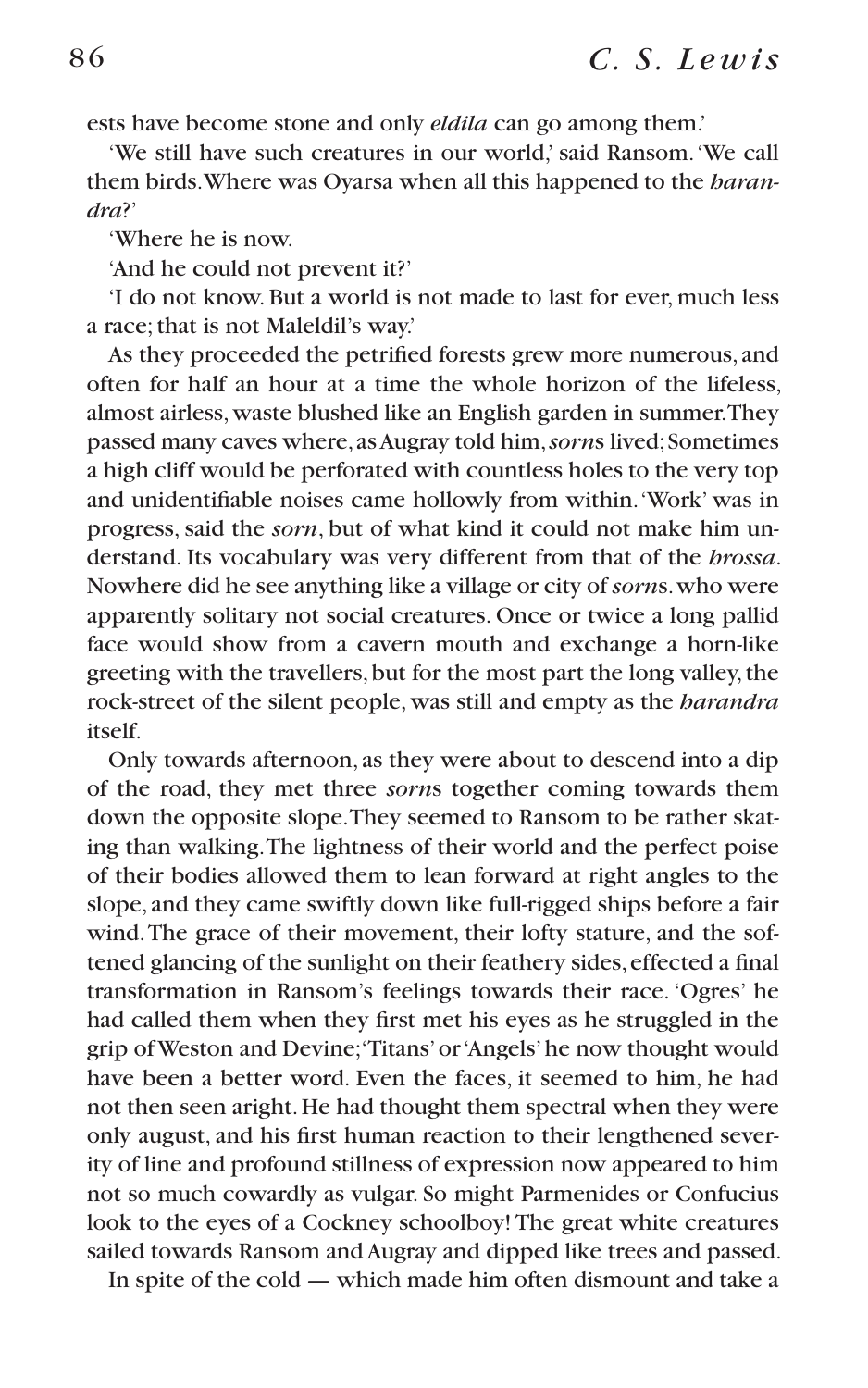ests have become stone and only *eldila* can go among them.'

'We still have such creatures in our world,' said Ransom. 'We call them birds. Where was Oyarsa when all this happened to the *harandra*?'

'Where he is now.

'And he could not prevent it?'

'I do not know. But a world is not made to last for ever, much less a race; that is not Maleldil's way.'

As they proceeded the petrified forests grew more numerous, and often for half an hour at a time the whole horizon of the lifeless, almost airless, waste blushed like an English garden in summer. They passed many caves where, as Augray told him, *sorn*s lived; Sometimes a high cliff would be perforated with countless holes to the very top and unidentifiable noises came hollowly from within. 'Work' was in progress, said the *sorn*, but of what kind it could not make him understand. Its vocabulary was very different from that of the *hrossa*. Nowhere did he see anything like a village or city of *sorn*s. who were apparently solitary not social creatures. Once or twice a long pallid face would show from a cavern mouth and exchange a horn-like greeting with the travellers, but for the most part the long valley, the rock-street of the silent people, was still and empty as the *harandra* itself.

Only towards afternoon, as they were about to descend into a dip of the road, they met three *sorn*s together coming towards them down the opposite slope. They seemed to Ransom to be rather skating than walking. The lightness of their world and the perfect poise of their bodies allowed them to lean forward at right angles to the slope, and they came swiftly down like full-rigged ships before a fair wind. The grace of their movement, their lofty stature, and the softened glancing of the sunlight on their feathery sides, effected a final transformation in Ransom's feelings towards their race. 'Ogres' he had called them when they first met his eyes as he struggled in the grip of Weston and Devine; 'Titans' or 'Angels' he now thought would have been a better word. Even the faces, it seemed to him, he had not then seen aright. He had thought them spectral when they were only august, and his first human reaction to their lengthened severity of line and profound stillness of expression now appeared to him not so much cowardly as vulgar. So might Parmenides or Confucius look to the eyes of a Cockney schoolboy! The great white creatures sailed towards Ransom and Augray and dipped like trees and passed.

In spite of the cold — which made him often dismount and take a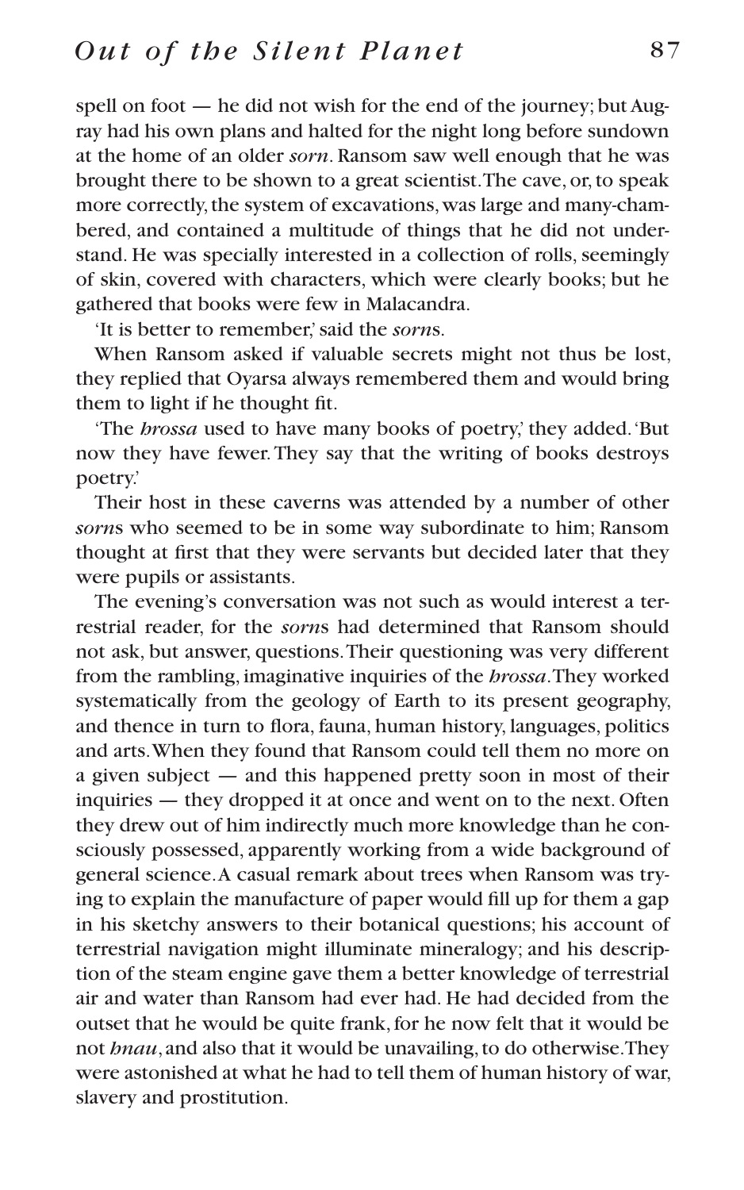spell on foot — he did not wish for the end of the journey; but Augray had his own plans and halted for the night long before sundown at the home of an older *sorn*. Ransom saw well enough that he was brought there to be shown to a great scientist. The cave, or, to speak more correctly, the system of excavations, was large and many-chambered, and contained a multitude of things that he did not understand. He was specially interested in a collection of rolls, seemingly of skin, covered with characters, which were clearly books; but he gathered that books were few in Malacandra.

'It is better to remember,' said the *sorn*s.

When Ransom asked if valuable secrets might not thus be lost, they replied that Oyarsa always remembered them and would bring them to light if he thought fit.

'The *hrossa* used to have many books of poetry,' they added. 'But now they have fewer. They say that the writing of books destroys poetry.'

Their host in these caverns was attended by a number of other *sorn*s who seemed to be in some way subordinate to him; Ransom thought at first that they were servants but decided later that they were pupils or assistants.

The evening's conversation was not such as would interest a terrestrial reader, for the *sorn*s had determined that Ransom should not ask, but answer, questions. Their questioning was very different from the rambling, imaginative inquiries of the *hrossa*. They worked systematically from the geology of Earth to its present geography, and thence in turn to flora, fauna, human history, languages, politics and arts. When they found that Ransom could tell them no more on a given subject — and this happened pretty soon in most of their inquiries — they dropped it at once and went on to the next. Often they drew out of him indirectly much more knowledge than he consciously possessed, apparently working from a wide background of general science. A casual remark about trees when Ransom was trying to explain the manufacture of paper would fill up for them a gap in his sketchy answers to their botanical questions; his account of terrestrial navigation might illuminate mineralogy; and his description of the steam engine gave them a better knowledge of terrestrial air and water than Ransom had ever had. He had decided from the outset that he would be quite frank, for he now felt that it would be not *hnau*, and also that it would be unavailing, to do otherwise. They were astonished at what he had to tell them of human history of war, slavery and prostitution.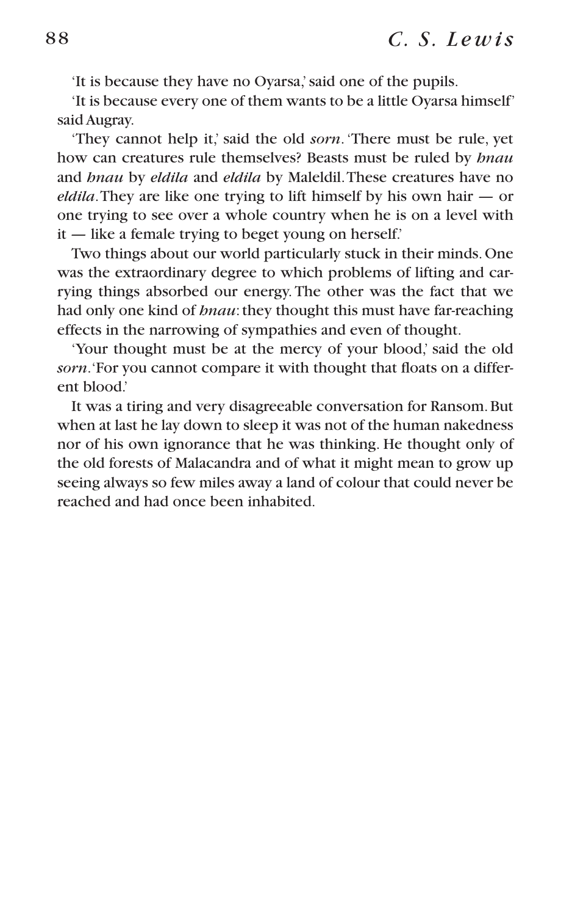'It is because they have no Oyarsa,' said one of the pupils.

'It is because every one of them wants to be a little Oyarsa himself' said Augray.

'They cannot help it,' said the old *sorn*. 'There must be rule, yet how can creatures rule themselves? Beasts must be ruled by *hnau* and *hnau* by *eldila* and *eldila* by Maleldil. These creatures have no *eldila*. They are like one trying to lift himself by his own hair — or one trying to see over a whole country when he is on a level with it — like a female trying to beget young on herself.'

Two things about our world particularly stuck in their minds. One was the extraordinary degree to which problems of lifting and carrying things absorbed our energy. The other was the fact that we had only one kind of *hnau*: they thought this must have far-reaching effects in the narrowing of sympathies and even of thought.

'Your thought must be at the mercy of your blood,' said the old *sorn*. 'For you cannot compare it with thought that floats on a different blood.'

It was a tiring and very disagreeable conversation for Ransom. But when at last he lay down to sleep it was not of the human nakedness nor of his own ignorance that he was thinking. He thought only of the old forests of Malacandra and of what it might mean to grow up seeing always so few miles away a land of colour that could never be reached and had once been inhabited.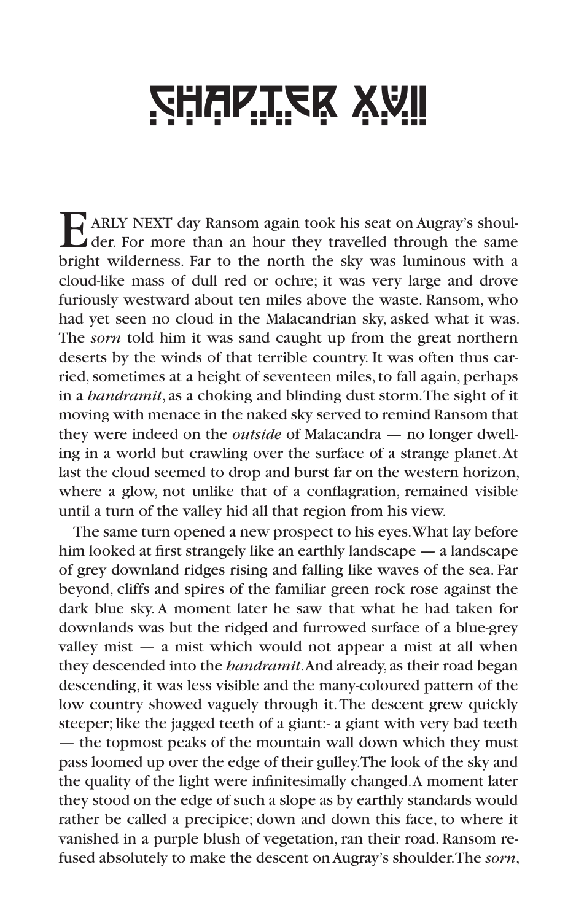# CHAPTER XVII

EARLY NEXT day Ransom again took his seat on Augray's shoulder. For more than an hour they travelled through the same bright wilderness. Far to the north the sky was luminous with a cloud-like mass of dull red or ochre; it was very large and drove furiously westward about ten miles above the waste. Ransom, who had yet seen no cloud in the Malacandrian sky, asked what it was. The *sorn* told him it was sand caught up from the great northern deserts by the winds of that terrible country. It was often thus carried, sometimes at a height of seventeen miles, to fall again, perhaps in a *handramit*, as a choking and blinding dust storm. The sight of it moving with menace in the naked sky served to remind Ransom that they were indeed on the *outside* of Malacandra — no longer dwelling in a world but crawling over the surface of a strange planet. At last the cloud seemed to drop and burst far on the western horizon, where a glow, not unlike that of a conflagration, remained visible until a turn of the valley hid all that region from his view.

The same turn opened a new prospect to his eyes. What lay before him looked at first strangely like an earthly landscape — a landscape of grey downland ridges rising and falling like waves of the sea. Far beyond, cliffs and spires of the familiar green rock rose against the dark blue sky. A moment later he saw that what he had taken for downlands was but the ridged and furrowed surface of a blue-grey valley mist — a mist which would not appear a mist at all when they descended into the *handramit*. And already, as their road began descending, it was less visible and the many-coloured pattern of the low country showed vaguely through it. The descent grew quickly steeper; like the jagged teeth of a giant:- a giant with very bad teeth — the topmost peaks of the mountain wall down which they must pass loomed up over the edge of their gulley. The look of the sky and the quality of the light were infinitesimally changed. A moment later they stood on the edge of such a slope as by earthly standards would rather be called a precipice; down and down this face, to where it vanished in a purple blush of vegetation, ran their road. Ransom refused absolutely to make the descent on Augray's shoulder. The *sorn*,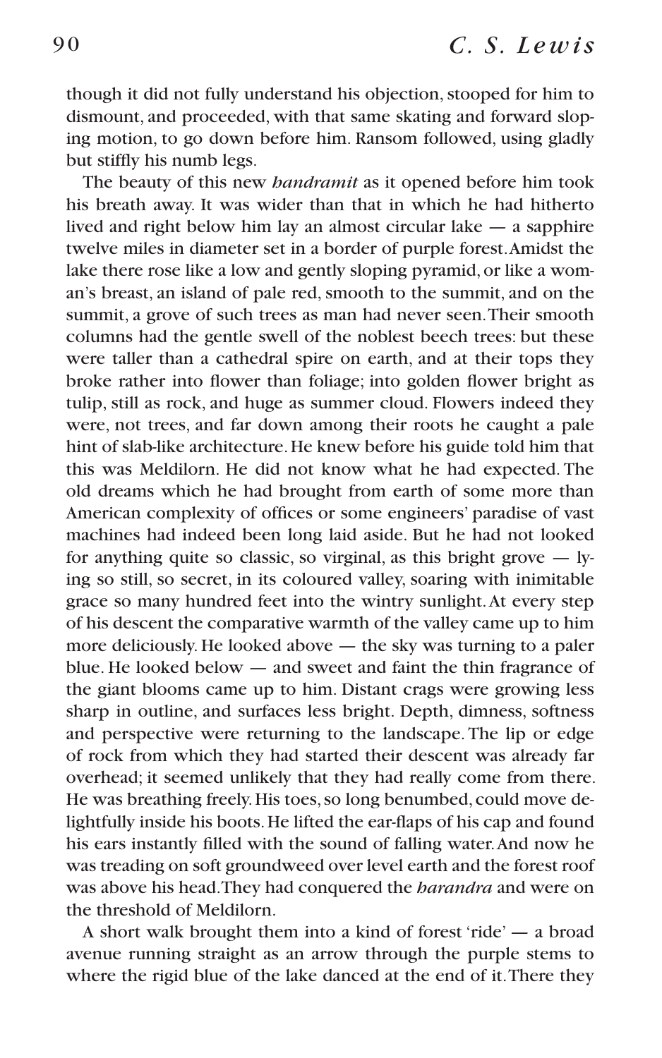though it did not fully understand his objection, stooped for him to dismount, and proceeded, with that same skating and forward sloping motion, to go down before him. Ransom followed, using gladly but stiffly his numb legs.

The beauty of this new *handramit* as it opened before him took his breath away. It was wider than that in which he had hitherto lived and right below him lay an almost circular lake — a sapphire twelve miles in diameter set in a border of purple forest. Amidst the lake there rose like a low and gently sloping pyramid, or like a woman's breast, an island of pale red, smooth to the summit, and on the summit, a grove of such trees as man had never seen. Their smooth columns had the gentle swell of the noblest beech trees: but these were taller than a cathedral spire on earth, and at their tops they broke rather into flower than foliage; into golden flower bright as tulip, still as rock, and huge as summer cloud. Flowers indeed they were, not trees, and far down among their roots he caught a pale hint of slab-like architecture. He knew before his guide told him that this was Meldilorn. He did not know what he had expected. The old dreams which he had brought from earth of some more than American complexity of offices or some engineers' paradise of vast machines had indeed been long laid aside. But he had not looked for anything quite so classic, so virginal, as this bright grove — lying so still, so secret, in its coloured valley, soaring with inimitable grace so many hundred feet into the wintry sunlight. At every step of his descent the comparative warmth of the valley came up to him more deliciously. He looked above — the sky was turning to a paler blue. He looked below — and sweet and faint the thin fragrance of the giant blooms came up to him. Distant crags were growing less sharp in outline, and surfaces less bright. Depth, dimness, softness and perspective were returning to the landscape. The lip or edge of rock from which they had started their descent was already far overhead; it seemed unlikely that they had really come from there. He was breathing freely. His toes, so long benumbed, could move delightfully inside his boots. He lifted the ear-flaps of his cap and found his ears instantly filled with the sound of falling water. And now he was treading on soft groundweed over level earth and the forest roof was above his head. They had conquered the *harandra* and were on the threshold of Meldilorn.

A short walk brought them into a kind of forest 'ride' — a broad avenue running straight as an arrow through the purple stems to where the rigid blue of the lake danced at the end of it. There they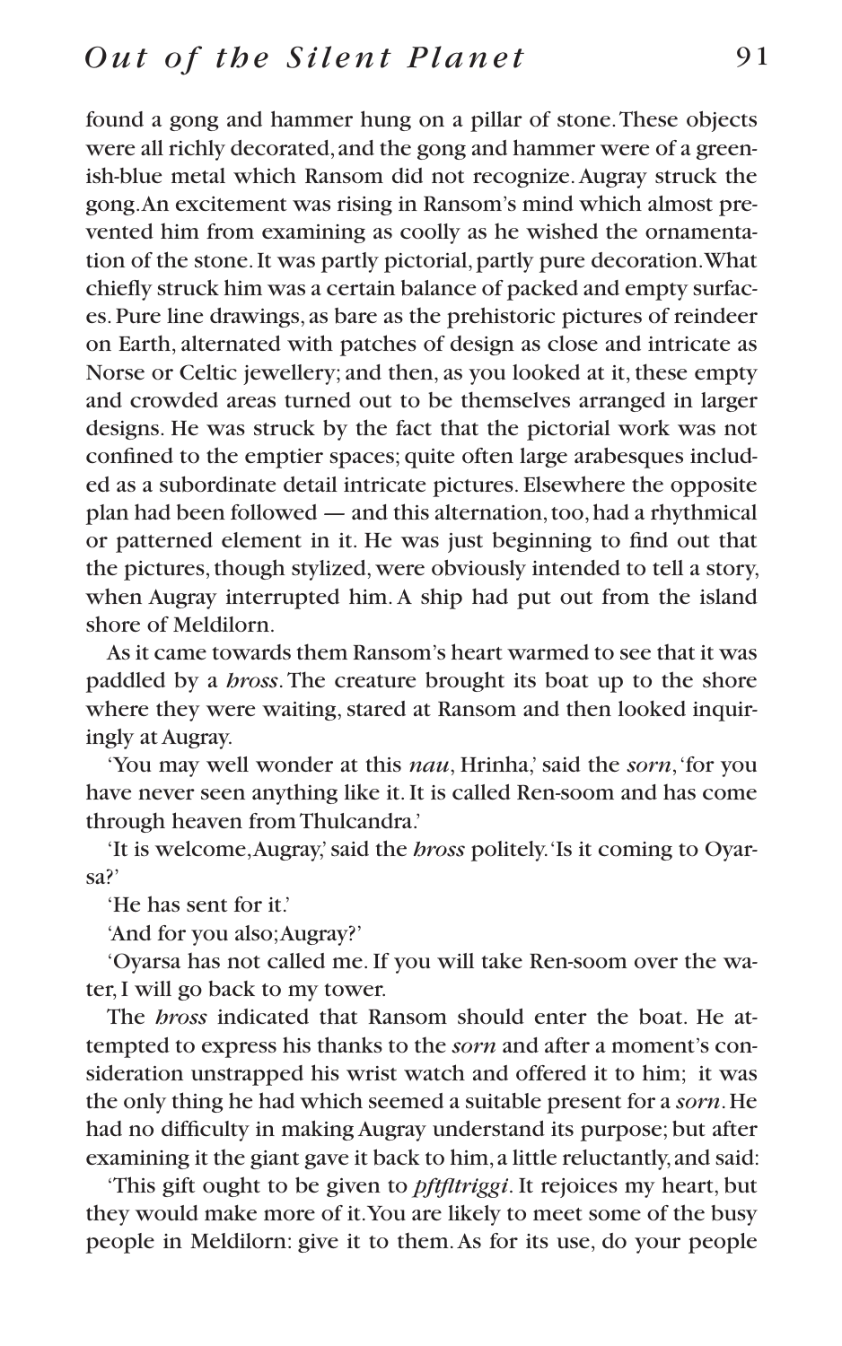found a gong and hammer hung on a pillar of stone. These objects were all richly decorated, and the gong and hammer were of a greenish-blue metal which Ransom did not recognize. Augray struck the gong. An excitement was rising in Ransom's mind which almost prevented him from examining as coolly as he wished the ornamentation of the stone. It was partly pictorial, partly pure decoration. What chiefly struck him was a certain balance of packed and empty surfaces. Pure line drawings, as bare as the prehistoric pictures of reindeer on Earth, alternated with patches of design as close and intricate as Norse or Celtic jewellery; and then, as you looked at it, these empty and crowded areas turned out to be themselves arranged in larger designs. He was struck by the fact that the pictorial work was not confined to the emptier spaces; quite often large arabesques included as a subordinate detail intricate pictures. Elsewhere the opposite plan had been followed — and this alternation, too, had a rhythmical or patterned element in it. He was just beginning to find out that the pictures, though stylized, were obviously intended to tell a story, when Augray interrupted him. A ship had put out from the island shore of Meldilorn.

As it came towards them Ransom's heart warmed to see that it was paddled by a *hross*. The creature brought its boat up to the shore where they were waiting, stared at Ransom and then looked inquiringly at Augray.

'You may well wonder at this *nau*, Hrinha,' said the *sorn*, 'for you have never seen anything like it. It is called Ren-soom and has come through heaven from Thulcandra.'

'It is welcome, Augray,' said the *hross* politely. 'Is it coming to Oyarsa?'

'He has sent for it.'

'And for you also; Augray?'

'Oyarsa has not called me. If you will take Ren-soom over the water, I will go back to my tower.

The *hross* indicated that Ransom should enter the boat. He attempted to express his thanks to the *sorn* and after a moment's consideration unstrapped his wrist watch and offered it to him; it was the only thing he had which seemed a suitable present for a *sorn*. He had no difficulty in making Augray understand its purpose; but after examining it the giant gave it back to him, a little reluctantly, and said:

'This gift ought to be given to *pfifltriggi*. It rejoices my heart, but they would make more of it. You are likely to meet some of the busy people in Meldilorn: give it to them. As for its use, do your people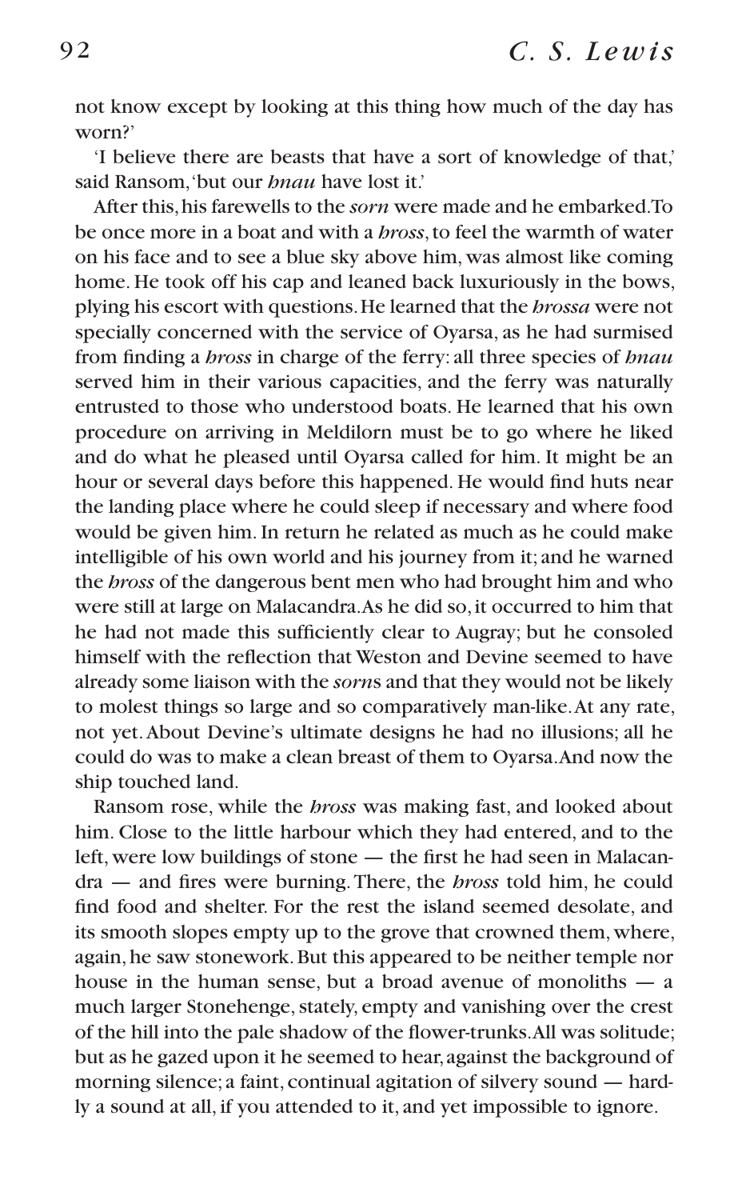not know except by looking at this thing how much of the day has worn?'

'I believe there are beasts that have a sort of knowledge of that,' said Ransom,'but our *hnau* have lost it.'

After this, his farewells to the *sorn* were made and he embarked. To be once more in a boat and with a *hross*, to feel the warmth of water on his face and to see a blue sky above him, was almost like coming home. He took off his cap and leaned back luxuriously in the bows, plying his escort with questions. He learned that the *hrossa* were not specially concerned with the service of Oyarsa, as he had surmised from finding a *hross* in charge of the ferry: all three species of *hnau* served him in their various capacities, and the ferry was naturally entrusted to those who understood boats. He learned that his own procedure on arriving in Meldilorn must be to go where he liked and do what he pleased until Oyarsa called for him. It might be an hour or several days before this happened. He would find huts near the landing place where he could sleep if necessary and where food would be given him. In return he related as much as he could make intelligible of his own world and his journey from it; and he warned the *hross* of the dangerous bent men who had brought him and who were still at large on Malacandra. As he did so, it occurred to him that he had not made this sufficiently clear to Augray; but he consoled himself with the reflection that Weston and Devine seemed to have already some liaison with the *sorn*s and that they would not be likely to molest things so large and so comparatively man-like. At any rate, not yet. About Devine's ultimate designs he had no illusions; all he could do was to make a clean breast of them to Oyarsa. And now the ship touched land.

Ransom rose, while the *hross* was making fast, and looked about him. Close to the little harbour which they had entered, and to the left, were low buildings of stone — the first he had seen in Malacandra — and fires were burning. There, the *hross* told him, he could find food and shelter. For the rest the island seemed desolate, and its smooth slopes empty up to the grove that crowned them, where, again, he saw stonework. But this appeared to be neither temple nor house in the human sense, but a broad avenue of monoliths — a much larger Stonehenge, stately, empty and vanishing over the crest of the hill into the pale shadow of the flower-trunks. All was solitude; but as he gazed upon it he seemed to hear, against the background of morning silence; a faint, continual agitation of silvery sound — hardly a sound at all, if you attended to it, and yet impossible to ignore.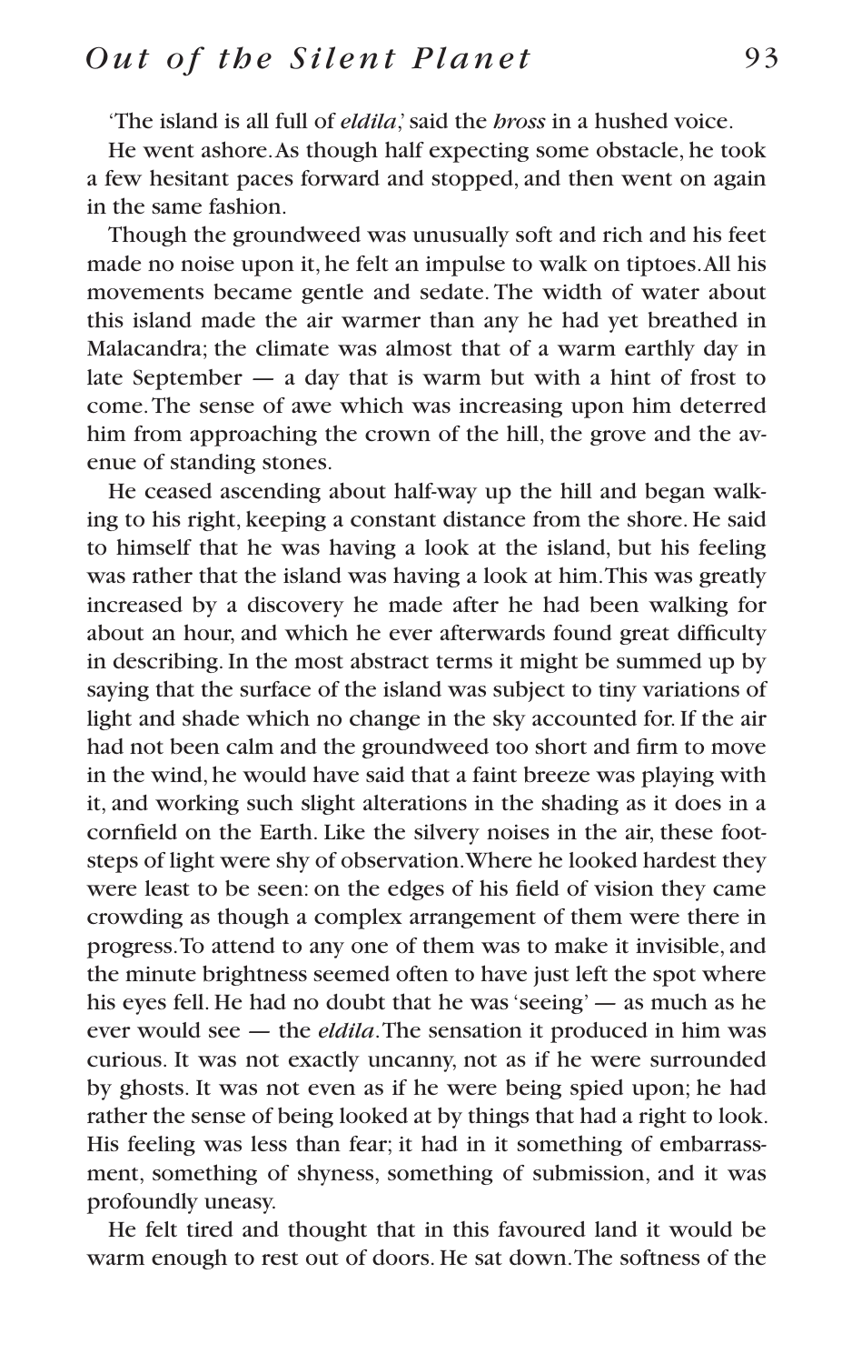'The island is all full of *eldila*,' said the *hross* in a hushed voice.

He went ashore. As though half expecting some obstacle, he took a few hesitant paces forward and stopped, and then went on again in the same fashion.

Though the groundweed was unusually soft and rich and his feet made no noise upon it, he felt an impulse to walk on tiptoes. All his movements became gentle and sedate. The width of water about this island made the air warmer than any he had yet breathed in Malacandra; the climate was almost that of a warm earthly day in late September — a day that is warm but with a hint of frost to come. The sense of awe which was increasing upon him deterred him from approaching the crown of the hill, the grove and the avenue of standing stones.

He ceased ascending about half-way up the hill and began walking to his right, keeping a constant distance from the shore. He said to himself that he was having a look at the island, but his feeling was rather that the island was having a look at him. This was greatly increased by a discovery he made after he had been walking for about an hour, and which he ever afterwards found great difficulty in describing. In the most abstract terms it might be summed up by saying that the surface of the island was subject to tiny variations of light and shade which no change in the sky accounted for. If the air had not been calm and the groundweed too short and firm to move in the wind, he would have said that a faint breeze was playing with it, and working such slight alterations in the shading as it does in a cornfield on the Earth. Like the silvery noises in the air, these footsteps of light were shy of observation. Where he looked hardest they were least to be seen: on the edges of his field of vision they came crowding as though a complex arrangement of them were there in progress. To attend to any one of them was to make it invisible, and the minute brightness seemed often to have just left the spot where his eyes fell. He had no doubt that he was 'seeing' — as much as he ever would see — the *eldila*. The sensation it produced in him was curious. It was not exactly uncanny, not as if he were surrounded by ghosts. It was not even as if he were being spied upon; he had rather the sense of being looked at by things that had a right to look. His feeling was less than fear; it had in it something of embarrassment, something of shyness, something of submission, and it was profoundly uneasy.

He felt tired and thought that in this favoured land it would be warm enough to rest out of doors. He sat down. The softness of the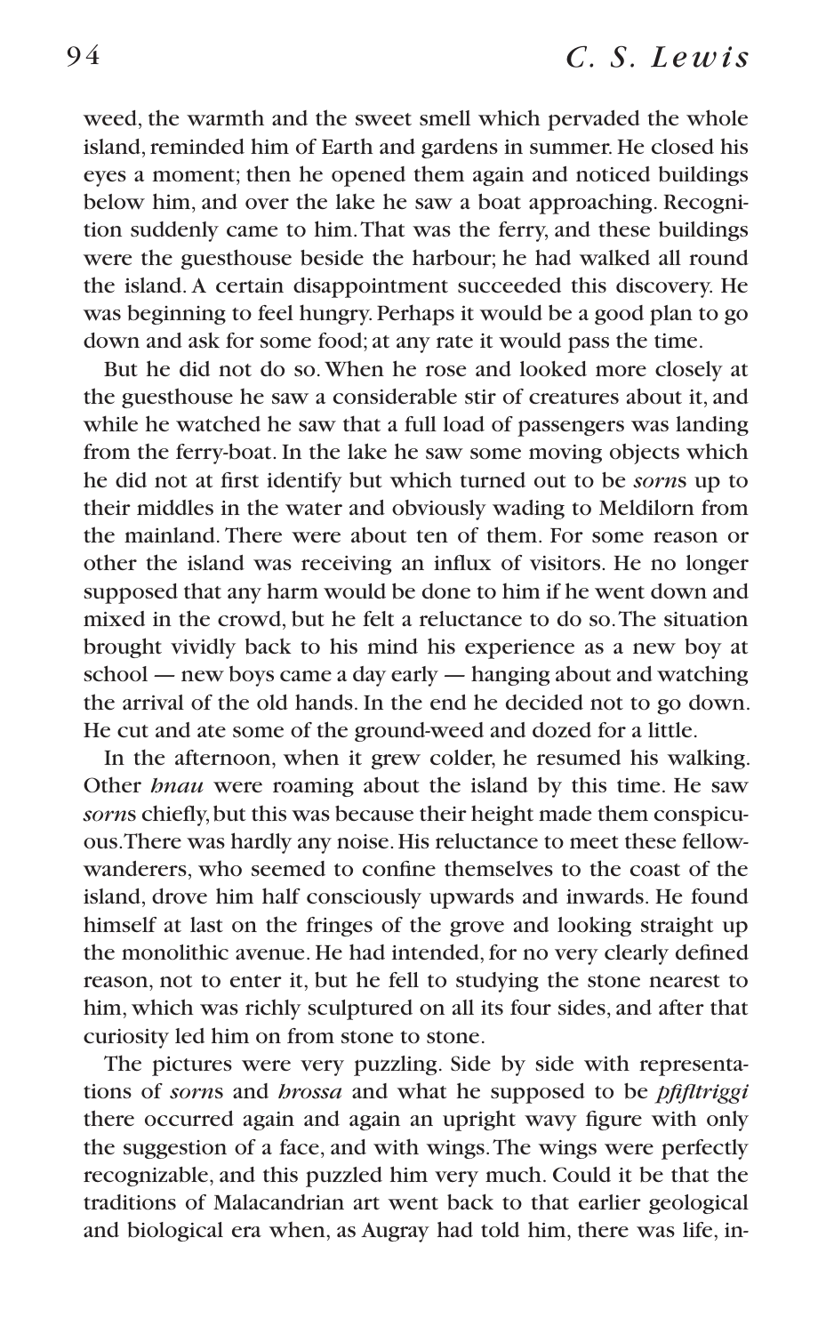weed, the warmth and the sweet smell which pervaded the whole island, reminded him of Earth and gardens in summer. He closed his eyes a moment; then he opened them again and noticed buildings below him, and over the lake he saw a boat approaching. Recognition suddenly came to him. That was the ferry, and these buildings were the guesthouse beside the harbour; he had walked all round the island. A certain disappointment succeeded this discovery. He was beginning to feel hungry. Perhaps it would be a good plan to go down and ask for some food; at any rate it would pass the time.

But he did not do so. When he rose and looked more closely at the guesthouse he saw a considerable stir of creatures about it, and while he watched he saw that a full load of passengers was landing from the ferry-boat. In the lake he saw some moving objects which he did not at first identify but which turned out to be *sorn*s up to their middles in the water and obviously wading to Meldilorn from the mainland. There were about ten of them. For some reason or other the island was receiving an influx of visitors. He no longer supposed that any harm would be done to him if he went down and mixed in the crowd, but he felt a reluctance to do so. The situation brought vividly back to his mind his experience as a new boy at school — new boys came a day early — hanging about and watching the arrival of the old hands. In the end he decided not to go down. He cut and ate some of the ground-weed and dozed for a little.

In the afternoon, when it grew colder, he resumed his walking. Other *hnau* were roaming about the island by this time. He saw *sorn*s chiefly, but this was because their height made them conspicuous. There was hardly any noise. His reluctance to meet these fellow-wanderers, who seemed to confine themselves to the coast of the island, drove him half consciously upwards and inwards. He found himself at last on the fringes of the grove and looking straight up the monolithic avenue. He had intended, for no very clearly defined reason, not to enter it, but he fell to studying the stone nearest to him, which was richly sculptured on all its four sides, and after that curiosity led him on from stone to stone.

The pictures were very puzzling. Side by side with representations of *sorn*s and *hrossa* and what he supposed to be *pfifltriggi* there occurred again and again an upright wavy figure with only the suggestion of a face, and with wings. The wings were perfectly recognizable, and this puzzled him very much. Could it be that the traditions of Malacandrian art went back to that earlier geological and biological era when, as Augray had told him, there was life, in-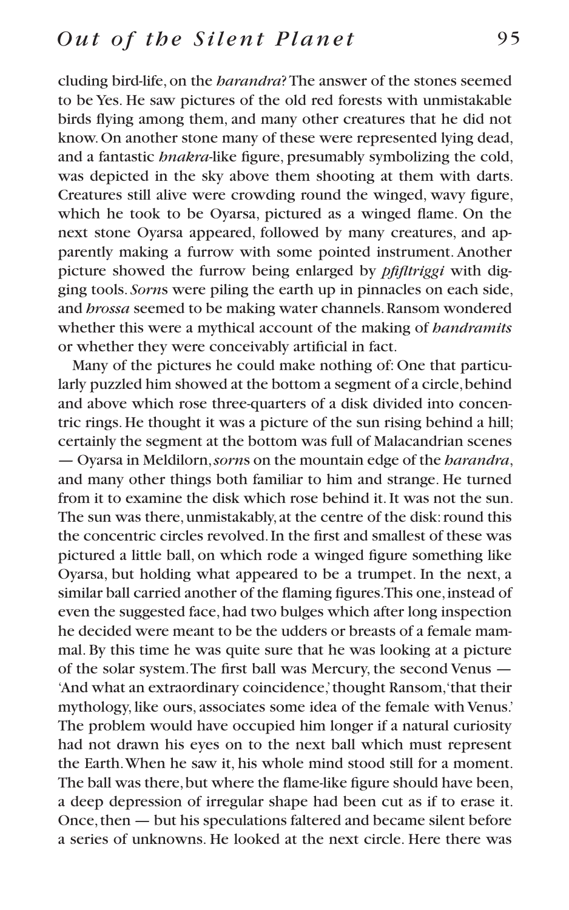cluding bird-life, on the *harandra*? The answer of the stones seemed to be Yes. He saw pictures of the old red forests with unmistakable birds flying among them, and many other creatures that he did not know. On another stone many of these were represented lying dead, and a fantastic *hnakra*-like figure, presumably symbolizing the cold, was depicted in the sky above them shooting at them with darts. Creatures still alive were crowding round the winged, wavy figure, which he took to be Oyarsa, pictured as a winged flame. On the next stone Oyarsa appeared, followed by many creatures, and apparently making a furrow with some pointed instrument. Another picture showed the furrow being enlarged by *pfifltriggi* with digging tools. *Sorn*s were piling the earth up in pinnacles on each side, and *hrossa* seemed to be making water channels. Ransom wondered whether this were a mythical account of the making of *handramits* or whether they were conceivably artificial in fact.

Many of the pictures he could make nothing of: One that particularly puzzled him showed at the bottom a segment of a circle, behind and above which rose three-quarters of a disk divided into concentric rings. He thought it was a picture of the sun rising behind a hill; certainly the segment at the bottom was full of Malacandrian scenes — Oyarsa in Meldilorn, *sorn*s on the mountain edge of the *harandra*, and many other things both familiar to him and strange. He turned from it to examine the disk which rose behind it. It was not the sun. The sun was there, unmistakably, at the centre of the disk: round this the concentric circles revolved. In the first and smallest of these was pictured a little ball, on which rode a winged figure something like Oyarsa, but holding what appeared to be a trumpet. In the next, a similar ball carried another of the flaming figures. This one, instead of even the suggested face, had two bulges which after long inspection he decided were meant to be the udders or breasts of a female mammal. By this time he was quite sure that he was looking at a picture of the solar system. The first ball was Mercury, the second Venus — 'And what an extraordinary coincidence,' thought Ransom, 'that their mythology, like ours, associates some idea of the female with Venus.' The problem would have occupied him longer if a natural curiosity had not drawn his eyes on to the next ball which must represent the Earth. When he saw it, his whole mind stood still for a moment. The ball was there, but where the flame-like figure should have been, a deep depression of irregular shape had been cut as if to erase it. Once, then — but his speculations faltered and became silent before a series of unknowns. He looked at the next circle. Here there was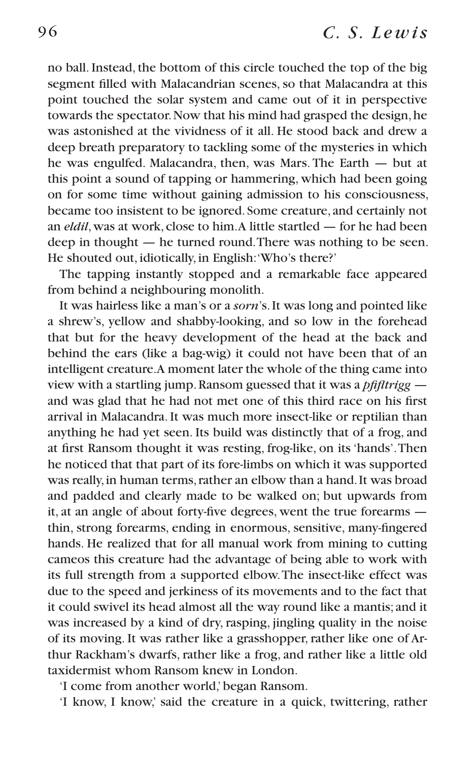no ball. Instead, the bottom of this circle touched the top of the big segment filled with Malacandrian scenes, so that Malacandra at this point touched the solar system and came out of it in perspective towards the spectator. Now that his mind had grasped the design, he was astonished at the vividness of it all. He stood back and drew a deep breath preparatory to tackling some of the mysteries in which he was engulfed. Malacandra, then, was Mars. The Earth — but at this point a sound of tapping or hammering, which had been going on for some time without gaining admission to his consciousness, became too insistent to be ignored. Some creature, and certainly not an *eldil*, was at work, close to him. A little startled — for he had been deep in thought — he turned round. There was nothing to be seen. He shouted out, idiotically, in English: 'Who's there?'

The tapping instantly stopped and a remarkable face appeared from behind a neighbouring monolith.

It was hairless like a man's or a *sorn*'s. It was long and pointed like a shrew's, yellow and shabby-looking, and so low in the forehead that but for the heavy development of the head at the back and behind the ears (like a bag-wig) it could not have been that of an intelligent creature. A moment later the whole of the thing came into view with a startling jump. Ransom guessed that it was a *pfifltrigg* — and was glad that he had not met one of this third race on his first arrival in Malacandra. It was much more insect-like or reptilian than anything he had yet seen. Its build was distinctly that of a frog, and at first Ransom thought it was resting, frog-like, on its 'hands'. Then he noticed that that part of its fore-limbs on which it was supported was really, in human terms, rather an elbow than a hand. It was broad and padded and clearly made to be walked on; but upwards from it, at an angle of about forty-five degrees, went the true forearms — thin, strong forearms, ending in enormous, sensitive, many-fingered hands. He realized that for all manual work from mining to cutting cameos this creature had the advantage of being able to work with its full strength from a supported elbow. The insect-like effect was due to the speed and jerkiness of its movements and to the fact that it could swivel its head almost all the way round like a mantis; and it was increased by a kind of dry, rasping, jingling quality in the noise of its moving. It was rather like a grasshopper, rather like one of Arthur Rackham's dwarfs, rather like a frog, and rather like a little old taxidermist whom Ransom knew in London.

'I come from another world,' began Ransom.

'I know, I know,' said the creature in a quick, twittering, rather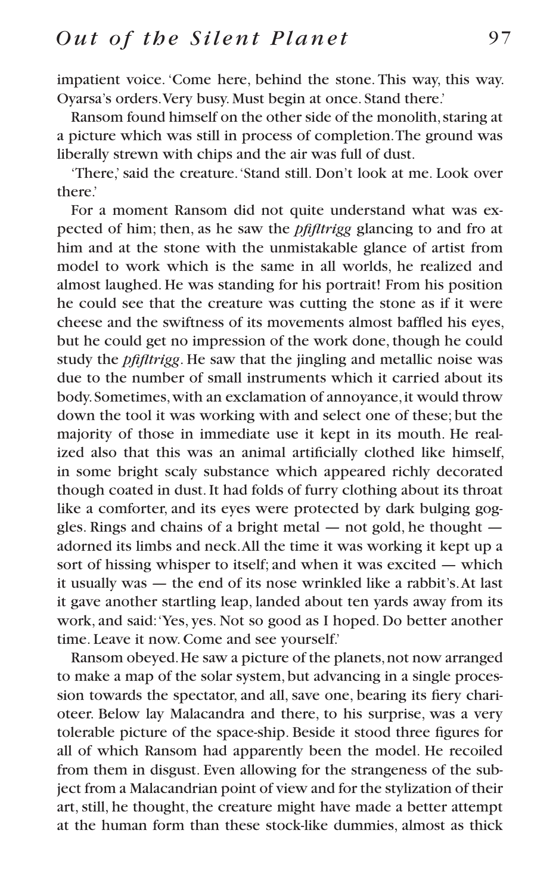impatient voice. 'Come here, behind the stone. This way, this way. Oyarsa's orders. Very busy. Must begin at once. Stand there.'

Ransom found himself on the other side of the monolith, staring at a picture which was still in process of completion. The ground was liberally strewn with chips and the air was full of dust.

'There,' said the creature. 'Stand still. Don't look at me. Look over there.'

For a moment Ransom did not quite understand what was expected of him; then, as he saw the *pfifltrigg* glancing to and fro at him and at the stone with the unmistakable glance of artist from model to work which is the same in all worlds, he realized and almost laughed. He was standing for his portrait! From his position he could see that the creature was cutting the stone as if it were cheese and the swiftness of its movements almost baffled his eyes, but he could get no impression of the work done, though he could study the *pfifltrigg*. He saw that the jingling and metallic noise was due to the number of small instruments which it carried about its body. Sometimes, with an exclamation of annoyance, it would throw down the tool it was working with and select one of these; but the majority of those in immediate use it kept in its mouth. He realized also that this was an animal artificially clothed like himself, in some bright scaly substance which appeared richly decorated though coated in dust. It had folds of furry clothing about its throat like a comforter, and its eyes were protected by dark bulging goggles. Rings and chains of a bright metal — not gold, he thought — adorned its limbs and neck. All the time it was working it kept up a sort of hissing whisper to itself; and when it was excited — which it usually was — the end of its nose wrinkled like a rabbit's. At last it gave another startling leap, landed about ten yards away from its work, and said: 'Yes, yes. Not so good as I hoped. Do better another time. Leave it now. Come and see yourself.'

Ransom obeyed. He saw a picture of the planets, not now arranged to make a map of the solar system, but advancing in a single procession towards the spectator, and all, save one, bearing its fiery charioteer. Below lay Malacandra and there, to his surprise, was a very tolerable picture of the space-ship. Beside it stood three figures for all of which Ransom had apparently been the model. He recoiled from them in disgust. Even allowing for the strangeness of the subject from a Malacandrian point of view and for the stylization of their art, still, he thought, the creature might have made a better attempt at the human form than these stock-like dummies, almost as thick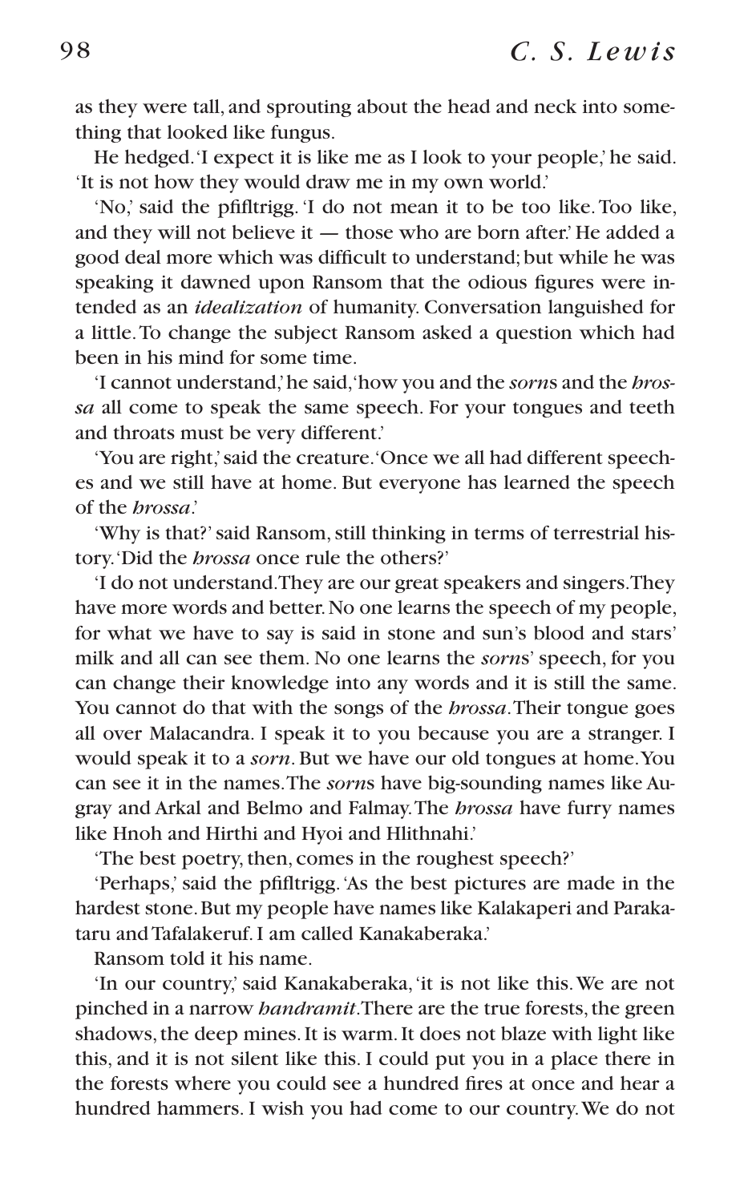as they were tall, and sprouting about the head and neck into something that looked like fungus.

He hedged. 'I expect it is like me as I look to your people,' he said. 'It is not how they would draw me in my own world.'

'No,' said the pfifltrigg. 'I do not mean it to be too like. Too like, and they will not believe it — those who are born after.' He added a good deal more which was difficult to understand; but while he was speaking it dawned upon Ransom that the odious figures were intended as an *idealization* of humanity. Conversation languished for a little. To change the subject Ransom asked a question which had been in his mind for some time.

'I cannot understand,' he said, 'how you and the *sorn*s and the *hrossa* all come to speak the same speech. For your tongues and teeth and throats must be very different.'

'You are right,' said the creature. 'Once we all had different speeches and we still have at home. But everyone has learned the speech of the *hrossa*.'

'Why is that?' said Ransom, still thinking in terms of terrestrial history. 'Did the *hrossa* once rule the others?'

'I do not understand. They are our great speakers and singers. They have more words and better. No one learns the speech of my people, for what we have to say is said in stone and sun's blood and stars' milk and all can see them. No one learns the *sorn*s' speech, for you can change their knowledge into any words and it is still the same. You cannot do that with the songs of the *hrossa*. Their tongue goes all over Malacandra. I speak it to you because you are a stranger. I would speak it to a *sorn*. But we have our old tongues at home. You can see it in the names. The *sorn*s have big-sounding names like Augray and Arkal and Belmo and Falmay. The *hrossa* have furry names like Hnoh and Hirthi and Hyoi and Hlithnahi.'

'The best poetry, then, comes in the roughest speech?'

'Perhaps,' said the pfifltrigg. 'As the best pictures are made in the hardest stone. But my people have names like Kalakaperi and Parakataru and Tafalakeruf. I am called Kanakaberaka.'

Ransom told it his name.

'In our country,' said Kanakaberaka, 'it is not like this. We are not pinched in a narrow *handramit*. There are the true forests, the green shadows, the deep mines. It is warm. It does not blaze with light like this, and it is not silent like this. I could put you in a place there in the forests where you could see a hundred fires at once and hear a hundred hammers. I wish you had come to our country. We do not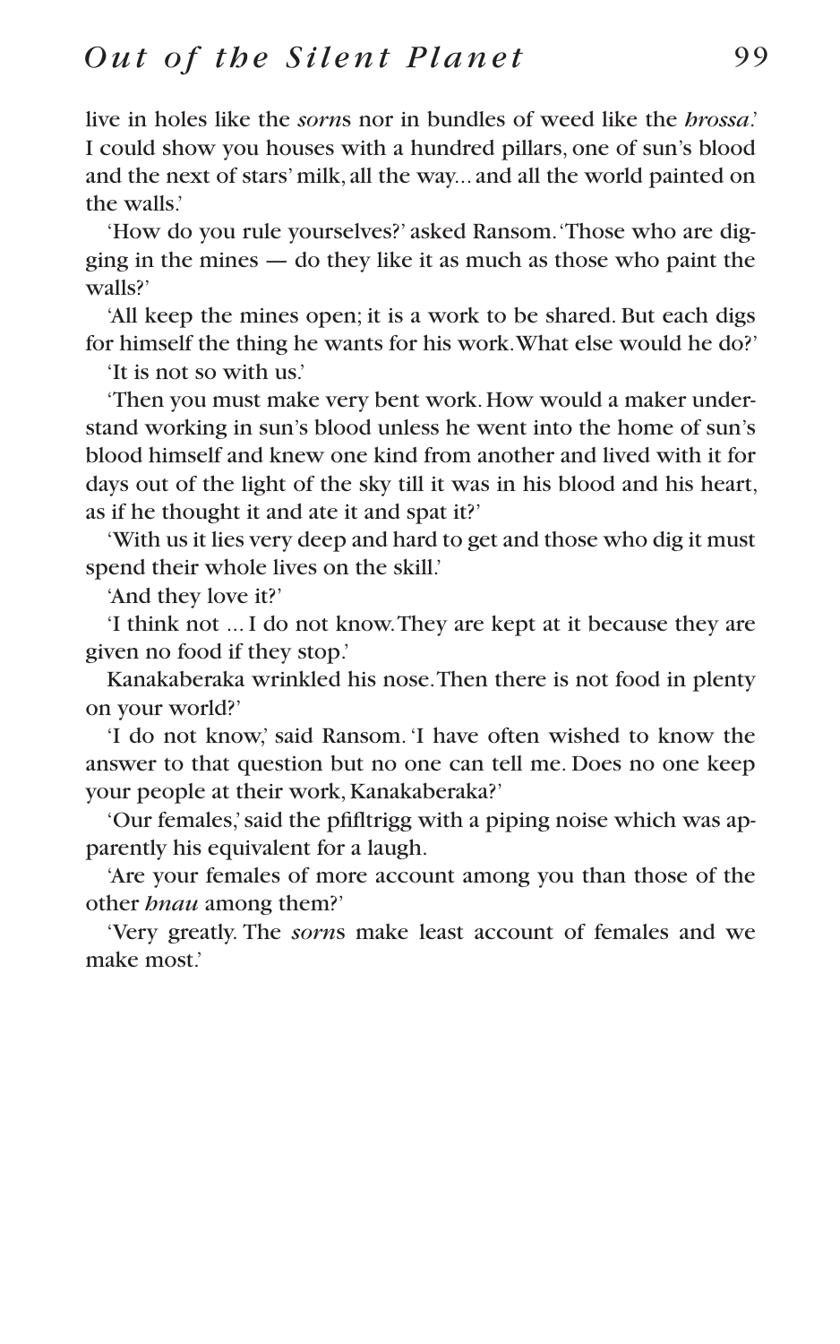live in holes like the *sorn*s nor in bundles of weed like the *hrossa*.' I could show you houses with a hundred pillars, one of sun's blood and the next of stars' milk, all the way... and all the world painted on the walls.'

'How do you rule yourselves?' asked Ransom. 'Those who are digging in the mines — do they like it as much as those who paint the walls?'

'All keep the mines open; it is a work to be shared. But each digs for himself the thing he wants for his work. What else would he do?'

'It is not so with us.'

'Then you must make very bent work. How would a maker understand working in sun's blood unless he went into the home of sun's blood himself and knew one kind from another and lived with it for days out of the light of the sky till it was in his blood and his heart, as if he thought it and ate it and spat it?'

'With us it lies very deep and hard to get and those who dig it must spend their whole lives on the skill.'

'And they love it?'

'I think not ... I do not know. They are kept at it because they are given no food if they stop.'

Kanakaberaka wrinkled his nose. Then there is not food in plenty on your world?'

'I do not know,' said Ransom. 'I have often wished to know the answer to that question but no one can tell me. Does no one keep your people at their work, Kanakaberaka?'

'Our females,' said the pfifltrigg with a piping noise which was apparently his equivalent for a laugh.

'Are your females of more account among you than those of the other *hnau* among them?'

'Very greatly. The *sorn*s make least account of females and we make most.'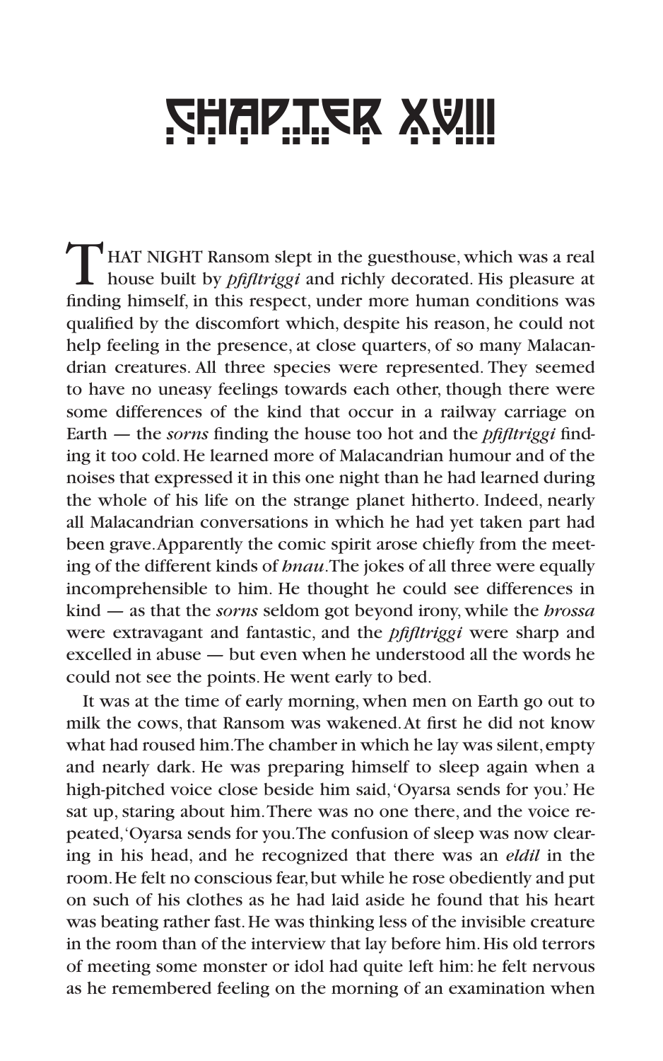# CHAPTER XVIII

THAT NIGHT Ransom slept in the guesthouse, which was a real house built by *pfifltriggi* and richly decorated. His pleasure at finding himself, in this respect, under more human conditions was qualified by the discomfort which, despite his reason, he could not help feeling in the presence, at close quarters, of so many Malacandrian creatures. All three species were represented. They seemed to have no uneasy feelings towards each other, though there were some differences of the kind that occur in a railway carriage on Earth — the *sorns* finding the house too hot and the *pfifltriggi* finding it too cold. He learned more of Malacandrian humour and of the noises that expressed it in this one night than he had learned during the whole of his life on the strange planet hitherto. Indeed, nearly all Malacandrian conversations in which he had yet taken part had been grave. Apparently the comic spirit arose chiefly from the meeting of the different kinds of *hnau*. The jokes of all three were equally incomprehensible to him. He thought he could see differences in kind — as that the *sorns* seldom got beyond irony, while the *hrossa* were extravagant and fantastic, and the *pfifltriggi* were sharp and excelled in abuse — but even when he understood all the words he could not see the points. He went early to bed.

It was at the time of early morning, when men on Earth go out to milk the cows, that Ransom was wakened. At first he did not know what had roused him. The chamber in which he lay was silent, empty and nearly dark. He was preparing himself to sleep again when a high-pitched voice close beside him said, 'Oyarsa sends for you.' He sat up, staring about him. There was no one there, and the voice repeated, 'Oyarsa sends for you. The confusion of sleep was now clearing in his head, and he recognized that there was an *eldil* in the room. He felt no conscious fear, but while he rose obediently and put on such of his clothes as he had laid aside he found that his heart was beating rather fast. He was thinking less of the invisible creature in the room than of the interview that lay before him. His old terrors of meeting some monster or idol had quite left him: he felt nervous as he remembered feeling on the morning of an examination when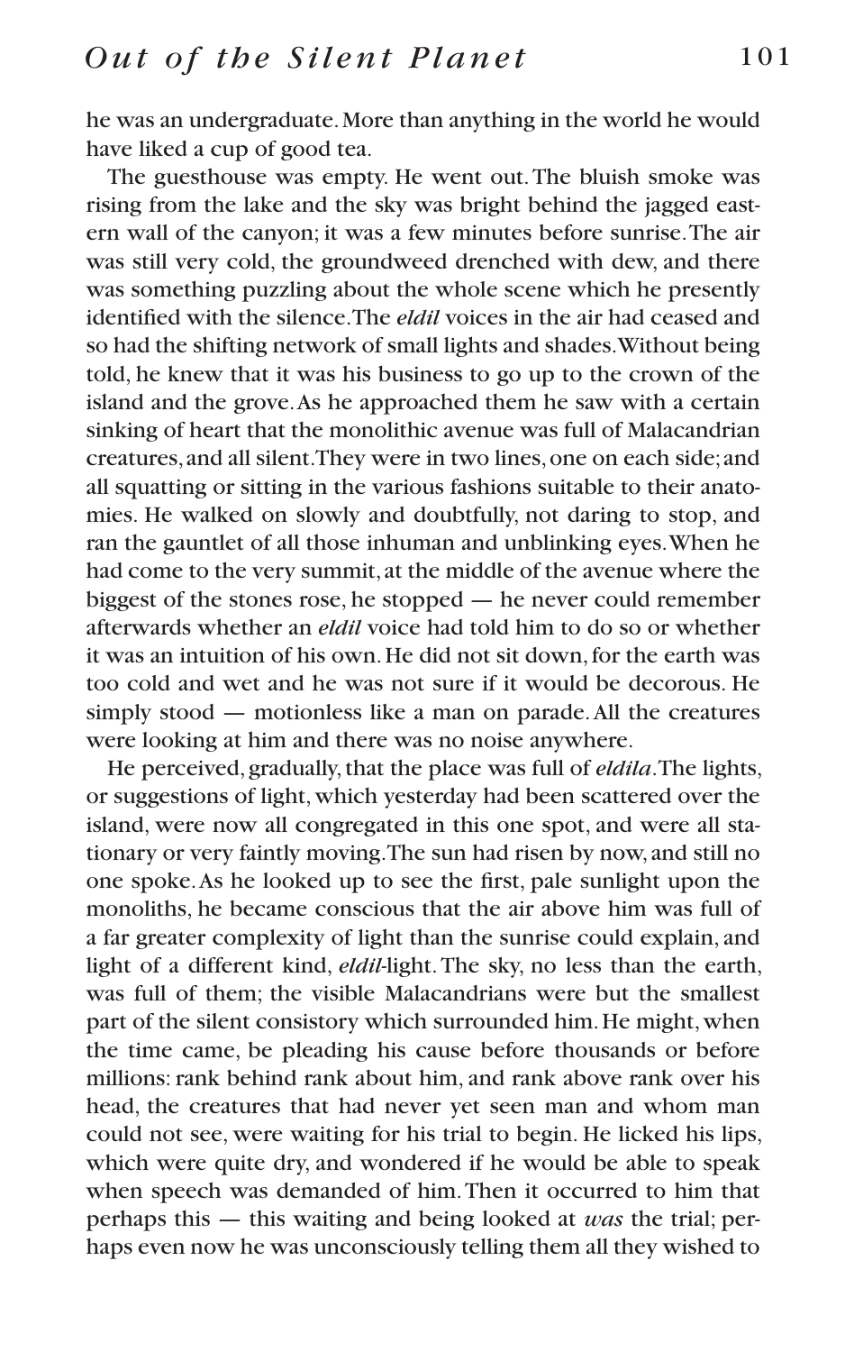he was an undergraduate. More than anything in the world he would have liked a cup of good tea.

The guesthouse was empty. He went out. The bluish smoke was rising from the lake and the sky was bright behind the jagged eastern wall of the canyon; it was a few minutes before sunrise. The air was still very cold, the groundweed drenched with dew, and there was something puzzling about the whole scene which he presently identified with the silence. The *eldil* voices in the air had ceased and so had the shifting network of small lights and shades. Without being told, he knew that it was his business to go up to the crown of the island and the grove. As he approached them he saw with a certain sinking of heart that the monolithic avenue was full of Malacandrian creatures, and all silent. They were in two lines, one on each side; and all squatting or sitting in the various fashions suitable to their anatomies. He walked on slowly and doubtfully, not daring to stop, and ran the gauntlet of all those inhuman and unblinking eyes. When he had come to the very summit, at the middle of the avenue where the biggest of the stones rose, he stopped — he never could remember afterwards whether an *eldil* voice had told him to do so or whether it was an intuition of his own. He did not sit down, for the earth was too cold and wet and he was not sure if it would be decorous. He simply stood — motionless like a man on parade. All the creatures were looking at him and there was no noise anywhere.

He perceived, gradually, that the place was full of *eldila*. The lights, or suggestions of light, which yesterday had been scattered over the island, were now all congregated in this one spot, and were all stationary or very faintly moving. The sun had risen by now, and still no one spoke. As he looked up to see the first, pale sunlight upon the monoliths, he became conscious that the air above him was full of a far greater complexity of light than the sunrise could explain, and light of a different kind, *eldil*-light. The sky, no less than the earth, was full of them; the visible Malacandrians were but the smallest part of the silent consistory which surrounded him. He might, when the time came, be pleading his cause before thousands or before millions: rank behind rank about him, and rank above rank over his head, the creatures that had never yet seen man and whom man could not see, were waiting for his trial to begin. He licked his lips, which were quite dry, and wondered if he would be able to speak when speech was demanded of him. Then it occurred to him that perhaps this — this waiting and being looked at *was* the trial; perhaps even now he was unconsciously telling them all they wished to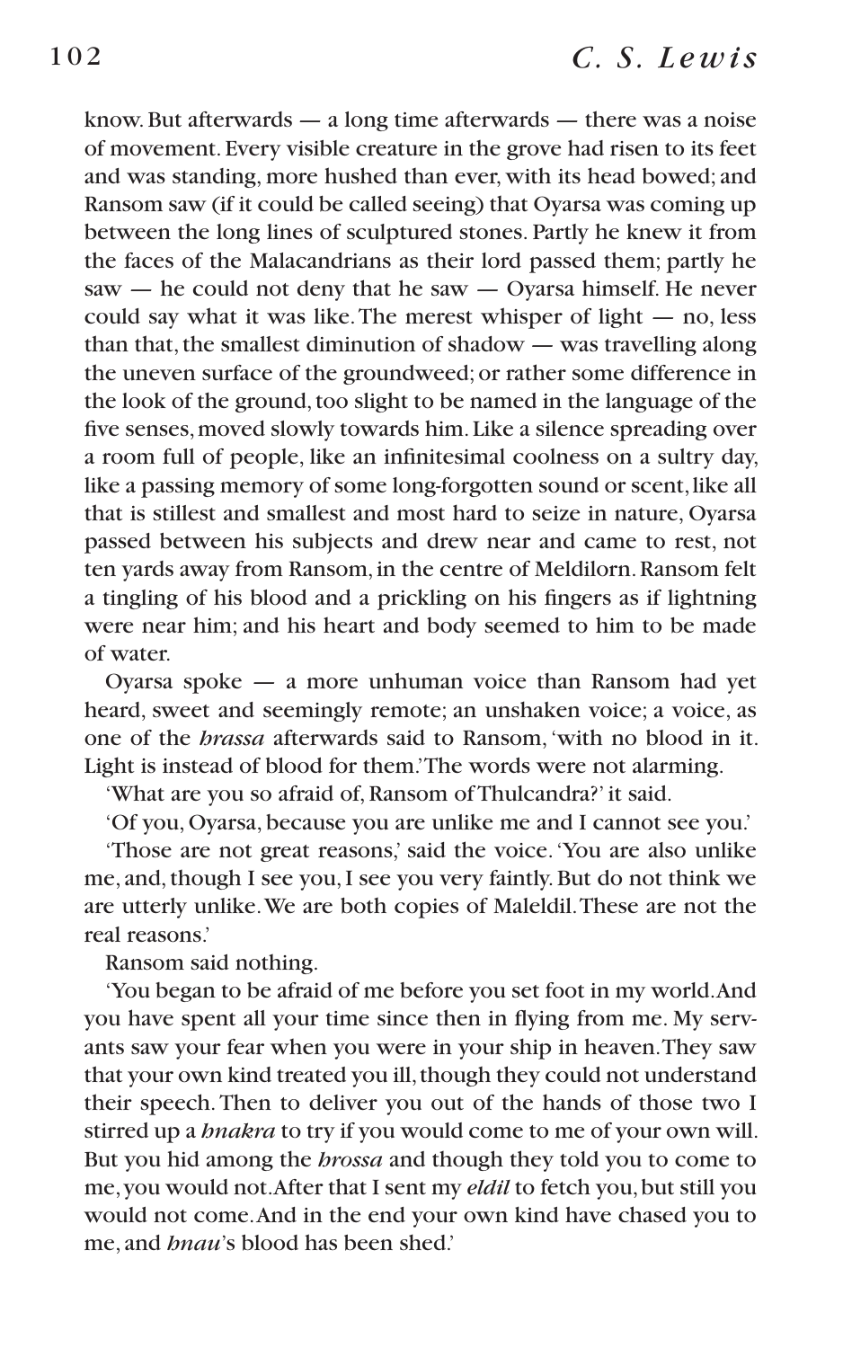know. But afterwards — a long time afterwards — there was a noise of movement. Every visible creature in the grove had risen to its feet and was standing, more hushed than ever, with its head bowed; and Ransom saw (if it could be called seeing) that Oyarsa was coming up between the long lines of sculptured stones. Partly he knew it from the faces of the Malacandrians as their lord passed them; partly he saw — he could not deny that he saw — Oyarsa himself. He never could say what it was like. The merest whisper of light — no, less than that, the smallest diminution of shadow — was travelling along the uneven surface of the groundweed; or rather some difference in the look of the ground, too slight to be named in the language of the five senses, moved slowly towards him. Like a silence spreading over a room full of people, like an infinitesimal coolness on a sultry day, like a passing memory of some long-forgotten sound or scent, like all that is stillest and smallest and most hard to seize in nature, Oyarsa passed between his subjects and drew near and came to rest, not ten yards away from Ransom, in the centre of Meldilorn. Ransom felt a tingling of his blood and a prickling on his fingers as if lightning were near him; and his heart and body seemed to him to be made of water.

Oyarsa spoke — a more unhuman voice than Ransom had yet heard, sweet and seemingly remote; an unshaken voice; a voice, as one of the *hrassa* afterwards said to Ransom, 'with no blood in it. Light is instead of blood for them.' The words were not alarming.

'What are you so afraid of, Ransom of Thulcandra?' it said.

'Of you, Oyarsa, because you are unlike me and I cannot see you.'

'Those are not great reasons,' said the voice. 'You are also unlike me, and, though I see you, I see you very faintly. But do not think we are utterly unlike. We are both copies of Maleldil. These are not the real reasons.'

Ransom said nothing.

'You began to be afraid of me before you set foot in my world. And you have spent all your time since then in flying from me. My servants saw your fear when you were in your ship in heaven. They saw that your own kind treated you ill, though they could not understand their speech. Then to deliver you out of the hands of those two I stirred up a *hnakra* to try if you would come to me of your own will. But you hid among the *hrossa* and though they told you to come to me, you would not. After that I sent my *eldil* to fetch you, but still you would not come. And in the end your own kind have chased you to me, and *hnau*'s blood has been shed.'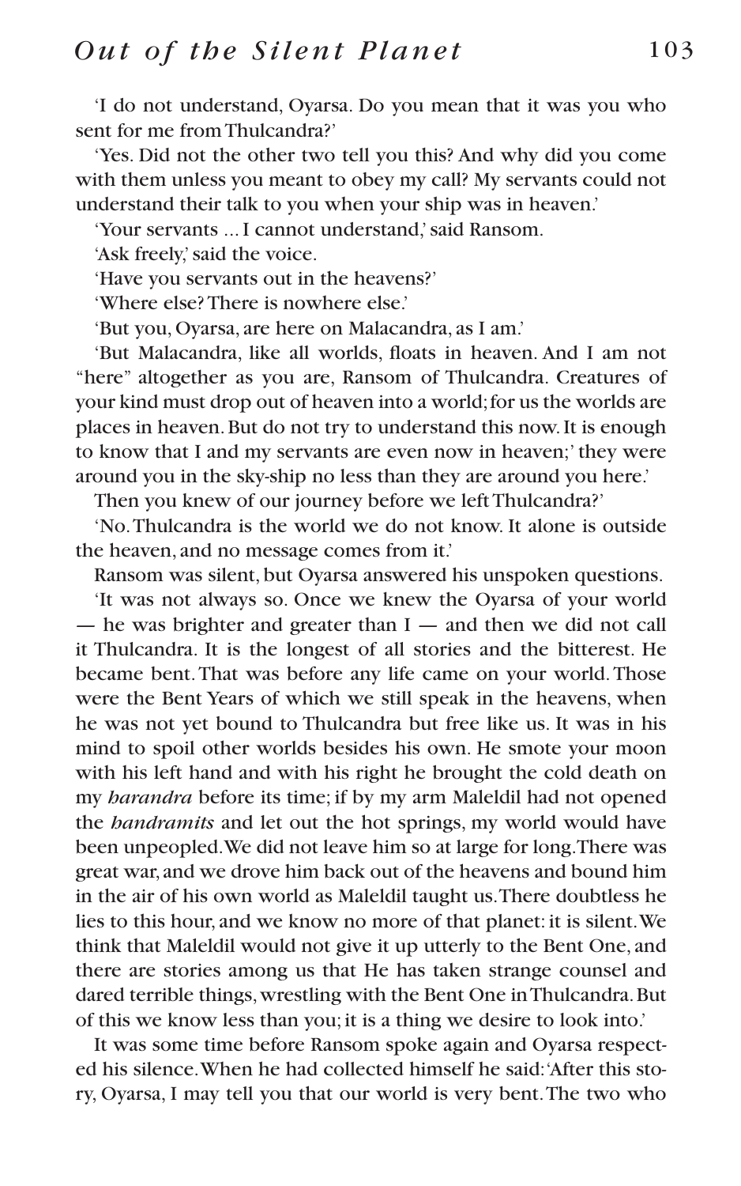'I do not understand, Oyarsa. Do you mean that it was you who sent for me from Thulcandra?'

'Yes. Did not the other two tell you this? And why did you come with them unless you meant to obey my call? My servants could not understand their talk to you when your ship was in heaven.'

'Your servants ... I cannot understand,' said Ransom.

'Ask freely,' said the voice.

'Have you servants out in the heavens?'

'Where else? There is nowhere else.'

'But you, Oyarsa, are here on Malacandra, as I am.'

'But Malacandra, like all worlds, floats in heaven. And I am not "here" altogether as you are, Ransom of Thulcandra. Creatures of your kind must drop out of heaven into a world; for us the worlds are places in heaven. But do not try to understand this now. It is enough to know that I and my servants are even now in heaven;' they were around you in the sky-ship no less than they are around you here.'

Then you knew of our journey before we left Thulcandra?'

'No. Thulcandra is the world we do not know. It alone is outside the heaven, and no message comes from it.'

Ransom was silent, but Oyarsa answered his unspoken questions.

'It was not always so. Once we knew the Oyarsa of your world — he was brighter and greater than I — and then we did not call it Thulcandra. It is the longest of all stories and the bitterest. He became bent. That was before any life came on your world. Those were the Bent Years of which we still speak in the heavens, when he was not yet bound to Thulcandra but free like us. It was in his mind to spoil other worlds besides his own. He smote your moon with his left hand and with his right he brought the cold death on my *harandra* before its time; if by my arm Maleldil had not opened the *handramits* and let out the hot springs, my world would have been unpeopled. We did not leave him so at large for long. There was great war, and we drove him back out of the heavens and bound him in the air of his own world as Maleldil taught us. There doubtless he lies to this hour, and we know no more of that planet: it is silent. We think that Maleldil would not give it up utterly to the Bent One, and there are stories among us that He has taken strange counsel and dared terrible things, wrestling with the Bent One in Thulcandra. But of this we know less than you; it is a thing we desire to look into.'

It was some time before Ransom spoke again and Oyarsa respected his silence. When he had collected himself he said: 'After this story, Oyarsa, I may tell you that our world is very bent. The two who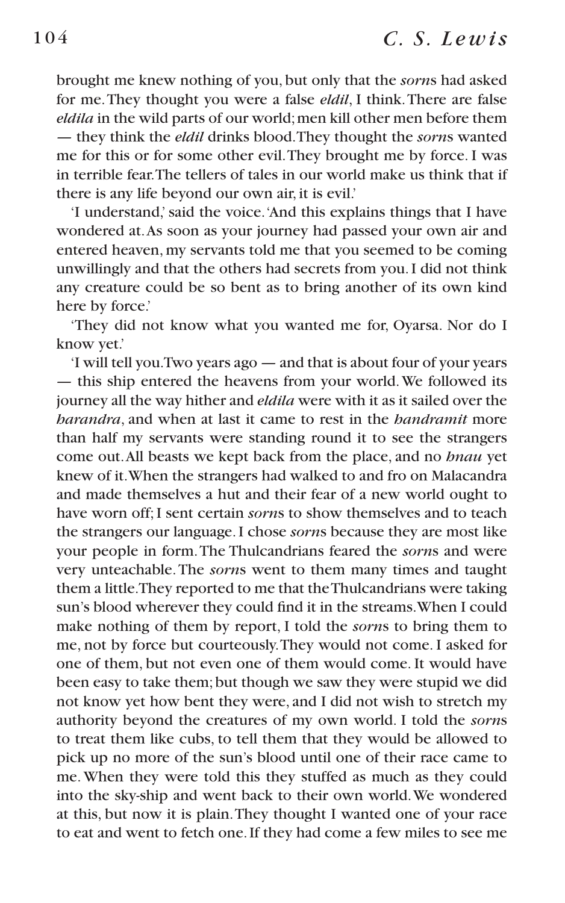brought me knew nothing of you, but only that the *sorn*s had asked for me. They thought you were a false *eldil*, I think. There are false *eldila* in the wild parts of our world; men kill other men before them — they think the *eldil* drinks blood. They thought the *sorn*s wanted me for this or for some other evil. They brought me by force. I was in terrible fear. The tellers of tales in our world make us think that if there is any life beyond our own air, it is evil.'

'I understand,' said the voice. 'And this explains things that I have wondered at. As soon as your journey had passed your own air and entered heaven, my servants told me that you seemed to be coming unwillingly and that the others had secrets from you. I did not think any creature could be so bent as to bring another of its own kind here by force.'

'They did not know what you wanted me for, Oyarsa. Nor do I know yet.'

'I will tell you. Two years ago — and that is about four of your years — this ship entered the heavens from your world. We followed its journey all the way hither and *eldila* were with it as it sailed over the *harandra*, and when at last it came to rest in the *handramit* more than half my servants were standing round it to see the strangers come out. All beasts we kept back from the place, and no *hnau* yet knew of it. When the strangers had walked to and fro on Malacandra and made themselves a hut and their fear of a new world ought to have worn off; I sent certain *sorn*s to show themselves and to teach the strangers our language. I chose *sorn*s because they are most like your people in form. The Thulcandrians feared the *sorn*s and were very unteachable. The *sorn*s went to them many times and taught them a little. They reported to me that the Thulcandrians were taking sun's blood wherever they could find it in the streams. When I could make nothing of them by report, I told the *sorn*s to bring them to me, not by force but courteously. They would not come. I asked for one of them, but not even one of them would come. It would have been easy to take them; but though we saw they were stupid we did not know yet how bent they were, and I did not wish to stretch my authority beyond the creatures of my own world. I told the *sorn*s to treat them like cubs, to tell them that they would be allowed to pick up no more of the sun's blood until one of their race came to me. When they were told this they stuffed as much as they could into the sky-ship and went back to their own world. We wondered at this, but now it is plain. They thought I wanted one of your race to eat and went to fetch one. If they had come a few miles to see me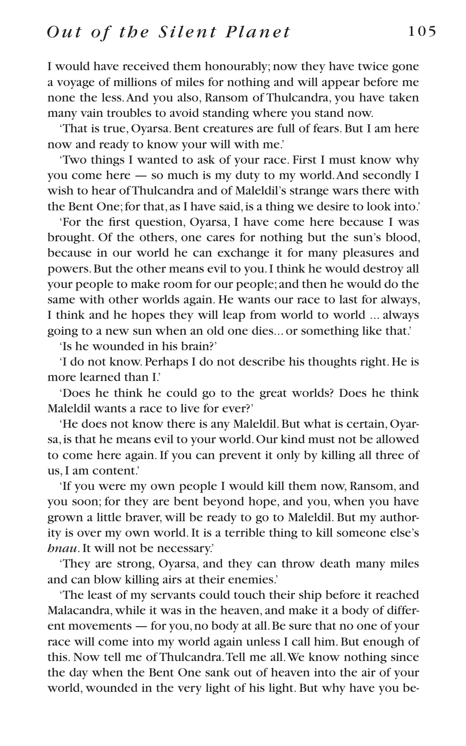I would have received them honourably; now they have twice gone a voyage of millions of miles for nothing and will appear before me none the less. And you also, Ransom of Thulcandra, you have taken many vain troubles to avoid standing where you stand now.

'That is true, Oyarsa. Bent creatures are full of fears. But I am here now and ready to know your will with me.'

'Two things I wanted to ask of your race. First I must know why you come here — so much is my duty to my world. And secondly I wish to hear of Thulcandra and of Maleldil's strange wars there with the Bent One; for that, as I have said, is a thing we desire to look into.'

'For the first question, Oyarsa, I have come here because I was brought. Of the others, one cares for nothing but the sun's blood, because in our world he can exchange it for many pleasures and powers. But the other means evil to you. I think he would destroy all your people to make room for our people; and then he would do the same with other worlds again. He wants our race to last for always, I think and he hopes they will leap from world to world ... always going to a new sun when an old one dies... or something like that.'

'Is he wounded in his brain?'

'I do not know. Perhaps I do not describe his thoughts right. He is more learned than I.'

'Does he think he could go to the great worlds? Does he think Maleldil wants a race to live for ever?'

'He does not know there is any Maleldil. But what is certain, Oyarsa, is that he means evil to your world. Our kind must not be allowed to come here again. If you can prevent it only by killing all three of us, I am content.'

'If you were my own people I would kill them now, Ransom, and you soon; for they are bent beyond hope, and you, when you have grown a little braver, will be ready to go to Maleldil. But my authority is over my own world. It is a terrible thing to kill someone else's *hnau*. It will not be necessary.'

'They are strong, Oyarsa, and they can throw death many miles and can blow killing airs at their enemies.'

'The least of my servants could touch their ship before it reached Malacandra, while it was in the heaven, and make it a body of different movements — for you, no body at all. Be sure that no one of your race will come into my world again unless I call him. But enough of this. Now tell me of Thulcandra. Tell me all. We know nothing since the day when the Bent One sank out of heaven into the air of your world, wounded in the very light of his light. But why have you be-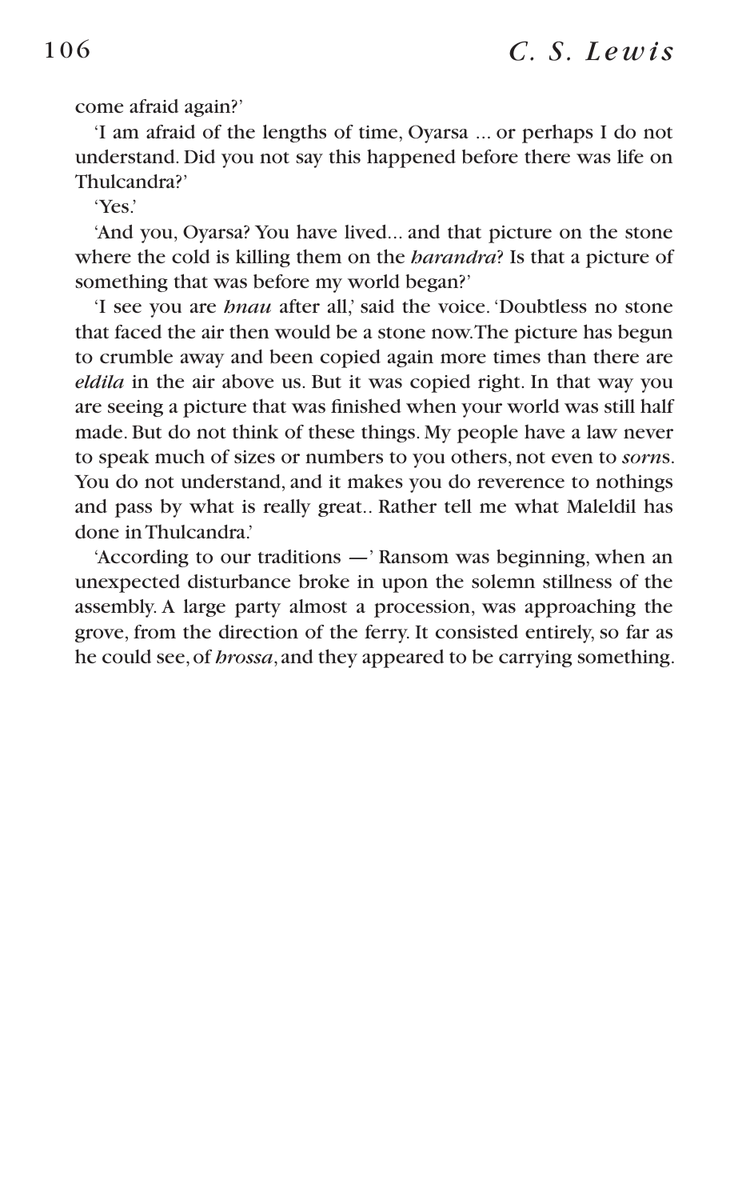come afraid again?'

'I am afraid of the lengths of time, Oyarsa ... or perhaps I do not understand. Did you not say this happened before there was life on Thulcandra?'

'Yes.'

'And you, Oyarsa? You have lived... and that picture on the stone where the cold is killing them on the *harandra*? Is that a picture of something that was before my world began?'

'I see you are *hnau* after all,' said the voice. 'Doubtless no stone that faced the air then would be a stone now. The picture has begun to crumble away and been copied again more times than there are *eldila* in the air above us. But it was copied right. In that way you are seeing a picture that was finished when your world was still half made. But do not think of these things. My people have a law never to speak much of sizes or numbers to you others, not even to *sorn*s. You do not understand, and it makes you do reverence to nothings and pass by what is really great.. Rather tell me what Maleldil has done in Thulcandra.'

'According to our traditions —' Ransom was beginning, when an unexpected disturbance broke in upon the solemn stillness of the assembly. A large party almost a procession, was approaching the grove, from the direction of the ferry. It consisted entirely, so far as he could see, of *hrossa*, and they appeared to be carrying something.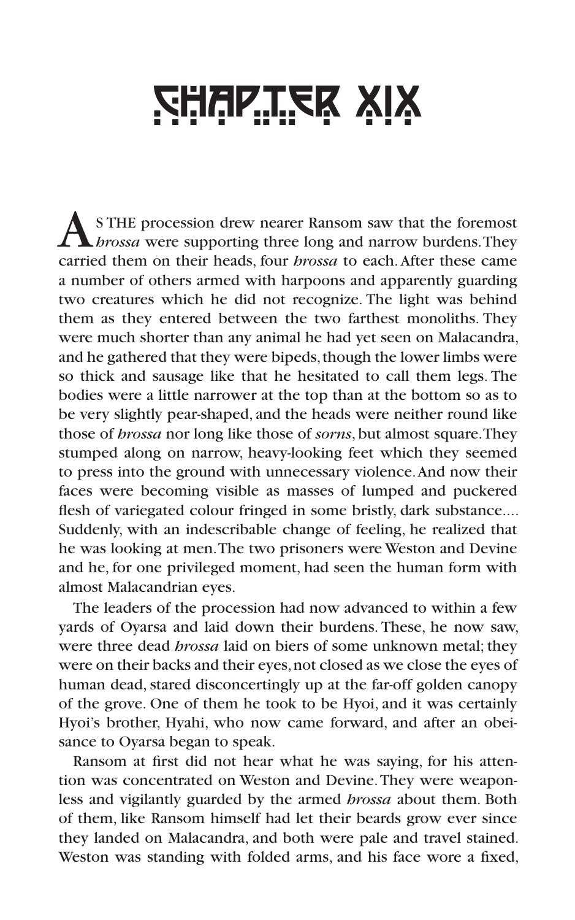# CHAPTER XIX

AS THE procession drew nearer Ransom saw that the foremost *hrossa* were supporting three long and narrow burdens. They carried them on their heads, four *hrossa* to each. After these came a number of others armed with harpoons and apparently guarding two creatures which he did not recognize. The light was behind them as they entered between the two farthest monoliths. They were much shorter than any animal he had yet seen on Malacandra, and he gathered that they were bipeds, though the lower limbs were so thick and sausage like that he hesitated to call them legs. The bodies were a little narrower at the top than at the bottom so as to be very slightly pear-shaped, and the heads were neither round like those of *hrossa* nor long like those of *sorns*, but almost square. They stumped along on narrow, heavy-looking feet which they seemed to press into the ground with unnecessary violence. And now their faces were becoming visible as masses of lumped and puckered flesh of variegated colour fringed in some bristly, dark substance.... Suddenly, with an indescribable change of feeling, he realized that he was looking at men. The two prisoners were Weston and Devine and he, for one privileged moment, had seen the human form with almost Malacandrian eyes.

The leaders of the procession had now advanced to within a few yards of Oyarsa and laid down their burdens. These, he now saw, were three dead *hrossa* laid on biers of some unknown metal; they were on their backs and their eyes, not closed as we close the eyes of human dead, stared disconcertingly up at the far-off golden canopy of the grove. One of them he took to be Hyoi, and it was certainly Hyoi's brother, Hyahi, who now came forward, and after an obeisance to Oyarsa began to speak.

Ransom at first did not hear what he was saying, for his attention was concentrated on Weston and Devine. They were weaponless and vigilantly guarded by the armed *hrossa* about them. Both of them, like Ransom himself had let their beards grow ever since they landed on Malacandra, and both were pale and travel stained. Weston was standing with folded arms, and his face wore a fixed,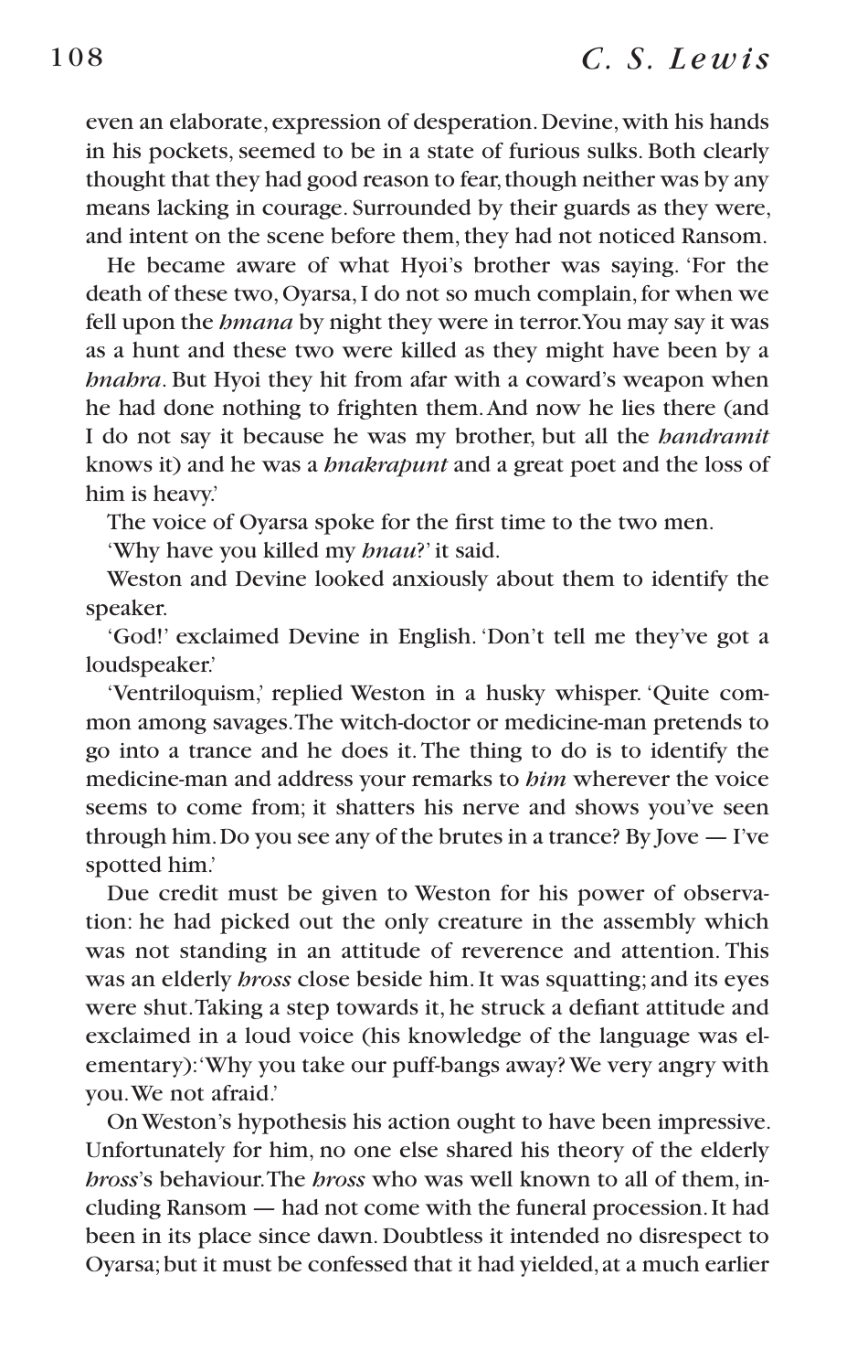even an elaborate, expression of desperation. Devine, with his hands in his pockets, seemed to be in a state of furious sulks. Both clearly thought that they had good reason to fear, though neither was by any means lacking in courage. Surrounded by their guards as they were, and intent on the scene before them, they had not noticed Ransom.

He became aware of what Hyoi's brother was saying. 'For the death of these two, Oyarsa, I do not so much complain, for when we fell upon the *hmana* by night they were in terror. You may say it was as a hunt and these two were killed as they might have been by a *hnahra*. But Hyoi they hit from afar with a coward's weapon when he had done nothing to frighten them. And now he lies there (and I do not say it because he was my brother, but all the *handramit* knows it) and he was a *hnakrapunt* and a great poet and the loss of him is heavy.'

The voice of Oyarsa spoke for the first time to the two men.

'Why have you killed my *hnau*?' it said.

Weston and Devine looked anxiously about them to identify the speaker.

'God!' exclaimed Devine in English. 'Don't tell me they've got a loudspeaker.'

'Ventriloquism,' replied Weston in a husky whisper. 'Quite common among savages. The witch-doctor or medicine-man pretends to go into a trance and he does it. The thing to do is to identify the medicine-man and address your remarks to *him* wherever the voice seems to come from; it shatters his nerve and shows you've seen through him. Do you see any of the brutes in a trance? By Jove — I've spotted him.'

Due credit must be given to Weston for his power of observation: he had picked out the only creature in the assembly which was not standing in an attitude of reverence and attention. This was an elderly *hross* close beside him. It was squatting; and its eyes were shut. Taking a step towards it, he struck a defiant attitude and exclaimed in a loud voice (his knowledge of the language was elementary): 'Why you take our puff-bangs away? We very angry with you. We not afraid.'

On Weston's hypothesis his action ought to have been impressive. Unfortunately for him, no one else shared his theory of the elderly *hross*'s behaviour. The *hross* who was well known to all of them, including Ransom — had not come with the funeral procession. It had been in its place since dawn. Doubtless it intended no disrespect to Oyarsa; but it must be confessed that it had yielded, at a much earlier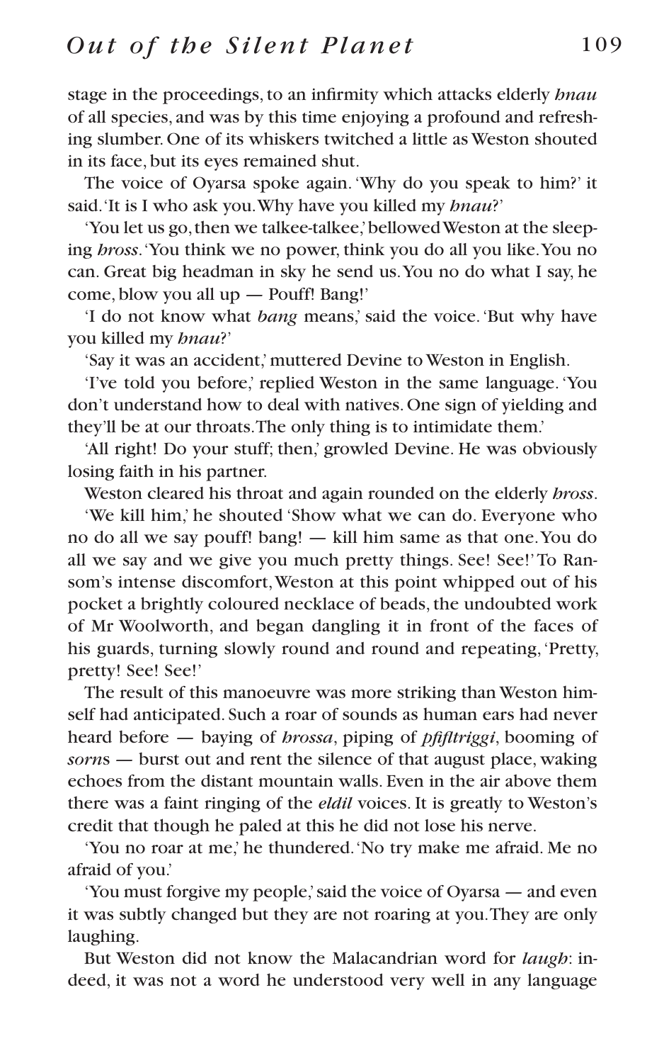stage in the proceedings, to an infirmity which attacks elderly *hnau* of all species, and was by this time enjoying a profound and refreshing slumber. One of its whiskers twitched a little as Weston shouted in its face, but its eyes remained shut.

The voice of Oyarsa spoke again. 'Why do you speak to him?' it said. 'It is I who ask you. Why have you killed my *hnau*?'

'You let us go, then we talkee-talkee,' bellowed Weston at the sleeping *hross*. 'You think we no power, think you do all you like. You no can. Great big headman in sky he send us. You no do what I say, he come, blow you all up — Pouff! Bang!'

'I do not know what *bang* means,' said the voice. 'But why have you killed my *hnau*?'

'Say it was an accident,' muttered Devine to Weston in English.

'I've told you before,' replied Weston in the same language. 'You don't understand how to deal with natives. One sign of yielding and they'll be at our throats. The only thing is to intimidate them.'

'All right! Do your stuff; then,' growled Devine. He was obviously losing faith in his partner.

Weston cleared his throat and again rounded on the elderly *hross*.

'We kill him,' he shouted 'Show what we can do. Everyone who no do all we say pouff! bang! — kill him same as that one. You do all we say and we give you much pretty things. See! See!' To Ransom's intense discomfort, Weston at this point whipped out of his pocket a brightly coloured necklace of beads, the undoubted work of Mr Woolworth, and began dangling it in front of the faces of his guards, turning slowly round and round and repeating, 'Pretty, pretty! See! See!'

The result of this manoeuvre was more striking than Weston himself had anticipated. Such a roar of sounds as human ears had never heard before — baying of *hrossa*, piping of *pfifltriggi*, booming of *sorn*s — burst out and rent the silence of that august place, waking echoes from the distant mountain walls. Even in the air above them there was a faint ringing of the *eldil* voices. It is greatly to Weston's credit that though he paled at this he did not lose his nerve.

'You no roar at me,' he thundered. 'No try make me afraid. Me no afraid of you.'

'You must forgive my people,' said the voice of Oyarsa — and even it was subtly changed but they are not roaring at you. They are only laughing.

But Weston did not know the Malacandrian word for *laugh*: indeed, it was not a word he understood very well in any language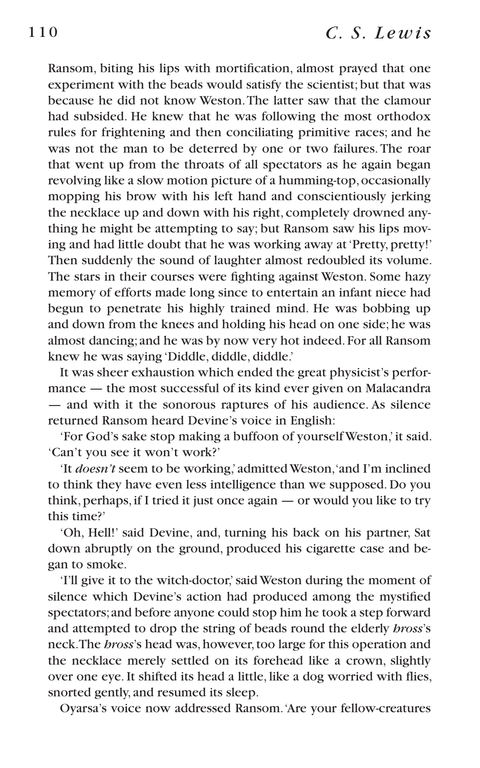Ransom, biting his lips with mortification, almost prayed that one experiment with the beads would satisfy the scientist; but that was because he did not know Weston. The latter saw that the clamour had subsided. He knew that he was following the most orthodox rules for frightening and then conciliating primitive races; and he was not the man to be deterred by one or two failures. The roar that went up from the throats of all spectators as he again began revolving like a slow motion picture of a humming-top, occasionally mopping his brow with his left hand and conscientiously jerking the necklace up and down with his right, completely drowned anything he might be attempting to say; but Ransom saw his lips moving and had little doubt that he was working away at 'Pretty, pretty!' Then suddenly the sound of laughter almost redoubled its volume. The stars in their courses were fighting against Weston. Some hazy memory of efforts made long since to entertain an infant niece had begun to penetrate his highly trained mind. He was bobbing up and down from the knees and holding his head on one side; he was almost dancing; and he was by now very hot indeed. For all Ransom knew he was saying 'Diddle, diddle, diddle.'

It was sheer exhaustion which ended the great physicist's performance — the most successful of its kind ever given on Malacandra — and with it the sonorous raptures of his audience. As silence returned Ransom heard Devine's voice in English:

'For God's sake stop making a buffoon of yourself Weston,' it said. 'Can't you see it won't work?'

'It *doesn't* seem to be working,' admitted Weston, 'and I'm inclined to think they have even less intelligence than we supposed. Do you think, perhaps, if I tried it just once again — or would you like to try this time?'

'Oh, Hell!' said Devine, and, turning his back on his partner, Sat down abruptly on the ground, produced his cigarette case and began to smoke.

'I'll give it to the witch-doctor,' said Weston during the moment of silence which Devine's action had produced among the mystified spectators; and before anyone could stop him he took a step forward and attempted to drop the string of beads round the elderly *hross*'s neck. The *hross*'s head was, however, too large for this operation and the necklace merely settled on its forehead like a crown, slightly over one eye. It shifted its head a little, like a dog worried with flies, snorted gently, and resumed its sleep.

Oyarsa's voice now addressed Ransom. 'Are your fellow-creatures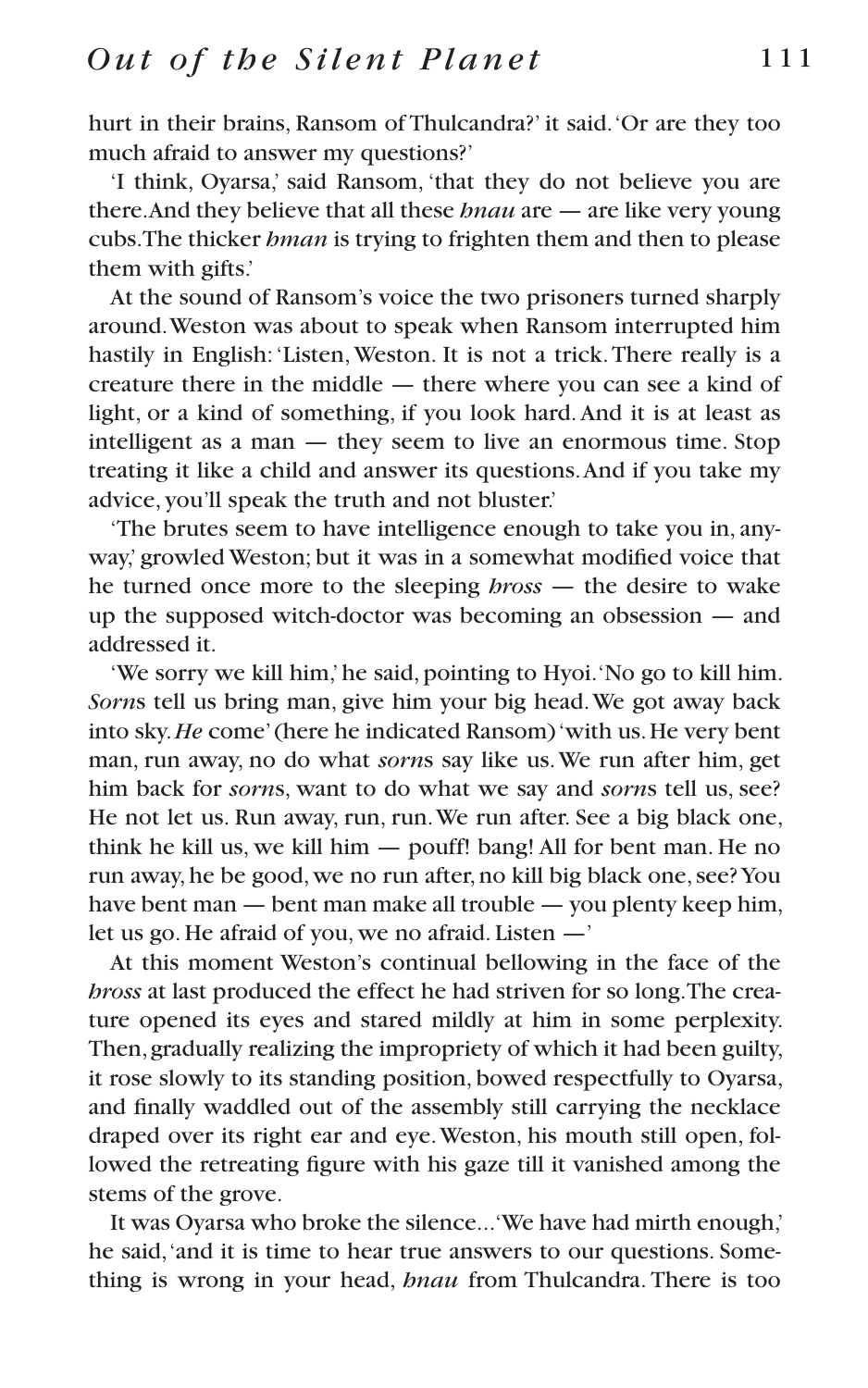hurt in their brains, Ransom of Thulcandra?' it said. 'Or are they too much afraid to answer my questions?'

'I think, Oyarsa,' said Ransom, 'that they do not believe you are there. And they believe that all these *hnau* are — are like very young cubs. The thicker *hman* is trying to frighten them and then to please them with gifts.'

At the sound of Ransom's voice the two prisoners turned sharply around. Weston was about to speak when Ransom interrupted him hastily in English: 'Listen, Weston. It is not a trick. There really is a creature there in the middle — there where you can see a kind of light, or a kind of something, if you look hard. And it is at least as intelligent as a man — they seem to live an enormous time. Stop treating it like a child and answer its questions. And if you take my advice, you'll speak the truth and not bluster.'

'The brutes seem to have intelligence enough to take you in, anyway,' growled Weston; but it was in a somewhat modified voice that he turned once more to the sleeping *hross* — the desire to wake up the supposed witch-doctor was becoming an obsession — and addressed it.

'We sorry we kill him,' he said, pointing to Hyoi. 'No go to kill him. *Sorn*s tell us bring man, give him your big head. We got away back into sky. *He* come' (here he indicated Ransom) 'with us. He very bent man, run away, no do what *sorn*s say like us. We run after him, get him back for *sorn*s, want to do what we say and *sorn*s tell us, see? He not let us. Run away, run, run. We run after. See a big black one, think he kill us, we kill him — pouff! bang! All for bent man. He no run away, he be good, we no run after, no kill big black one, see? You have bent man — bent man make all trouble — you plenty keep him, let us go. He afraid of you, we no afraid. Listen —'

At this moment Weston's continual bellowing in the face of the *hross* at last produced the effect he had striven for so long. The creature opened its eyes and stared mildly at him in some perplexity. Then, gradually realizing the impropriety of which it had been guilty, it rose slowly to its standing position, bowed respectfully to Oyarsa, and finally waddled out of the assembly still carrying the necklace draped over its right ear and eye. Weston, his mouth still open, followed the retreating figure with his gaze till it vanished among the stems of the grove.

It was Oyarsa who broke the silence... 'We have had mirth enough,' he said, 'and it is time to hear true answers to our questions. Something is wrong in your head, *hnau* from Thulcandra. There is too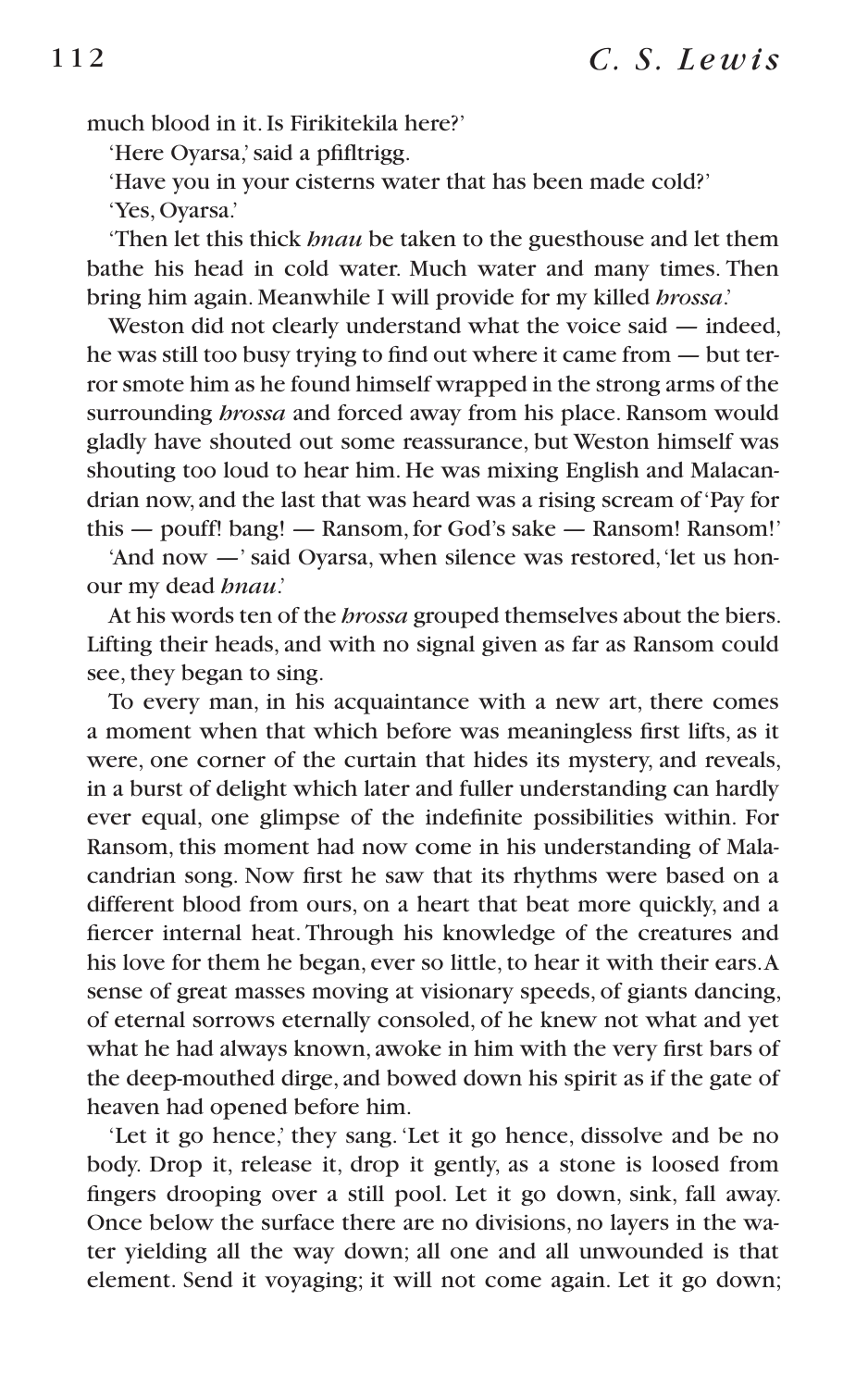much blood in it. Is Firikitekila here?'

'Here Oyarsa,' said a pfifltrigg.

'Have you in your cisterns water that has been made cold?'

'Yes, Oyarsa.'

'Then let this thick *hnau* be taken to the guesthouse and let them bathe his head in cold water. Much water and many times. Then bring him again. Meanwhile I will provide for my killed *hrossa*.'

Weston did not clearly understand what the voice said — indeed, he was still too busy trying to find out where it came from — but terror smote him as he found himself wrapped in the strong arms of the surrounding *hrossa* and forced away from his place. Ransom would gladly have shouted out some reassurance, but Weston himself was shouting too loud to hear him. He was mixing English and Malacandrian now, and the last that was heard was a rising scream of 'Pay for this — pouff! bang! — Ransom, for God's sake — Ransom! Ransom!'

'And now —' said Oyarsa, when silence was restored, 'let us honour my dead *hnau*.'

At his words ten of the *hrossa* grouped themselves about the biers. Lifting their heads, and with no signal given as far as Ransom could see, they began to sing.

To every man, in his acquaintance with a new art, there comes a moment when that which before was meaningless first lifts, as it were, one corner of the curtain that hides its mystery, and reveals, in a burst of delight which later and fuller understanding can hardly ever equal, one glimpse of the indefinite possibilities within. For Ransom, this moment had now come in his understanding of Malacandrian song. Now first he saw that its rhythms were based on a different blood from ours, on a heart that beat more quickly, and a fiercer internal heat. Through his knowledge of the creatures and his love for them he began, ever so little, to hear it with their ears. A sense of great masses moving at visionary speeds, of giants dancing, of eternal sorrows eternally consoled, of he knew not what and yet what he had always known, awoke in him with the very first bars of the deep-mouthed dirge, and bowed down his spirit as if the gate of heaven had opened before him.

'Let it go hence,' they sang. 'Let it go hence, dissolve and be no body. Drop it, release it, drop it gently, as a stone is loosed from fingers drooping over a still pool. Let it go down, sink, fall away. Once below the surface there are no divisions, no layers in the water yielding all the way down; all one and all unwounded is that element. Send it voyaging; it will not come again. Let it go down;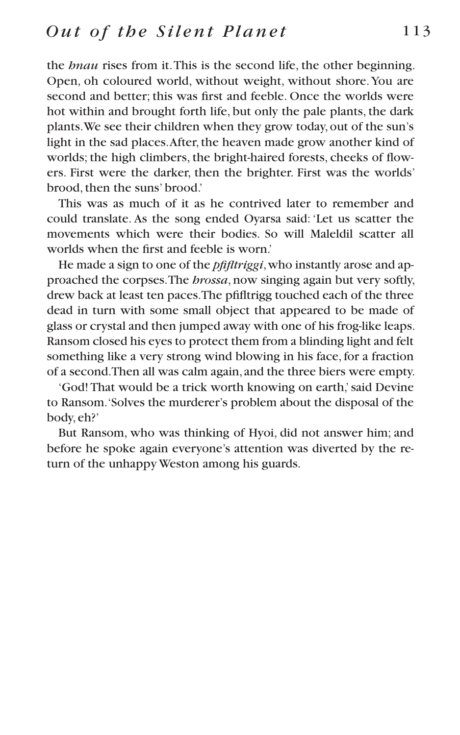the *hnau* rises from it. This is the second life, the other beginning. Open, oh coloured world, without weight, without shore. You are second and better; this was first and feeble. Once the worlds were hot within and brought forth life, but only the pale plants, the dark plants. We see their children when they grow today, out of the sun's light in the sad places. After, the heaven made grow another kind of worlds; the high climbers, the bright-haired forests, cheeks of flowers. First were the darker, then the brighter. First was the worlds' brood, then the suns' brood.'

This was as much of it as he contrived later to remember and could translate. As the song ended Oyarsa said: 'Let us scatter the movements which were their bodies. So will Maleldil scatter all worlds when the first and feeble is worn.'

He made a sign to one of the *pfifltriggi*, who instantly arose and approached the corpses. The *hrossa*, now singing again but very softly, drew back at least ten paces. The pfifltrigg touched each of the three dead in turn with some small object that appeared to be made of glass or crystal and then jumped away with one of his frog-like leaps. Ransom closed his eyes to protect them from a blinding light and felt something like a very strong wind blowing in his face, for a fraction of a second. Then all was calm again, and the three biers were empty.

'God! That would be a trick worth knowing on earth,' said Devine to Ransom. 'Solves the murderer's problem about the disposal of the body, eh?'

But Ransom, who was thinking of Hyoi, did not answer him; and before he spoke again everyone's attention was diverted by the return of the unhappy Weston among his guards.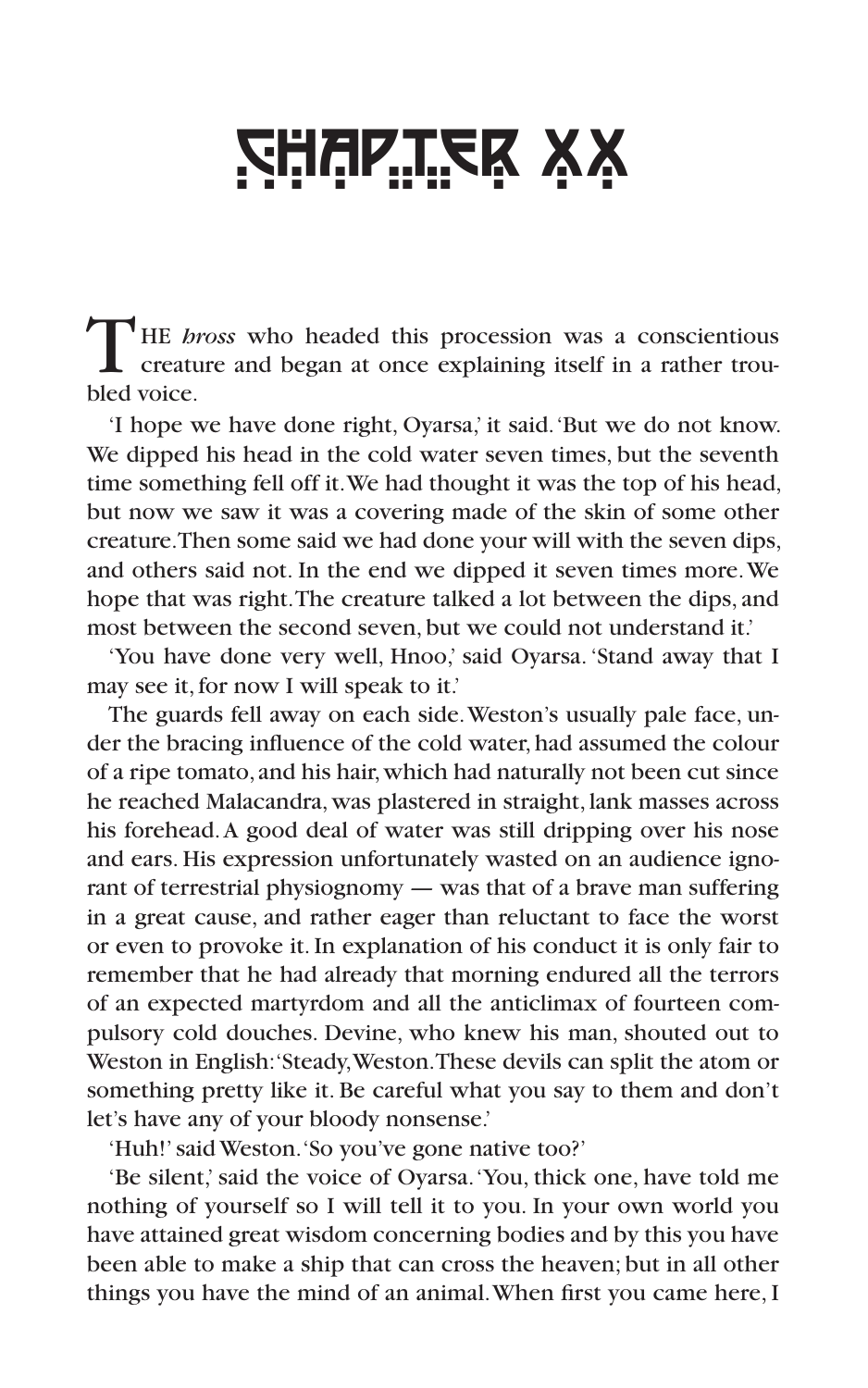# CHAPTER XX

THE *hross* who headed this procession was a conscientious creature and began at once explaining itself in a rather troubled voice.

'I hope we have done right, Oyarsa,' it said. 'But we do not know. We dipped his head in the cold water seven times, but the seventh time something fell off it. We had thought it was the top of his head, but now we saw it was a covering made of the skin of some other creature. Then some said we had done your will with the seven dips, and others said not. In the end we dipped it seven times more. We hope that was right. The creature talked a lot between the dips, and most between the second seven, but we could not understand it.'

'You have done very well, Hnoo,' said Oyarsa. 'Stand away that I may see it, for now I will speak to it.'

The guards fell away on each side. Weston's usually pale face, under the bracing influence of the cold water, had assumed the colour of a ripe tomato, and his hair, which had naturally not been cut since he reached Malacandra, was plastered in straight, lank masses across his forehead. A good deal of water was still dripping over his nose and ears. His expression unfortunately wasted on an audience ignorant of terrestrial physiognomy — was that of a brave man suffering in a great cause, and rather eager than reluctant to face the worst or even to provoke it. In explanation of his conduct it is only fair to remember that he had already that morning endured all the terrors of an expected martyrdom and all the anticlimax of fourteen compulsory cold douches. Devine, who knew his man, shouted out to Weston in English: 'Steady, Weston. These devils can split the atom or something pretty like it. Be careful what you say to them and don't let's have any of your bloody nonsense.'

'Huh!' said Weston. 'So you've gone native too?'

'Be silent,' said the voice of Oyarsa. 'You, thick one, have told me nothing of yourself so I will tell it to you. In your own world you have attained great wisdom concerning bodies and by this you have been able to make a ship that can cross the heaven; but in all other things you have the mind of an animal. When first you came here, I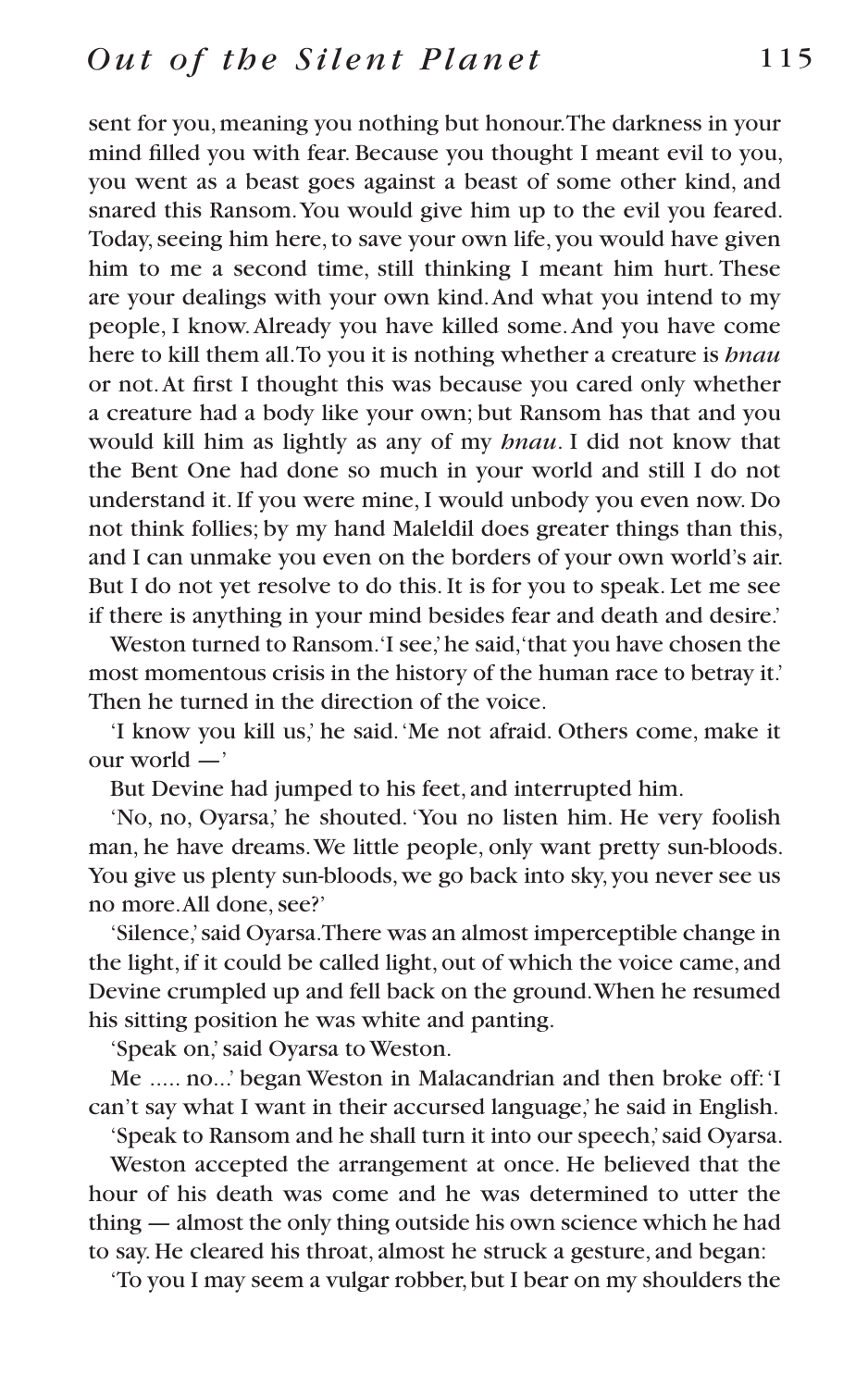sent for you, meaning you nothing but honour. The darkness in your mind filled you with fear. Because you thought I meant evil to you, you went as a beast goes against a beast of some other kind, and snared this Ransom. You would give him up to the evil you feared. Today, seeing him here, to save your own life, you would have given him to me a second time, still thinking I meant him hurt. These are your dealings with your own kind. And what you intend to my people, I know. Already you have killed some. And you have come here to kill them all. To you it is nothing whether a creature is *hnau* or not. At first I thought this was because you cared only whether a creature had a body like your own; but Ransom has that and you would kill him as lightly as any of my *hnau*. I did not know that the Bent One had done so much in your world and still I do not understand it. If you were mine, I would unbody you even now. Do not think follies; by my hand Maleldil does greater things than this, and I can unmake you even on the borders of your own world's air. But I do not yet resolve to do this. It is for you to speak. Let me see if there is anything in your mind besides fear and death and desire.'

Weston turned to Ransom. 'I see,' he said, 'that you have chosen the most momentous crisis in the history of the human race to betray it.' Then he turned in the direction of the voice.

'I know you kill us,' he said. 'Me not afraid. Others come, make it our world —'

But Devine had jumped to his feet, and interrupted him.

'No, no, Oyarsa,' he shouted. 'You no listen him. He very foolish man, he have dreams. We little people, only want pretty sun-bloods. You give us plenty sun-bloods, we go back into sky, you never see us no more. All done, see?'

'Silence,' said Oyarsa. There was an almost imperceptible change in the light, if it could be called light, out of which the voice came, and Devine crumpled up and fell back on the ground. When he resumed his sitting position he was white and panting.

'Speak on,' said Oyarsa to Weston.

Me ..... no...' began Weston in Malacandrian and then broke off: 'I can't say what I want in their accursed language,' he said in English.

'Speak to Ransom and he shall turn it into our speech,' said Oyarsa.

Weston accepted the arrangement at once. He believed that the hour of his death was come and he was determined to utter the thing — almost the only thing outside his own science which he had to say. He cleared his throat, almost he struck a gesture, and began:

'To you I may seem a vulgar robber, but I bear on my shoulders the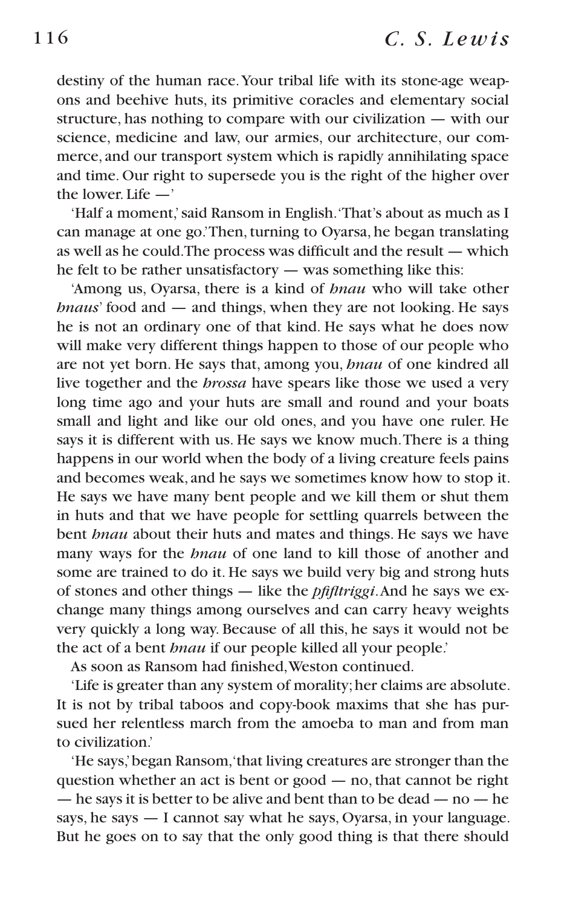destiny of the human race. Your tribal life with its stone-age weapons and beehive huts, its primitive coracles and elementary social structure, has nothing to compare with our civilization — with our science, medicine and law, our armies, our architecture, our commerce, and our transport system which is rapidly annihilating space and time. Our right to supersede you is the right of the higher over the lower. Life —'

'Half a moment,' said Ransom in English. 'That's about as much as I can manage at one go.' Then, turning to Oyarsa, he began translating as well as he could. The process was difficult and the result — which he felt to be rather unsatisfactory — was something like this:

'Among us, Oyarsa, there is a kind of *hnau* who will take other *hnaus*' food and — and things, when they are not looking. He says he is not an ordinary one of that kind. He says what he does now will make very different things happen to those of our people who are not yet born. He says that, among you, *hnau* of one kindred all live together and the *hrossa* have spears like those we used a very long time ago and your huts are small and round and your boats small and light and like our old ones, and you have one ruler. He says it is different with us. He says we know much. There is a thing happens in our world when the body of a living creature feels pains and becomes weak, and he says we sometimes know how to stop it. He says we have many bent people and we kill them or shut them in huts and that we have people for settling quarrels between the bent *hnau* about their huts and mates and things. He says we have many ways for the *hnau* of one land to kill those of another and some are trained to do it. He says we build very big and strong huts of stones and other things — like the *pfifltriggi*. And he says we exchange many things among ourselves and can carry heavy weights very quickly a long way. Because of all this, he says it would not be the act of a bent *hnau* if our people killed all your people.'

As soon as Ransom had finished, Weston continued.

'Life is greater than any system of morality; her claims are absolute. It is not by tribal taboos and copy-book maxims that she has pursued her relentless march from the amoeba to man and from man to civilization.'

'He says,' began Ransom, 'that living creatures are stronger than the question whether an act is bent or good — no, that cannot be right — he says it is better to be alive and bent than to be dead — no — he says, he says — I cannot say what he says, Oyarsa, in your language. But he goes on to say that the only good thing is that there should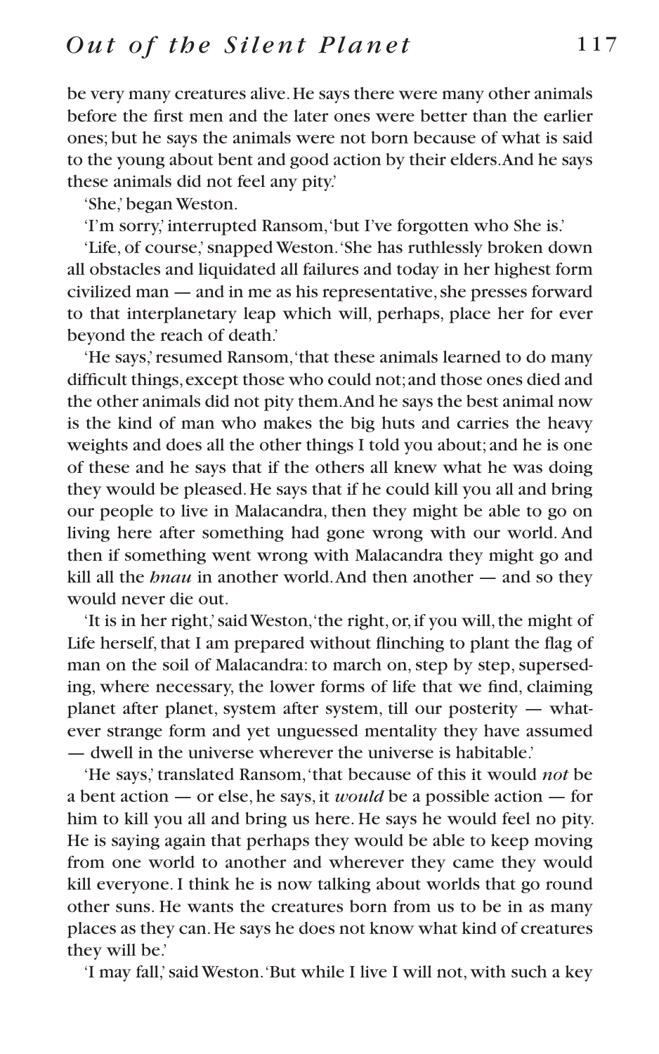be very many creatures alive. He says there were many other animals before the first men and the later ones were better than the earlier ones; but he says the animals were not born because of what is said to the young about bent and good action by their elders. And he says these animals did not feel any pity.'

'She,' began Weston.

'I'm sorry,' interrupted Ransom, 'but I've forgotten who She is.'

'Life, of course,' snapped Weston. 'She has ruthlessly broken down all obstacles and liquidated all failures and today in her highest form civilized man — and in me as his representative, she presses forward to that interplanetary leap which will, perhaps, place her for ever beyond the reach of death.'

'He says,' resumed Ransom, 'that these animals learned to do many difficult things, except those who could not; and those ones died and the other animals did not pity them. And he says the best animal now is the kind of man who makes the big huts and carries the heavy weights and does all the other things I told you about; and he is one of these and he says that if the others all knew what he was doing they would be pleased. He says that if he could kill you all and bring our people to live in Malacandra, then they might be able to go on living here after something had gone wrong with our world. And then if something went wrong with Malacandra they might go and kill all the *hnau* in another world. And then another — and so they would never die out.

'It is in her right,' said Weston, 'the right, or, if you will, the might of Life herself, that I am prepared without flinching to plant the flag of man on the soil of Malacandra: to march on, step by step, superseding, where necessary, the lower forms of life that we find, claiming planet after planet, system after system, till our posterity — whatever strange form and yet unguessed mentality they have assumed — dwell in the universe wherever the universe is habitable.'

'He says,' translated Ransom, 'that because of this it would *not* be a bent action — or else, he says, it *would* be a possible action — for him to kill you all and bring us here. He says he would feel no pity. He is saying again that perhaps they would be able to keep moving from one world to another and wherever they came they would kill everyone. I think he is now talking about worlds that go round other suns. He wants the creatures born from us to be in as many places as they can. He says he does not know what kind of creatures they will be.'

'I may fall,' said Weston. 'But while I live I will not, with such a key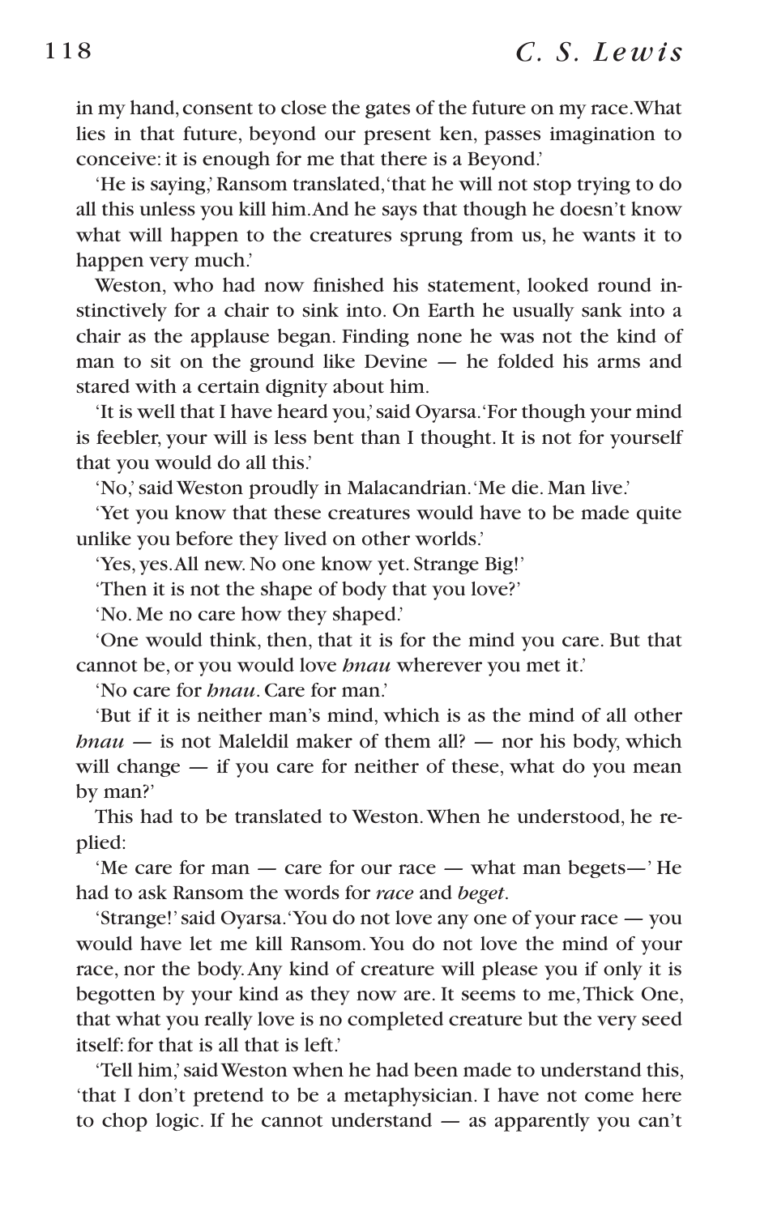in my hand, consent to close the gates of the future on my race. What lies in that future, beyond our present ken, passes imagination to conceive: it is enough for me that there is a Beyond.'

'He is saying,' Ransom translated, 'that he will not stop trying to do all this unless you kill him. And he says that though he doesn't know what will happen to the creatures sprung from us, he wants it to happen very much.'

Weston, who had now finished his statement, looked round instinctively for a chair to sink into. On Earth he usually sank into a chair as the applause began. Finding none he was not the kind of man to sit on the ground like Devine — he folded his arms and stared with a certain dignity about him.

'It is well that I have heard you,' said Oyarsa. 'For though your mind is feebler, your will is less bent than I thought. It is not for yourself that you would do all this.'

'No,' said Weston proudly in Malacandrian. 'Me die. Man live.'

'Yet you know that these creatures would have to be made quite unlike you before they lived on other worlds.'

'Yes, yes. All new. No one know yet. Strange Big!'

'Then it is not the shape of body that you love?'

'No. Me no care how they shaped.'

'One would think, then, that it is for the mind you care. But that cannot be, or you would love *hnau* wherever you met it.'

'No care for *hnau*. Care for man.'

'But if it is neither man's mind, which is as the mind of all other *hnau* — is not Maleldil maker of them all? — nor his body, which will change — if you care for neither of these, what do you mean by man?'

This had to be translated to Weston. When he understood, he replied:

'Me care for man — care for our race — what man begets—' He had to ask Ransom the words for *race* and *beget*.

'Strange!' said Oyarsa. 'You do not love any one of your race — you would have let me kill Ransom. You do not love the mind of your race, nor the body. Any kind of creature will please you if only it is begotten by your kind as they now are. It seems to me, Thick One, that what you really love is no completed creature but the very seed itself: for that is all that is left.'

'Tell him,' said Weston when he had been made to understand this, 'that I don't pretend to be a metaphysician. I have not come here to chop logic. If he cannot understand — as apparently you can't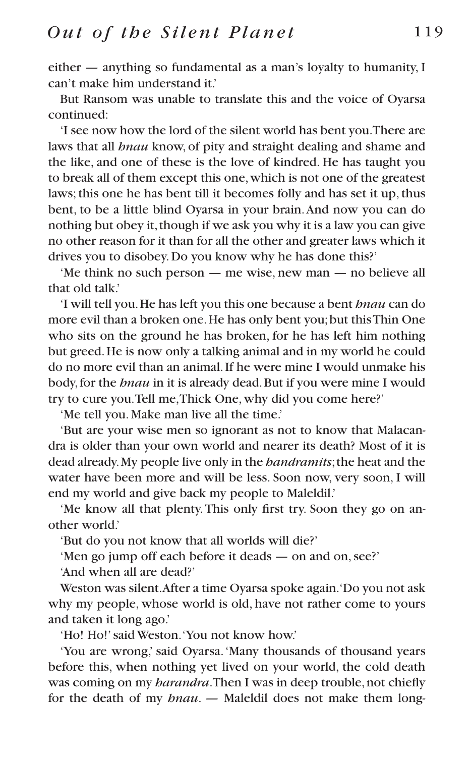either — anything so fundamental as a man's loyalty to humanity, I can't make him understand it.'

But Ransom was unable to translate this and the voice of Oyarsa continued:

'I see now how the lord of the silent world has bent you. There are laws that all *hnau* know, of pity and straight dealing and shame and the like, and one of these is the love of kindred. He has taught you to break all of them except this one, which is not one of the greatest laws; this one he has bent till it becomes folly and has set it up, thus bent, to be a little blind Oyarsa in your brain. And now you can do nothing but obey it, though if we ask you why it is a law you can give no other reason for it than for all the other and greater laws which it drives you to disobey. Do you know why he has done this?'

'Me think no such person — me wise, new man — no believe all that old talk.'

'I will tell you. He has left you this one because a bent *hnau* can do more evil than a broken one. He has only bent you; but this Thin One who sits on the ground he has broken, for he has left him nothing but greed. He is now only a talking animal and in my world he could do no more evil than an animal. If he were mine I would unmake his body, for the *hnau* in it is already dead. But if you were mine I would try to cure you. Tell me, Thick One, why did you come here?'

'Me tell you. Make man live all the time.'

'But are your wise men so ignorant as not to know that Malacandra is older than your own world and nearer its death? Most of it is dead already. My people live only in the *handramits*; the heat and the water have been more and will be less. Soon now, very soon, I will end my world and give back my people to Maleldil.'

'Me know all that plenty. This only first try. Soon they go on another world.'

'But do you not know that all worlds will die?'

'Men go jump off each before it deads — on and on, see?'

'And when all are dead?'

Weston was silent. After a time Oyarsa spoke again. 'Do you not ask why my people, whose world is old, have not rather come to yours and taken it long ago.'

'Ho! Ho!' said Weston. 'You not know how.'

'You are wrong,' said Oyarsa. 'Many thousands of thousand years before this, when nothing yet lived on your world, the cold death was coming on my *harandra*. Then I was in deep trouble, not chiefly for the death of my *hnau*. — Maleldil does not make them long-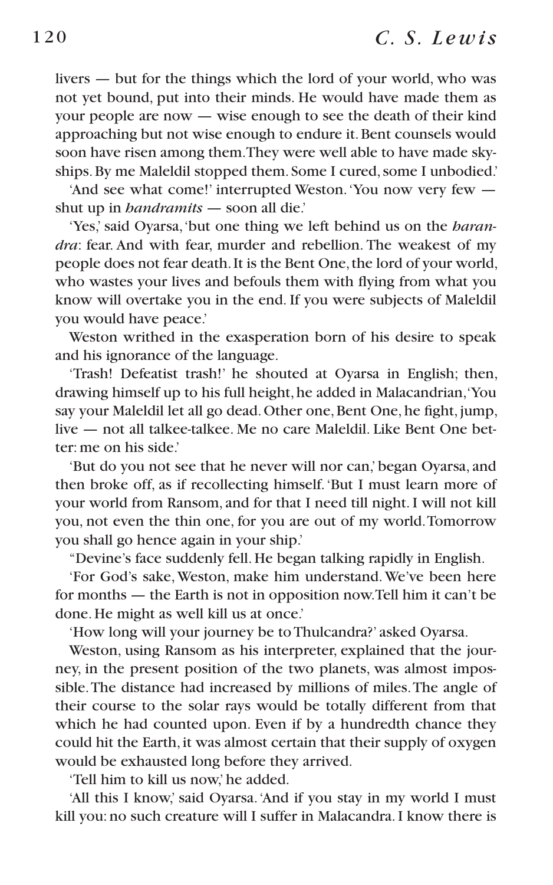livers — but for the things which the lord of your world, who was not yet bound, put into their minds. He would have made them as your people are now — wise enough to see the death of their kind approaching but not wise enough to endure it. Bent counsels would soon have risen among them. They were well able to have made sky-ships. By me Maleldil stopped them. Some I cured, some I unbodied.'

'And see what come!' interrupted Weston. 'You now very few — shut up in *handramits* — soon all die.'

'Yes,' said Oyarsa, 'but one thing we left behind us on the *harandra*: fear. And with fear, murder and rebellion. The weakest of my people does not fear death. It is the Bent One, the lord of your world, who wastes your lives and befouls them with flying from what you know will overtake you in the end. If you were subjects of Maleldil you would have peace.'

Weston writhed in the exasperation born of his desire to speak and his ignorance of the language.

'Trash! Defeatist trash!' he shouted at Oyarsa in English; then, drawing himself up to his full height, he added in Malacandrian, 'You say your Maleldil let all go dead. Other one, Bent One, he fight, jump, live — not all talkee-talkee. Me no care Maleldil. Like Bent One better: me on his side.'

'But do you not see that he never will nor can,' began Oyarsa, and then broke off, as if recollecting himself. 'But I must learn more of your world from Ransom, and for that I need till night. I will not kill you, not even the thin one, for you are out of my world. Tomorrow you shall go hence again in your ship.'

"Devine's face suddenly fell. He began talking rapidly in English.

'For God's sake, Weston, make him understand. We've been here for months — the Earth is not in opposition now. Tell him it can't be done. He might as well kill us at once.'

'How long will your journey be to Thulcandra?' asked Oyarsa.

Weston, using Ransom as his interpreter, explained that the journey, in the present position of the two planets, was almost impossible. The distance had increased by millions of miles. The angle of their course to the solar rays would be totally different from that which he had counted upon. Even if by a hundredth chance they could hit the Earth, it was almost certain that their supply of oxygen would be exhausted long before they arrived.

'Tell him to kill us now,' he added.

'All this I know,' said Oyarsa. 'And if you stay in my world I must kill you: no such creature will I suffer in Malacandra. I know there is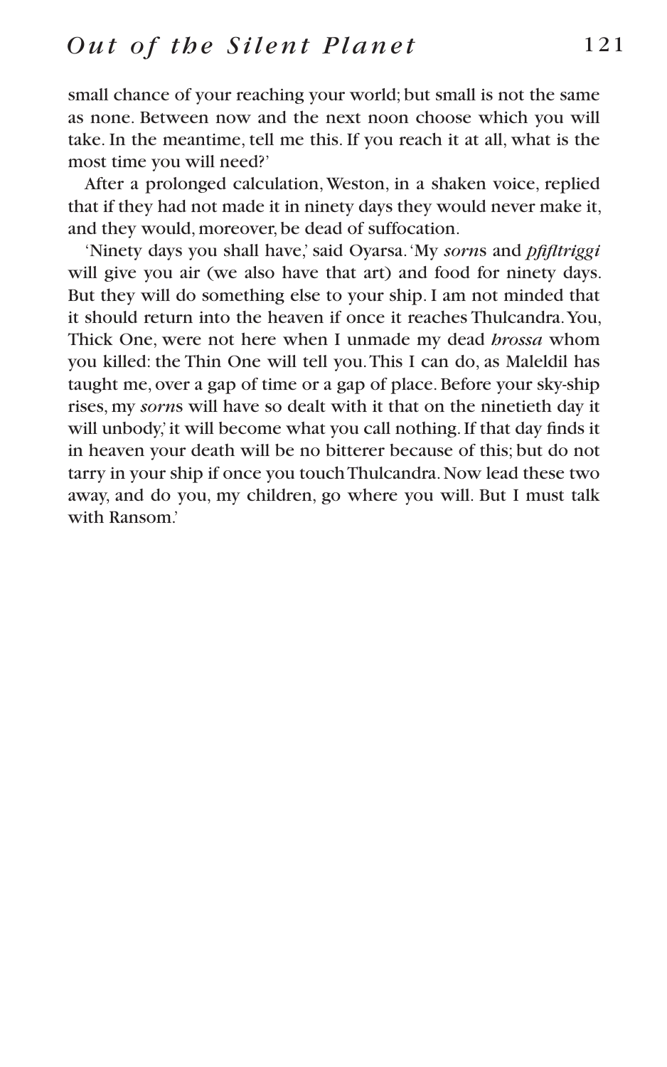small chance of your reaching your world; but small is not the same as none. Between now and the next noon choose which you will take. In the meantime, tell me this. If you reach it at all, what is the most time you will need?'

After a prolonged calculation, Weston, in a shaken voice, replied that if they had not made it in ninety days they would never make it, and they would, moreover, be dead of suffocation.

'Ninety days you shall have,' said Oyarsa. 'My *sorn*s and *pfifltriggi* will give you air (we also have that art) and food for ninety days. But they will do something else to your ship. I am not minded that it should return into the heaven if once it reaches Thulcandra. You, Thick One, were not here when I unmade my dead *hrossa* whom you killed: the Thin One will tell you. This I can do, as Maleldil has taught me, over a gap of time or a gap of place. Before your sky-ship rises, my *sorn*s will have so dealt with it that on the ninetieth day it will unbody,' it will become what you call nothing. If that day finds it in heaven your death will be no bitterer because of this; but do not tarry in your ship if once you touch Thulcandra. Now lead these two away, and do you, my children, go where you will. But I must talk with Ransom.'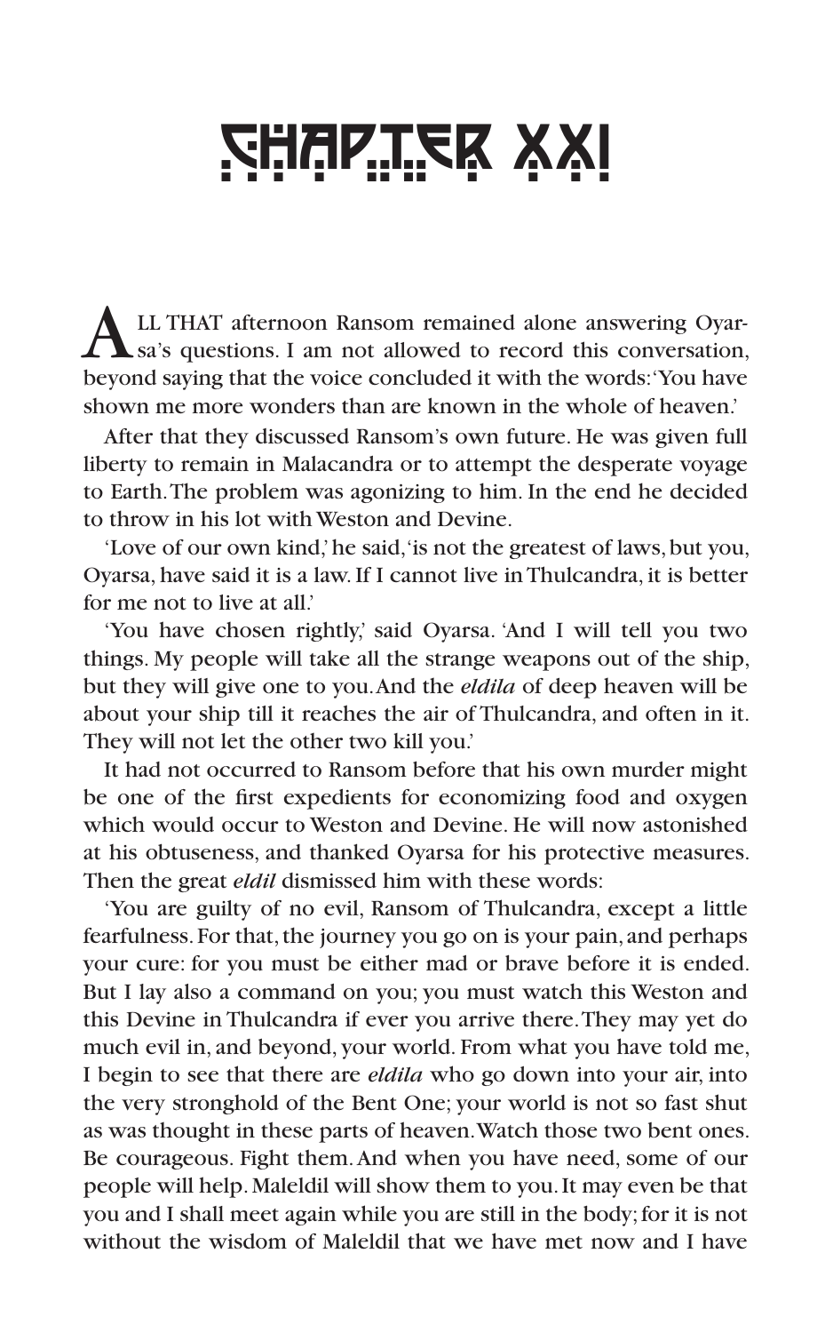# CHAPTER XXI

ALL THAT afternoon Ransom remained alone answering Oyarsa's questions. I am not allowed to record this conversation, beyond saying that the voice concluded it with the words: 'You have shown me more wonders than are known in the whole of heaven.'

After that they discussed Ransom's own future. He was given full liberty to remain in Malacandra or to attempt the desperate voyage to Earth. The problem was agonizing to him. In the end he decided to throw in his lot with Weston and Devine.

'Love of our own kind,' he said, 'is not the greatest of laws, but you, Oyarsa, have said it is a law. If I cannot live in Thulcandra, it is better for me not to live at all.'

'You have chosen rightly,' said Oyarsa. 'And I will tell you two things. My people will take all the strange weapons out of the ship, but they will give one to you. And the *eldila* of deep heaven will be about your ship till it reaches the air of Thulcandra, and often in it. They will not let the other two kill you.'

It had not occurred to Ransom before that his own murder might be one of the first expedients for economizing food and oxygen which would occur to Weston and Devine. He will now astonished at his obtuseness, and thanked Oyarsa for his protective measures. Then the great *eldil* dismissed him with these words:

'You are guilty of no evil, Ransom of Thulcandra, except a little fearfulness. For that, the journey you go on is your pain, and perhaps your cure: for you must be either mad or brave before it is ended. But I lay also a command on you; you must watch this Weston and this Devine in Thulcandra if ever you arrive there. They may yet do much evil in, and beyond, your world. From what you have told me, I begin to see that there are *eldila* who go down into your air, into the very stronghold of the Bent One; your world is not so fast shut as was thought in these parts of heaven. Watch those two bent ones. Be courageous. Fight them. And when you have need, some of our people will help. Maleldil will show them to you. It may even be that you and I shall meet again while you are still in the body; for it is not without the wisdom of Maleldil that we have met now and I have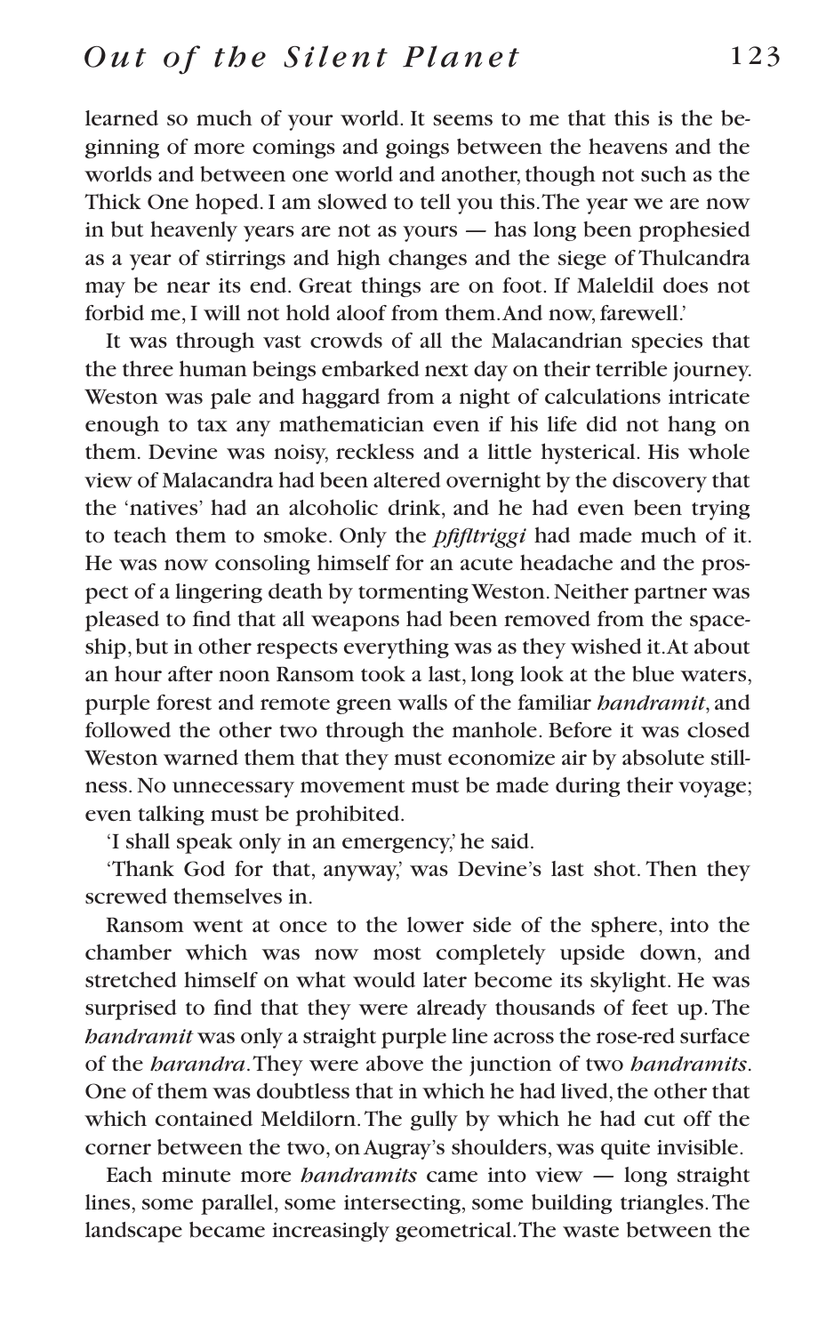learned so much of your world. It seems to me that this is the beginning of more comings and goings between the heavens and the worlds and between one world and another, though not such as the Thick One hoped. I am slowed to tell you this. The year we are now in but heavenly years are not as yours — has long been prophesied as a year of stirrings and high changes and the siege of Thulcandra may be near its end. Great things are on foot. If Maleldil does not forbid me, I will not hold aloof from them. And now, farewell.'

It was through vast crowds of all the Malacandrian species that the three human beings embarked next day on their terrible journey. Weston was pale and haggard from a night of calculations intricate enough to tax any mathematician even if his life did not hang on them. Devine was noisy, reckless and a little hysterical. His whole view of Malacandra had been altered overnight by the discovery that the 'natives' had an alcoholic drink, and he had even been trying to teach them to smoke. Only the *pfifltriggi* had made much of it. He was now consoling himself for an acute headache and the prospect of a lingering death by tormenting Weston. Neither partner was pleased to find that all weapons had been removed from the spaceship, but in other respects everything was as they wished it. At about an hour after noon Ransom took a last, long look at the blue waters, purple forest and remote green walls of the familiar *handramit*, and followed the other two through the manhole. Before it was closed Weston warned them that they must economize air by absolute stillness. No unnecessary movement must be made during their voyage; even talking must be prohibited.

'I shall speak only in an emergency,' he said.

'Thank God for that, anyway,' was Devine's last shot. Then they screwed themselves in.

Ransom went at once to the lower side of the sphere, into the chamber which was now most completely upside down, and stretched himself on what would later become its skylight. He was surprised to find that they were already thousands of feet up. The *handramit* was only a straight purple line across the rose-red surface of the *harandra*. They were above the junction of two *handramits*. One of them was doubtless that in which he had lived, the other that which contained Meldilorn. The gully by which he had cut off the corner between the two, on Augray's shoulders, was quite invisible.

Each minute more *handramits* came into view — long straight lines, some parallel, some intersecting, some building triangles. The landscape became increasingly geometrical. The waste between the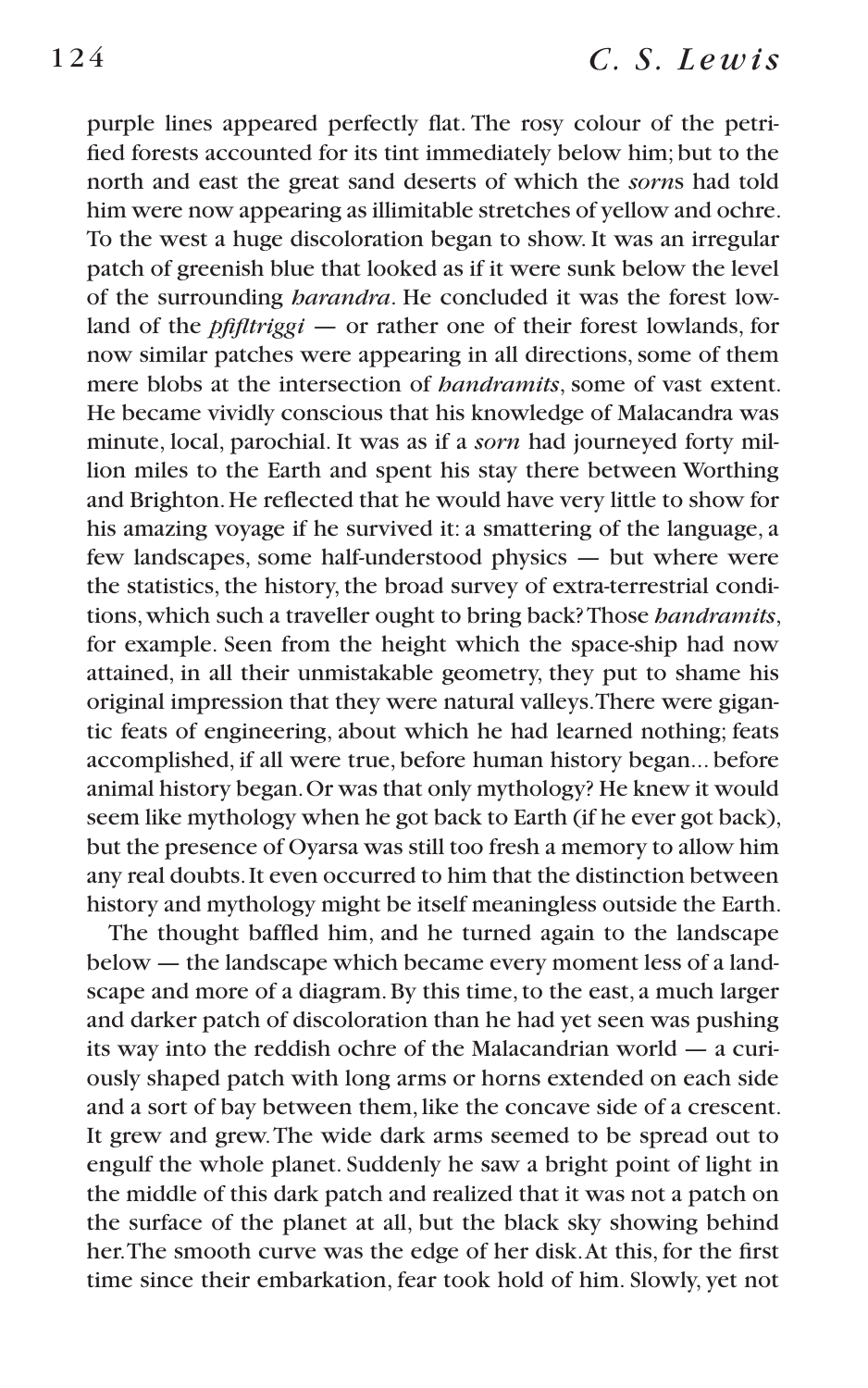purple lines appeared perfectly flat. The rosy colour of the petrified forests accounted for its tint immediately below him; but to the north and east the great sand deserts of which the *sorn*s had told him were now appearing as illimitable stretches of yellow and ochre. To the west a huge discoloration began to show. It was an irregular patch of greenish blue that looked as if it were sunk below the level of the surrounding *harandra*. He concluded it was the forest lowland of the *pfifltriggi* — or rather one of their forest lowlands, for now similar patches were appearing in all directions, some of them mere blobs at the intersection of *handramits*, some of vast extent. He became vividly conscious that his knowledge of Malacandra was minute, local, parochial. It was as if a *sorn* had journeyed forty million miles to the Earth and spent his stay there between Worthing and Brighton. He reflected that he would have very little to show for his amazing voyage if he survived it: a smattering of the language, a few landscapes, some half-understood physics — but where were the statistics, the history, the broad survey of extra-terrestrial conditions, which such a traveller ought to bring back? Those *handramits*, for example. Seen from the height which the space-ship had now attained, in all their unmistakable geometry, they put to shame his original impression that they were natural valleys. There were gigantic feats of engineering, about which he had learned nothing; feats accomplished, if all were true, before human history began... before animal history began. Or was that only mythology? He knew it would seem like mythology when he got back to Earth (if he ever got back), but the presence of Oyarsa was still too fresh a memory to allow him any real doubts. It even occurred to him that the distinction between history and mythology might be itself meaningless outside the Earth.

The thought baffled him, and he turned again to the landscape below — the landscape which became every moment less of a landscape and more of a diagram. By this time, to the east, a much larger and darker patch of discoloration than he had yet seen was pushing its way into the reddish ochre of the Malacandrian world — a curiously shaped patch with long arms or horns extended on each side and a sort of bay between them, like the concave side of a crescent. It grew and grew. The wide dark arms seemed to be spread out to engulf the whole planet. Suddenly he saw a bright point of light in the middle of this dark patch and realized that it was not a patch on the surface of the planet at all, but the black sky showing behind her. The smooth curve was the edge of her disk. At this, for the first time since their embarkation, fear took hold of him. Slowly, yet not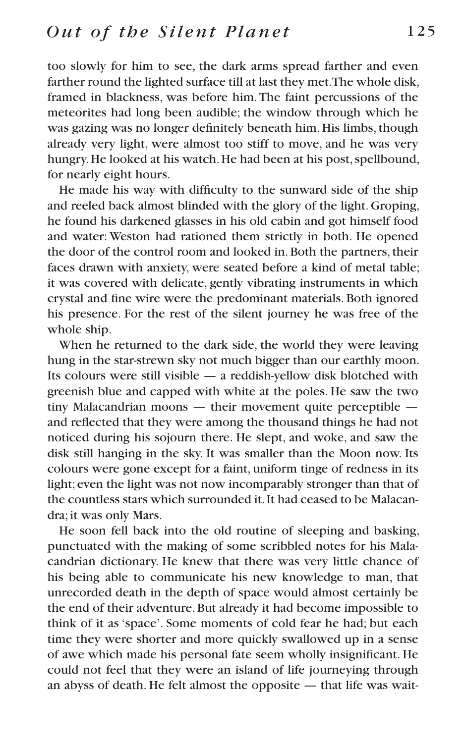too slowly for him to see, the dark arms spread farther and even farther round the lighted surface till at last they met. The whole disk, framed in blackness, was before him. The faint percussions of the meteorites had long been audible; the window through which he was gazing was no longer definitely beneath him. His limbs, though already very light, were almost too stiff to move, and he was very hungry. He looked at his watch. He had been at his post, spellbound, for nearly eight hours.

He made his way with difficulty to the sunward side of the ship and reeled back almost blinded with the glory of the light. Groping, he found his darkened glasses in his old cabin and got himself food and water: Weston had rationed them strictly in both. He opened the door of the control room and looked in. Both the partners, their faces drawn with anxiety, were seated before a kind of metal table; it was covered with delicate, gently vibrating instruments in which crystal and fine wire were the predominant materials. Both ignored his presence. For the rest of the silent journey he was free of the whole ship.

When he returned to the dark side, the world they were leaving hung in the star-strewn sky not much bigger than our earthly moon. Its colours were still visible — a reddish-yellow disk blotched with greenish blue and capped with white at the poles. He saw the two tiny Malacandrian moons — their movement quite perceptible — and reflected that they were among the thousand things he had not noticed during his sojourn there. He slept, and woke, and saw the disk still hanging in the sky. It was smaller than the Moon now. Its colours were gone except for a faint, uniform tinge of redness in its light; even the light was not now incomparably stronger than that of the countless stars which surrounded it. It had ceased to be Malacandra; it was only Mars.

He soon fell back into the old routine of sleeping and basking, punctuated with the making of some scribbled notes for his Malacandrian dictionary. He knew that there was very little chance of his being able to communicate his new knowledge to man, that unrecorded death in the depth of space would almost certainly be the end of their adventure. But already it had become impossible to think of it as 'space'. Some moments of cold fear he had; but each time they were shorter and more quickly swallowed up in a sense of awe which made his personal fate seem wholly insignificant. He could not feel that they were an island of life journeying through an abyss of death. He felt almost the opposite — that life was wait-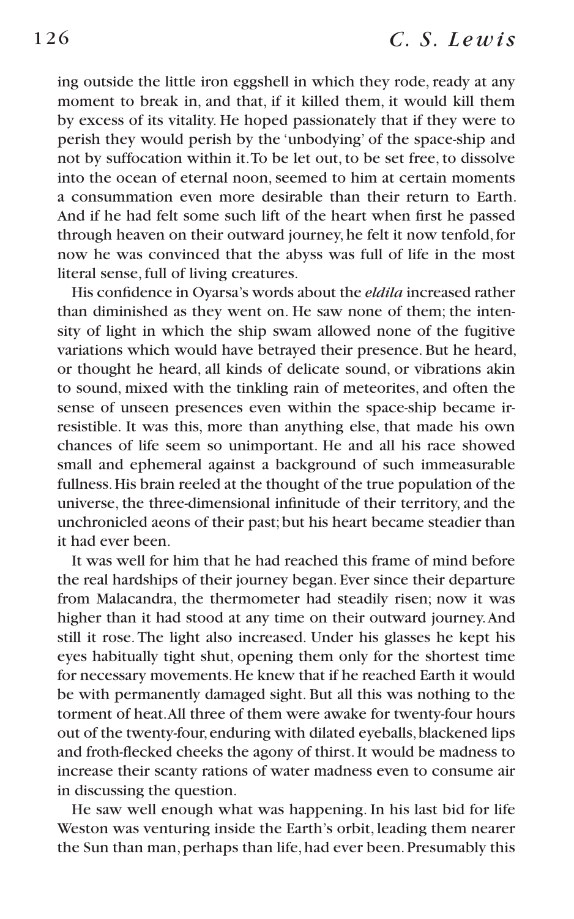ing outside the little iron eggshell in which they rode, ready at any moment to break in, and that, if it killed them, it would kill them by excess of its vitality. He hoped passionately that if they were to perish they would perish by the 'unbodying' of the space-ship and not by suffocation within it. To be let out, to be set free, to dissolve into the ocean of eternal noon, seemed to him at certain moments a consummation even more desirable than their return to Earth. And if he had felt some such lift of the heart when first he passed through heaven on their outward journey, he felt it now tenfold, for now he was convinced that the abyss was full of life in the most literal sense, full of living creatures.

His confidence in Oyarsa's words about the *eldila* increased rather than diminished as they went on. He saw none of them; the intensity of light in which the ship swam allowed none of the fugitive variations which would have betrayed their presence. But he heard, or thought he heard, all kinds of delicate sound, or vibrations akin to sound, mixed with the tinkling rain of meteorites, and often the sense of unseen presences even within the space-ship became irresistible. It was this, more than anything else, that made his own chances of life seem so unimportant. He and all his race showed small and ephemeral against a background of such immeasurable fullness. His brain reeled at the thought of the true population of the universe, the three-dimensional infinitude of their territory, and the unchronicled aeons of their past; but his heart became steadier than it had ever been.

It was well for him that he had reached this frame of mind before the real hardships of their journey began. Ever since their departure from Malacandra, the thermometer had steadily risen; now it was higher than it had stood at any time on their outward journey. And still it rose. The light also increased. Under his glasses he kept his eyes habitually tight shut, opening them only for the shortest time for necessary movements. He knew that if he reached Earth it would be with permanently damaged sight. But all this was nothing to the torment of heat. All three of them were awake for twenty-four hours out of the twenty-four, enduring with dilated eyeballs, blackened lips and froth-flecked cheeks the agony of thirst. It would be madness to increase their scanty rations of water madness even to consume air in discussing the question.

He saw well enough what was happening. In his last bid for life Weston was venturing inside the Earth's orbit, leading them nearer the Sun than man, perhaps than life, had ever been. Presumably this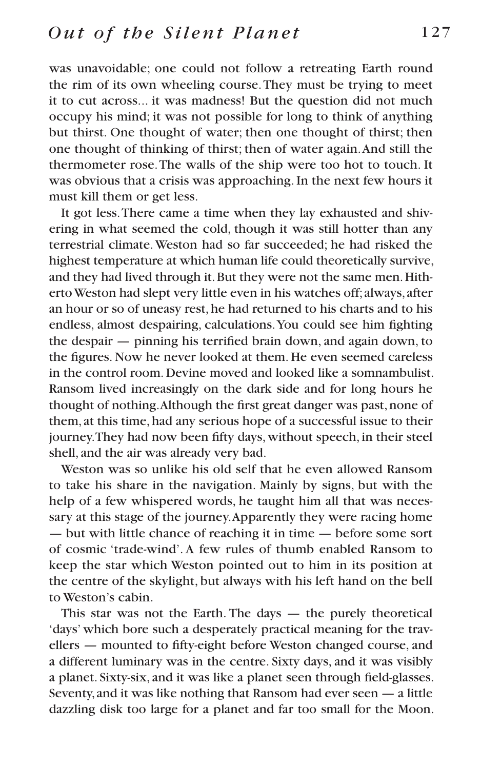was unavoidable; one could not follow a retreating Earth round the rim of its own wheeling course. They must be trying to meet it to cut across... it was madness! But the question did not much occupy his mind; it was not possible for long to think of anything but thirst. One thought of water; then one thought of thirst; then one thought of thinking of thirst; then of water again. And still the thermometer rose. The walls of the ship were too hot to touch. It was obvious that a crisis was approaching. In the next few hours it must kill them or get less.

It got less. There came a time when they lay exhausted and shivering in what seemed the cold, though it was still hotter than any terrestrial climate. Weston had so far succeeded; he had risked the highest temperature at which human life could theoretically survive, and they had lived through it. But they were not the same men. Hitherto Weston had slept very little even in his watches off; always, after an hour or so of uneasy rest, he had returned to his charts and to his endless, almost despairing, calculations. You could see him fighting the despair — pinning his terrified brain down, and again down, to the figures. Now he never looked at them. He even seemed careless in the control room. Devine moved and looked like a somnambulist. Ransom lived increasingly on the dark side and for long hours he thought of nothing. Although the first great danger was past, none of them, at this time, had any serious hope of a successful issue to their journey. They had now been fifty days, without speech, in their steel shell, and the air was already very bad.

Weston was so unlike his old self that he even allowed Ransom to take his share in the navigation. Mainly by signs, but with the help of a few whispered words, he taught him all that was necessary at this stage of the journey. Apparently they were racing home — but with little chance of reaching it in time — before some sort of cosmic 'trade-wind'. A few rules of thumb enabled Ransom to keep the star which Weston pointed out to him in its position at the centre of the skylight, but always with his left hand on the bell to Weston's cabin.

This star was not the Earth. The days — the purely theoretical 'days' which bore such a desperately practical meaning for the travellers — mounted to fifty-eight before Weston changed course, and a different luminary was in the centre. Sixty days, and it was visibly a planet. Sixty-six, and it was like a planet seen through field-glasses. Seventy, and it was like nothing that Ransom had ever seen — a little dazzling disk too large for a planet and far too small for the Moon.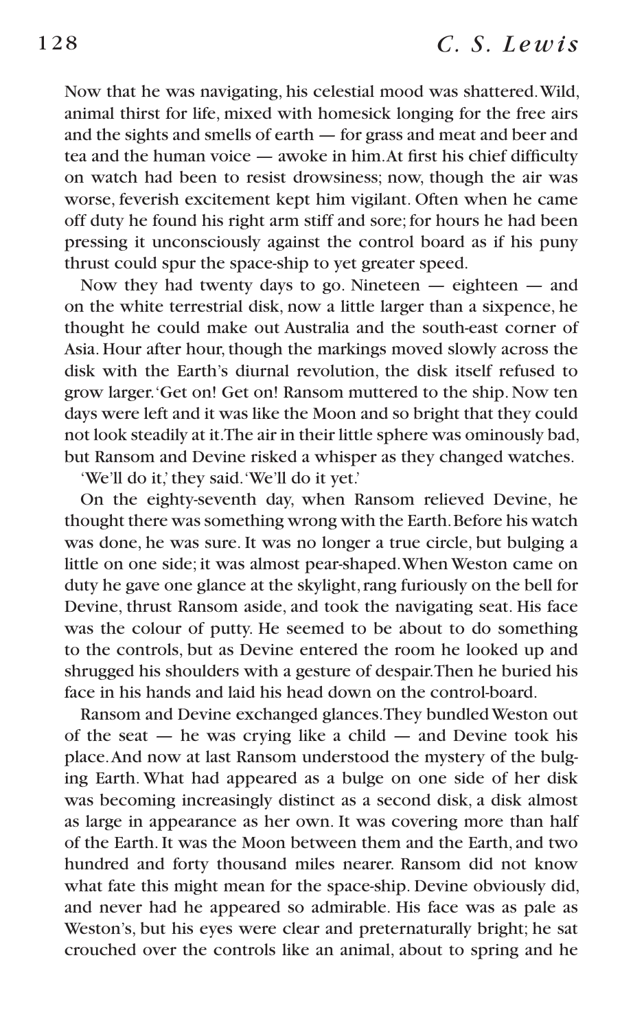Now that he was navigating, his celestial mood was shattered. Wild, animal thirst for life, mixed with homesick longing for the free airs and the sights and smells of earth — for grass and meat and beer and tea and the human voice — awoke in him. At first his chief difficulty on watch had been to resist drowsiness; now, though the air was worse, feverish excitement kept him vigilant. Often when he came off duty he found his right arm stiff and sore; for hours he had been pressing it unconsciously against the control board as if his puny thrust could spur the space-ship to yet greater speed.

Now they had twenty days to go. Nineteen — eighteen — and on the white terrestrial disk, now a little larger than a sixpence, he thought he could make out Australia and the south-east corner of Asia. Hour after hour, though the markings moved slowly across the disk with the Earth's diurnal revolution, the disk itself refused to grow larger. 'Get on! Get on! Ransom muttered to the ship. Now ten days were left and it was like the Moon and so bright that they could not look steadily at it. The air in their little sphere was ominously bad, but Ransom and Devine risked a whisper as they changed watches.

'We'll do it,' they said. 'We'll do it yet.'

On the eighty-seventh day, when Ransom relieved Devine, he thought there was something wrong with the Earth. Before his watch was done, he was sure. It was no longer a true circle, but bulging a little on one side; it was almost pear-shaped. When Weston came on duty he gave one glance at the skylight, rang furiously on the bell for Devine, thrust Ransom aside, and took the navigating seat. His face was the colour of putty. He seemed to be about to do something to the controls, but as Devine entered the room he looked up and shrugged his shoulders with a gesture of despair. Then he buried his face in his hands and laid his head down on the control-board.

Ransom and Devine exchanged glances. They bundled Weston out of the seat — he was crying like a child — and Devine took his place. And now at last Ransom understood the mystery of the bulging Earth. What had appeared as a bulge on one side of her disk was becoming increasingly distinct as a second disk, a disk almost as large in appearance as her own. It was covering more than half of the Earth. It was the Moon between them and the Earth, and two hundred and forty thousand miles nearer. Ransom did not know what fate this might mean for the space-ship. Devine obviously did, and never had he appeared so admirable. His face was as pale as Weston's, but his eyes were clear and preternaturally bright; he sat crouched over the controls like an animal, about to spring and he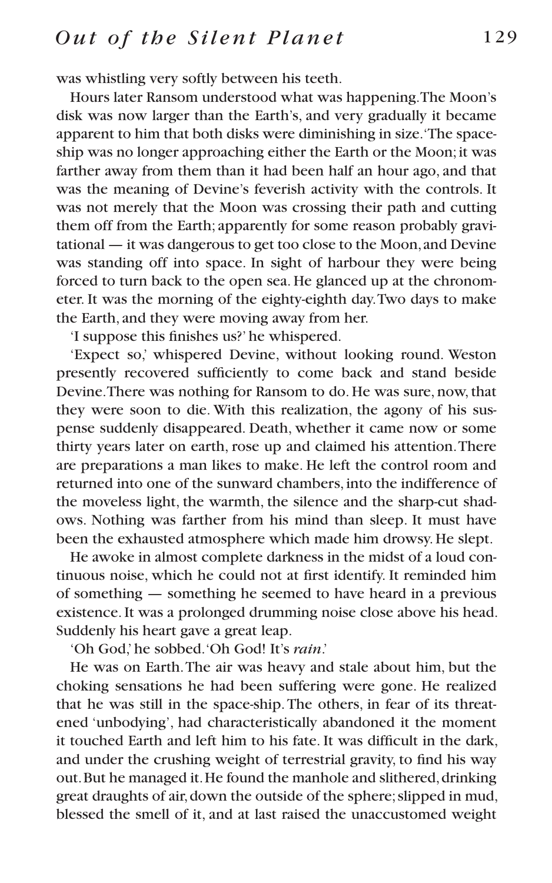was whistling very softly between his teeth.

Hours later Ransom understood what was happening. The Moon's disk was now larger than the Earth's, and very gradually it became apparent to him that both disks were diminishing in size. 'The space-ship was no longer approaching either the Earth or the Moon; it was farther away from them than it had been half an hour ago, and that was the meaning of Devine's feverish activity with the controls. It was not merely that the Moon was crossing their path and cutting them off from the Earth; apparently for some reason probably gravitational — it was dangerous to get too close to the Moon, and Devine was standing off into space. In sight of harbour they were being forced to turn back to the open sea. He glanced up at the chronometer. It was the morning of the eighty-eighth day. Two days to make the Earth, and they were moving away from her.

'I suppose this finishes us?' he whispered.

'Expect so,' whispered Devine, without looking round. Weston presently recovered sufficiently to come back and stand beside Devine. There was nothing for Ransom to do. He was sure, now, that they were soon to die. With this realization, the agony of his suspense suddenly disappeared. Death, whether it came now or some thirty years later on earth, rose up and claimed his attention. There are preparations a man likes to make. He left the control room and returned into one of the sunward chambers, into the indifference of the moveless light, the warmth, the silence and the sharp-cut shadows. Nothing was farther from his mind than sleep. It must have been the exhausted atmosphere which made him drowsy. He slept.

He awoke in almost complete darkness in the midst of a loud continuous noise, which he could not at first identify. It reminded him of something — something he seemed to have heard in a previous existence. It was a prolonged drumming noise close above his head. Suddenly his heart gave a great leap.

'Oh God,' he sobbed. 'Oh God! It's *rain*.'

He was on Earth. The air was heavy and stale about him, but the choking sensations he had been suffering were gone. He realized that he was still in the space-ship. The others, in fear of its threatened 'unbodying', had characteristically abandoned it the moment it touched Earth and left him to his fate. It was difficult in the dark, and under the crushing weight of terrestrial gravity, to find his way out. But he managed it. He found the manhole and slithered, drinking great draughts of air, down the outside of the sphere; slipped in mud, blessed the smell of it, and at last raised the unaccustomed weight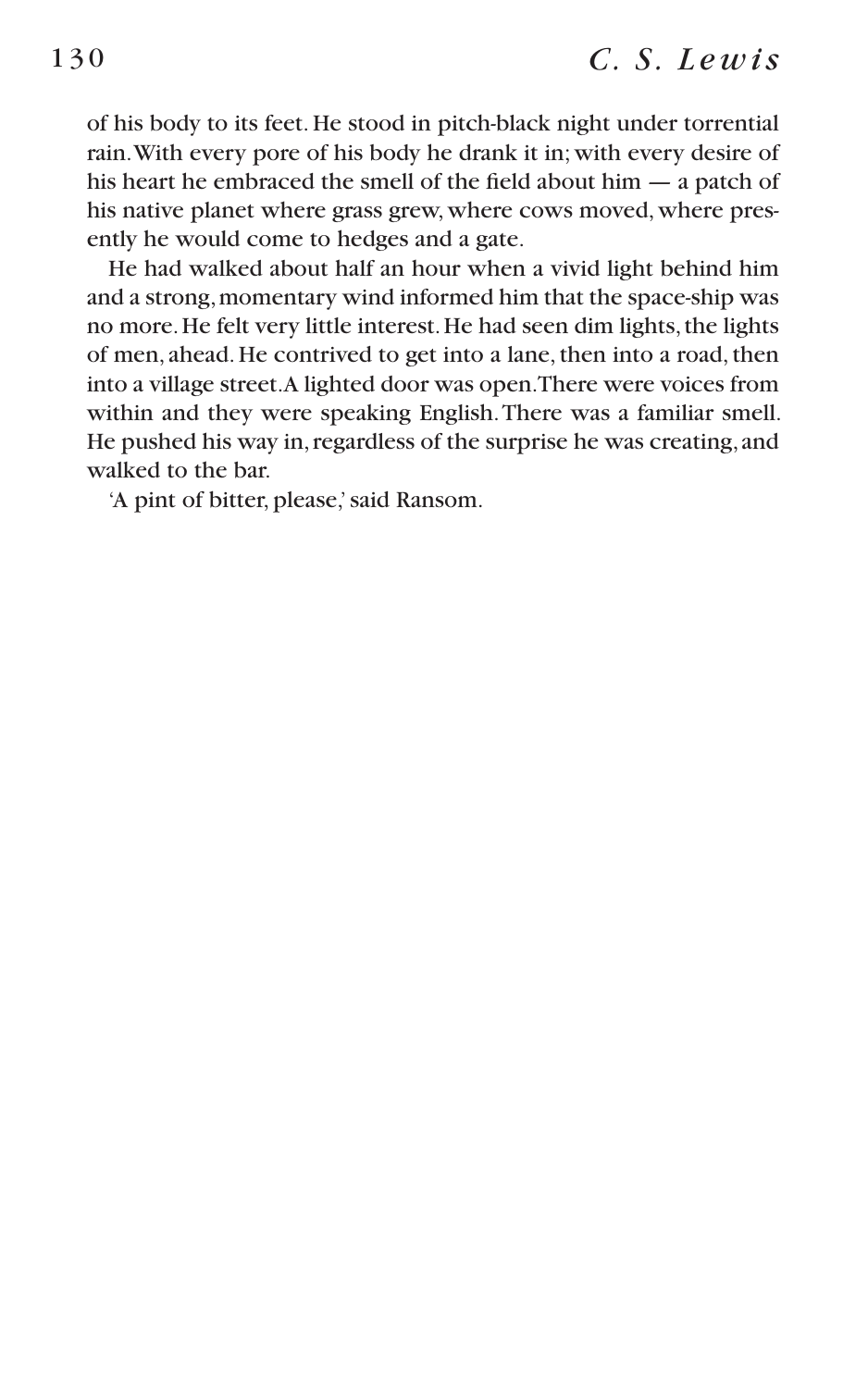of his body to its feet. He stood in pitch-black night under torrential rain. With every pore of his body he drank it in; with every desire of his heart he embraced the smell of the field about him — a patch of his native planet where grass grew, where cows moved, where presently he would come to hedges and a gate.

He had walked about half an hour when a vivid light behind him and a strong, momentary wind informed him that the space-ship was no more. He felt very little interest. He had seen dim lights, the lights of men, ahead. He contrived to get into a lane, then into a road, then into a village street. A lighted door was open. There were voices from within and they were speaking English. There was a familiar smell. He pushed his way in, regardless of the surprise he was creating, and walked to the bar.

'A pint of bitter, please,' said Ransom.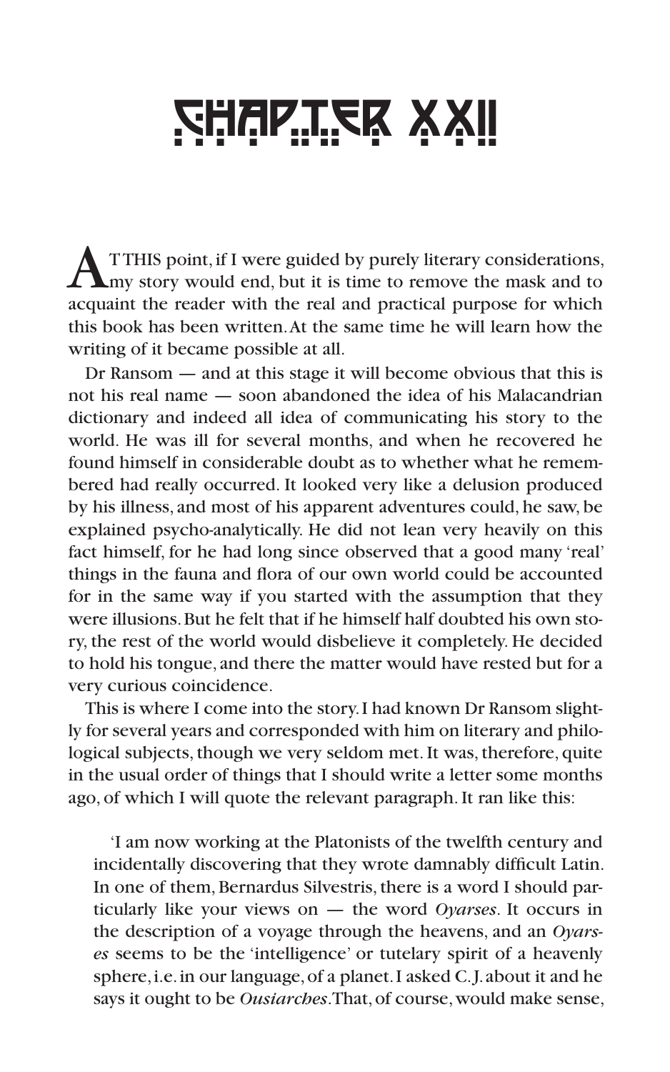# CHAPTER XXII

AT THIS point, if I were guided by purely literary considerations, my story would end, but it is time to remove the mask and to acquaint the reader with the real and practical purpose for which this book has been written. At the same time he will learn how the writing of it became possible at all.

Dr Ransom — and at this stage it will become obvious that this is not his real name — soon abandoned the idea of his Malacandrian dictionary and indeed all idea of communicating his story to the world. He was ill for several months, and when he recovered he found himself in considerable doubt as to whether what he remembered had really occurred. It looked very like a delusion produced by his illness, and most of his apparent adventures could, he saw, be explained psycho-analytically. He did not lean very heavily on this fact himself, for he had long since observed that a good many 'real' things in the fauna and flora of our own world could be accounted for in the same way if you started with the assumption that they were illusions. But he felt that if he himself half doubted his own story, the rest of the world would disbelieve it completely. He decided to hold his tongue, and there the matter would have rested but for a very curious coincidence.

This is where I come into the story. I had known Dr Ransom slightly for several years and corresponded with him on literary and philological subjects, though we very seldom met. It was, therefore, quite in the usual order of things that I should write a letter some months ago, of which I will quote the relevant paragraph. It ran like this:

> 'I am now working at the Platonists of the twelfth century and incidentally discovering that they wrote damnably difficult Latin. In one of them, Bernardus Silvestris, there is a word I should particularly like your views on — the word *Oyarses*. It occurs in the description of a voyage through the heavens, and an *Oyarses* seems to be the 'intelligence' or tutelary spirit of a heavenly sphere, i.e. in our language, of a planet. I asked C. J. about it and he says it ought to be *Ousiarches*. That, of course, would make sense,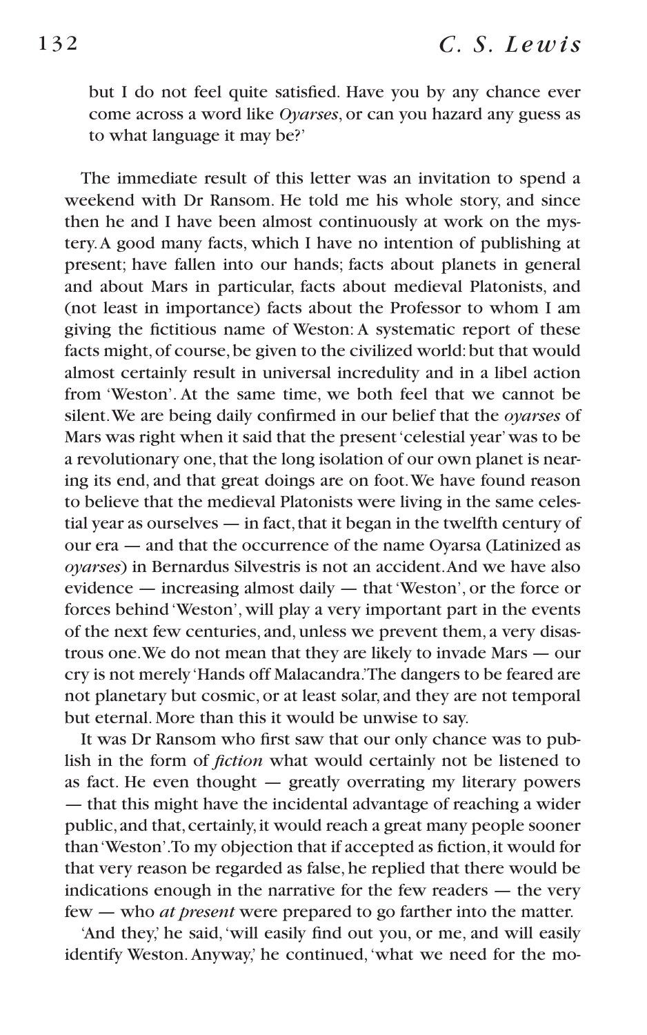but I do not feel quite satisfied. Have you by any chance ever come across a word like *Oyarses*, or can you hazard any guess as to what language it may be?'

The immediate result of this letter was an invitation to spend a weekend with Dr Ransom. He told me his whole story, and since then he and I have been almost continuously at work on the mystery. A good many facts, which I have no intention of publishing at present; have fallen into our hands; facts about planets in general and about Mars in particular, facts about medieval Platonists, and (not least in importance) facts about the Professor to whom I am giving the fictitious name of Weston: A systematic report of these facts might, of course, be given to the civilized world: but that would almost certainly result in universal incredulity and in a libel action from 'Weston'. At the same time, we both feel that we cannot be silent. We are being daily confirmed in our belief that the *oyarses* of Mars was right when it said that the present 'celestial year' was to be a revolutionary one, that the long isolation of our own planet is nearing its end, and that great doings are on foot. We have found reason to believe that the medieval Platonists were living in the same celestial year as ourselves — in fact, that it began in the twelfth century of our era — and that the occurrence of the name Oyarsa (Latinized as *oyarses*) in Bernardus Silvestris is not an accident. And we have also evidence — increasing almost daily — that 'Weston', or the force or forces behind 'Weston', will play a very important part in the events of the next few centuries, and, unless we prevent them, a very disastrous one. We do not mean that they are likely to invade Mars — our cry is not merely 'Hands off Malacandra.' The dangers to be feared are not planetary but cosmic, or at least solar, and they are not temporal but eternal. More than this it would be unwise to say.

It was Dr Ransom who first saw that our only chance was to publish in the form of *fiction* what would certainly not be listened to as fact. He even thought — greatly overrating my literary powers — that this might have the incidental advantage of reaching a wider public, and that, certainly, it would reach a great many people sooner than 'Weston'. To my objection that if accepted as fiction, it would for that very reason be regarded as false, he replied that there would be indications enough in the narrative for the few readers — the very few — who *at present* were prepared to go farther into the matter.

'And they,' he said, 'will easily find out you, or me, and will easily identify Weston. Anyway,' he continued, 'what we need for the mo-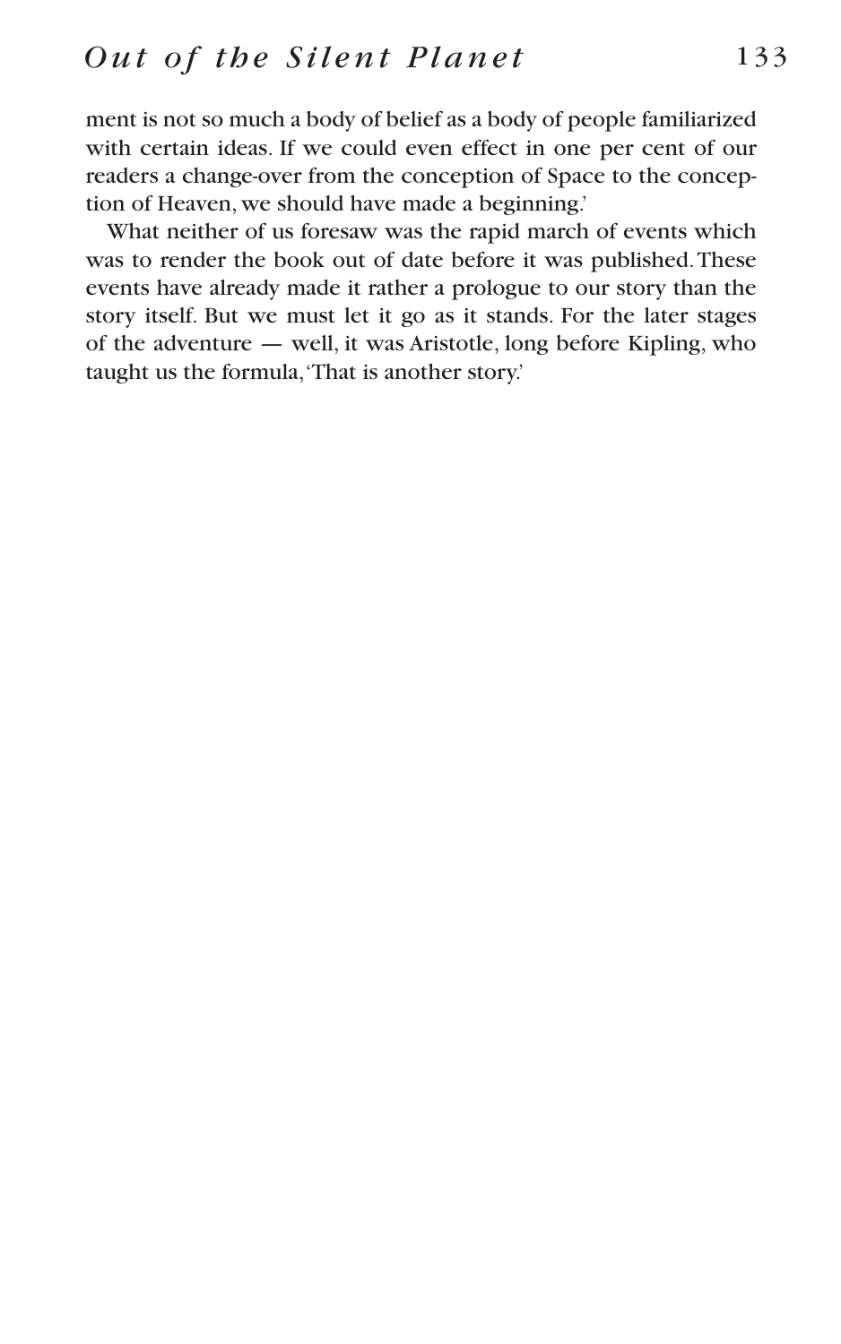ment is not so much a body of belief as a body of people familiarized with certain ideas. If we could even effect in one per cent of our readers a change-over from the conception of Space to the conception of Heaven, we should have made a beginning.'

What neither of us foresaw was the rapid march of events which was to render the book out of date before it was published. These events have already made it rather a prologue to our story than the story itself. But we must let it go as it stands. For the later stages of the adventure — well, it was Aristotle, long before Kipling, who taught us the formula, 'That is another story.'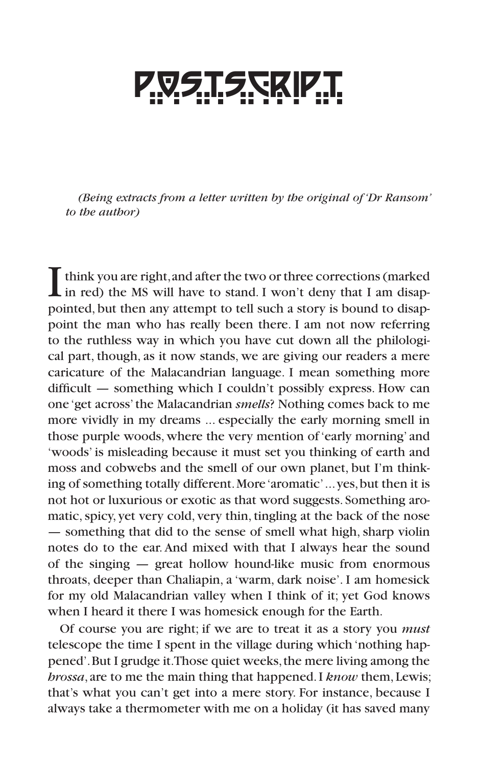# POSTSCRIPT

*(Being extracts from a letter written by the original of 'Dr Ransom' to the author)*

I think you are right, and after the two or three corrections (marked in red) the MS will have to stand. I won't deny that I am disappointed, but then any attempt to tell such a story is bound to disappoint the man who has really been there. I am not now referring to the ruthless way in which you have cut down all the philological part, though, as it now stands, we are giving our readers a mere caricature of the Malacandrian language. I mean something more difficult — something which I couldn't possibly express. How can one 'get across' the Malacandrian *smells*? Nothing comes back to me more vividly in my dreams ... especially the early morning smell in those purple woods, where the very mention of 'early morning' and 'woods' is misleading because it must set you thinking of earth and moss and cobwebs and the smell of our own planet, but I'm thinking of something totally different. More 'aromatic' ... yes, but then it is not hot or luxurious or exotic as that word suggests. Something aromatic, spicy, yet very cold, very thin, tingling at the back of the nose — something that did to the sense of smell what high, sharp violin notes do to the ear. And mixed with that I always hear the sound of the singing — great hollow hound-like music from enormous throats, deeper than Chaliapin, a 'warm, dark noise'. I am homesick for my old Malacandrian valley when I think of it; yet God knows when I heard it there I was homesick enough for the Earth.

Of course you are right; if we are to treat it as a story you *must* telescope the time I spent in the village during which 'nothing happened'. But I grudge it. Those quiet weeks, the mere living among the *hrossa*, are to me the main thing that happened. I *know* them, Lewis; that's what you can't get into a mere story. For instance, because I always take a thermometer with me on a holiday (it has saved many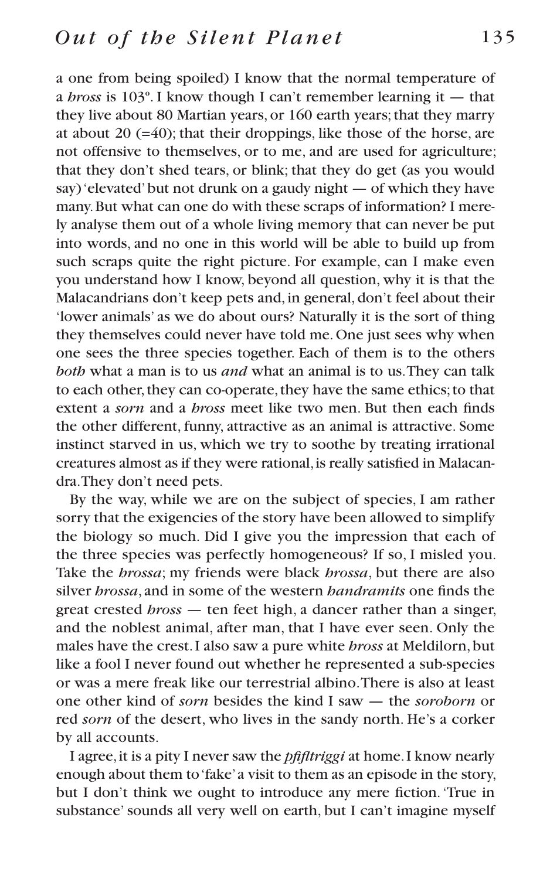a one from being spoiled) I know that the normal temperature of a *hross* is 103°. I know though I can't remember learning it — that they live about 80 Martian years, or 160 earth years; that they marry at about 20 (=40); that their droppings, like those of the horse, are not offensive to themselves, or to me, and are used for agriculture; that they don't shed tears, or blink; that they do get (as you would say) 'elevated' but not drunk on a gaudy night — of which they have many. But what can one do with these scraps of information? I merely analyse them out of a whole living memory that can never be put into words, and no one in this world will be able to build up from such scraps quite the right picture. For example, can I make even you understand how I know, beyond all question, why it is that the Malacandrians don't keep pets and, in general, don't feel about their 'lower animals' as we do about ours? Naturally it is the sort of thing they themselves could never have told me. One just sees why when one sees the three species together. Each of them is to the others *both* what a man is to us *and* what an animal is to us. They can talk to each other, they can co-operate, they have the same ethics; to that extent a *sorn* and a *hross* meet like two men. But then each finds the other different, funny, attractive as an animal is attractive. Some instinct starved in us, which we try to soothe by treating irrational creatures almost as if they were rational, is really satisfied in Malacandra. They don't need pets.

By the way, while we are on the subject of species, I am rather sorry that the exigencies of the story have been allowed to simplify the biology so much. Did I give you the impression that each of the three species was perfectly homogeneous? If so, I misled you. Take the *hrossa*; my friends were black *hrossa*, but there are also silver *hrossa*, and in some of the western *handramits* one finds the great crested *hross* — ten feet high, a dancer rather than a singer, and the noblest animal, after man, that I have ever seen. Only the males have the crest. I also saw a pure white *hross* at Meldilorn, but like a fool I never found out whether he represented a sub-species or was a mere freak like our terrestrial albino. There is also at least one other kind of *sorn* besides the kind I saw — the *soroborn* or red *sorn* of the desert, who lives in the sandy north. He's a corker by all accounts.

I agree, it is a pity I never saw the *pfifltriggi* at home. I know nearly enough about them to 'fake' a visit to them as an episode in the story, but I don't think we ought to introduce any mere fiction. 'True in substance' sounds all very well on earth, but I can't imagine myself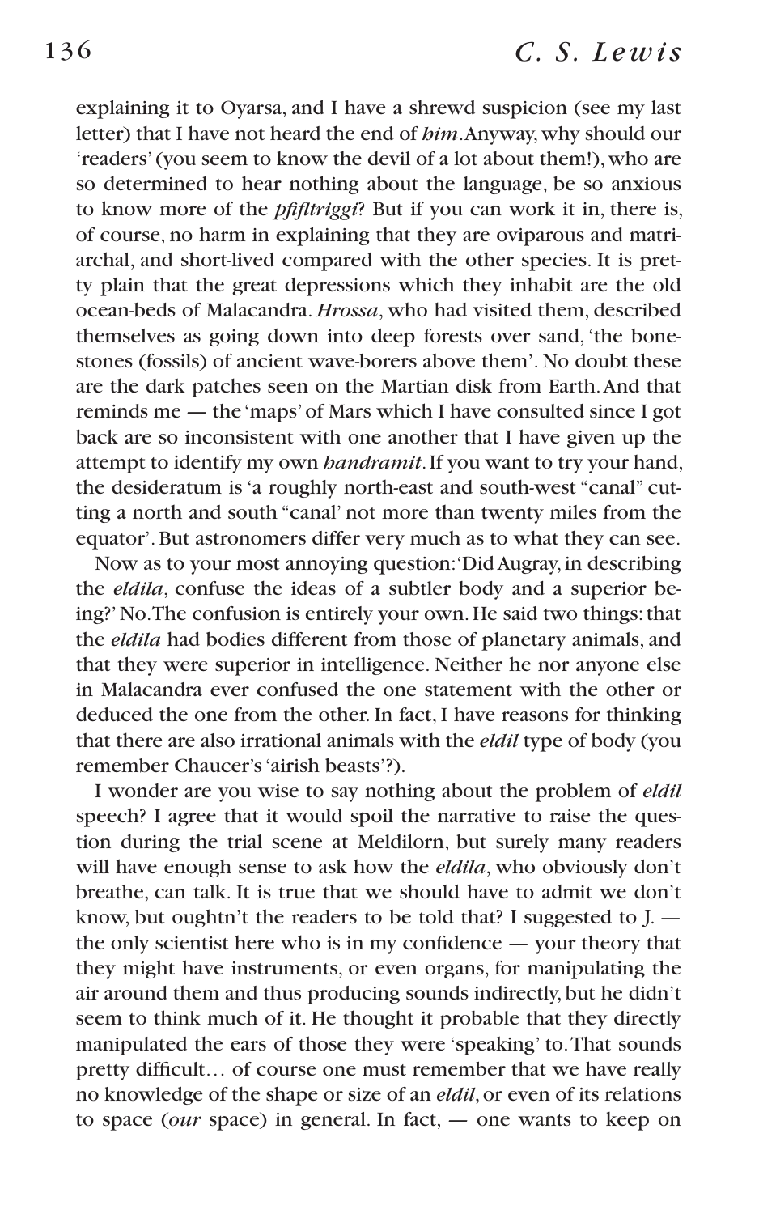explaining it to Oyarsa, and I have a shrewd suspicion (see my last letter) that I have not heard the end of *him*. Anyway, why should our 'readers' (you seem to know the devil of a lot about them!), who are so determined to hear nothing about the language, be so anxious to know more of the *pfifltriggi*? But if you can work it in, there is, of course, no harm in explaining that they are oviparous and matriarchal, and short-lived compared with the other species. It is pretty plain that the great depressions which they inhabit are the old ocean-beds of Malacandra. *Hrossa*, who had visited them, described themselves as going down into deep forests over sand, 'the bone-stones (fossils) of ancient wave-borers above them'. No doubt these are the dark patches seen on the Martian disk from Earth. And that reminds me — the 'maps' of Mars which I have consulted since I got back are so inconsistent with one another that I have given up the attempt to identify my own *handramit*. If you want to try your hand, the desideratum is 'a roughly north-east and south-west "canal" cutting a north and south "canal' not more than twenty miles from the equator'. But astronomers differ very much as to what they can see.

Now as to your most annoying question: 'Did Augray, in describing the *eldila*, confuse the ideas of a subtler body and a superior being?' No. The confusion is entirely your own. He said two things: that the *eldila* had bodies different from those of planetary animals, and that they were superior in intelligence. Neither he nor anyone else in Malacandra ever confused the one statement with the other or deduced the one from the other. In fact, I have reasons for thinking that there are also irrational animals with the *eldil* type of body (you remember Chaucer's 'airish beasts'?).

I wonder are you wise to say nothing about the problem of *eldil* speech? I agree that it would spoil the narrative to raise the question during the trial scene at Meldilorn, but surely many readers will have enough sense to ask how the *eldila*, who obviously don't breathe, can talk. It is true that we should have to admit we don't know, but oughtn't the readers to be told that? I suggested to J. — the only scientist here who is in my confidence — your theory that they might have instruments, or even organs, for manipulating the air around them and thus producing sounds indirectly, but he didn't seem to think much of it. He thought it probable that they directly manipulated the ears of those they were 'speaking' to. That sounds pretty difficult… of course one must remember that we have really no knowledge of the shape or size of an *eldil*, or even of its relations to space (*our* space) in general. In fact, — one wants to keep on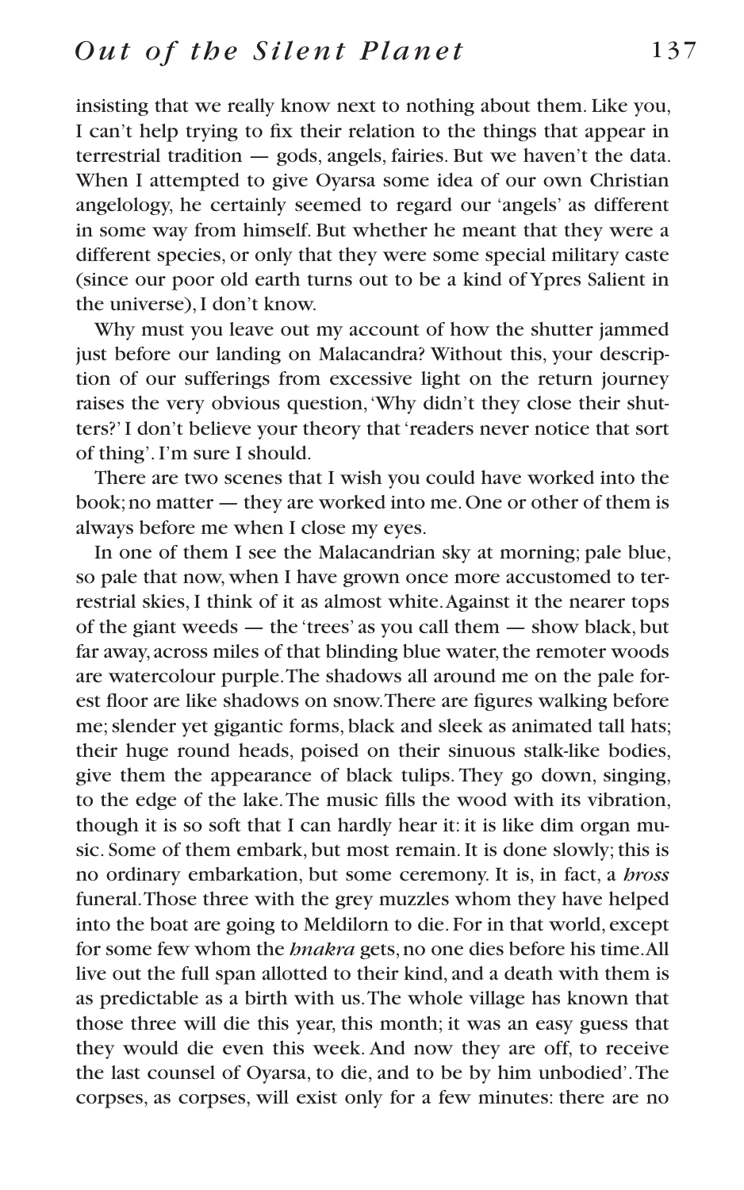insisting that we really know next to nothing about them. Like you, I can't help trying to fix their relation to the things that appear in terrestrial tradition — gods, angels, fairies. But we haven't the data. When I attempted to give Oyarsa some idea of our own Christian angelology, he certainly seemed to regard our 'angels' as different in some way from himself. But whether he meant that they were a different species, or only that they were some special military caste (since our poor old earth turns out to be a kind of Ypres Salient in the universe), I don't know.

Why must you leave out my account of how the shutter jammed just before our landing on Malacandra? Without this, your description of our sufferings from excessive light on the return journey raises the very obvious question, 'Why didn't they close their shutters?' I don't believe your theory that 'readers never notice that sort of thing'. I'm sure I should.

There are two scenes that I wish you could have worked into the book; no matter — they are worked into me. One or other of them is always before me when I close my eyes.

In one of them I see the Malacandrian sky at morning; pale blue, so pale that now, when I have grown once more accustomed to terrestrial skies, I think of it as almost white. Against it the nearer tops of the giant weeds — the 'trees' as you call them — show black, but far away, across miles of that blinding blue water, the remoter woods are watercolour purple. The shadows all around me on the pale forest floor are like shadows on snow. There are figures walking before me; slender yet gigantic forms, black and sleek as animated tall hats; their huge round heads, poised on their sinuous stalk-like bodies, give them the appearance of black tulips. They go down, singing, to the edge of the lake. The music fills the wood with its vibration, though it is so soft that I can hardly hear it: it is like dim organ music. Some of them embark, but most remain. It is done slowly; this is no ordinary embarkation, but some ceremony. It is, in fact, a *hross* funeral. Those three with the grey muzzles whom they have helped into the boat are going to Meldilorn to die. For in that world, except for some few whom the *hnakra* gets, no one dies before his time. All live out the full span allotted to their kind, and a death with them is as predictable as a birth with us. The whole village has known that those three will die this year, this month; it was an easy guess that they would die even this week. And now they are off, to receive the last counsel of Oyarsa, to die, and to be by him unbodied'. The corpses, as corpses, will exist only for a few minutes: there are no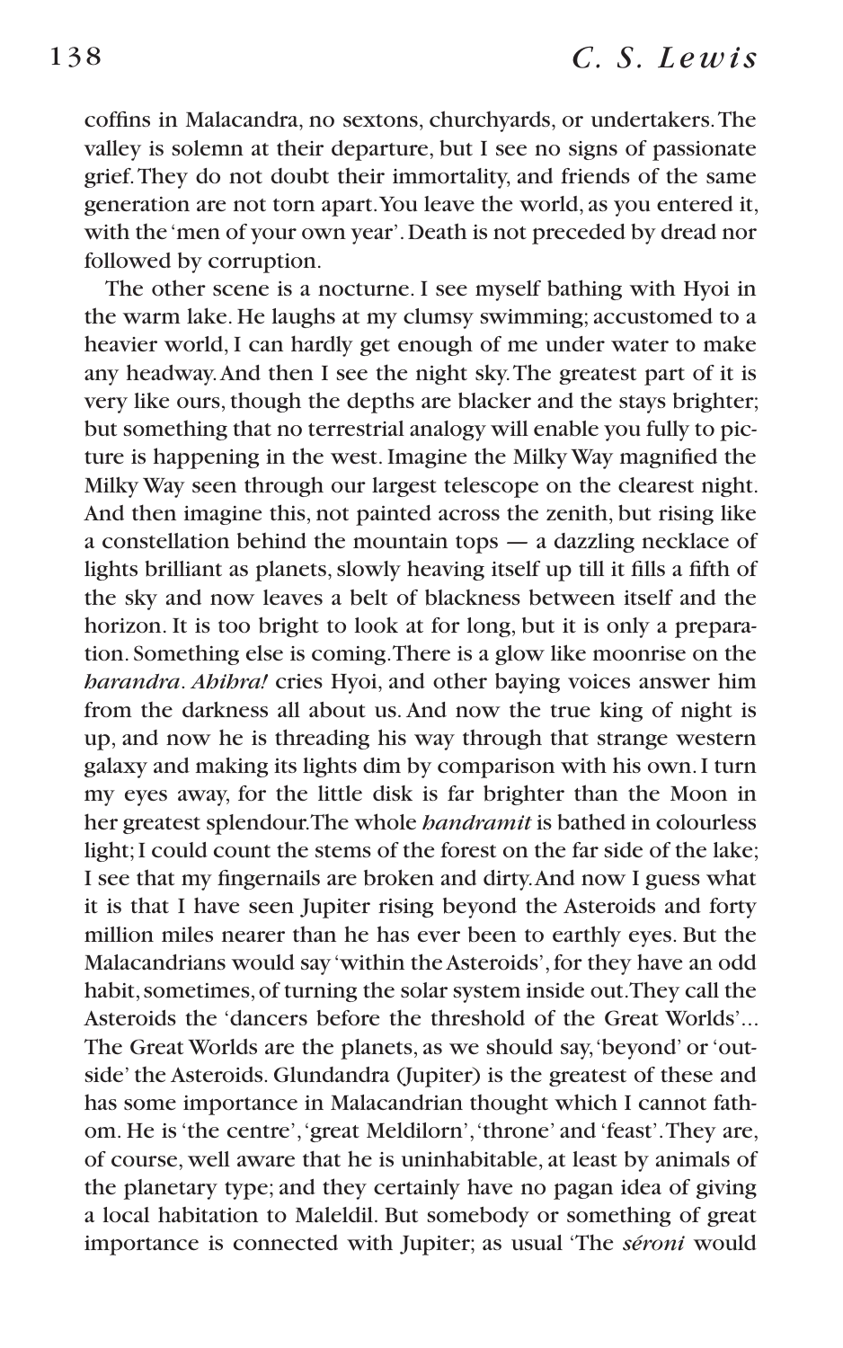coffins in Malacandra, no sextons, churchyards, or undertakers. The valley is solemn at their departure, but I see no signs of passionate grief. They do not doubt their immortality, and friends of the same generation are not torn apart. You leave the world, as you entered it, with the 'men of your own year'. Death is not preceded by dread nor followed by corruption.

The other scene is a nocturne. I see myself bathing with Hyoi in the warm lake. He laughs at my clumsy swimming; accustomed to a heavier world, I can hardly get enough of me under water to make any headway. And then I see the night sky. The greatest part of it is very like ours, though the depths are blacker and the stays brighter; but something that no terrestrial analogy will enable you fully to picture is happening in the west. Imagine the Milky Way magnified the Milky Way seen through our largest telescope on the clearest night. And then imagine this, not painted across the zenith, but rising like a constellation behind the mountain tops — a dazzling necklace of lights brilliant as planets, slowly heaving itself up till it fills a fifth of the sky and now leaves a belt of blackness between itself and the horizon. It is too bright to look at for long, but it is only a preparation. Something else is coming. There is a glow like moonrise on the *harandra*. *Ahihra!* cries Hyoi, and other baying voices answer him from the darkness all about us. And now the true king of night is up, and now he is threading his way through that strange western galaxy and making its lights dim by comparison with his own. I turn my eyes away, for the little disk is far brighter than the Moon in her greatest splendour. The whole *handramit* is bathed in colourless light; I could count the stems of the forest on the far side of the lake; I see that my fingernails are broken and dirty. And now I guess what it is that I have seen Jupiter rising beyond the Asteroids and forty million miles nearer than he has ever been to earthly eyes. But the Malacandrians would say 'within the Asteroids', for they have an odd habit, sometimes, of turning the solar system inside out. They call the Asteroids the 'dancers before the threshold of the Great Worlds'... The Great Worlds are the planets, as we should say, 'beyond' or 'outside' the Asteroids. Glundandra (Jupiter) is the greatest of these and has some importance in Malacandrian thought which I cannot fathom. He is 'the centre', 'great Meldilorn', 'throne' and 'feast'. They are, of course, well aware that he is uninhabitable, at least by animals of the planetary type; and they certainly have no pagan idea of giving a local habitation to Maleldil. But somebody or something of great importance is connected with Jupiter; as usual 'The *séroni* would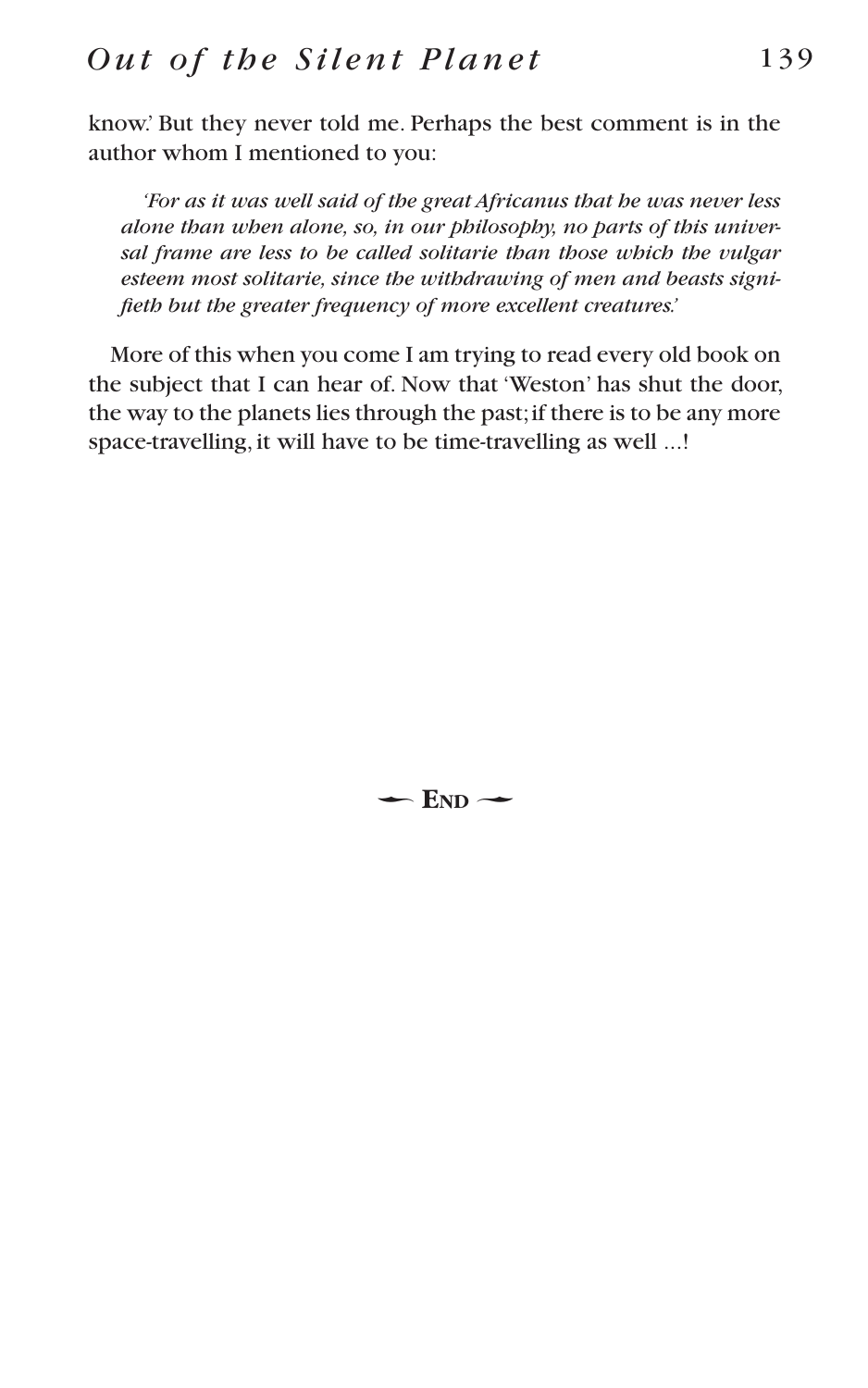know.' But they never told me. Perhaps the best comment is in the author whom I mentioned to you:

> *'For as it was well said of the great Africanus that he was never less alone than when alone, so, in our philosophy, no parts of this universal frame are less to be called solitarie than those which the vulgar esteem most solitarie, since the withdrawing of men and beasts signifieth but the greater frequency of more excellent creatures.'*

More of this when you come I am trying to read every old book on the subject that I can hear of. Now that 'Weston' has shut the door, the way to the planets lies through the past; if there is to be any more space-travelling, it will have to be time-travelling as well …!

**END**